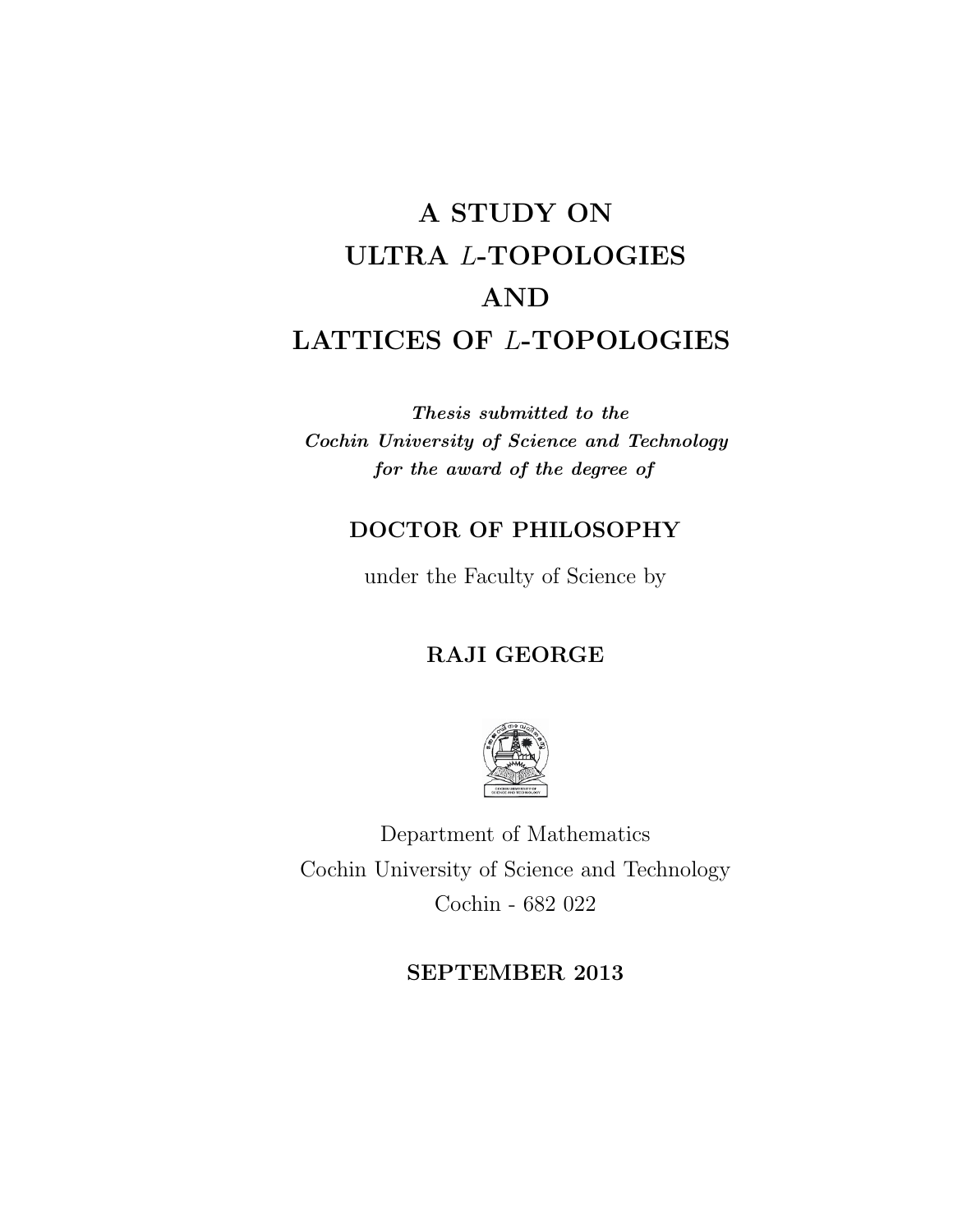# A STUDY ON ULTRA $L$-TOPOLOGIES AND LATTICES OF $L$-TOPOLOGIES

***Thesis submitted to the Cochin University of Science and Technology for the award of the degree of***

**DOCTOR OF PHILOSOPHY**

under the Faculty of Science by

**RAJI GEORGE**

Department of Mathematics
Cochin University of Science and Technology
Cochin - 682 022

**SEPTEMBER 2013**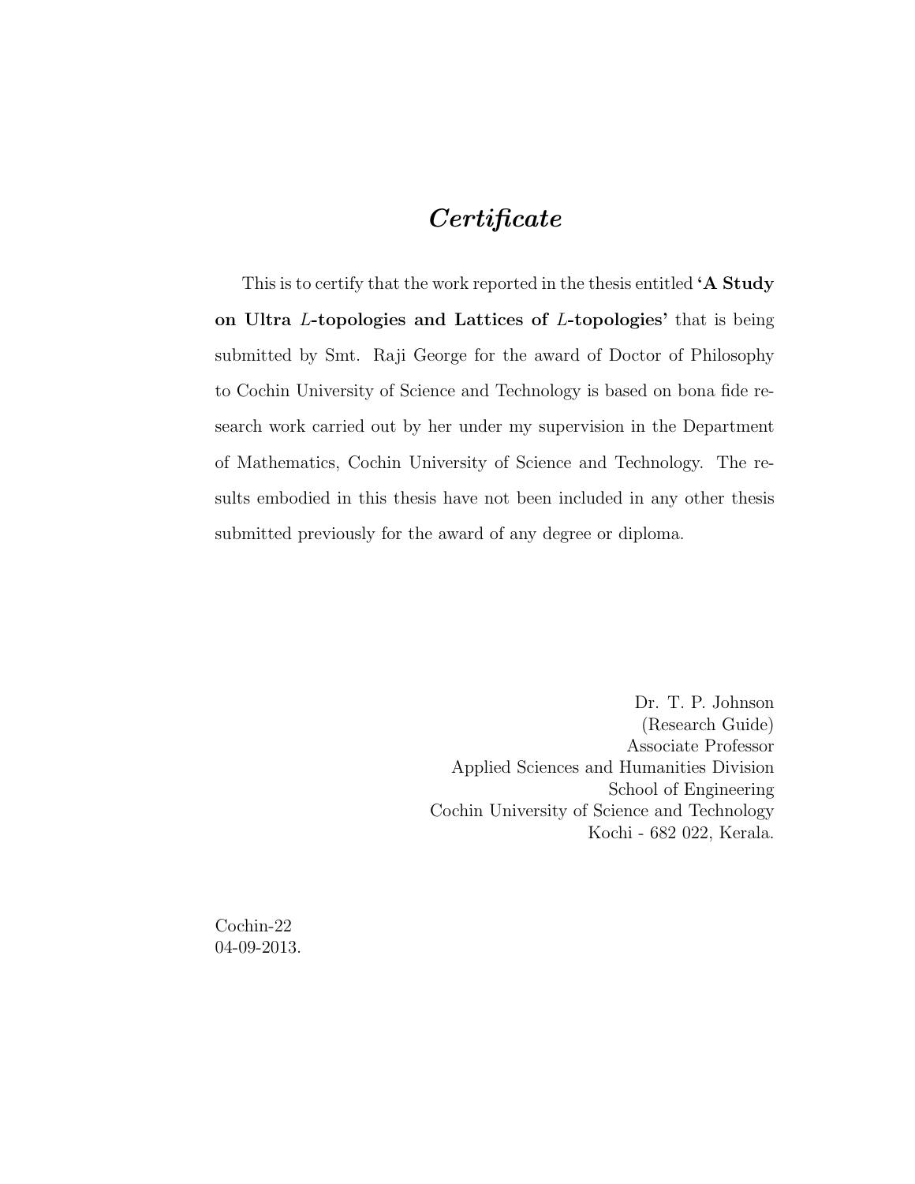# *Certificate*

This is to certify that the work reported in the thesis entitled **'A Study on Ultra $L$-topologies and Lattices of $L$-topologies'** that is being submitted by Smt. Raji George for the award of Doctor of Philosophy to Cochin University of Science and Technology is based on bona fide research work carried out by her under my supervision in the Department of Mathematics, Cochin University of Science and Technology. The results embodied in this thesis have not been included in any other thesis submitted previously for the award of any degree or diploma.

Dr. T. P. Johnson  
(Research Guide)  
Associate Professor  
Applied Sciences and Humanities Division  
School of Engineering  
Cochin University of Science and Technology  
Kochi - 682 022, Kerala.

Cochin-22  
04-09-2013.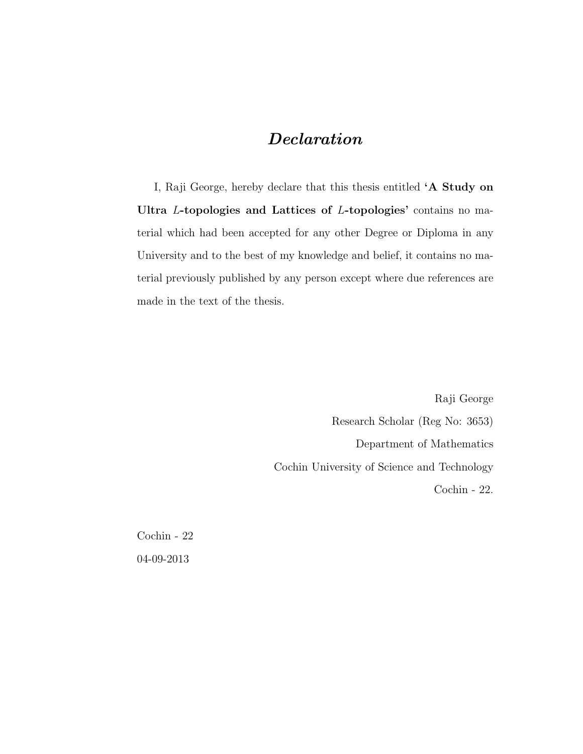# *Declaration*

I, Raji George, hereby declare that this thesis entitled **'A Study on Ultra $L$-topologies and Lattices of $L$-topologies'** contains no material which had been accepted for any other Degree or Diploma in any University and to the best of my knowledge and belief, it contains no material previously published by any person except where due references are made in the text of the thesis.

Raji George
Research Scholar (Reg No: 3653)
Department of Mathematics
Cochin University of Science and Technology
Cochin - 22.

Cochin - 22
04-09-2013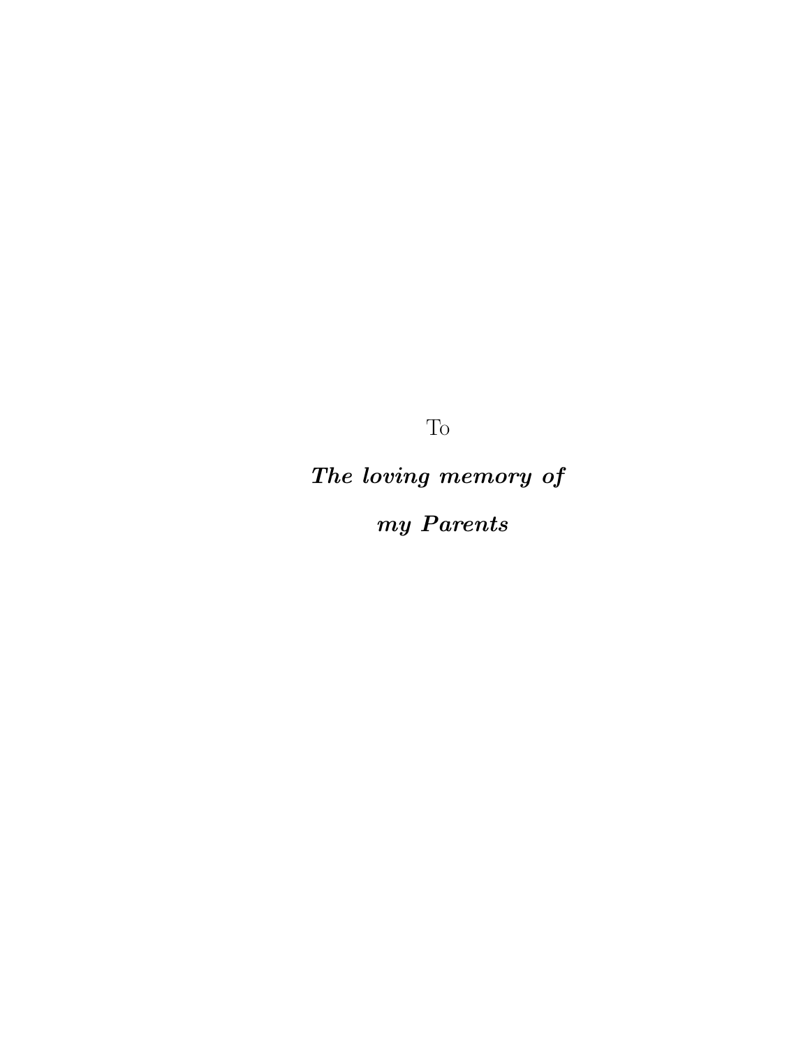To

***The loving memory of***

***my Parents***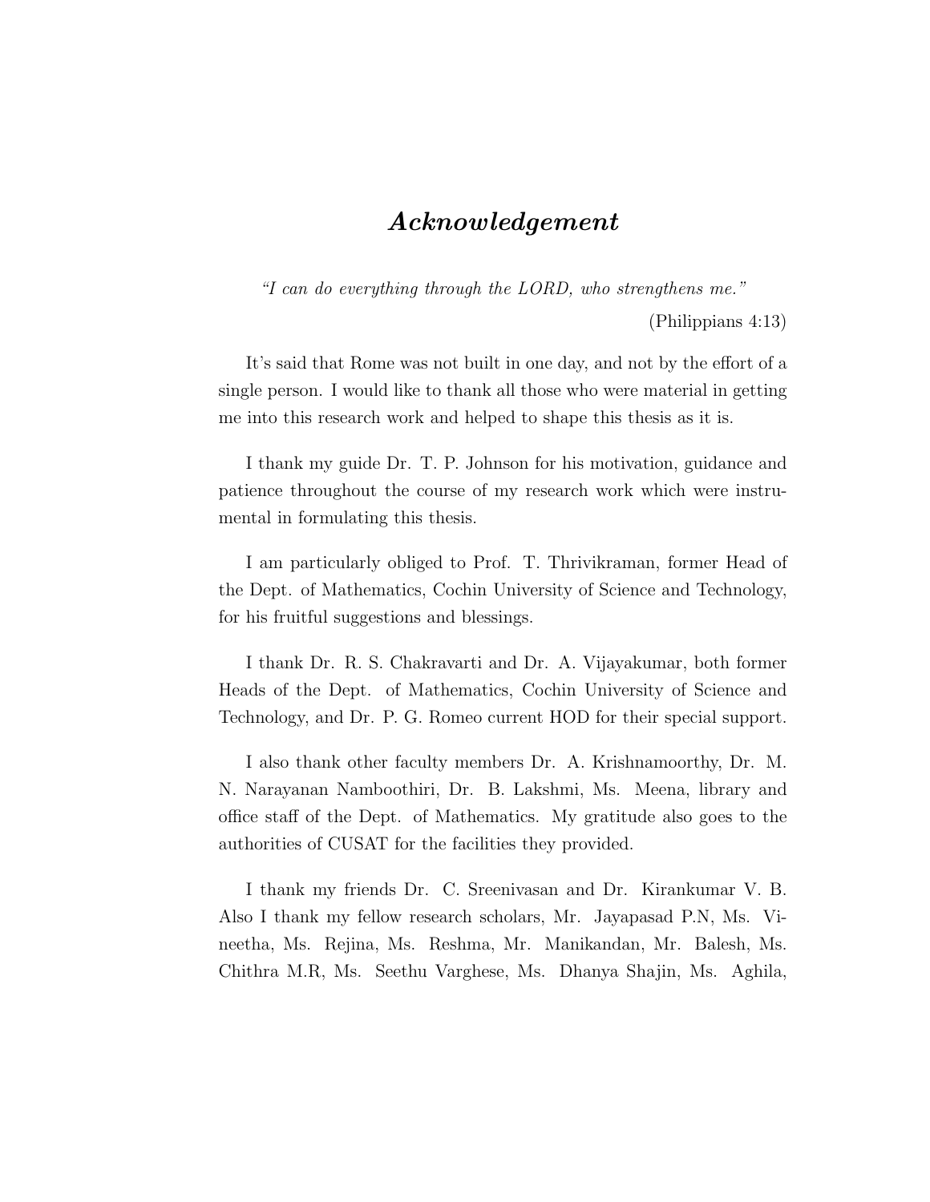# *Acknowledgement*

*"I can do everything through the LORD, who strengthens me."*

(Philippians 4:13)

It's said that Rome was not built in one day, and not by the effort of a single person. I would like to thank all those who were material in getting me into this research work and helped to shape this thesis as it is.

I thank my guide Dr. T. P. Johnson for his motivation, guidance and patience throughout the course of my research work which were instrumental in formulating this thesis.

I am particularly obliged to Prof. T. Thrivikraman, former Head of the Dept. of Mathematics, Cochin University of Science and Technology, for his fruitful suggestions and blessings.

I thank Dr. R. S. Chakravarti and Dr. A. Vijayakumar, both former Heads of the Dept. of Mathematics, Cochin University of Science and Technology, and Dr. P. G. Romeo current HOD for their special support.

I also thank other faculty members Dr. A. Krishnamoorthy, Dr. M. N. Narayanan Namboothiri, Dr. B. Lakshmi, Ms. Meena, library and office staff of the Dept. of Mathematics. My gratitude also goes to the authorities of CUSAT for the facilities they provided.

I thank my friends Dr. C. Sreenivasan and Dr. Kirankumar V. B. Also I thank my fellow research scholars, Mr. Jayapasad P.N, Ms. Vineetha, Ms. Rejina, Ms. Reshma, Mr. Manikandan, Mr. Balesh, Ms. Chithra M.R, Ms. Seethu Varghese, Ms. Dhanya Shajin, Ms. Aghila,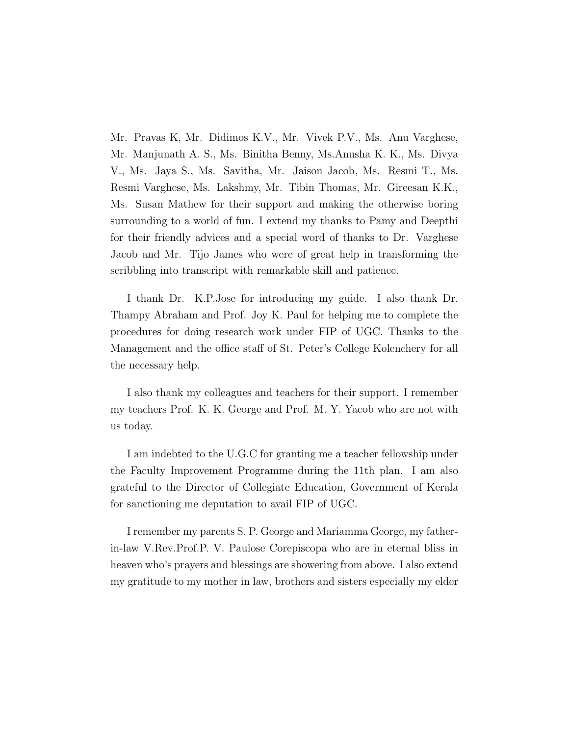Mr. Pravas K, Mr. Didimos K.V., Mr. Vivek P.V., Ms. Anu Varghese, Mr. Manjunath A. S., Ms. Binitha Benny, Ms.Anusha K. K., Ms. Divya V., Ms. Jaya S., Ms. Savitha, Mr. Jaison Jacob, Ms. Resmi T., Ms. Resmi Varghese, Ms. Lakshmy, Mr. Tibin Thomas, Mr. Gireesan K.K., Ms. Susan Mathew for their support and making the otherwise boring surrounding to a world of fun. I extend my thanks to Pamy and Deepthi for their friendly advices and a special word of thanks to Dr. Varghese Jacob and Mr. Tijo James who were of great help in transforming the scribbling into transcript with remarkable skill and patience.

I thank Dr. K.P.Jose for introducing my guide. I also thank Dr. Thampy Abraham and Prof. Joy K. Paul for helping me to complete the procedures for doing research work under FIP of UGC. Thanks to the Management and the office staff of St. Peter's College Kolenchery for all the necessary help.

I also thank my colleagues and teachers for their support. I remember my teachers Prof. K. K. George and Prof. M. Y. Yacob who are not with us today.

I am indebted to the U.G.C for granting me a teacher fellowship under the Faculty Improvement Programme during the 11th plan. I am also grateful to the Director of Collegiate Education, Government of Kerala for sanctioning me deputation to avail FIP of UGC.

I remember my parents S. P. George and Mariamma George, my father-in-law V.Rev.Prof.P. V. Paulose Corepiscopa who are in eternal bliss in heaven who's prayers and blessings are showering from above. I also extend my gratitude to my mother in law, brothers and sisters especially my elder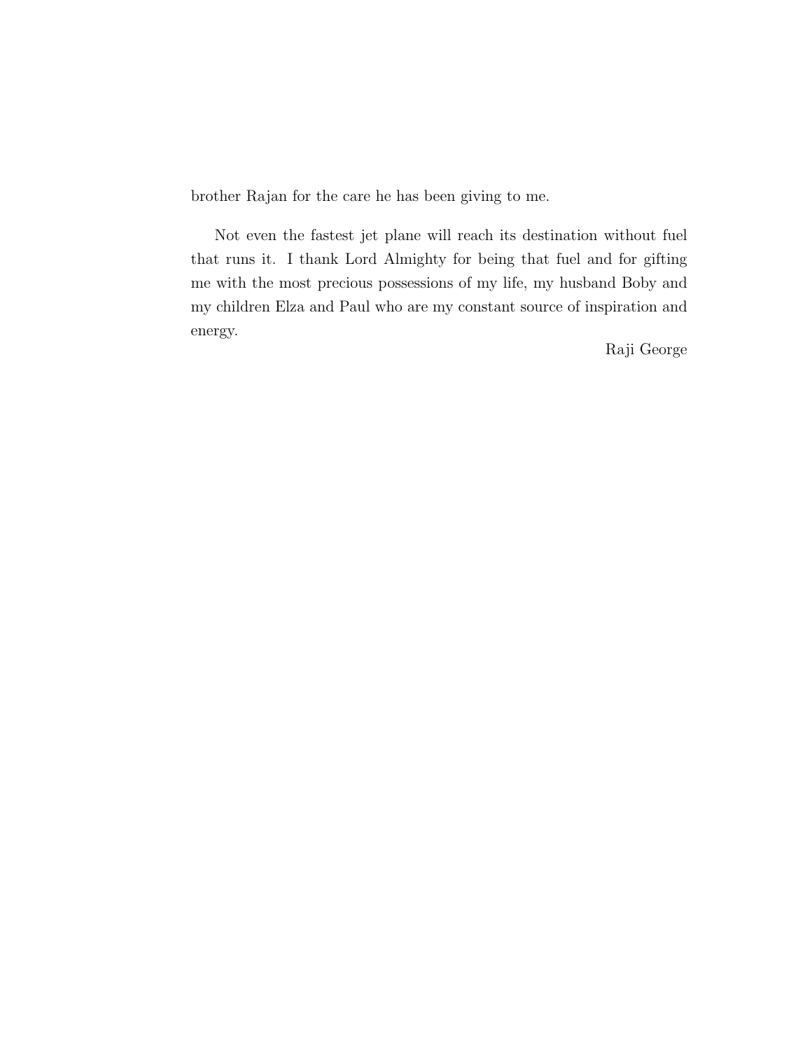brother Rajan for the care he has been giving to me.

Not even the fastest jet plane will reach its destination without fuel that runs it. I thank Lord Almighty for being that fuel and for gifting me with the most precious possessions of my life, my husband Boby and my children Elza and Paul who are my constant source of inspiration and energy.

Raji George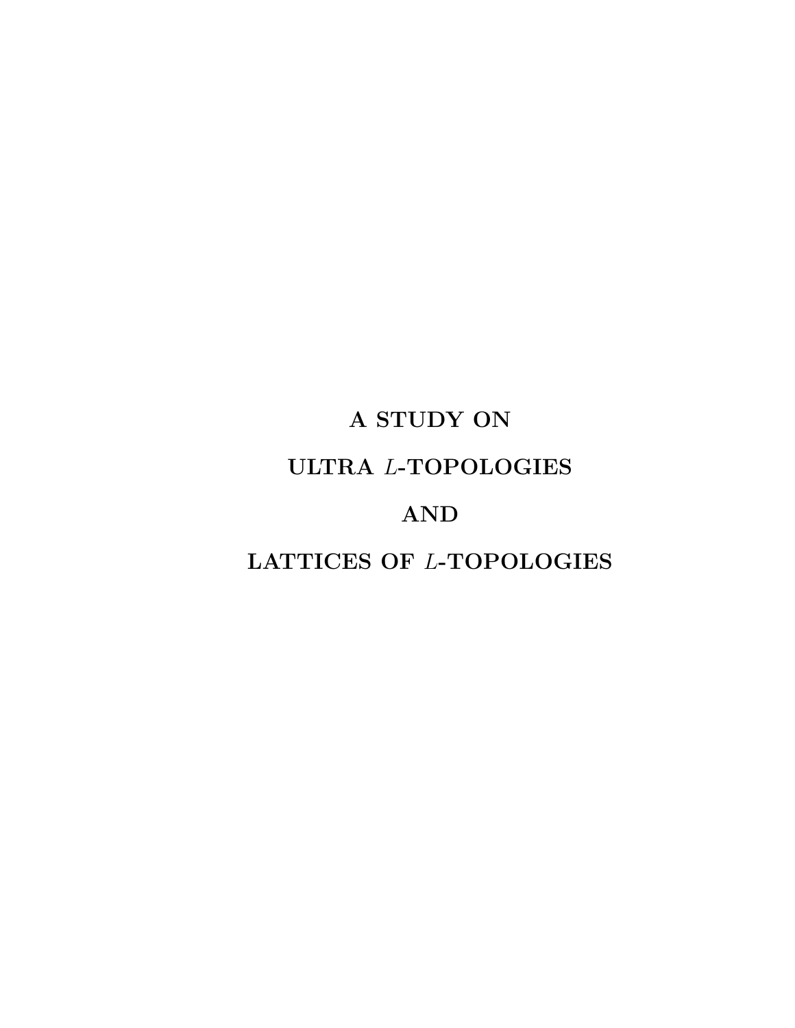# A STUDY ON

# ULTRA $L$-TOPOLOGIES

# AND

# LATTICES OF $L$-TOPOLOGIES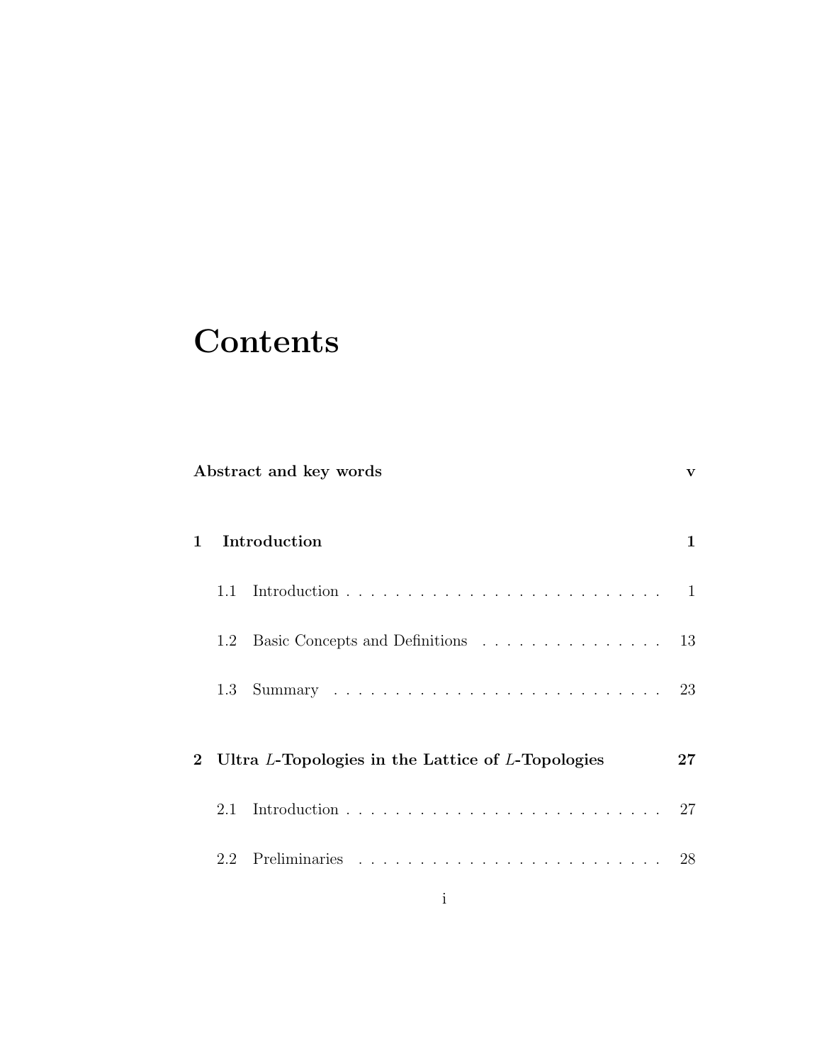# Contents

**Abstract and key words** **v**

**1 Introduction** **1**

1.1 Introduction . . . . . . . . . . . . . . . . . . . . . . . . . . . 1

1.2 Basic Concepts and Definitions . . . . . . . . . . . . . . . . 13

1.3 Summary . . . . . . . . . . . . . . . . . . . . . . . . . . . . 23

**2 Ultra $L$-Topologies in the Lattice of $L$-Topologies** **27**

2.1 Introduction . . . . . . . . . . . . . . . . . . . . . . . . . . . 27

2.2 Preliminaries . . . . . . . . . . . . . . . . . . . . . . . . . . 28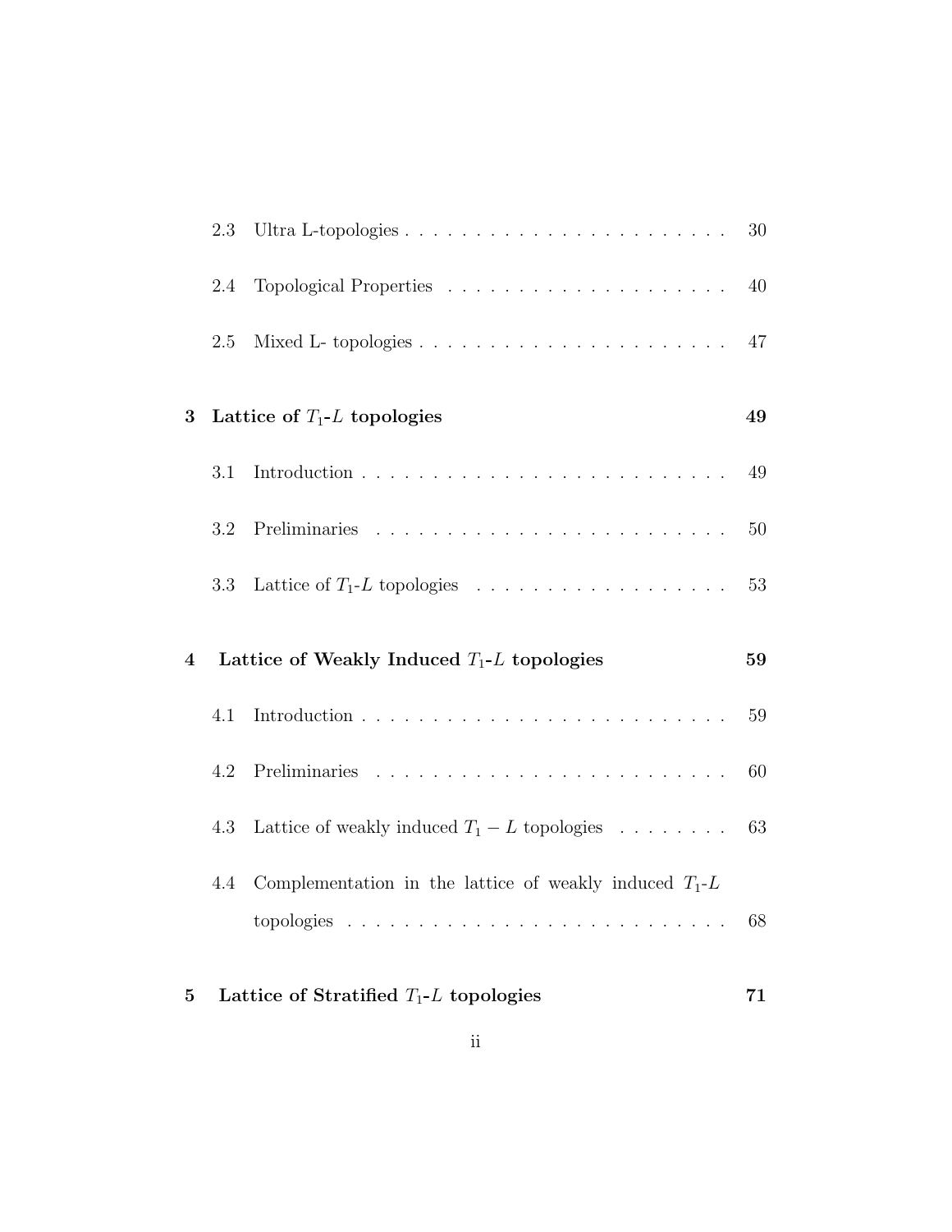2.3 Ultra L-topologies . . . . . . . . . . . . . . . . . . . . . . . 30

2.4 Topological Properties . . . . . . . . . . . . . . . . . . . . . 40

2.5 Mixed L- topologies . . . . . . . . . . . . . . . . . . . . . . . 47

**3 Lattice of $T_1$-$L$ topologies** **49**

3.1 Introduction . . . . . . . . . . . . . . . . . . . . . . . . . . 49

3.2 Preliminaries . . . . . . . . . . . . . . . . . . . . . . . . . 50

3.3 Lattice of $T_1$-$L$ topologies . . . . . . . . . . . . . . . . . . . 53

**4 Lattice of Weakly Induced $T_1$-$L$ topologies** **59**

4.1 Introduction . . . . . . . . . . . . . . . . . . . . . . . . . . 59

4.2 Preliminaries . . . . . . . . . . . . . . . . . . . . . . . . . 60

4.3 Lattice of weakly induced $T_1 - L$ topologies . . . . . . . . 63

4.4 Complementation in the lattice of weakly induced $T_1$-$L$ topologies . . . . . . . . . . . . . . . . . . . . . . . . . . . 68

**5 Lattice of Stratified $T_1$-$L$ topologies** **71**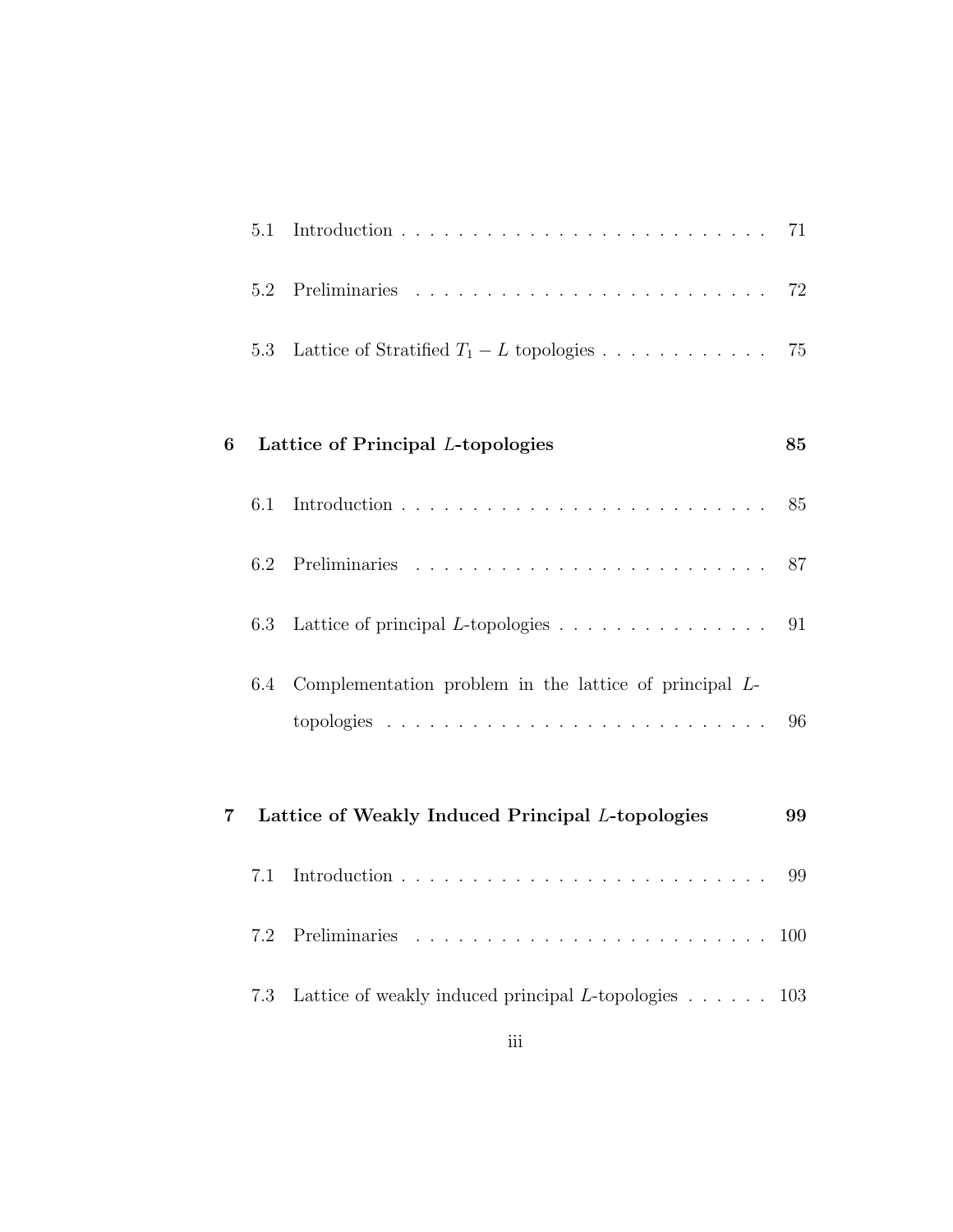5.1 Introduction . . . . . . . . . . . . . . . . . . . . . . . . . . 71

5.2 Preliminaries . . . . . . . . . . . . . . . . . . . . . . . . . 72

5.3 Lattice of Stratified $T_1 - L$ topologies . . . . . . . . . . . . 75

**6 Lattice of Principal $L$-topologies 85**

6.1 Introduction . . . . . . . . . . . . . . . . . . . . . . . . . . 85

6.2 Preliminaries . . . . . . . . . . . . . . . . . . . . . . . . . 87

6.3 Lattice of principal $L$-topologies . . . . . . . . . . . . . . . 91

6.4 Complementation problem in the lattice of principal $L$-topologies . . . . . . . . . . . . . . . . . . . . . . . . . . 96

**7 Lattice of Weakly Induced Principal $L$-topologies 99**

7.1 Introduction . . . . . . . . . . . . . . . . . . . . . . . . . . 99

7.2 Preliminaries . . . . . . . . . . . . . . . . . . . . . . . . . 100

7.3 Lattice of weakly induced principal $L$-topologies . . . . . . 103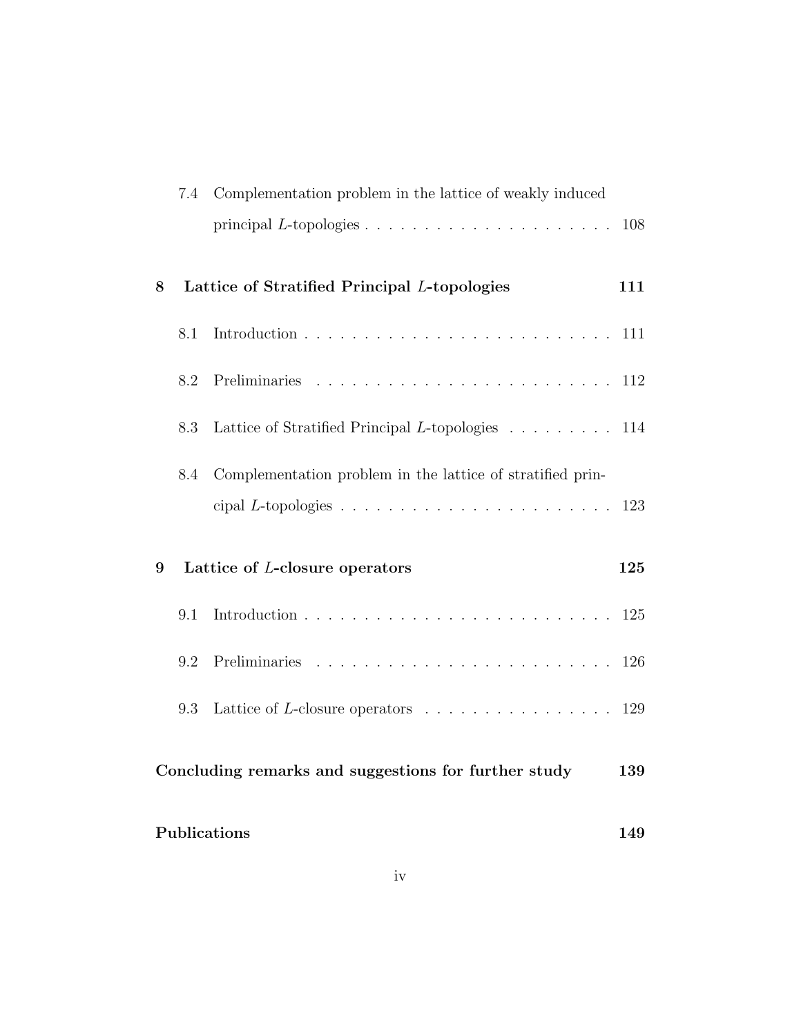7.4 Complementation problem in the lattice of weakly induced principal $L$-topologies . . . . . . . . . . . . . . . . . . . . . 108

**8 Lattice of Stratified Principal $L$-topologies 111**

8.1 Introduction . . . . . . . . . . . . . . . . . . . . . . . . . . 111

8.2 Preliminaries . . . . . . . . . . . . . . . . . . . . . . . . . 112

8.3 Lattice of Stratified Principal $L$-topologies . . . . . . . . . 114

8.4 Complementation problem in the lattice of stratified principal $L$-topologies . . . . . . . . . . . . . . . . . . . . . . . 123

**9 Lattice of $L$-closure operators 125**

9.1 Introduction . . . . . . . . . . . . . . . . . . . . . . . . . . 125

9.2 Preliminaries . . . . . . . . . . . . . . . . . . . . . . . . . 126

9.3 Lattice of $L$-closure operators . . . . . . . . . . . . . . . . 129

**Concluding remarks and suggestions for further study 139**

**Publications 149**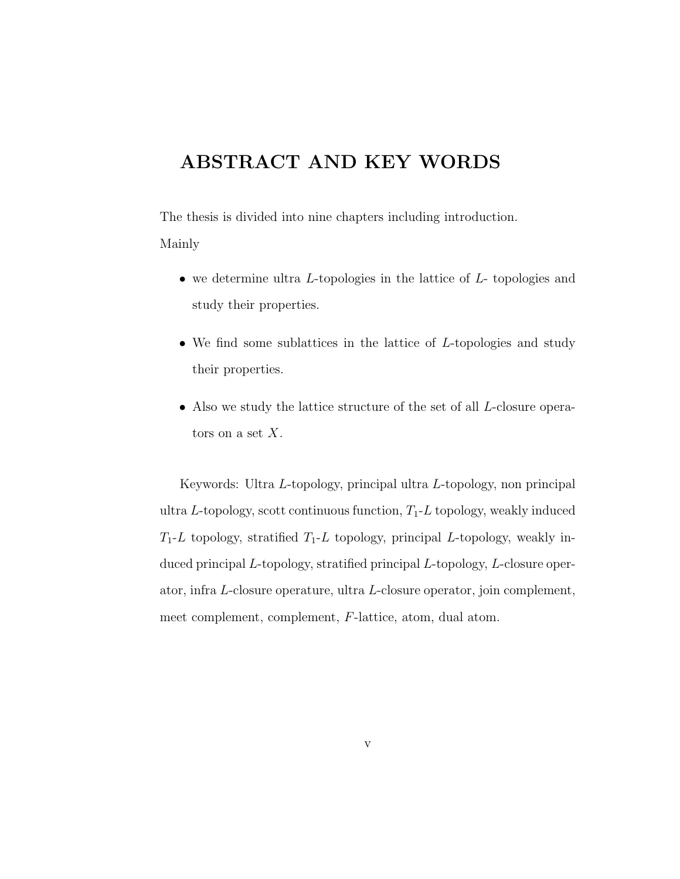# ABSTRACT AND KEY WORDS

The thesis is divided into nine chapters including introduction.

Mainly

- we determine ultra $L$-topologies in the lattice of $L$- topologies and study their properties.
- We find some sublattices in the lattice of $L$-topologies and study their properties.
- Also we study the lattice structure of the set of all $L$-closure operators on a set $X$.

Keywords: Ultra $L$-topology, principal ultra $L$-topology, non principal ultra $L$-topology, scott continuous function, $T_1$-$L$ topology, weakly induced $T_1$-$L$ topology, stratified $T_1$-$L$ topology, principal $L$-topology, weakly induced principal $L$-topology, stratified principal $L$-topology, $L$-closure operator, infra $L$-closure operature, ultra $L$-closure operator, join complement, meet complement, complement, $F$-lattice, atom, dual atom.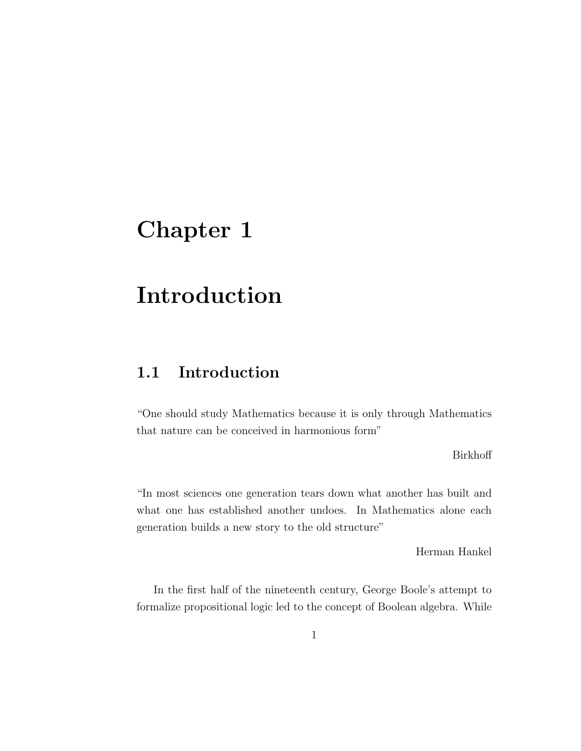# Chapter 1

# Introduction

## 1.1 Introduction

"One should study Mathematics because it is only through Mathematics that nature can be conceived in harmonious form"

Birkhoff

"In most sciences one generation tears down what another has built and what one has established another undoes. In Mathematics alone each generation builds a new story to the old structure"

Herman Hankel

In the first half of the nineteenth century, George Boole's attempt to formalize propositional logic led to the concept of Boolean algebra. While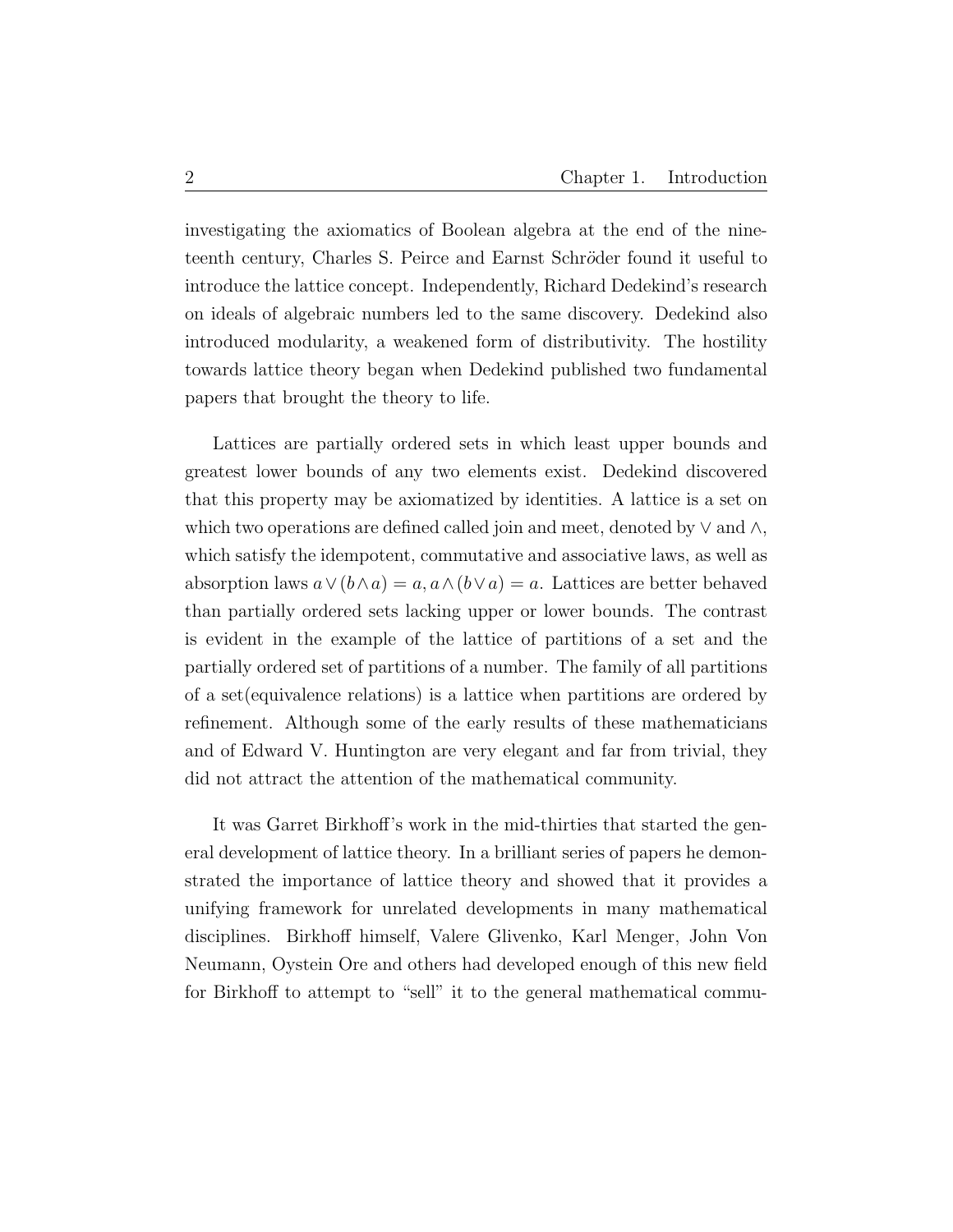investigating the axiomatics of Boolean algebra at the end of the nineteenth century, Charles S. Peirce and Earnst Schröder found it useful to introduce the lattice concept. Independently, Richard Dedekind's research on ideals of algebraic numbers led to the same discovery. Dedekind also introduced modularity, a weakened form of distributivity. The hostility towards lattice theory began when Dedekind published two fundamental papers that brought the theory to life.

Lattices are partially ordered sets in which least upper bounds and greatest lower bounds of any two elements exist. Dedekind discovered that this property may be axiomatized by identities. A lattice is a set on which two operations are defined called join and meet, denoted by $\vee$ and $\wedge$, which satisfy the idempotent, commutative and associative laws, as well as absorption laws $a \vee (b \wedge a) = a, a \wedge (b \vee a) = a$. Lattices are better behaved than partially ordered sets lacking upper or lower bounds. The contrast is evident in the example of the lattice of partitions of a set and the partially ordered set of partitions of a number. The family of all partitions of a set(equivalence relations) is a lattice when partitions are ordered by refinement. Although some of the early results of these mathematicians and of Edward V. Huntington are very elegant and far from trivial, they did not attract the attention of the mathematical community.

It was Garret Birkhoff's work in the mid-thirties that started the general development of lattice theory. In a brilliant series of papers he demonstrated the importance of lattice theory and showed that it provides a unifying framework for unrelated developments in many mathematical disciplines. Birkhoff himself, Valere Glivenko, Karl Menger, John Von Neumann, Oystein Ore and others had developed enough of this new field for Birkhoff to attempt to "sell" it to the general mathematical commu-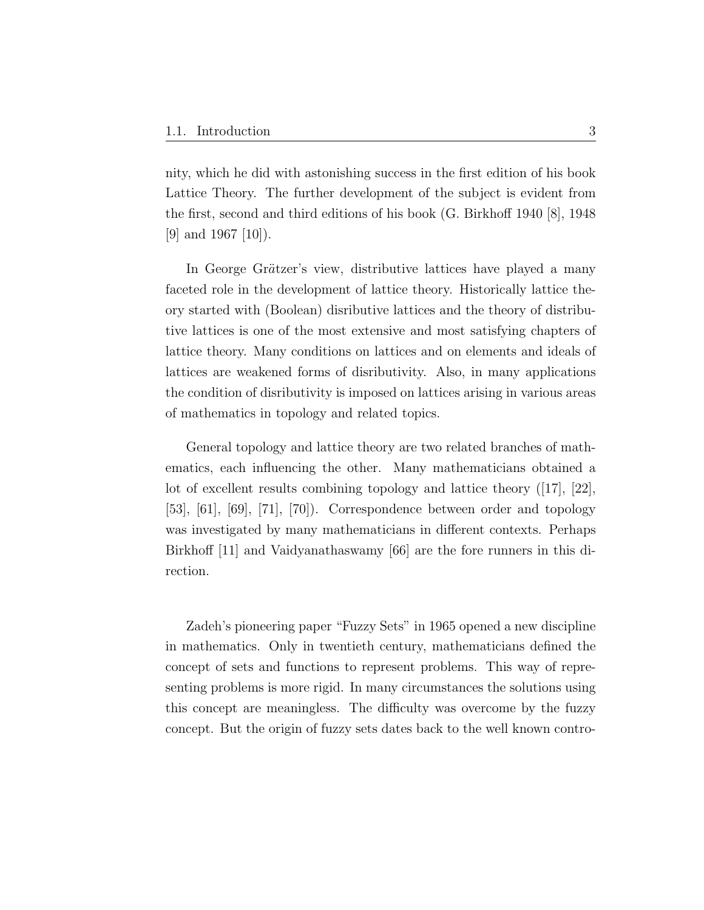nity, which he did with astonishing success in the first edition of his book Lattice Theory. The further development of the subject is evident from the first, second and third editions of his book (G. Birkhoff 1940 [8], 1948 [9] and 1967 [10]).

In George Grätzer's view, distributive lattices have played a many faceted role in the development of lattice theory. Historically lattice theory started with (Boolean) disributive lattices and the theory of distributive lattices is one of the most extensive and most satisfying chapters of lattice theory. Many conditions on lattices and on elements and ideals of lattices are weakened forms of disributivity. Also, in many applications the condition of disributivity is imposed on lattices arising in various areas of mathematics in topology and related topics.

General topology and lattice theory are two related branches of mathematics, each influencing the other. Many mathematicians obtained a lot of excellent results combining topology and lattice theory ([17], [22], [53], [61], [69], [71], [70]). Correspondence between order and topology was investigated by many mathematicians in different contexts. Perhaps Birkhoff [11] and Vaidyanathaswamy [66] are the fore runners in this direction.

Zadeh's pioneering paper "Fuzzy Sets" in 1965 opened a new discipline in mathematics. Only in twentieth century, mathematicians defined the concept of sets and functions to represent problems. This way of representing problems is more rigid. In many circumstances the solutions using this concept are meaningless. The difficulty was overcome by the fuzzy concept. But the origin of fuzzy sets dates back to the well known contro-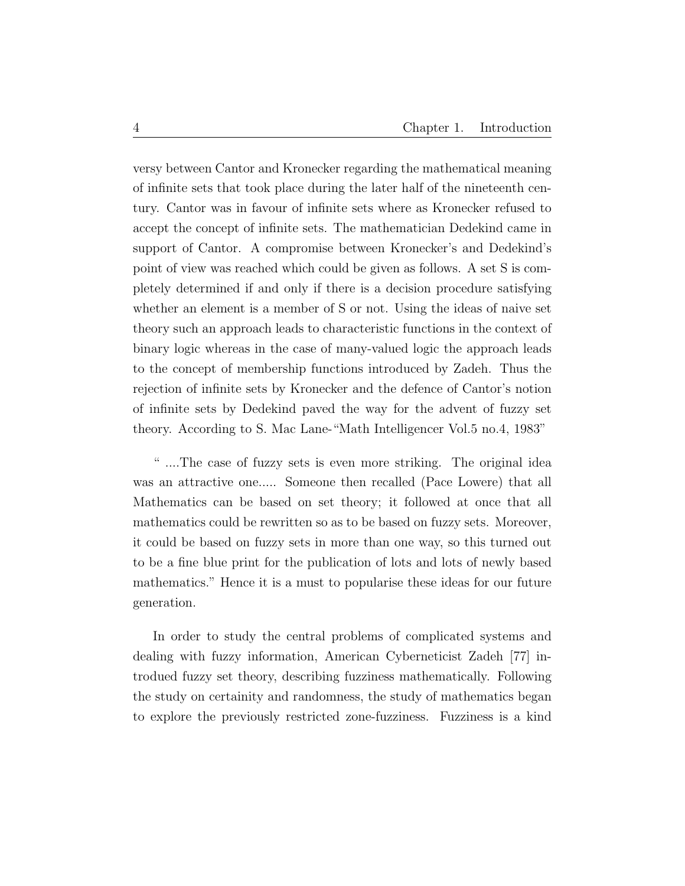versy between Cantor and Kronecker regarding the mathematical meaning of infinite sets that took place during the later half of the nineteenth century. Cantor was in favour of infinite sets where as Kronecker refused to accept the concept of infinite sets. The mathematician Dedekind came in support of Cantor. A compromise between Kronecker's and Dedekind's point of view was reached which could be given as follows. A set S is completely determined if and only if there is a decision procedure satisfying whether an element is a member of S or not. Using the ideas of naive set theory such an approach leads to characteristic functions in the context of binary logic whereas in the case of many-valued logic the approach leads to the concept of membership functions introduced by Zadeh. Thus the rejection of infinite sets by Kronecker and the defence of Cantor's notion of infinite sets by Dedekind paved the way for the advent of fuzzy set theory. According to S. Mac Lane-"Math Intelligencer Vol.5 no.4, 1983"

" ....The case of fuzzy sets is even more striking. The original idea was an attractive one..... Someone then recalled (Pace Lowere) that all Mathematics can be based on set theory; it followed at once that all mathematics could be rewritten so as to be based on fuzzy sets. Moreover, it could be based on fuzzy sets in more than one way, so this turned out to be a fine blue print for the publication of lots and lots of newly based mathematics." Hence it is a must to popularise these ideas for our future generation.

In order to study the central problems of complicated systems and dealing with fuzzy information, American Cyberneticist Zadeh [77] introdued fuzzy set theory, describing fuzziness mathematically. Following the study on certainity and randomness, the study of mathematics began to explore the previously restricted zone-fuzziness. Fuzziness is a kind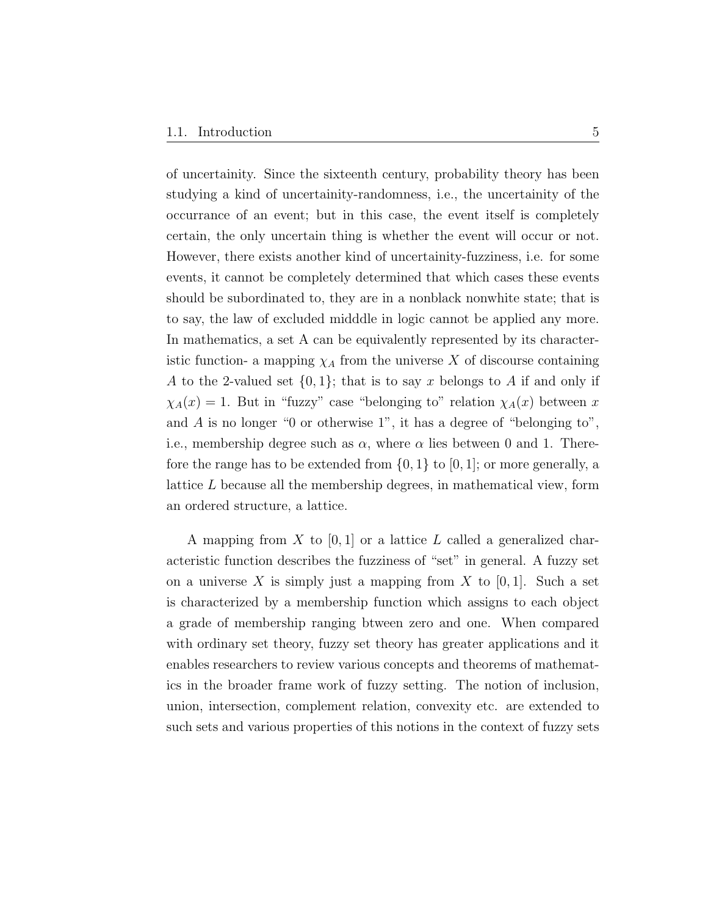of uncertainity. Since the sixteenth century, probability theory has been studying a kind of uncertainity-randomness, i.e., the uncertainity of the occurrance of an event; but in this case, the event itself is completely certain, the only uncertain thing is whether the event will occur or not. However, there exists another kind of uncertainity-fuzziness, i.e. for some events, it cannot be completely determined that which cases these events should be subordinated to, they are in a nonblack nonwhite state; that is to say, the law of excluded midddle in logic cannot be applied any more. In mathematics, a set A can be equivalently represented by its characteristic function- a mapping $\chi_A$ from the universe $X$ of discourse containing $A$ to the 2-valued set $\{0, 1\}$; that is to say $x$ belongs to $A$ if and only if $\chi_A(x) = 1$. But in "fuzzy" case "belonging to" relation $\chi_A(x)$ between $x$ and $A$ is no longer "0 or otherwise 1", it has a degree of "belonging to", i.e., membership degree such as $\alpha$, where $\alpha$ lies between 0 and 1. Therefore the range has to be extended from $\{0, 1\}$ to $[0, 1]$; or more generally, a lattice $L$ because all the membership degrees, in mathematical view, form an ordered structure, a lattice.

A mapping from $X$ to $[0, 1]$ or a lattice $L$ called a generalized characteristic function describes the fuzziness of "set" in general. A fuzzy set on a universe $X$ is simply just a mapping from $X$ to $[0, 1]$. Such a set is characterized by a membership function which assigns to each object a grade of membership ranging btween zero and one. When compared with ordinary set theory, fuzzy set theory has greater applications and it enables researchers to review various concepts and theorems of mathematics in the broader frame work of fuzzy setting. The notion of inclusion, union, intersection, complement relation, convexity etc. are extended to such sets and various properties of this notions in the context of fuzzy sets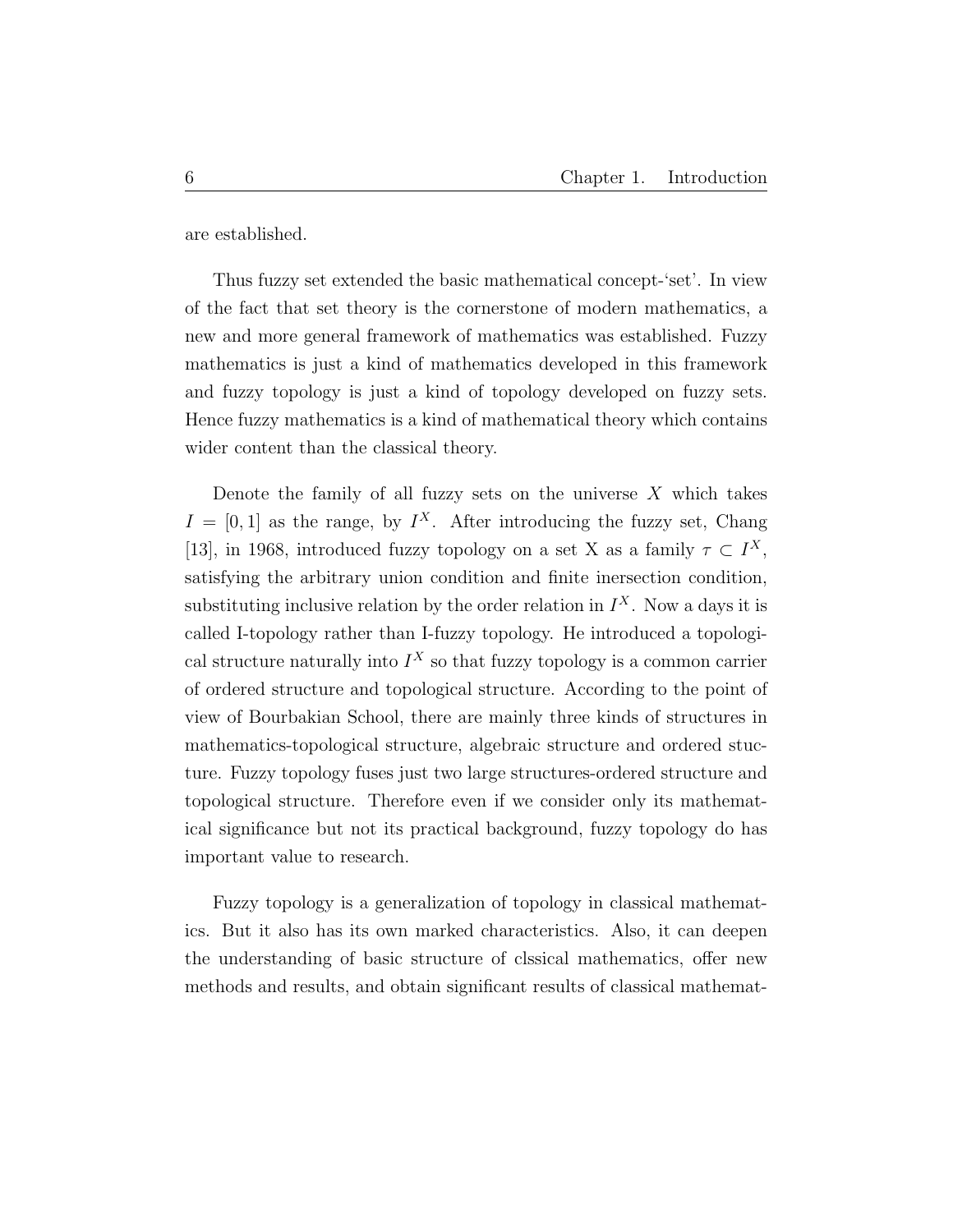are established.

Thus fuzzy set extended the basic mathematical concept-'set'. In view of the fact that set theory is the cornerstone of modern mathematics, a new and more general framework of mathematics was established. Fuzzy mathematics is just a kind of mathematics developed in this framework and fuzzy topology is just a kind of topology developed on fuzzy sets. Hence fuzzy mathematics is a kind of mathematical theory which contains wider content than the classical theory.

Denote the family of all fuzzy sets on the universe $X$ which takes $I = [0, 1]$ as the range, by $I^X$. After introducing the fuzzy set, Chang [13], in 1968, introduced fuzzy topology on a set X as a family $\tau \subset I^X$, satisfying the arbitrary union condition and finite inersection condition, substituting inclusive relation by the order relation in $I^X$. Now a days it is called I-topology rather than I-fuzzy topology. He introduced a topological structure naturally into $I^X$ so that fuzzy topology is a common carrier of ordered structure and topological structure. According to the point of view of Bourbakian School, there are mainly three kinds of structures in mathematics-topological structure, algebraic structure and ordered stucture. Fuzzy topology fuses just two large structures-ordered structure and topological structure. Therefore even if we consider only its mathematical significance but not its practical background, fuzzy topology do has important value to research.

Fuzzy topology is a generalization of topology in classical mathematics. But it also has its own marked characteristics. Also, it can deepen the understanding of basic structure of clssical mathematics, offer new methods and results, and obtain significant results of classical mathemat-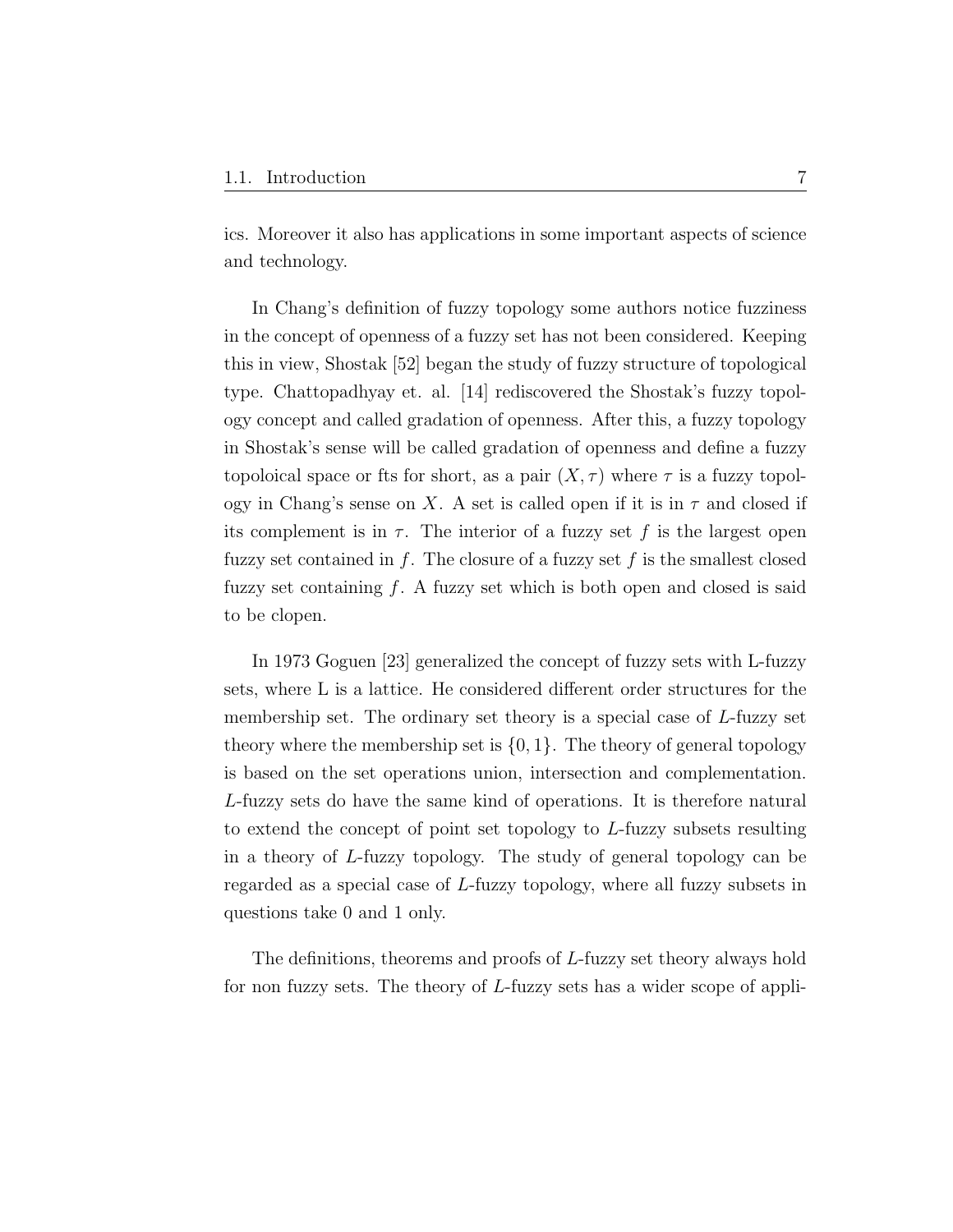ics. Moreover it also has applications in some important aspects of science and technology.

In Chang's definition of fuzzy topology some authors notice fuzziness in the concept of openness of a fuzzy set has not been considered. Keeping this in view, Shostak [52] began the study of fuzzy structure of topological type. Chattopadhyay et. al. [14] rediscovered the Shostak's fuzzy topology concept and called gradation of openness. After this, a fuzzy topology in Shostak's sense will be called gradation of openness and define a fuzzy topoloical space or fts for short, as a pair $(X, \tau)$ where $\tau$ is a fuzzy topology in Chang's sense on $X$. A set is called open if it is in $\tau$ and closed if its complement is in $\tau$. The interior of a fuzzy set $f$ is the largest open fuzzy set contained in $f$. The closure of a fuzzy set $f$ is the smallest closed fuzzy set containing $f$. A fuzzy set which is both open and closed is said to be clopen.

In 1973 Goguen [23] generalized the concept of fuzzy sets with L-fuzzy sets, where L is a lattice. He considered different order structures for the membership set. The ordinary set theory is a special case of $L$-fuzzy set theory where the membership set is $\{0, 1\}$. The theory of general topology is based on the set operations union, intersection and complementation. $L$-fuzzy sets do have the same kind of operations. It is therefore natural to extend the concept of point set topology to $L$-fuzzy subsets resulting in a theory of $L$-fuzzy topology. The study of general topology can be regarded as a special case of $L$-fuzzy topology, where all fuzzy subsets in questions take 0 and 1 only.

The definitions, theorems and proofs of $L$-fuzzy set theory always hold for non fuzzy sets. The theory of $L$-fuzzy sets has a wider scope of appli-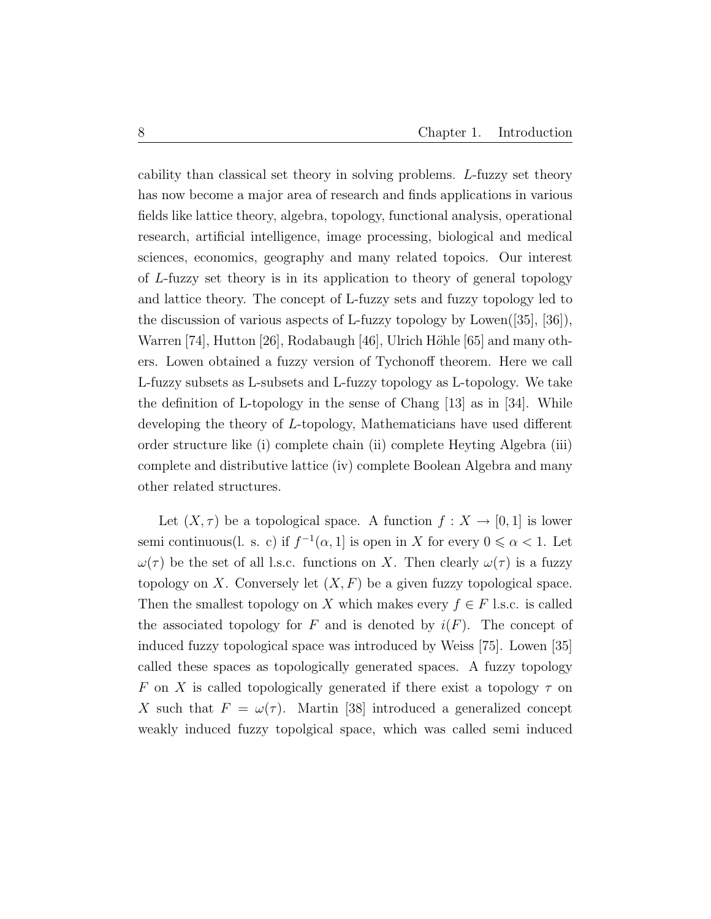cability than classical set theory in solving problems. $L$-fuzzy set theory has now become a major area of research and finds applications in various fields like lattice theory, algebra, topology, functional analysis, operational research, artificial intelligence, image processing, biological and medical sciences, economics, geography and many related topoics. Our interest of $L$-fuzzy set theory is in its application to theory of general topology and lattice theory. The concept of L-fuzzy sets and fuzzy topology led to the discussion of various aspects of L-fuzzy topology by Lowen([35], [36]), Warren [74], Hutton [26], Rodabaugh [46], Ulrich Hӧhle [65] and many others. Lowen obtained a fuzzy version of Tychonoff theorem. Here we call L-fuzzy subsets as L-subsets and L-fuzzy topology as L-topology. We take the definition of L-topology in the sense of Chang [13] as in [34]. While developing the theory of $L$-topology, Mathematicians have used different order structure like (i) complete chain (ii) complete Heyting Algebra (iii) complete and distributive lattice (iv) complete Boolean Algebra and many other related structures.

Let $(X, \tau)$ be a topological space. A function $f : X \to [0, 1]$ is lower semi continuous(l. s. c) if $f^{-1}(\alpha, 1]$ is open in $X$ for every $0 \leqslant \alpha < 1$. Let $\omega(\tau)$ be the set of all l.s.c. functions on $X$. Then clearly $\omega(\tau)$ is a fuzzy topology on $X$. Conversely let $(X, F)$ be a given fuzzy topological space. Then the smallest topology on $X$ which makes every $f \in F$ l.s.c. is called the associated topology for $F$ and is denoted by $i(F)$. The concept of induced fuzzy topological space was introduced by Weiss [75]. Lowen [35] called these spaces as topologically generated spaces. A fuzzy topology $F$ on $X$ is called topologically generated if there exist a topology $\tau$ on $X$ such that $F = \omega(\tau)$. Martin [38] introduced a generalized concept weakly induced fuzzy topolgical space, which was called semi induced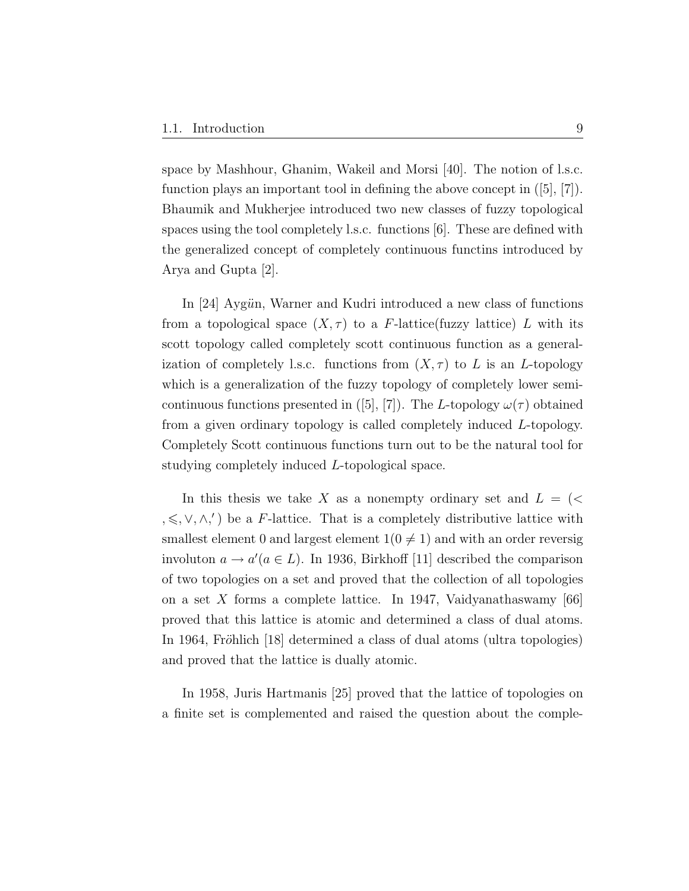space by Mashhour, Ghanim, Wakeil and Morsi [40]. The notion of l.s.c. function plays an important tool in defining the above concept in ([5], [7]). Bhaumik and Mukherjee introduced two new classes of fuzzy topological spaces using the tool completely l.s.c. functions [6]. These are defined with the generalized concept of completely continuous functins introduced by Arya and Gupta [2].

In [24] Ayg$\ddot{u}$n, Warner and Kudri introduced a new class of functions from a topological space $(X, \tau)$ to a $F$-lattice(fuzzy lattice) $L$ with its scott topology called completely scott continuous function as a generalization of completely l.s.c. functions from $(X, \tau)$ to $L$ is an $L$-topology which is a generalization of the fuzzy topology of completely lower semicontinuous functions presented in ([5], [7]). The $L$-topology $\omega(\tau)$ obtained from a given ordinary topology is called completely induced $L$-topology. Completely Scott continuous functions turn out to be the natural tool for studying completely induced $L$-topological space.

In this thesis we take $X$ as a nonempty ordinary set and $L = (<, \leqslant, \vee, \wedge, ')$ be a $F$-lattice. That is a completely distributive lattice with smallest element 0 and largest element $1 (0 \neq 1)$ and with an order reversig involuton $a \rightarrow a' (a \in L)$. In 1936, Birkhoff [11] described the comparison of two topologies on a set and proved that the collection of all topologies on a set $X$ forms a complete lattice. In 1947, Vaidyanathaswamy [66] proved that this lattice is atomic and determined a class of dual atoms. In 1964, Fröhlich [18] determined a class of dual atoms (ultra topologies) and proved that the lattice is dually atomic.

In 1958, Juris Hartmanis [25] proved that the lattice of topologies on a finite set is complemented and raised the question about the comple-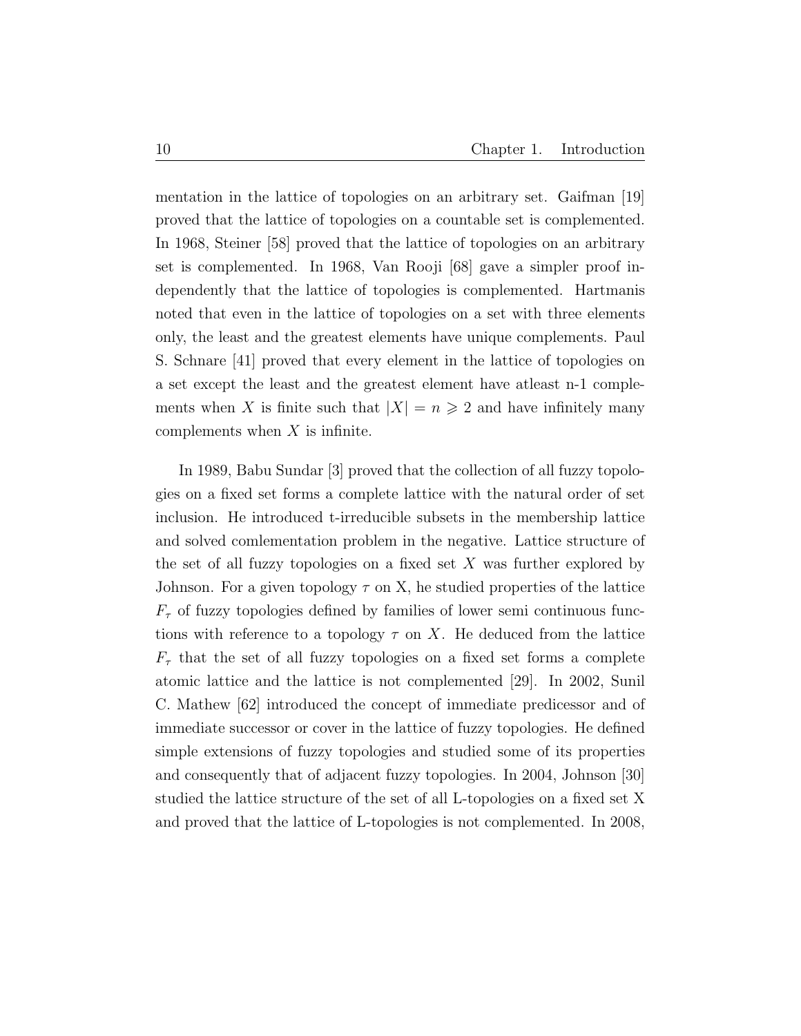mentation in the lattice of topologies on an arbitrary set. Gaifman [19] proved that the lattice of topologies on a countable set is complemented. In 1968, Steiner [58] proved that the lattice of topologies on an arbitrary set is complemented. In 1968, Van Rooji [68] gave a simpler proof independently that the lattice of topologies is complemented. Hartmanis noted that even in the lattice of topologies on a set with three elements only, the least and the greatest elements have unique complements. Paul S. Schnare [41] proved that every element in the lattice of topologies on a set except the least and the greatest element have atleast n-1 complements when $X$ is finite such that $|X| = n \geqslant 2$ and have infinitely many complements when $X$ is infinite.

In 1989, Babu Sundar [3] proved that the collection of all fuzzy topologies on a fixed set forms a complete lattice with the natural order of set inclusion. He introduced t-irreducible subsets in the membership lattice and solved comlementation problem in the negative. Lattice structure of the set of all fuzzy topologies on a fixed set $X$ was further explored by Johnson. For a given topology $\tau$ on X, he studied properties of the lattice $F_\tau$ of fuzzy topologies defined by families of lower semi continuous functions with reference to a topology $\tau$ on $X$. He deduced from the lattice $F_\tau$ that the set of all fuzzy topologies on a fixed set forms a complete atomic lattice and the lattice is not complemented [29]. In 2002, Sunil C. Mathew [62] introduced the concept of immediate predicessor and of immediate successor or cover in the lattice of fuzzy topologies. He defined simple extensions of fuzzy topologies and studied some of its properties and consequently that of adjacent fuzzy topologies. In 2004, Johnson [30] studied the lattice structure of the set of all L-topologies on a fixed set X and proved that the lattice of L-topologies is not complemented. In 2008,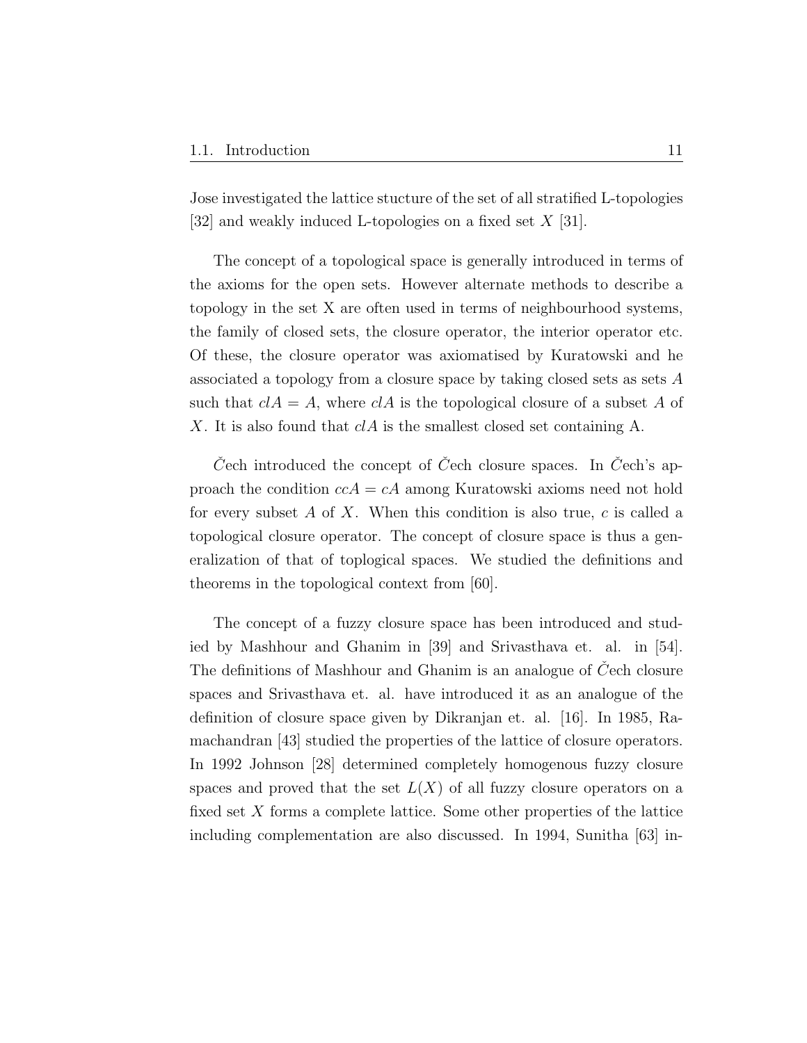Jose investigated the lattice stucture of the set of all stratified L-topologies [32] and weakly induced L-topologies on a fixed set $X$ [31].

The concept of a topological space is generally introduced in terms of the axioms for the open sets. However alternate methods to describe a topology in the set X are often used in terms of neighbourhood systems, the family of closed sets, the closure operator, the interior operator etc. Of these, the closure operator was axiomatised by Kuratowski and he associated a topology from a closure space by taking closed sets as sets $A$ such that $clA = A$, where $clA$ is the topological closure of a subset $A$ of $X$. It is also found that $clA$ is the smallest closed set containing A.

Čech introduced the concept of Čech closure spaces. In Čech's approach the condition $ccA = cA$ among Kuratowski axioms need not hold for every subset $A$ of $X$. When this condition is also true, $c$ is called a topological closure operator. The concept of closure space is thus a generalization of that of toplogical spaces. We studied the definitions and theorems in the topological context from [60].

The concept of a fuzzy closure space has been introduced and studied by Mashhour and Ghanim in [39] and Srivasthava et. al. in [54]. The definitions of Mashhour and Ghanim is an analogue of Čech closure spaces and Srivasthava et. al. have introduced it as an analogue of the definition of closure space given by Dikranjan et. al. [16]. In 1985, Ramachandran [43] studied the properties of the lattice of closure operators. In 1992 Johnson [28] determined completely homogenous fuzzy closure spaces and proved that the set $L(X)$ of all fuzzy closure operators on a fixed set $X$ forms a complete lattice. Some other properties of the lattice including complementation are also discussed. In 1994, Sunitha [63] in-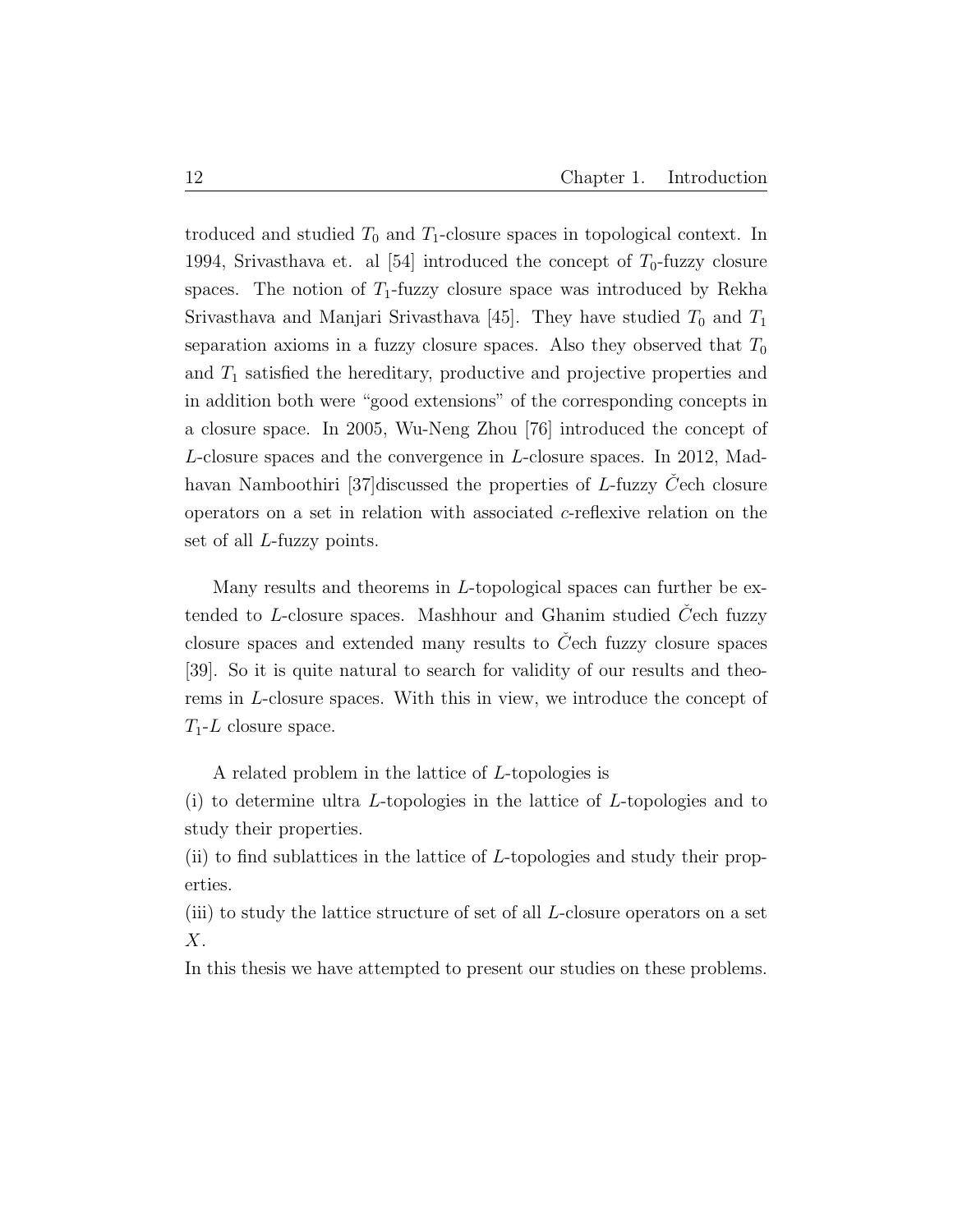troduced and studied $T_0$ and $T_1$-closure spaces in topological context. In 1994, Srivasthava et. al [54] introduced the concept of $T_0$-fuzzy closure spaces. The notion of $T_1$-fuzzy closure space was introduced by Rekha Srivasthava and Manjari Srivasthava [45]. They have studied $T_0$ and $T_1$ separation axioms in a fuzzy closure spaces. Also they observed that $T_0$ and $T_1$ satisfied the hereditary, productive and projective properties and in addition both were "good extensions" of the corresponding concepts in a closure space. In 2005, Wu-Neng Zhou [76] introduced the concept of $L$-closure spaces and the convergence in $L$-closure spaces. In 2012, Madhavan Namboothiri [37]discussed the properties of $L$-fuzzy $\check{C}$ech closure operators on a set in relation with associated $c$-reflexive relation on the set of all $L$-fuzzy points.

Many results and theorems in $L$-topological spaces can further be extended to $L$-closure spaces. Mashhour and Ghanim studied $\check{C}$ech fuzzy closure spaces and extended many results to $\check{C}$ech fuzzy closure spaces [39]. So it is quite natural to search for validity of our results and theorems in $L$-closure spaces. With this in view, we introduce the concept of $T_1$-$L$ closure space.

A related problem in the lattice of $L$-topologies is

(i) to determine ultra $L$-topologies in the lattice of $L$-topologies and to study their properties.

(ii) to find sublattices in the lattice of $L$-topologies and study their properties.

(iii) to study the lattice structure of set of all $L$-closure operators on a set $X$.

In this thesis we have attempted to present our studies on these problems.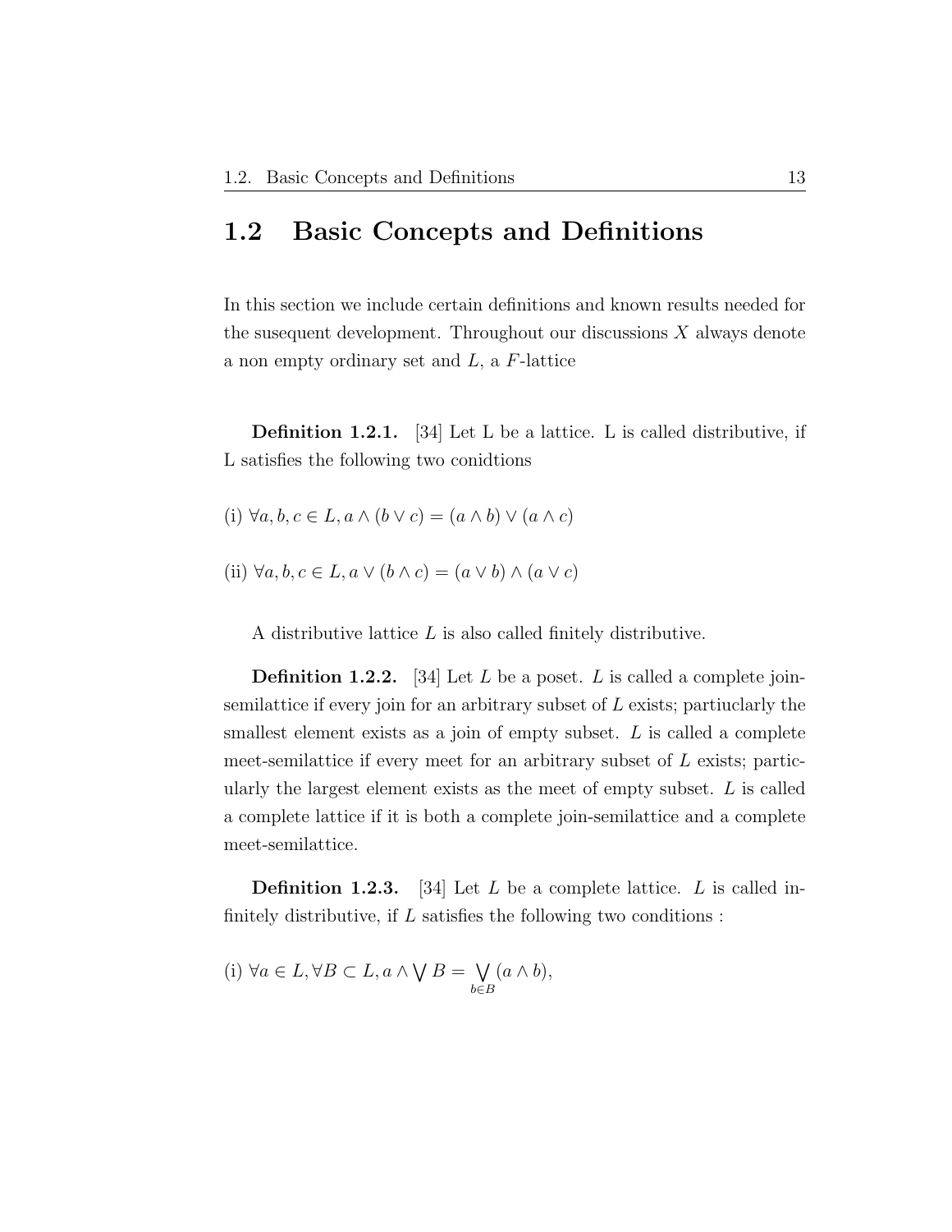## 1.2 Basic Concepts and Definitions

In this section we include certain definitions and known results needed for the susequent development. Throughout our discussions $X$ always denote a non empty ordinary set and $L$, a $F$-lattice

**Definition 1.2.1.** [34] Let L be a lattice. L is called distributive, if L satisfies the following two conidtions

(i) $\forall a, b, c \in L, a \wedge (b \vee c) = (a \wedge b) \vee (a \wedge c)$

(ii) $\forall a, b, c \in L, a \vee (b \wedge c) = (a \vee b) \wedge (a \vee c)$

A distributive lattice $L$ is also called finitely distributive.

**Definition 1.2.2.** [34] Let $L$ be a poset. $L$ is called a complete join-semilattice if every join for an arbitrary subset of $L$ exists; partiuclarly the smallest element exists as a join of empty subset. $L$ is called a complete meet-semilattice if every meet for an arbitrary subset of $L$ exists; particularly the largest element exists as the meet of empty subset. $L$ is called a complete lattice if it is both a complete join-semilattice and a complete meet-semilattice.

**Definition 1.2.3.** [34] Let $L$ be a complete lattice. $L$ is called infinitely distributive, if $L$ satisfies the following two conditions :

(i) $\forall a \in L, \forall B \subset L, a \wedge \bigvee B = \bigvee\limits_{b \in B} (a \wedge b)$,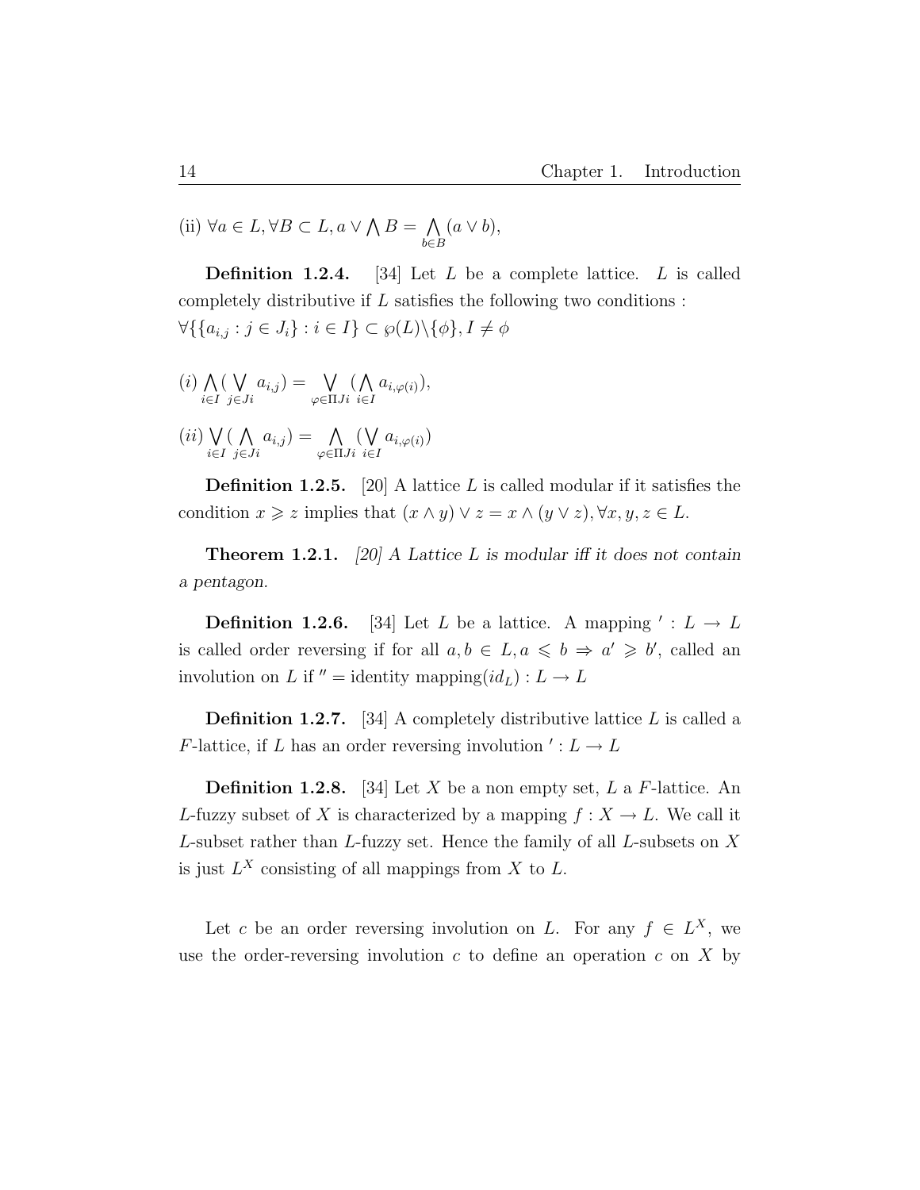(ii) $\forall a \in L, \forall B \subset L, a \vee \bigwedge B = \bigwedge\limits_{b \in B} (a \vee b)$,

**Definition 1.2.4.** [34] Let $L$ be a complete lattice. $L$ is called completely distributive if $L$ satisfies the following two conditions : $\forall \{\{a_{i,j} : j \in J_i\} : i \in I\} \subset \wp(L) \backslash \{\phi\}, I \neq \phi$

$(i)$ $\bigwedge\limits_{i \in I} (\bigvee\limits_{j \in Ji} a_{i,j}) = \bigvee\limits_{\varphi \in \Pi Ji} (\bigwedge\limits_{i \in I} a_{i,\varphi(i)})$,

$(ii)$ $\bigvee\limits_{i \in I} (\bigwedge\limits_{j \in Ji} a_{i,j}) = \bigwedge\limits_{\varphi \in \Pi Ji} (\bigvee\limits_{i \in I} a_{i,\varphi(i)})$

**Definition 1.2.5.** [20] A lattice $L$ is called modular if it satisfies the condition $x \geqslant z$ implies that $(x \wedge y) \vee z = x \wedge (y \vee z), \forall x, y, z \in L$.

**Theorem 1.2.1.** *[20] A Lattice $L$ is modular iff it does not contain a pentagon.*

**Definition 1.2.6.** [34] Let $L$ be a lattice. A mapping $' : L \to L$ is called order reversing if for all $a, b \in L, a \leqslant b \Rightarrow a' \geqslant b'$, called an involution on $L$ if $'' =$ identity mapping$(id_L) : L \to L$

**Definition 1.2.7.** [34] A completely distributive lattice $L$ is called a $F$-lattice, if $L$ has an order reversing involution $' : L \to L$

**Definition 1.2.8.** [34] Let $X$ be a non empty set, $L$ a $F$-lattice. An $L$-fuzzy subset of $X$ is characterized by a mapping $f : X \to L$. We call it $L$-subset rather than $L$-fuzzy set. Hence the family of all $L$-subsets on $X$ is just $L^X$ consisting of all mappings from $X$ to $L$.

Let $c$ be an order reversing involution on $L$. For any $f \in L^X$, we use the order-reversing involution $c$ to define an operation $c$ on $X$ by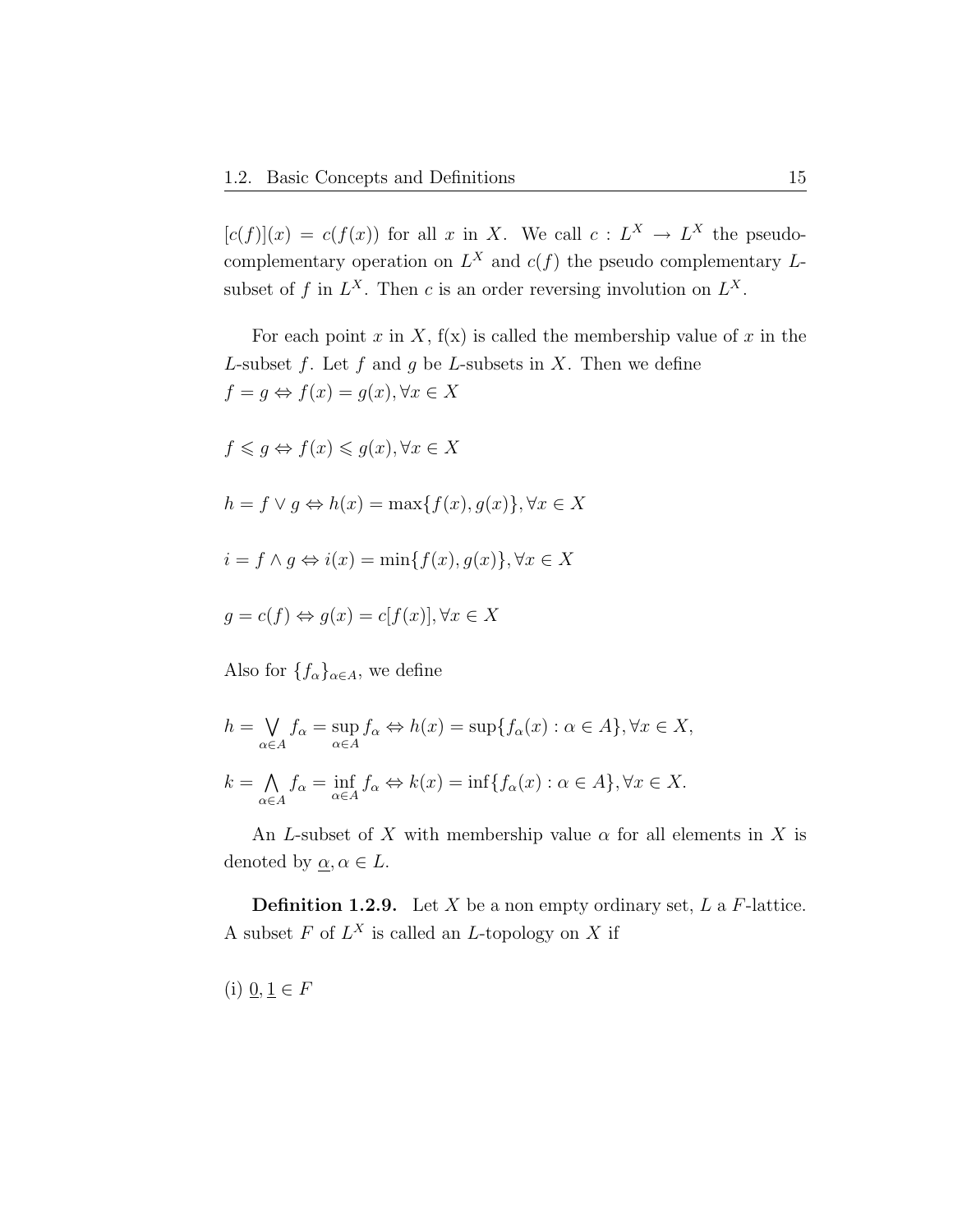$[c(f)](x) = c(f(x))$ for all $x$ in $X$. We call $c : L^X \to L^X$ the pseudo-complementary operation on $L^X$ and $c(f)$ the pseudo complementary $L$-subset of $f$ in $L^X$. Then $c$ is an order reversing involution on $L^X$.

For each point $x$ in $X$, f(x) is called the membership value of $x$ in the $L$-subset $f$. Let $f$ and $g$ be $L$-subsets in $X$. Then we define

$f = g \Leftrightarrow f(x) = g(x), \forall x \in X$

$f \leqslant g \Leftrightarrow f(x) \leqslant g(x), \forall x \in X$

$h = f \vee g \Leftrightarrow h(x) = \max\{f(x), g(x)\}, \forall x \in X$

$i = f \wedge g \Leftrightarrow i(x) = \min\{f(x), g(x)\}, \forall x \in X$

$g = c(f) \Leftrightarrow g(x) = c[f(x)], \forall x \in X$

Also for $\{f_\alpha\}_{\alpha \in A}$, we define

$$h = \bigvee_{\alpha \in A} f_\alpha = \sup_{\alpha \in A} f_\alpha \Leftrightarrow h(x) = \sup\{f_\alpha(x) : \alpha \in A\}, \forall x \in X,$$

$$k = \bigwedge_{\alpha \in A} f_\alpha = \inf_{\alpha \in A} f_\alpha \Leftrightarrow k(x) = \inf\{f_\alpha(x) : \alpha \in A\}, \forall x \in X.$$

An $L$-subset of $X$ with membership value $\alpha$ for all elements in $X$ is denoted by $\underline{\alpha}, \alpha \in L$.

**Definition 1.2.9.** Let $X$ be a non empty ordinary set, $L$ a $F$-lattice. A subset $F$ of $L^X$ is called an $L$-topology on $X$ if

(i) $\underline{0}, \underline{1} \in F$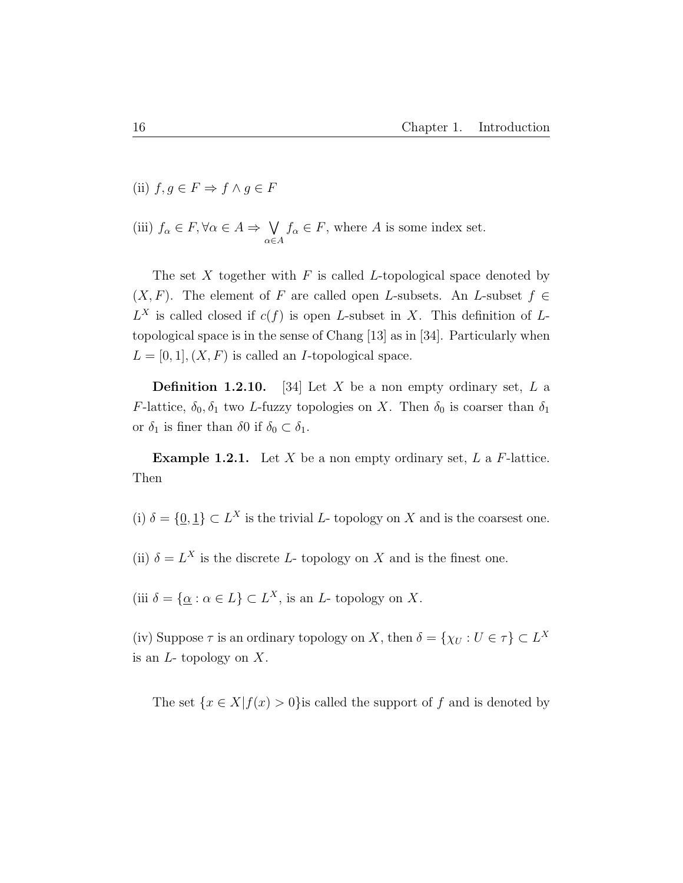(ii) $f, g \in F \Rightarrow f \wedge g \in F$

(iii) $f_\alpha \in F, \forall \alpha \in A \Rightarrow \bigvee_{\alpha \in A} f_\alpha \in F$, where $A$ is some index set.

The set $X$ together with $F$ is called $L$-topological space denoted by $(X, F)$. The element of $F$ are called open $L$-subsets. An $L$-subset $f \in L^X$ is called closed if $c(f)$ is open $L$-subset in $X$. This definition of $L$-topological space is in the sense of Chang [13] as in [34]. Particularly when $L = [0, 1], (X, F)$ is called an $I$-topological space.

**Definition 1.2.10.** [34] Let $X$ be a non empty ordinary set, $L$ a $F$-lattice, $\delta_0, \delta_1$ two $L$-fuzzy topologies on $X$. Then $\delta_0$ is coarser than $\delta_1$ or $\delta_1$ is finer than $\delta 0$ if $\delta_0 \subset \delta_1$.

**Example 1.2.1.** Let $X$ be a non empty ordinary set, $L$ a $F$-lattice. Then

(i) $\delta = \{\underline{0}, \underline{1}\} \subset L^X$ is the trivial $L$- topology on $X$ and is the coarsest one.

(ii) $\delta = L^X$ is the discrete $L$- topology on $X$ and is the finest one.

(iii $\delta = \{\underline{\alpha} : \alpha \in L\} \subset L^X$, is an $L$- topology on $X$.

(iv) Suppose $\tau$ is an ordinary topology on $X$, then $\delta = \{\chi_U : U \in \tau\} \subset L^X$ is an $L$- topology on $X$.

The set $\{x \in X | f(x) > 0\}$is called the support of $f$ and is denoted by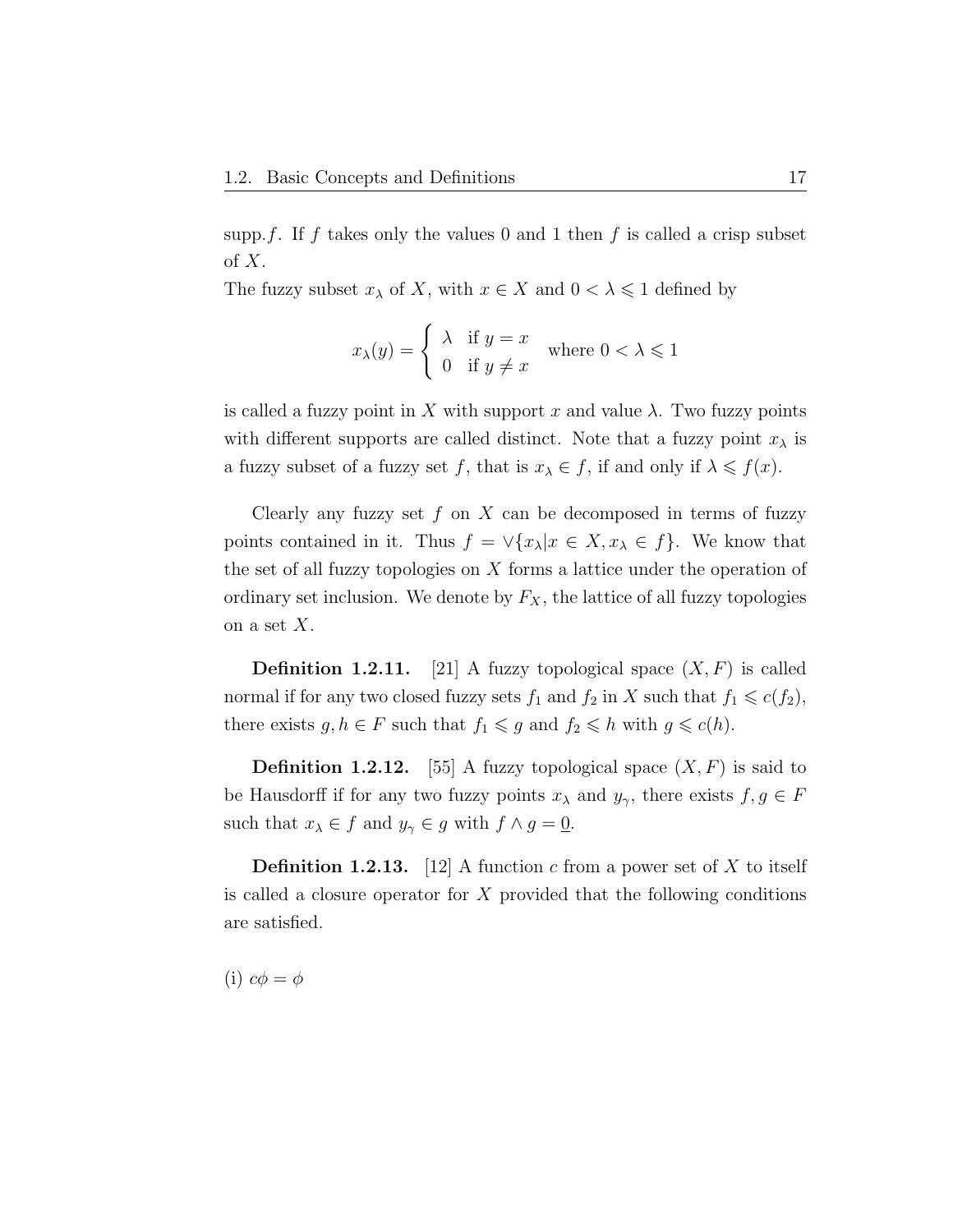supp.$f$. If $f$ takes only the values 0 and 1 then $f$ is called a crisp subset of $X$.

The fuzzy subset $x_\lambda$ of $X$, with $x \in X$ and $0 < \lambda \leqslant 1$ defined by

$$x_\lambda(y) = \begin{cases} \lambda & \text{if } y = x \\ 0 & \text{if } y \neq x \end{cases} \quad \text{where } 0 < \lambda \leqslant 1$$

is called a fuzzy point in $X$ with support $x$ and value $\lambda$. Two fuzzy points with different supports are called distinct. Note that a fuzzy point $x_\lambda$ is a fuzzy subset of a fuzzy set $f$, that is $x_\lambda \in f$, if and only if $\lambda \leqslant f(x)$.

Clearly any fuzzy set $f$ on $X$ can be decomposed in terms of fuzzy points contained in it. Thus $f = \vee\{x_\lambda | x \in X, x_\lambda \in f\}$. We know that the set of all fuzzy topologies on $X$ forms a lattice under the operation of ordinary set inclusion. We denote by $F_X$, the lattice of all fuzzy topologies on a set $X$.

**Definition 1.2.11.** [21] A fuzzy topological space $(X, F)$ is called normal if for any two closed fuzzy sets $f_1$ and $f_2$ in $X$ such that $f_1 \leqslant c(f_2)$, there exists $g, h \in F$ such that $f_1 \leqslant g$ and $f_2 \leqslant h$ with $g \leqslant c(h)$.

**Definition 1.2.12.** [55] A fuzzy topological space $(X, F)$ is said to be Hausdorff if for any two fuzzy points $x_\lambda$ and $y_\gamma$, there exists $f, g \in F$ such that $x_\lambda \in f$ and $y_\gamma \in g$ with $f \wedge g = \underline{0}$.

**Definition 1.2.13.** [12] A function $c$ from a power set of $X$ to itself is called a closure operator for $X$ provided that the following conditions are satisfied.

(i) $c\phi = \phi$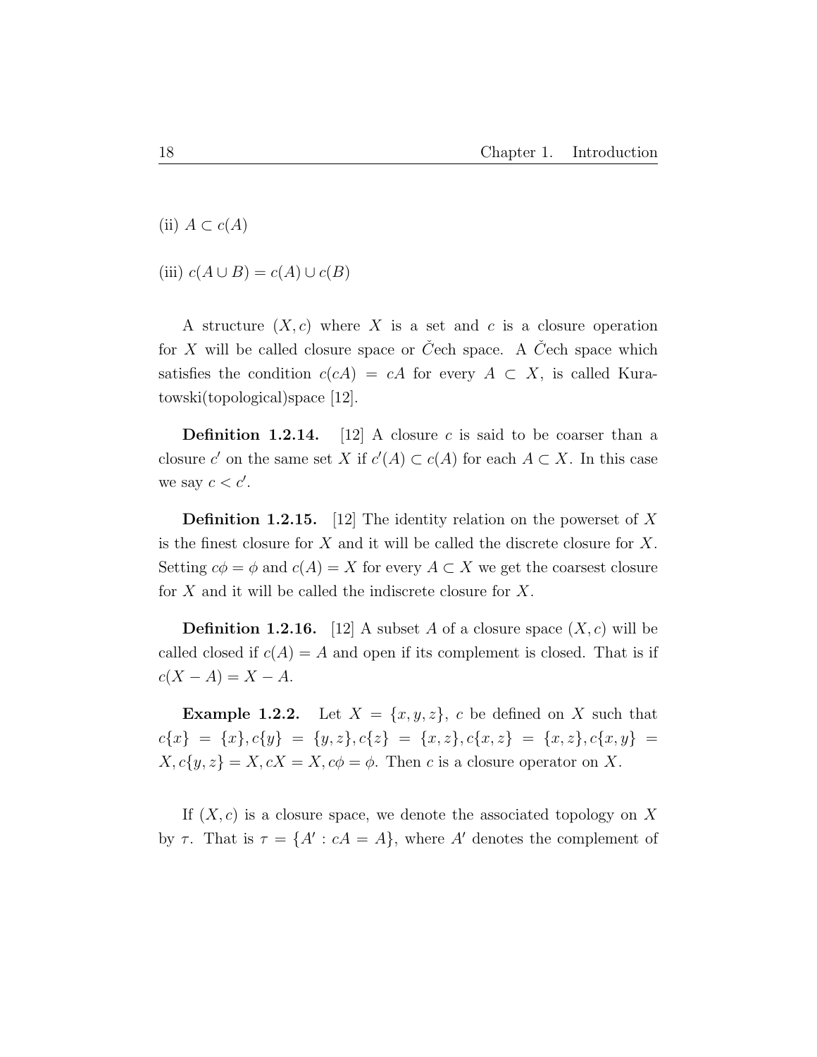(ii) $A \subset c(A)$

(iii) $c(A \cup B) = c(A) \cup c(B)$

A structure $(X, c)$ where $X$ is a set and $c$ is a closure operation for $X$ will be called closure space or Čech space. A Čech space which satisfies the condition $c(cA) = cA$ for every $A \subset X$, is called Kuratowski(topological)space [12].

**Definition 1.2.14.** [12] A closure $c$ is said to be coarser than a closure $c'$ on the same set $X$ if $c'(A) \subset c(A)$ for each $A \subset X$. In this case we say $c < c'$.

**Definition 1.2.15.** [12] The identity relation on the powerset of $X$ is the finest closure for $X$ and it will be called the discrete closure for $X$. Setting $c\phi = \phi$ and $c(A) = X$ for every $A \subset X$ we get the coarsest closure for $X$ and it will be called the indiscrete closure for $X$.

**Definition 1.2.16.** [12] A subset $A$ of a closure space $(X, c)$ will be called closed if $c(A) = A$ and open if its complement is closed. That is if $c(X - A) = X - A$.

**Example 1.2.2.** Let $X = \{x, y, z\}$, $c$ be defined on $X$ such that $c\{x\} = \{x\}, c\{y\} = \{y, z\}, c\{z\} = \{x, z\}, c\{x, z\} = \{x, z\}, c\{x, y\} = X, c\{y, z\} = X, cX = X, c\phi = \phi$. Then $c$ is a closure operator on $X$.

If $(X, c)$ is a closure space, we denote the associated topology on $X$ by $\tau$. That is $\tau = \{A' : cA = A\}$, where $A'$ denotes the complement of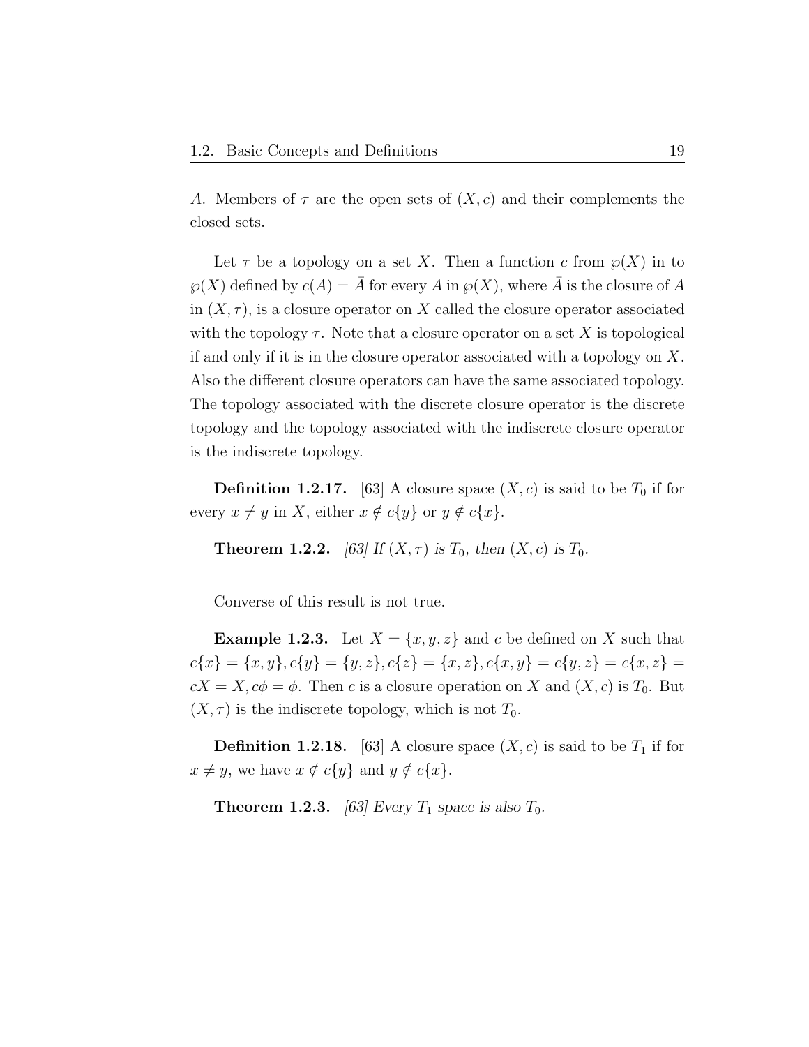$A$. Members of $\tau$ are the open sets of $(X, c)$ and their complements the closed sets.

Let $\tau$ be a topology on a set $X$. Then a function $c$ from $\wp(X)$ in to $\wp(X)$ defined by $c(A) = \bar{A}$ for every $A$ in $\wp(X)$, where $\bar{A}$ is the closure of $A$ in $(X, \tau)$, is a closure operator on $X$ called the closure operator associated with the topology $\tau$. Note that a closure operator on a set $X$ is topological if and only if it is in the closure operator associated with a topology on $X$. Also the different closure operators can have the same associated topology. The topology associated with the discrete closure operator is the discrete topology and the topology associated with the indiscrete closure operator is the indiscrete topology.

**Definition 1.2.17.** [63] A closure space $(X, c)$ is said to be $T_0$ if for every $x \neq y$ in $X$, either $x \notin c\{y\}$ or $y \notin c\{x\}$.

**Theorem 1.2.2.** *[63] If $(X, \tau)$ is $T_0$, then $(X, c)$ is $T_0$.*

Converse of this result is not true.

**Example 1.2.3.** Let $X = \{x, y, z\}$ and $c$ be defined on $X$ such that $c\{x\} = \{x, y\}, c\{y\} = \{y, z\}, c\{z\} = \{x, z\}, c\{x, y\} = c\{y, z\} = c\{x, z\} = cX = X, c\phi = \phi$. Then $c$ is a closure operation on $X$ and $(X, c)$ is $T_0$. But $(X, \tau)$ is the indiscrete topology, which is not $T_0$.

**Definition 1.2.18.** [63] A closure space $(X, c)$ is said to be $T_1$ if for $x \neq y$, we have $x \notin c\{y\}$ and $y \notin c\{x\}$.

**Theorem 1.2.3.** *[63] Every $T_1$ space is also $T_0$.*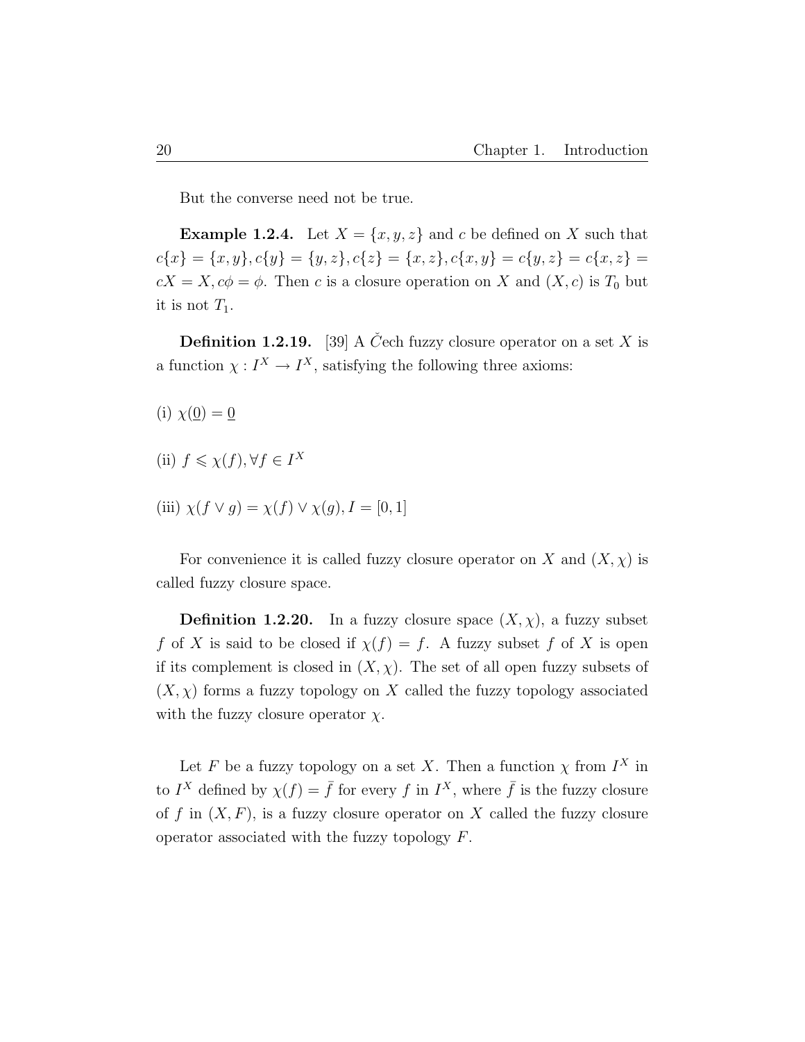But the converse need not be true.

**Example 1.2.4.** Let $X = \{x, y, z\}$ and $c$ be defined on $X$ such that $c\{x\} = \{x, y\}, c\{y\} = \{y, z\}, c\{z\} = \{x, z\}, c\{x, y\} = c\{y, z\} = c\{x, z\} = cX = X, c\phi = \phi$. Then $c$ is a closure operation on $X$ and $(X, c)$ is $T_0$ but it is not $T_1$.

**Definition 1.2.19.** [39] A Čech fuzzy closure operator on a set $X$ is a function $\chi : I^X \to I^X$, satisfying the following three axioms:

(i) $\chi(\underline{0}) = \underline{0}$

(ii) $f \leqslant \chi(f), \forall f \in I^X$

(iii) $\chi(f \vee g) = \chi(f) \vee \chi(g), I = [0, 1]$

For convenience it is called fuzzy closure operator on $X$ and $(X, \chi)$ is called fuzzy closure space.

**Definition 1.2.20.** In a fuzzy closure space $(X, \chi)$, a fuzzy subset $f$ of $X$ is said to be closed if $\chi(f) = f$. A fuzzy subset $f$ of $X$ is open if its complement is closed in $(X, \chi)$. The set of all open fuzzy subsets of $(X, \chi)$ forms a fuzzy topology on $X$ called the fuzzy topology associated with the fuzzy closure operator $\chi$.

Let $F$ be a fuzzy topology on a set $X$. Then a function $\chi$ from $I^X$ in to $I^X$ defined by $\chi(f) = \bar{f}$ for every $f$ in $I^X$, where $\bar{f}$ is the fuzzy closure of $f$ in $(X, F)$, is a fuzzy closure operator on $X$ called the fuzzy closure operator associated with the fuzzy topology $F$.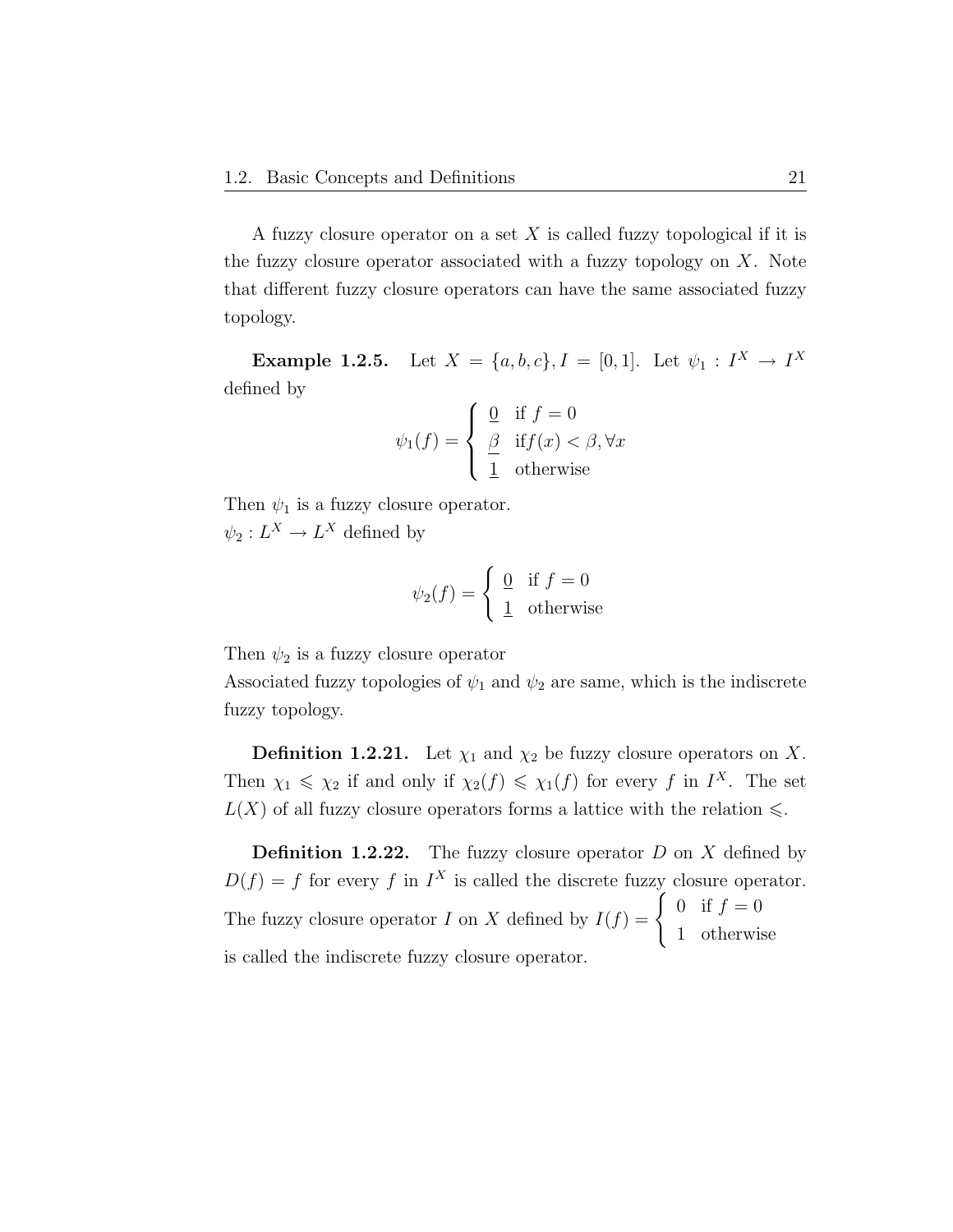A fuzzy closure operator on a set $X$ is called fuzzy topological if it is the fuzzy closure operator associated with a fuzzy topology on $X$. Note that different fuzzy closure operators can have the same associated fuzzy topology.

**Example 1.2.5.** Let $X = \{a, b, c\}, I = [0, 1]$. Let $\psi_1 : I^X \to I^X$ defined by

$$\psi_1(f) = \begin{cases} \underline{0} & \text{if } f = 0 \\ \underline{\beta} & \text{if} f(x) < \beta, \forall x \\ \underline{1} & \text{otherwise} \end{cases}$$

Then $\psi_1$ is a fuzzy closure operator.
$\psi_2 : L^X \to L^X$ defined by

$$\psi_2(f) = \begin{cases} \underline{0} & \text{if } f = 0 \\ \underline{1} & \text{otherwise} \end{cases}$$

Then $\psi_2$ is a fuzzy closure operator
Associated fuzzy topologies of $\psi_1$ and $\psi_2$ are same, which is the indiscrete fuzzy topology.

**Definition 1.2.21.** Let $\chi_1$ and $\chi_2$ be fuzzy closure operators on $X$. Then $\chi_1 \leqslant \chi_2$ if and only if $\chi_2(f) \leqslant \chi_1(f)$ for every $f$ in $I^X$. The set $L(X)$ of all fuzzy closure operators forms a lattice with the relation $\leqslant$.

**Definition 1.2.22.** The fuzzy closure operator $D$ on $X$ defined by $D(f) = f$ for every $f$ in $I^X$ is called the discrete fuzzy closure operator. The fuzzy closure operator $I$ on $X$ defined by $I(f) = \begin{cases} 0 & \text{if } f = 0 \\ 1 & \text{otherwise} \end{cases}$ is called the indiscrete fuzzy closure operator.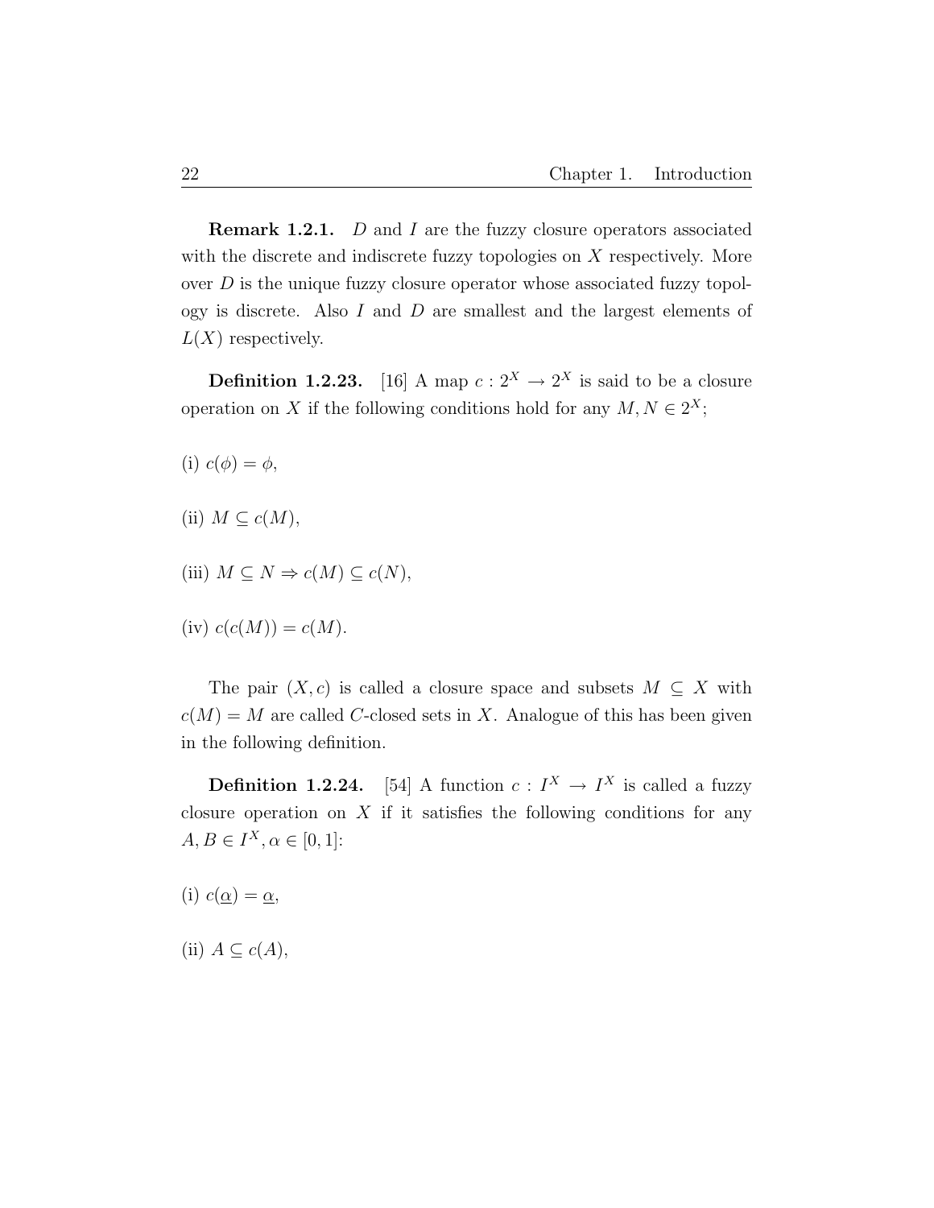**Remark 1.2.1.** $D$ and $I$ are the fuzzy closure operators associated with the discrete and indiscrete fuzzy topologies on $X$ respectively. More over $D$ is the unique fuzzy closure operator whose associated fuzzy topology is discrete. Also $I$ and $D$ are smallest and the largest elements of $L(X)$ respectively.

**Definition 1.2.23.** [16] A map $c : 2^X \to 2^X$ is said to be a closure operation on $X$ if the following conditions hold for any $M, N \in 2^X$;

(i) $c(\phi) = \phi$,

(ii) $M \subseteq c(M)$,

(iii) $M \subseteq N \Rightarrow c(M) \subseteq c(N)$,

(iv) $c(c(M)) = c(M)$.

The pair $(X, c)$ is called a closure space and subsets $M \subseteq X$ with $c(M) = M$ are called $C$-closed sets in $X$. Analogue of this has been given in the following definition.

**Definition 1.2.24.** [54] A function $c : I^X \to I^X$ is called a fuzzy closure operation on $X$ if it satisfies the following conditions for any $A, B \in I^X, \alpha \in [0, 1]$:

(i) $c(\underline{\alpha}) = \underline{\alpha}$,

(ii) $A \subseteq c(A)$,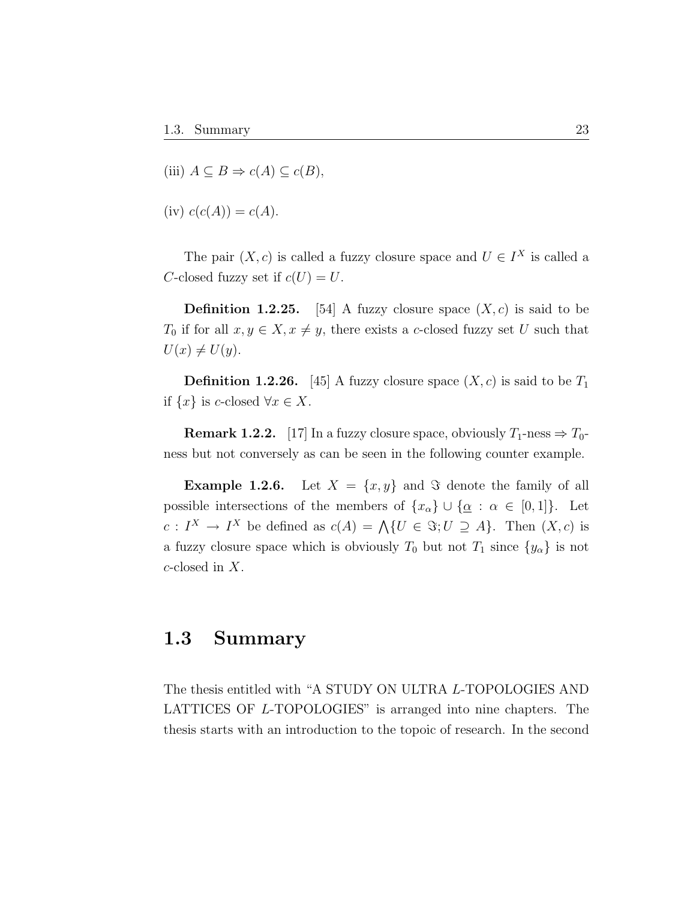(iii) $A \subseteq B \Rightarrow c(A) \subseteq c(B)$,

(iv) $c(c(A)) = c(A)$.

The pair $(X, c)$ is called a fuzzy closure space and $U \in I^X$ is called a $C$-closed fuzzy set if $c(U) = U$.

**Definition 1.2.25.** [54] A fuzzy closure space $(X, c)$ is said to be $T_0$ if for all $x, y \in X, x \neq y$, there exists a $c$-closed fuzzy set $U$ such that $U(x) \neq U(y)$.

**Definition 1.2.26.** [45] A fuzzy closure space $(X, c)$ is said to be $T_1$ if $\{x\}$ is $c$-closed $\forall x \in X$.

**Remark 1.2.2.** [17] In a fuzzy closure space, obviously $T_1$-ness $\Rightarrow T_0$-ness but not conversely as can be seen in the following counter example.

**Example 1.2.6.** Let $X = \{x, y\}$ and $\Im$ denote the family of all possible intersections of the members of $\{x_\alpha\} \cup \{\underline{\alpha} : \alpha \in [0, 1]\}$. Let $c : I^X \to I^X$ be defined as $c(A) = \bigwedge\{U \in \Im; U \supseteq A\}$. Then $(X, c)$ is a fuzzy closure space which is obviously $T_0$ but not $T_1$ since $\{y_\alpha\}$ is not $c$-closed in $X$.

## 1.3 Summary

The thesis entitled with "A STUDY ON ULTRA $L$-TOPOLOGIES AND LATTICES OF $L$-TOPOLOGIES" is arranged into nine chapters. The thesis starts with an introduction to the topoic of research. In the second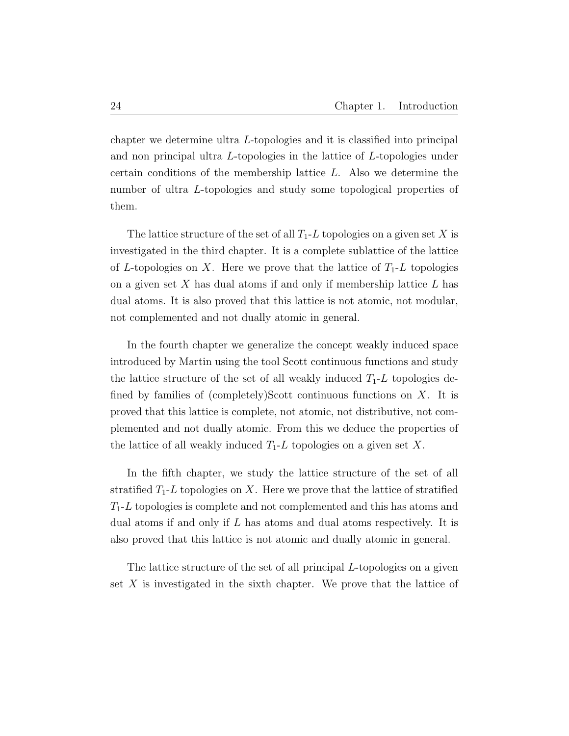chapter we determine ultra $L$-topologies and it is classified into principal and non principal ultra $L$-topologies in the lattice of $L$-topologies under certain conditions of the membership lattice $L$. Also we determine the number of ultra $L$-topologies and study some topological properties of them.

The lattice structure of the set of all $T_1$-$L$ topologies on a given set $X$ is investigated in the third chapter. It is a complete sublattice of the lattice of $L$-topologies on $X$. Here we prove that the lattice of $T_1$-$L$ topologies on a given set $X$ has dual atoms if and only if membership lattice $L$ has dual atoms. It is also proved that this lattice is not atomic, not modular, not complemented and not dually atomic in general.

In the fourth chapter we generalize the concept weakly induced space introduced by Martin using the tool Scott continuous functions and study the lattice structure of the set of all weakly induced $T_1$-$L$ topologies defined by families of (completely)Scott continuous functions on $X$. It is proved that this lattice is complete, not atomic, not distributive, not complemented and not dually atomic. From this we deduce the properties of the lattice of all weakly induced $T_1$-$L$ topologies on a given set $X$.

In the fifth chapter, we study the lattice structure of the set of all stratified $T_1$-$L$ topologies on $X$. Here we prove that the lattice of stratified $T_1$-$L$ topologies is complete and not complemented and this has atoms and dual atoms if and only if $L$ has atoms and dual atoms respectively. It is also proved that this lattice is not atomic and dually atomic in general.

The lattice structure of the set of all principal $L$-topologies on a given set $X$ is investigated in the sixth chapter. We prove that the lattice of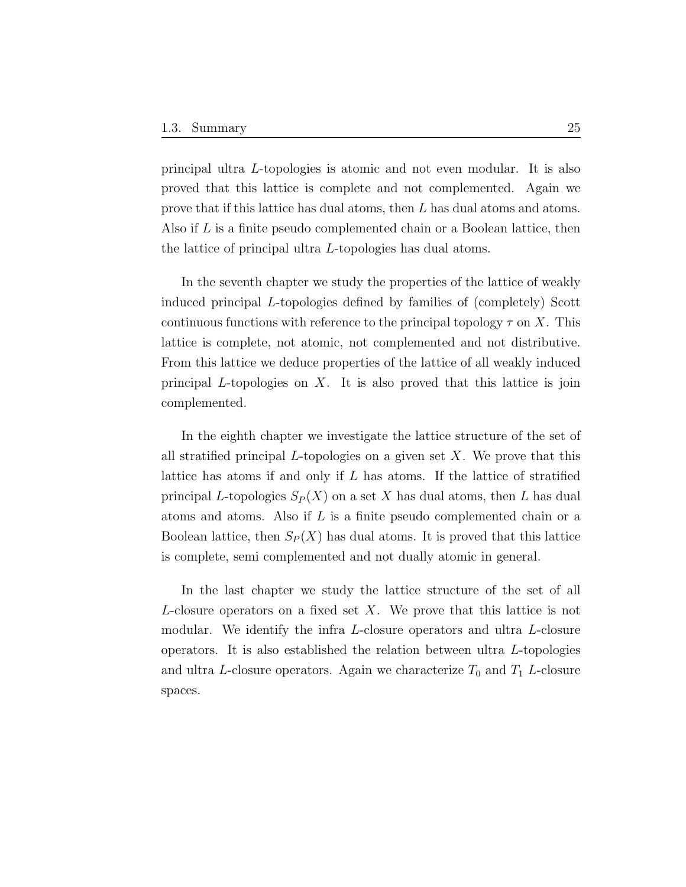principal ultra $L$-topologies is atomic and not even modular. It is also proved that this lattice is complete and not complemented. Again we prove that if this lattice has dual atoms, then $L$ has dual atoms and atoms. Also if $L$ is a finite pseudo complemented chain or a Boolean lattice, then the lattice of principal ultra $L$-topologies has dual atoms.

In the seventh chapter we study the properties of the lattice of weakly induced principal $L$-topologies defined by families of (completely) Scott continuous functions with reference to the principal topology $\tau$ on $X$. This lattice is complete, not atomic, not complemented and not distributive. From this lattice we deduce properties of the lattice of all weakly induced principal $L$-topologies on $X$. It is also proved that this lattice is join complemented.

In the eighth chapter we investigate the lattice structure of the set of all stratified principal $L$-topologies on a given set $X$. We prove that this lattice has atoms if and only if $L$ has atoms. If the lattice of stratified principal $L$-topologies $S_P(X)$ on a set $X$ has dual atoms, then $L$ has dual atoms and atoms. Also if $L$ is a finite pseudo complemented chain or a Boolean lattice, then $S_P(X)$ has dual atoms. It is proved that this lattice is complete, semi complemented and not dually atomic in general.

In the last chapter we study the lattice structure of the set of all $L$-closure operators on a fixed set $X$. We prove that this lattice is not modular. We identify the infra $L$-closure operators and ultra $L$-closure operators. It is also established the relation between ultra $L$-topologies and ultra $L$-closure operators. Again we characterize $T_0$ and $T_1$ $L$-closure spaces.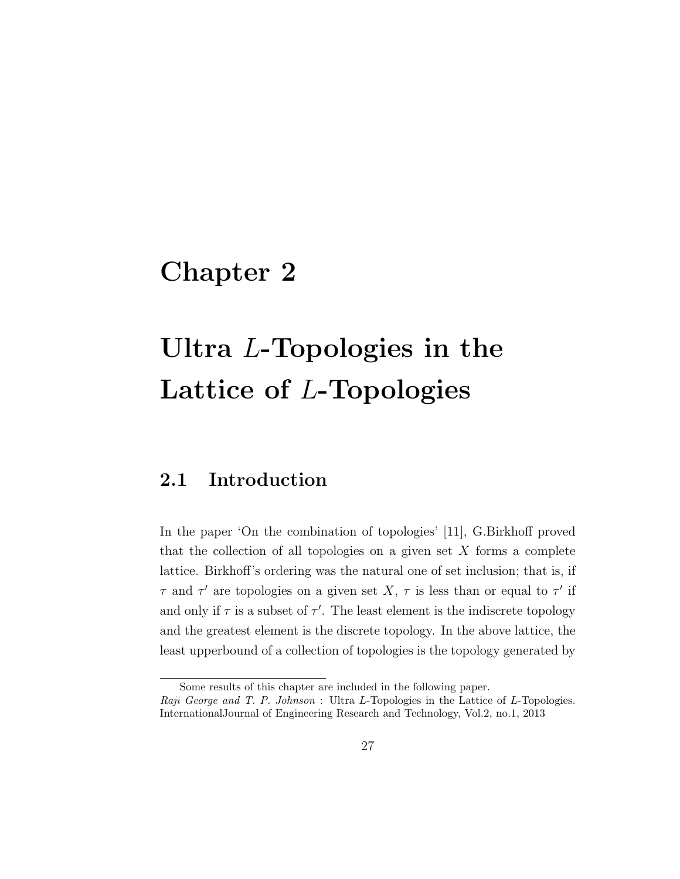# Chapter 2

# Ultra $L$-Topologies in the Lattice of $L$-Topologies

## 2.1 Introduction

In the paper 'On the combination of topologies' [11], G.Birkhoff proved that the collection of all topologies on a given set $X$ forms a complete lattice. Birkhoff's ordering was the natural one of set inclusion; that is, if $\tau$ and $\tau'$ are topologies on a given set $X$, $\tau$ is less than or equal to $\tau'$ if and only if $\tau$ is a subset of $\tau'$. The least element is the indiscrete topology and the greatest element is the discrete topology. In the above lattice, the least upperbound of a collection of topologies is the topology generated by

---

Some results of this chapter are included in the following paper.
*Raji George and T. P. Johnson* : Ultra $L$-Topologies in the Lattice of $L$-Topologies. InternationalJournal of Engineering Research and Technology, Vol.2, no.1, 2013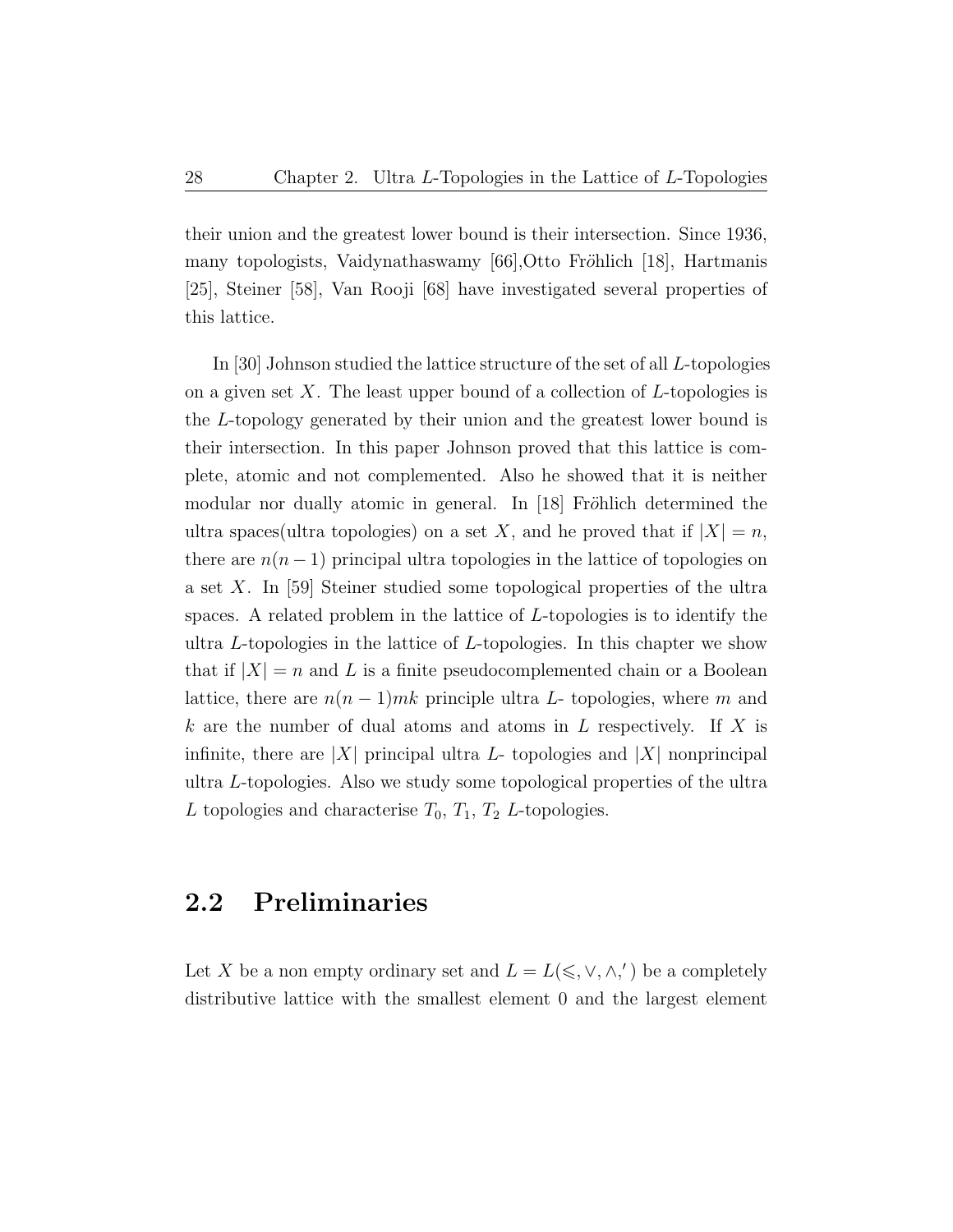their union and the greatest lower bound is their intersection. Since 1936, many topologists, Vaidynathaswamy [66],Otto Fröhlich [18], Hartmanis [25], Steiner [58], Van Rooji [68] have investigated several properties of this lattice.

In [30] Johnson studied the lattice structure of the set of all $L$-topologies on a given set $X$. The least upper bound of a collection of $L$-topologies is the $L$-topology generated by their union and the greatest lower bound is their intersection. In this paper Johnson proved that this lattice is complete, atomic and not complemented. Also he showed that it is neither modular nor dually atomic in general. In [18] Fröhlich determined the ultra spaces(ultra topologies) on a set $X$, and he proved that if $|X| = n$, there are $n(n-1)$ principal ultra topologies in the lattice of topologies on a set $X$. In [59] Steiner studied some topological properties of the ultra spaces. A related problem in the lattice of $L$-topologies is to identify the ultra $L$-topologies in the lattice of $L$-topologies. In this chapter we show that if $|X| = n$ and $L$ is a finite pseudocomplemented chain or a Boolean lattice, there are $n(n-1)mk$ principle ultra $L$- topologies, where $m$ and $k$ are the number of dual atoms and atoms in $L$ respectively. If $X$ is infinite, there are $|X|$ principal ultra $L$- topologies and $|X|$ nonprincipal ultra $L$-topologies. Also we study some topological properties of the ultra $L$ topologies and characterise $T_0$, $T_1$, $T_2$ $L$-topologies.

## 2.2 Preliminaries

Let $X$ be a non empty ordinary set and $L = L(\leqslant, \vee, \wedge, ')$ be a completely distributive lattice with the smallest element 0 and the largest element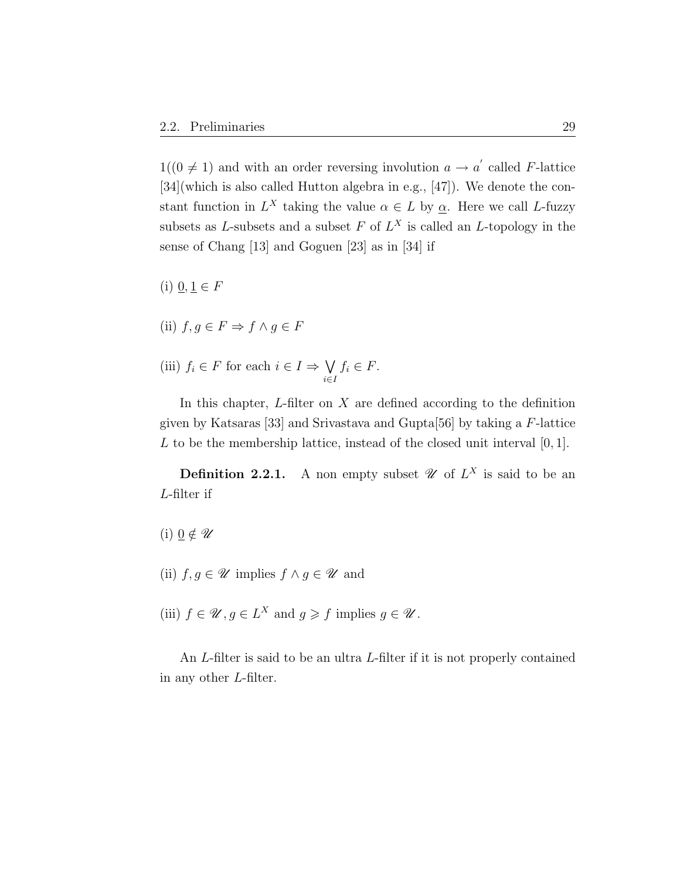$1((0 \neq 1)$ and with an order reversing involution $a \to a'$ called $F$-lattice [34](which is also called Hutton algebra in e.g., [47]). We denote the constant function in $L^X$ taking the value $\alpha \in L$ by $\underline{\alpha}$. Here we call $L$-fuzzy subsets as $L$-subsets and a subset $F$ of $L^X$ is called an $L$-topology in the sense of Chang [13] and Goguen [23] as in [34] if

(i) $\underline{0}, \underline{1} \in F$

(ii) $f, g \in F \Rightarrow f \wedge g \in F$

(iii) $f_i \in F$ for each $i \in I \Rightarrow \bigvee\limits_{i \in I} f_i \in F$.

In this chapter, $L$-filter on $X$ are defined according to the definition given by Katsaras [33] and Srivastava and Gupta[56] by taking a $F$-lattice $L$ to be the membership lattice, instead of the closed unit interval $[0, 1]$.

**Definition 2.2.1.** A non empty subset $\mathscr{U}$ of $L^X$ is said to be an $L$-filter if

(i) $\underline{0} \notin \mathscr{U}$

(ii) $f, g \in \mathscr{U}$ implies $f \wedge g \in \mathscr{U}$ and

(iii) $f \in \mathscr{U}, g \in L^X$ and $g \geqslant f$ implies $g \in \mathscr{U}$.

An $L$-filter is said to be an ultra $L$-filter if it is not properly contained in any other $L$-filter.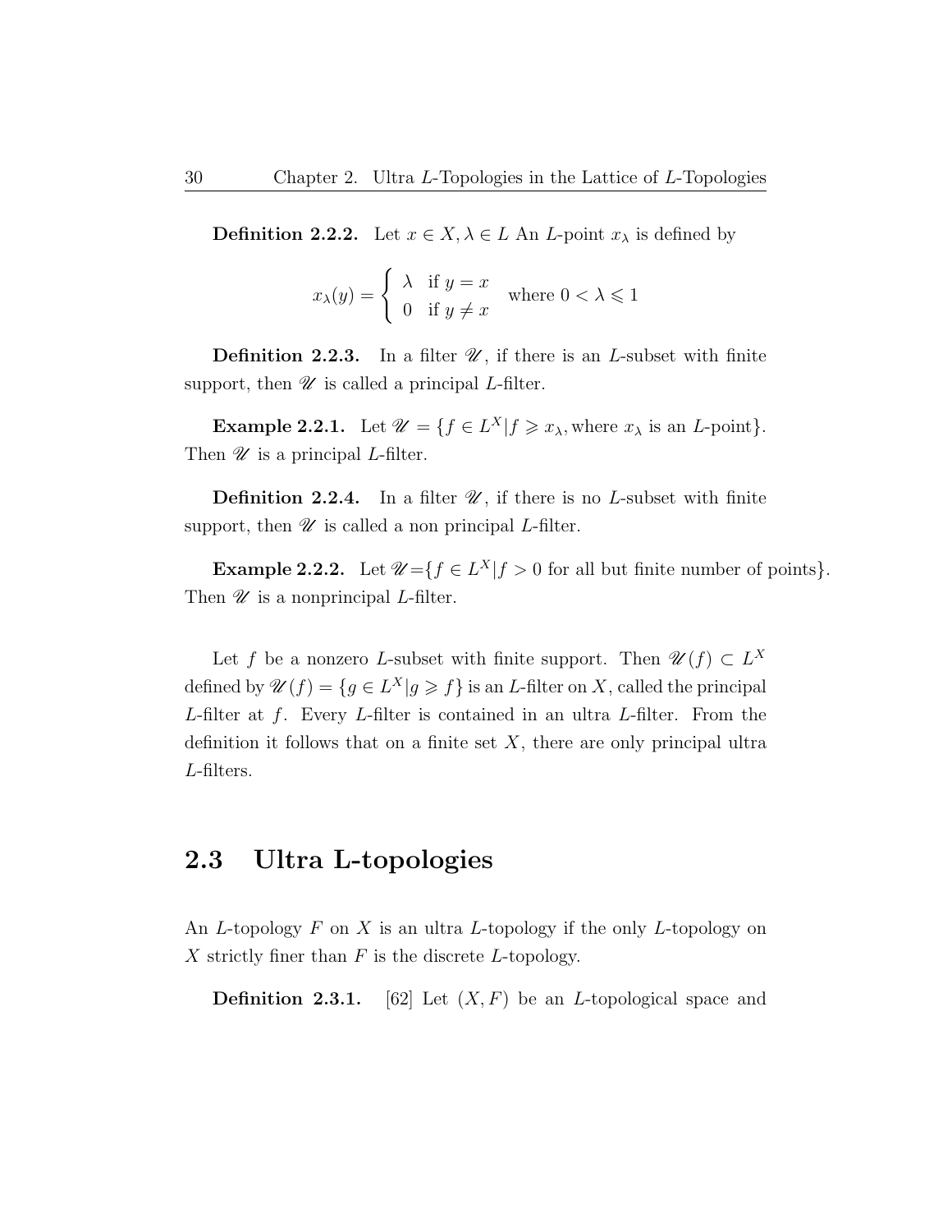**Definition 2.2.2.** Let $x \in X, \lambda \in L$ An $L$-point $x_\lambda$ is defined by

$$x_\lambda(y) = \begin{cases} \lambda & \text{if } y = x \\ 0 & \text{if } y \neq x \end{cases} \quad \text{where } 0 < \lambda \leqslant 1$$

**Definition 2.2.3.** In a filter $\mathscr{U}$, if there is an $L$-subset with finite support, then $\mathscr{U}$ is called a principal $L$-filter.

**Example 2.2.1.** Let $\mathscr{U} = \{f \in L^X | f \geqslant x_\lambda, \text{where } x_\lambda \text{ is an } L\text{-point}\}$. Then $\mathscr{U}$ is a principal $L$-filter.

**Definition 2.2.4.** In a filter $\mathscr{U}$, if there is no $L$-subset with finite support, then $\mathscr{U}$ is called a non principal $L$-filter.

**Example 2.2.2.** Let $\mathscr{U}=\{f \in L^X | f > 0 \text{ for all but finite number of points}\}$. Then $\mathscr{U}$ is a nonprincipal $L$-filter.

Let $f$ be a nonzero $L$-subset with finite support. Then $\mathscr{U}(f) \subset L^X$ defined by $\mathscr{U}(f) = \{g \in L^X | g \geqslant f\}$ is an $L$-filter on $X$, called the principal $L$-filter at $f$. Every $L$-filter is contained in an ultra $L$-filter. From the definition it follows that on a finite set $X$, there are only principal ultra $L$-filters.

## 2.3 Ultra L-topologies

An $L$-topology $F$ on $X$ is an ultra $L$-topology if the only $L$-topology on $X$ strictly finer than $F$ is the discrete $L$-topology.

**Definition 2.3.1.** [62] Let $(X, F)$ be an $L$-topological space and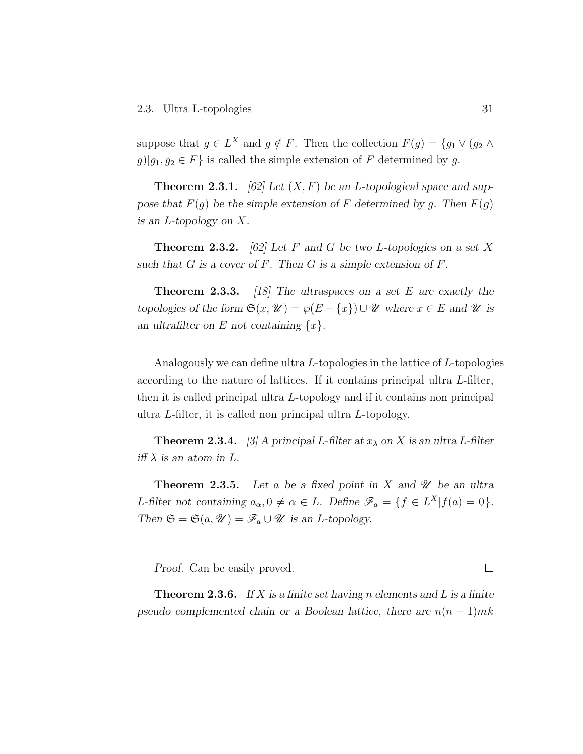suppose that $g \in L^X$ and $g \notin F$. Then the collection $F(g) = \{g_1 \vee (g_2 \wedge g) | g_1, g_2 \in F\}$ is called the simple extension of $F$ determined by $g$.

**Theorem 2.3.1.** *[62] Let $(X, F)$ be an $L$-topological space and suppose that $F(g)$ be the simple extension of $F$ determined by $g$. Then $F(g)$ is an $L$-topology on $X$.*

**Theorem 2.3.2.** *[62] Let $F$ and $G$ be two $L$-topologies on a set $X$ such that $G$ is a cover of $F$. Then $G$ is a simple extension of $F$.*

**Theorem 2.3.3.** *[18] The ultraspaces on a set $E$ are exactly the topologies of the form $\mathfrak{S}(x, \mathscr{U}) = \wp(E - \{x\}) \cup \mathscr{U}$ where $x \in E$ and $\mathscr{U}$ is an ultrafilter on $E$ not containing $\{x\}$.*

Analogously we can define ultra $L$-topologies in the lattice of $L$-topologies according to the nature of lattices. If it contains principal ultra $L$-filter, then it is called principal ultra $L$-topology and if it contains non principal ultra $L$-filter, it is called non principal ultra $L$-topology.

**Theorem 2.3.4.** *[3] A principal $L$-filter at $x_\lambda$ on $X$ is an ultra $L$-filter iff $\lambda$ is an atom in $L$.*

**Theorem 2.3.5.** *Let $a$ be a fixed point in $X$ and $\mathscr{U}$ be an ultra $L$-filter not containing $a_\alpha, 0 \neq \alpha \in L$. Define $\mathscr{F}_a = \{f \in L^X | f(a) = 0\}$. Then $\mathfrak{S} = \mathfrak{S}(a, \mathscr{U}) = \mathscr{F}_a \cup \mathscr{U}$ is an $L$-topology.*

*Proof.* Can be easily proved. □

**Theorem 2.3.6.** *If $X$ is a finite set having $n$ elements and $L$ is a finite pseudo complemented chain or a Boolean lattice, there are $n(n-1)mk$*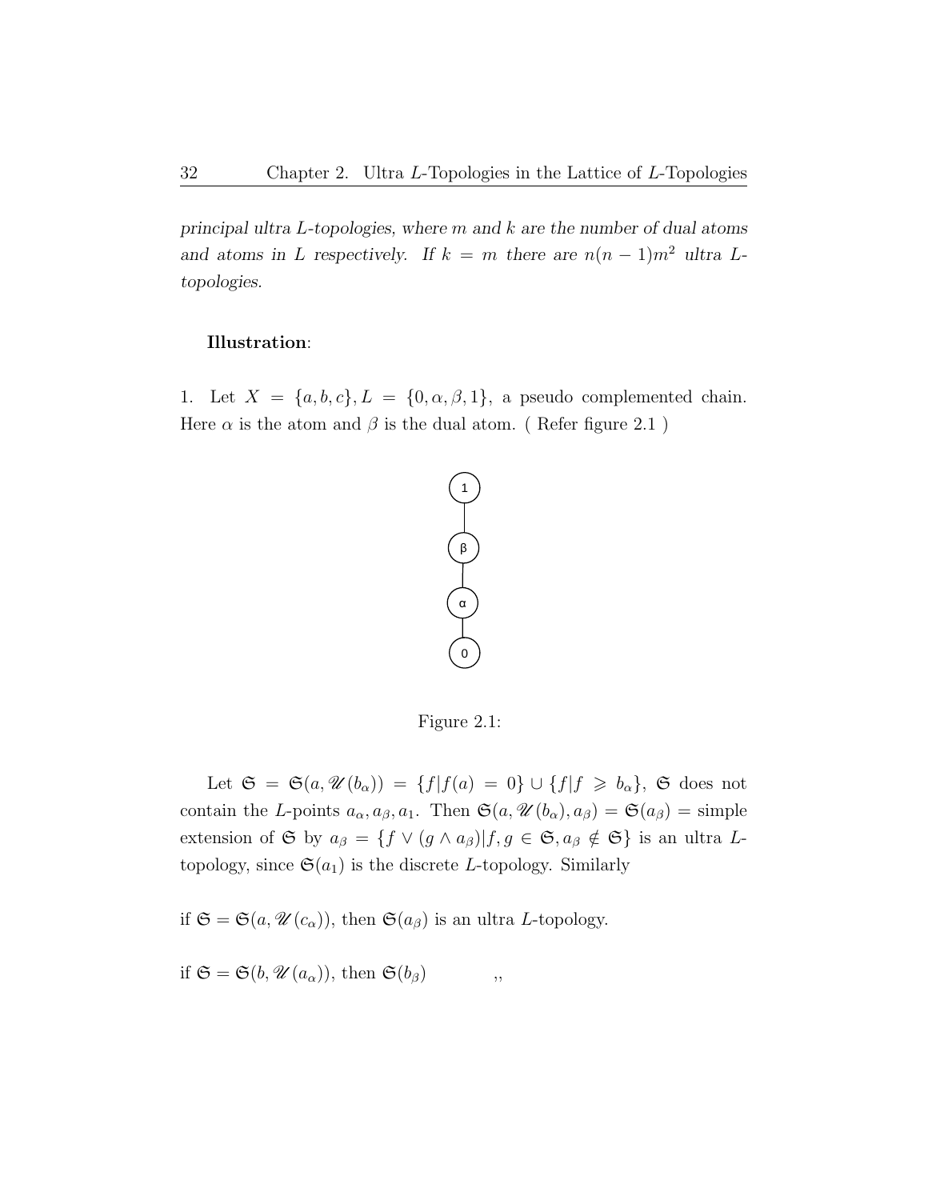*principal ultra L-topologies, where m and k are the number of dual atoms and atoms in L respectively. If $k = m$ there are $n(n-1)m^2$ ultra L-topologies.*

**Illustration**:

1. Let $X = \{a, b, c\}, L = \{0, \alpha, \beta, 1\}$, a pseudo complemented chain. Here $\alpha$ is the atom and $\beta$ is the dual atom. ( Refer figure 2.1 )

Figure 2.1:

Let $\mathfrak{S} = \mathfrak{S}(a, \mathscr{U}(b_\alpha)) = \{f | f(a) = 0\} \cup \{f | f \geqslant b_\alpha\}$, $\mathfrak{S}$ does not contain the $L$-points $a_\alpha, a_\beta, a_1$. Then $\mathfrak{S}(a, \mathscr{U}(b_\alpha), a_\beta) = \mathfrak{S}(a_\beta) =$ simple extension of $\mathfrak{S}$ by $a_\beta = \{f \vee (g \wedge a_\beta) | f, g \in \mathfrak{S}, a_\beta \notin \mathfrak{S}\}$ is an ultra $L$-topology, since $\mathfrak{S}(a_1)$ is the discrete $L$-topology. Similarly

if $\mathfrak{S} = \mathfrak{S}(a, \mathscr{U}(c_\alpha))$, then $\mathfrak{S}(a_\beta)$ is an ultra $L$-topology.

if $\mathfrak{S} = \mathfrak{S}(b, \mathscr{U}(a_\alpha))$, then $\mathfrak{S}(b_\beta)$ ,,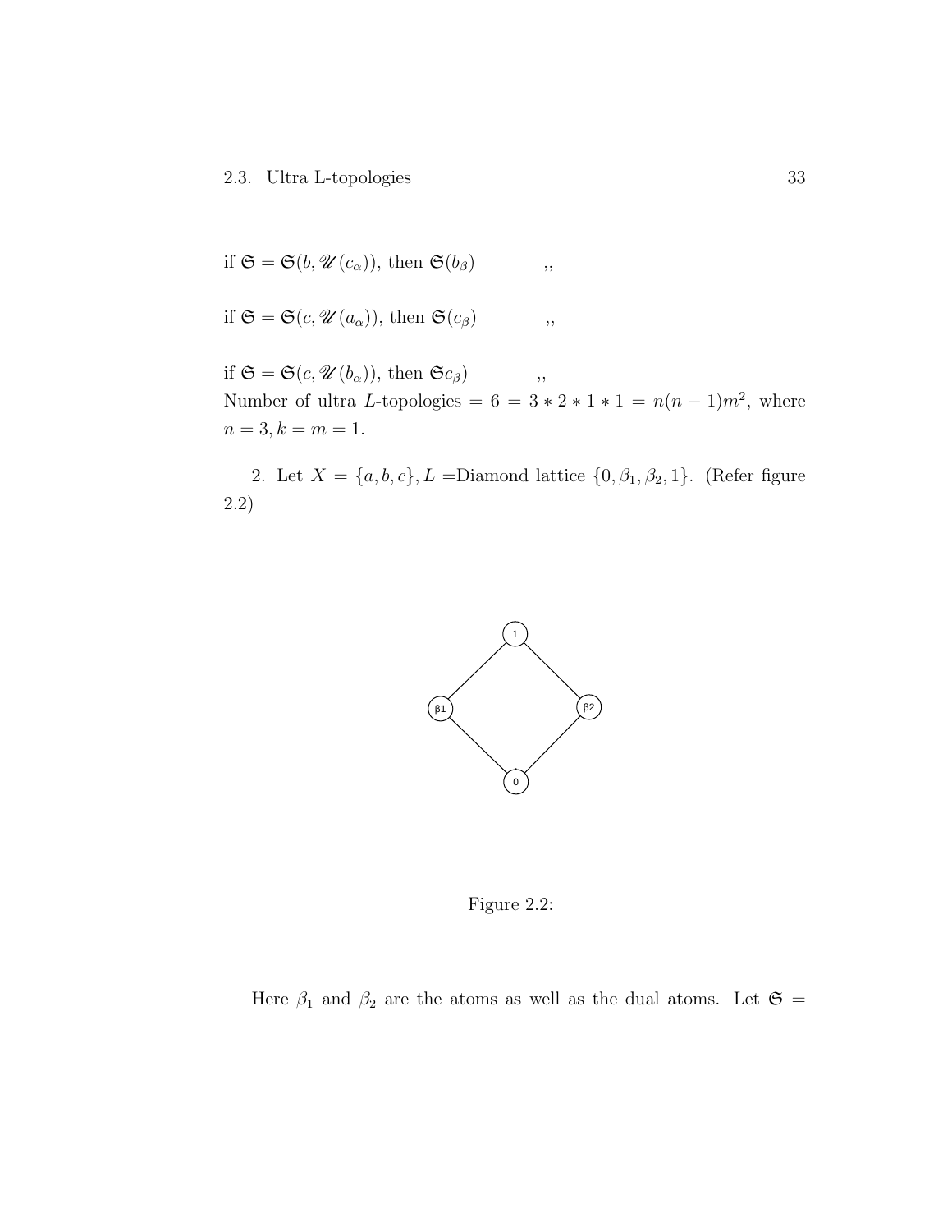if $\mathfrak{S} = \mathfrak{S}(b, \mathscr{U}(c_\alpha))$, then $\mathfrak{S}(b_\beta)$ ,,

if $\mathfrak{S} = \mathfrak{S}(c, \mathscr{U}(a_\alpha))$, then $\mathfrak{S}(c_\beta)$ ,,

if $\mathfrak{S} = \mathfrak{S}(c, \mathscr{U}(b_\alpha))$, then $\mathfrak{S}c_\beta)$ ,,
Number of ultra $L$-topologies $= 6 = 3 * 2 * 1 * 1 = n(n-1)m^2$, where $n = 3, k = m = 1$.

2. Let $X = \{a, b, c\}, L =$Diamond lattice $\{0, \beta_1, \beta_2, 1\}$. (Refer figure 2.2)

Figure 2.2:

Here $\beta_1$ and $\beta_2$ are the atoms as well as the dual atoms. Let $\mathfrak{S} =$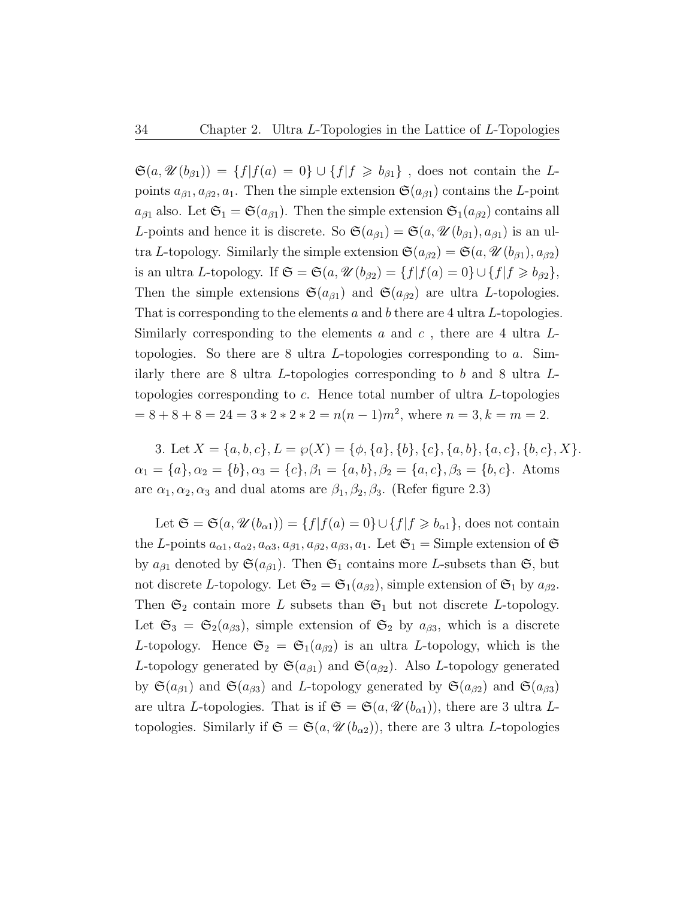$\mathfrak{S}(a, \mathscr{U}(b_{\beta 1})) = \{f|f(a) = 0\} \cup \{f|f \geqslant b_{\beta 1}\}$ , does not contain the $L$-points $a_{\beta 1}, a_{\beta 2}, a_1$. Then the simple extension $\mathfrak{S}(a_{\beta 1})$ contains the $L$-point $a_{\beta 1}$ also. Let $\mathfrak{S}_1 = \mathfrak{S}(a_{\beta 1})$. Then the simple extension $\mathfrak{S}_1(a_{\beta 2})$ contains all $L$-points and hence it is discrete. So $\mathfrak{S}(a_{\beta 1}) = \mathfrak{S}(a, \mathscr{U}(b_{\beta 1}), a_{\beta 1})$ is an ultra $L$-topology. Similarly the simple extension $\mathfrak{S}(a_{\beta 2}) = \mathfrak{S}(a, \mathscr{U}(b_{\beta 1}), a_{\beta 2})$ is an ultra $L$-topology. If $\mathfrak{S} = \mathfrak{S}(a, \mathscr{U}(b_{\beta 2}) = \{f|f(a) = 0\} \cup \{f|f \geqslant b_{\beta 2}\}$, Then the simple extensions $\mathfrak{S}(a_{\beta 1})$ and $\mathfrak{S}(a_{\beta 2})$ are ultra $L$-topologies. That is corresponding to the elements $a$ and $b$ there are 4 ultra $L$-topologies. Similarly corresponding to the elements $a$ and $c$ , there are 4 ultra $L$-topologies. So there are 8 ultra $L$-topologies corresponding to $a$. Similarly there are 8 ultra $L$-topologies corresponding to $b$ and 8 ultra $L$-topologies corresponding to $c$. Hence total number of ultra $L$-topologies $= 8 + 8 + 8 = 24 = 3 * 2 * 2 * 2 = n(n-1)m^2$, where $n = 3, k = m = 2$.

3. Let $X = \{a, b, c\}, L = \wp(X) = \{\phi, \{a\}, \{b\}, \{c\}, \{a, b\}, \{a, c\}, \{b, c\}, X\}$. $\alpha_1 = \{a\}, \alpha_2 = \{b\}, \alpha_3 = \{c\}, \beta_1 = \{a, b\}, \beta_2 = \{a, c\}, \beta_3 = \{b, c\}$. Atoms are $\alpha_1, \alpha_2, \alpha_3$ and dual atoms are $\beta_1, \beta_2, \beta_3$. (Refer figure 2.3)

Let $\mathfrak{S} = \mathfrak{S}(a, \mathscr{U}(b_{\alpha 1})) = \{f|f(a) = 0\} \cup \{f|f \geqslant b_{\alpha 1}\}$, does not contain the $L$-points $a_{\alpha 1}, a_{\alpha 2}, a_{\alpha 3}, a_{\beta 1}, a_{\beta 2}, a_{\beta 3}, a_1$. Let $\mathfrak{S}_1 =$ Simple extension of $\mathfrak{S}$ by $a_{\beta 1}$ denoted by $\mathfrak{S}(a_{\beta 1})$. Then $\mathfrak{S}_1$ contains more $L$-subsets than $\mathfrak{S}$, but not discrete $L$-topology. Let $\mathfrak{S}_2 = \mathfrak{S}_1(a_{\beta 2})$, simple extension of $\mathfrak{S}_1$ by $a_{\beta 2}$. Then $\mathfrak{S}_2$ contain more $L$ subsets than $\mathfrak{S}_1$ but not discrete $L$-topology. Let $\mathfrak{S}_3 = \mathfrak{S}_2(a_{\beta 3})$, simple extension of $\mathfrak{S}_2$ by $a_{\beta 3}$, which is a discrete $L$-topology. Hence $\mathfrak{S}_2 = \mathfrak{S}_1(a_{\beta 2})$ is an ultra $L$-topology, which is the $L$-topology generated by $\mathfrak{S}(a_{\beta 1})$ and $\mathfrak{S}(a_{\beta 2})$. Also $L$-topology generated by $\mathfrak{S}(a_{\beta 1})$ and $\mathfrak{S}(a_{\beta 3})$ and $L$-topology generated by $\mathfrak{S}(a_{\beta 2})$ and $\mathfrak{S}(a_{\beta 3})$ are ultra $L$-topologies. That is if $\mathfrak{S} = \mathfrak{S}(a, \mathscr{U}(b_{\alpha 1}))$, there are 3 ultra $L$-topologies. Similarly if $\mathfrak{S} = \mathfrak{S}(a, \mathscr{U}(b_{\alpha 2}))$, there are 3 ultra $L$-topologies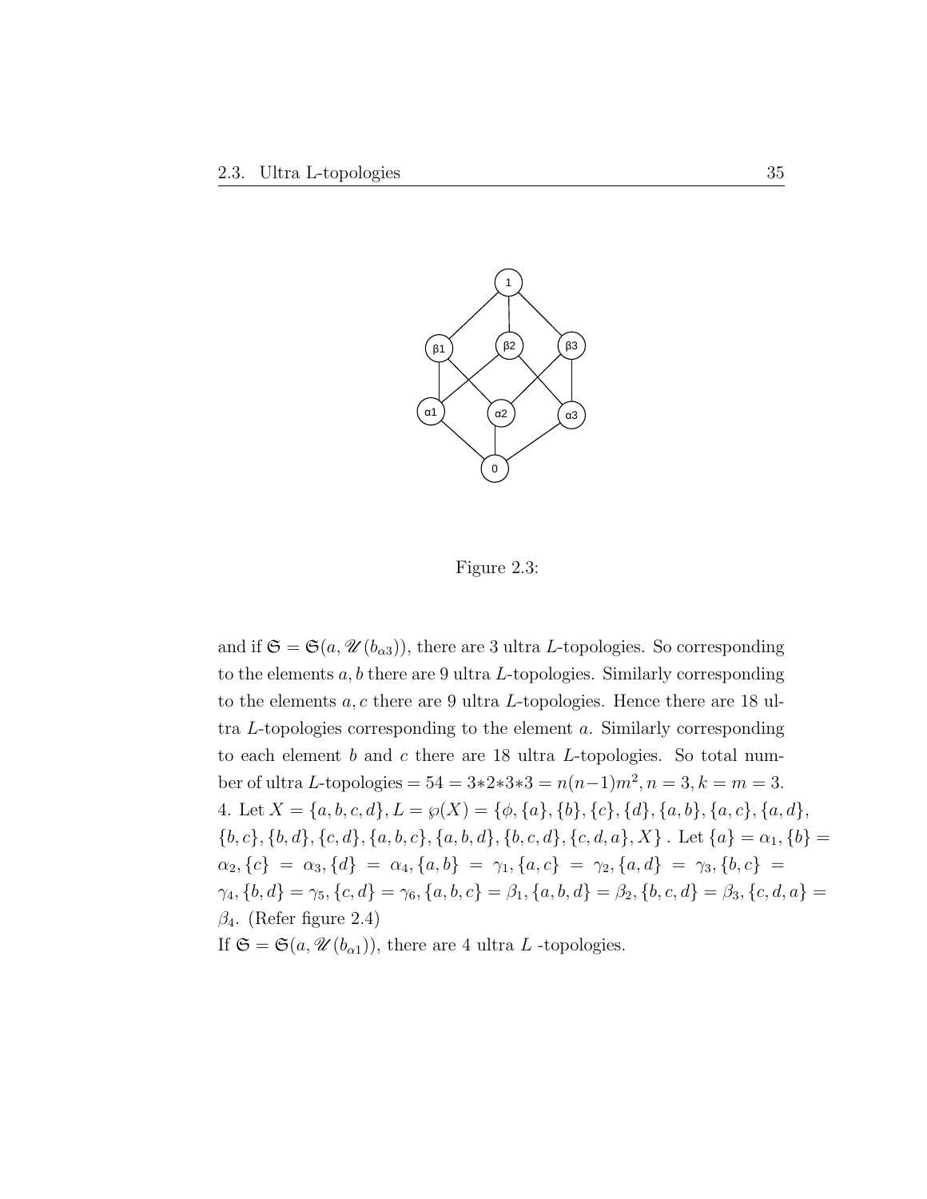Figure 2.3:

and if $\mathfrak{S} = \mathfrak{S}(a, \mathscr{U}(b_{\alpha 3}))$, there are 3 ultra $L$-topologies. So corresponding to the elements $a, b$ there are 9 ultra $L$-topologies. Similarly corresponding to the elements $a, c$ there are 9 ultra $L$-topologies. Hence there are 18 ultra $L$-topologies corresponding to the element $a$. Similarly corresponding to each element $b$ and $c$ there are 18 ultra $L$-topologies. So total number of ultra $L$-topologies $= 54 = 3*2*3*3 = n(n-1)m^2, n = 3, k = m = 3$.

4. Let $X = \{a, b, c, d\}, L = \wp(X) = \{\phi, \{a\}, \{b\}, \{c\}, \{d\}, \{a, b\}, \{a, c\}, \{a, d\}, \{b, c\}, \{b, d\}, \{c, d\}, \{a, b, c\}, \{a, b, d\}, \{b, c, d\}, \{c, d, a\}, X\}$ . Let $\{a\} = \alpha_1, \{b\} = \alpha_2, \{c\} = \alpha_3, \{d\} = \alpha_4, \{a, b\} = \gamma_1, \{a, c\} = \gamma_2, \{a, d\} = \gamma_3, \{b, c\} = \gamma_4, \{b, d\} = \gamma_5, \{c, d\} = \gamma_6, \{a, b, c\} = \beta_1, \{a, b, d\} = \beta_2, \{b, c, d\} = \beta_3, \{c, d, a\} = \beta_4$. (Refer figure 2.4)

If $\mathfrak{S} = \mathfrak{S}(a, \mathscr{U}(b_{\alpha 1}))$, there are 4 ultra $L$ -topologies.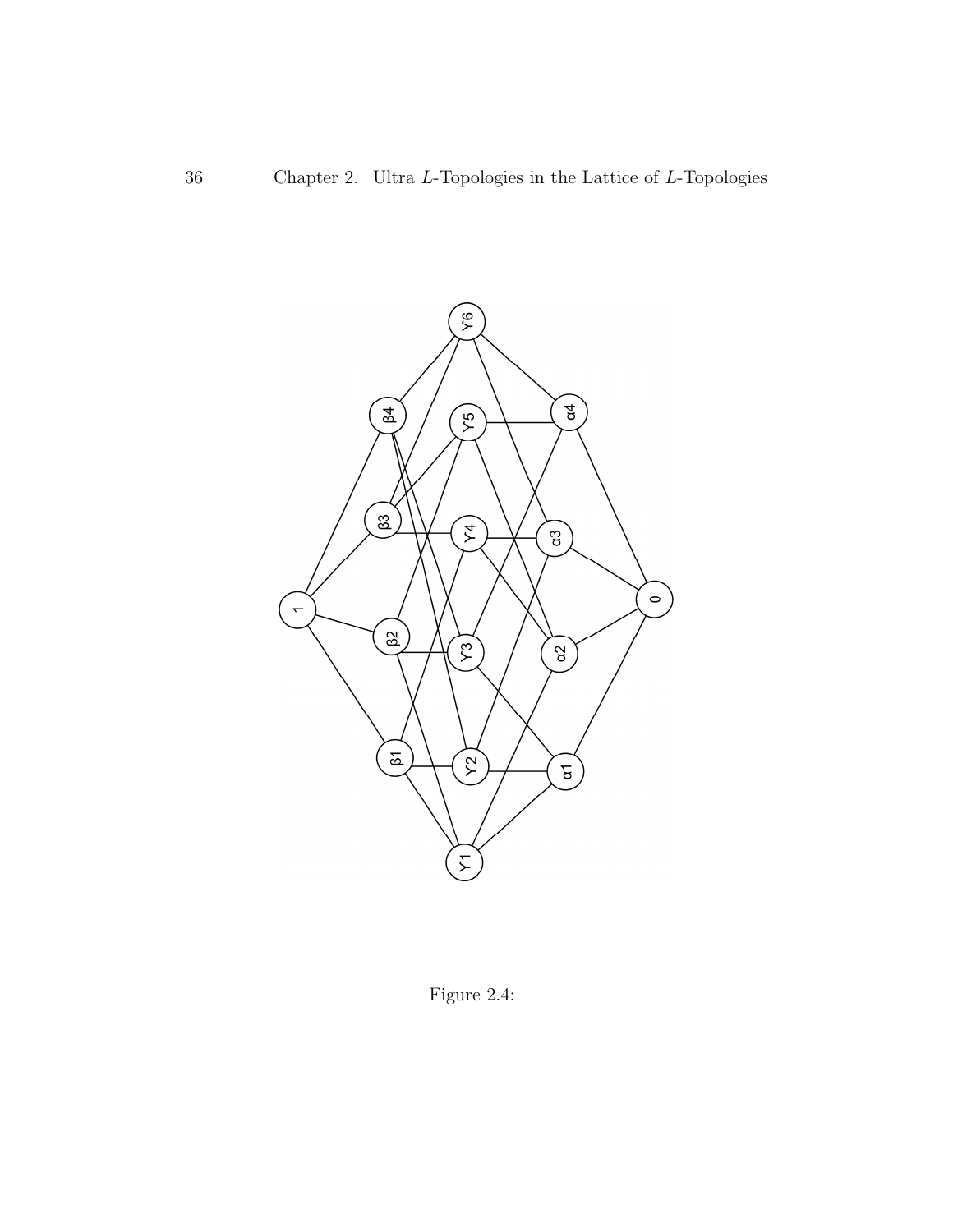Figure 2.4: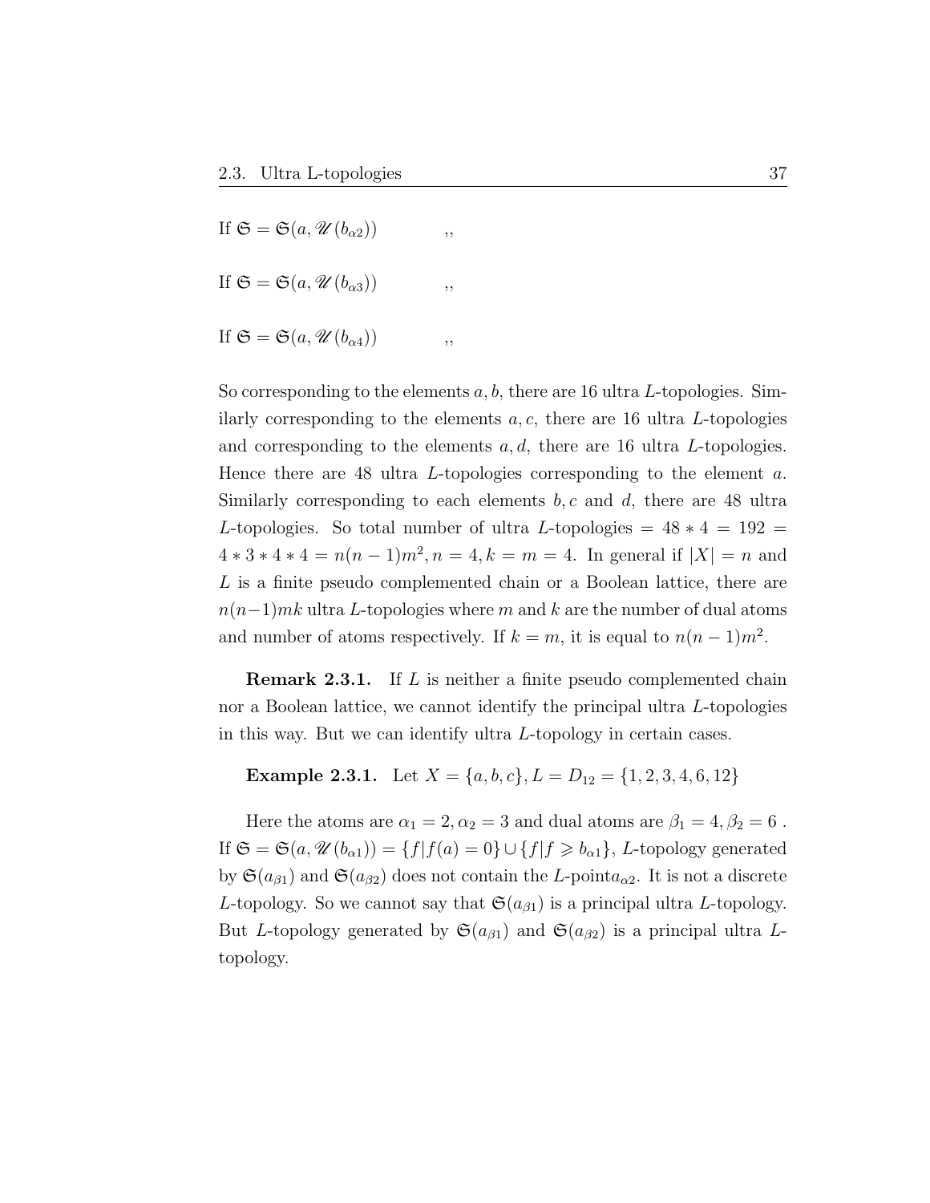If $\mathfrak{S} = \mathfrak{S}(a, \mathscr{U}(b_{\alpha 2}))$ ,,

If $\mathfrak{S} = \mathfrak{S}(a, \mathscr{U}(b_{\alpha 3}))$ ,,

If $\mathfrak{S} = \mathfrak{S}(a, \mathscr{U}(b_{\alpha 4}))$ ,,

So corresponding to the elements $a, b$, there are 16 ultra $L$-topologies. Similarly corresponding to the elements $a, c$, there are 16 ultra $L$-topologies and corresponding to the elements $a, d$, there are 16 ultra $L$-topologies. Hence there are 48 ultra $L$-topologies corresponding to the element $a$. Similarly corresponding to each elements $b, c$ and $d$, there are 48 ultra $L$-topologies. So total number of ultra $L$-topologies $= 48 * 4 = 192 = 4 * 3 * 4 * 4 = n(n-1)m^2, n = 4, k = m = 4$. In general if $|X| = n$ and $L$ is a finite pseudo complemented chain or a Boolean lattice, there are $n(n-1)mk$ ultra $L$-topologies where $m$ and $k$ are the number of dual atoms and number of atoms respectively. If $k = m$, it is equal to $n(n-1)m^2$.

**Remark 2.3.1.** If $L$ is neither a finite pseudo complemented chain nor a Boolean lattice, we cannot identify the principal ultra $L$-topologies in this way. But we can identify ultra $L$-topology in certain cases.

**Example 2.3.1.** Let $X = \{a, b, c\}, L = D_{12} = \{1, 2, 3, 4, 6, 12\}$

Here the atoms are $\alpha_1 = 2, \alpha_2 = 3$ and dual atoms are $\beta_1 = 4, \beta_2 = 6$ . If $\mathfrak{S} = \mathfrak{S}(a, \mathscr{U}(b_{\alpha 1})) = \{f | f(a) = 0\} \cup \{f | f \geqslant b_{\alpha 1}\}$, $L$-topology generated by $\mathfrak{S}(a_{\beta 1})$ and $\mathfrak{S}(a_{\beta 2})$ does not contain the $L$-point$a_{\alpha 2}$. It is not a discrete $L$-topology. So we cannot say that $\mathfrak{S}(a_{\beta 1})$ is a principal ultra $L$-topology. But $L$-topology generated by $\mathfrak{S}(a_{\beta 1})$ and $\mathfrak{S}(a_{\beta 2})$ is a principal ultra $L$-topology.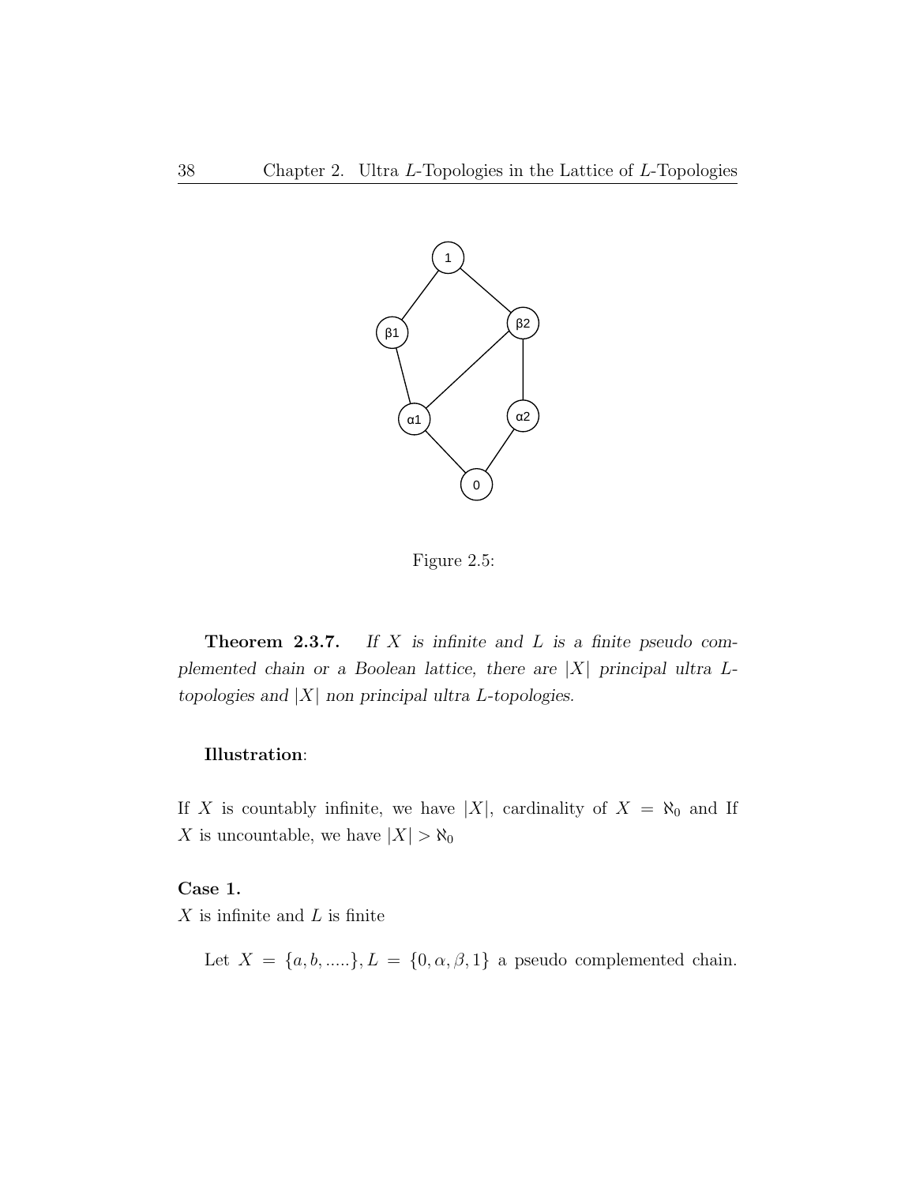Figure 2.5:

**Theorem 2.3.7.** *If $X$ is infinite and $L$ is a finite pseudo complemented chain or a Boolean lattice, there are $|X|$ principal ultra $L$-topologies and $|X|$ non principal ultra $L$-topologies.*

**Illustration**:

If $X$ is countably infinite, we have $|X|$, cardinality of $X = \aleph_0$ and If $X$ is uncountable, we have $|X| > \aleph_0$

**Case 1.**

$X$ is infinite and $L$ is finite

Let $X = \{a, b, .....\}, L = \{0, \alpha, \beta, 1\}$ a pseudo complemented chain.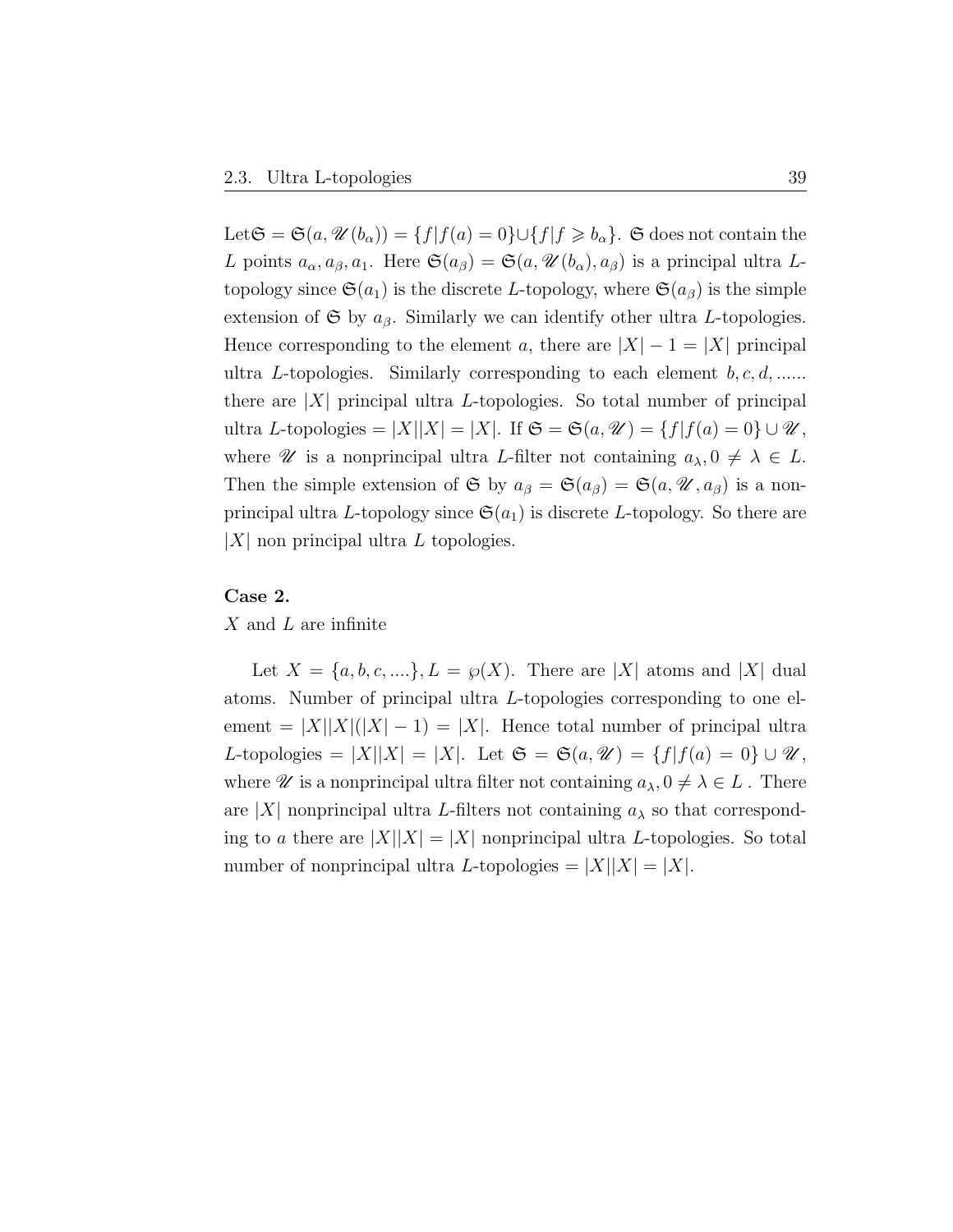Let $\mathfrak{S} = \mathfrak{S}(a, \mathscr{U}(b_\alpha)) = \{f | f(a) = 0\} \cup \{f | f \geqslant b_\alpha\}$. $\mathfrak{S}$ does not contain the $L$ points $a_\alpha, a_\beta, a_1$. Here $\mathfrak{S}(a_\beta) = \mathfrak{S}(a, \mathscr{U}(b_\alpha), a_\beta)$ is a principal ultra $L$-topology since $\mathfrak{S}(a_1)$ is the discrete $L$-topology, where $\mathfrak{S}(a_\beta)$ is the simple extension of $\mathfrak{S}$ by $a_\beta$. Similarly we can identify other ultra $L$-topologies. Hence corresponding to the element $a$, there are $|X| - 1 = |X|$ principal ultra $L$-topologies. Similarly corresponding to each element $b, c, d, ......$ there are $|X|$ principal ultra $L$-topologies. So total number of principal ultra $L$-topologies $= |X||X| = |X|$. If $\mathfrak{S} = \mathfrak{S}(a, \mathscr{U}) = \{f | f(a) = 0\} \cup \mathscr{U}$, where $\mathscr{U}$ is a nonprincipal ultra $L$-filter not containing $a_\lambda, 0 \neq \lambda \in L$. Then the simple extension of $\mathfrak{S}$ by $a_\beta = \mathfrak{S}(a_\beta) = \mathfrak{S}(a, \mathscr{U}, a_\beta)$ is a nonprincipal ultra $L$-topology since $\mathfrak{S}(a_1)$ is discrete $L$-topology. So there are $|X|$ non principal ultra $L$ topologies.

**Case 2.**

$X$ and $L$ are infinite

Let $X = \{a, b, c, ....\}, L = \wp(X)$. There are $|X|$ atoms and $|X|$ dual atoms. Number of principal ultra $L$-topologies corresponding to one element $= |X||X|(|X| - 1) = |X|$. Hence total number of principal ultra $L$-topologies $= |X||X| = |X|$. Let $\mathfrak{S} = \mathfrak{S}(a, \mathscr{U}) = \{f | f(a) = 0\} \cup \mathscr{U}$, where $\mathscr{U}$ is a nonprincipal ultra filter not containing $a_\lambda, 0 \neq \lambda \in L$ . There are $|X|$ nonprincipal ultra $L$-filters not containing $a_\lambda$ so that corresponding to $a$ there are $|X||X| = |X|$ nonprincipal ultra $L$-topologies. So total number of nonprincipal ultra $L$-topologies $= |X||X| = |X|$.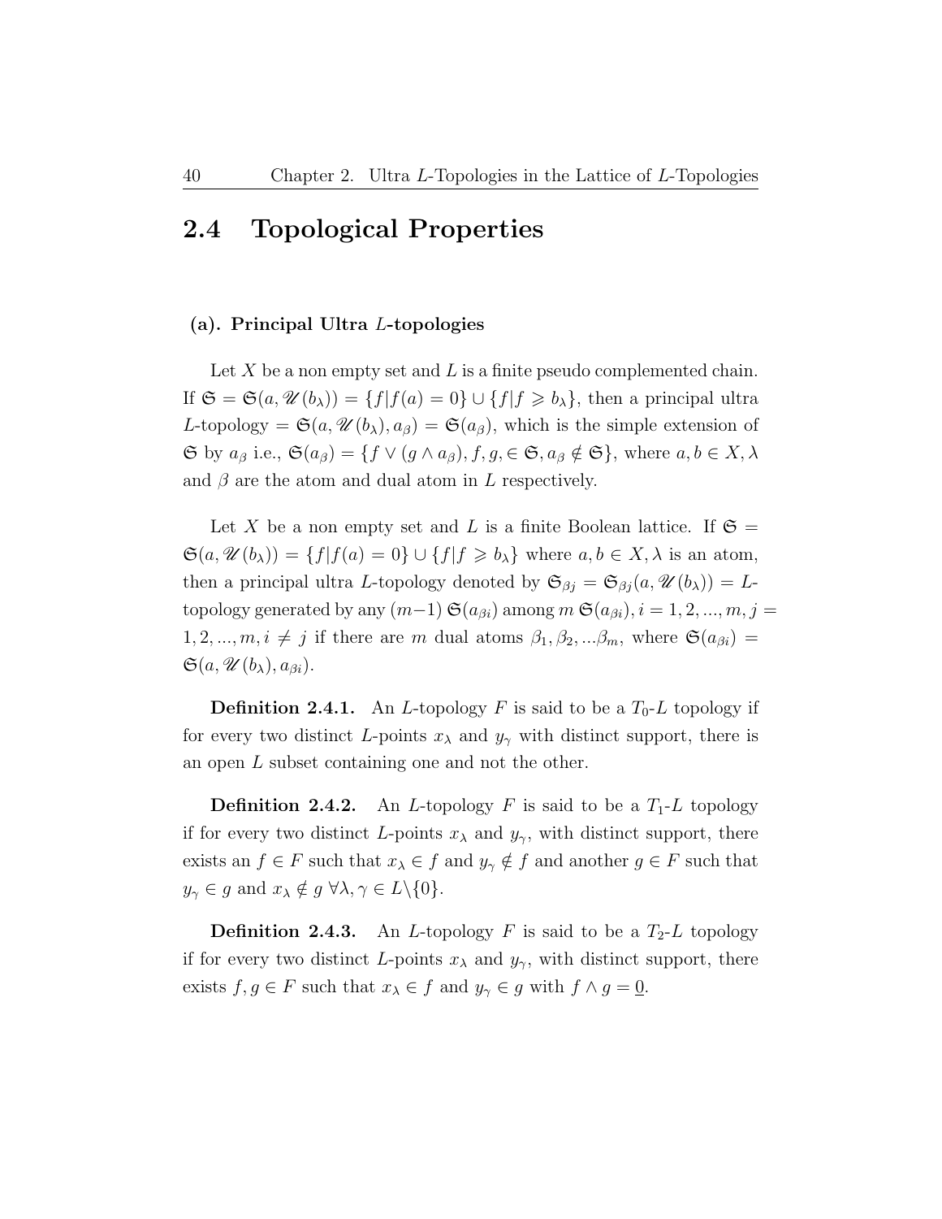## 2.4 Topological Properties

**(a). Principal Ultra $L$-topologies**

Let $X$ be a non empty set and $L$ is a finite pseudo complemented chain. If $\mathfrak{S} = \mathfrak{S}(a, \mathscr{U}(b_\lambda)) = \{f | f(a) = 0\} \cup \{f | f \geqslant b_\lambda\}$, then a principal ultra $L$-topology $= \mathfrak{S}(a, \mathscr{U}(b_\lambda), a_\beta) = \mathfrak{S}(a_\beta)$, which is the simple extension of $\mathfrak{S}$ by $a_\beta$ i.e., $\mathfrak{S}(a_\beta) = \{f \vee (g \wedge a_\beta), f, g, \in \mathfrak{S}, a_\beta \notin \mathfrak{S}\}$, where $a, b \in X, \lambda$ and $\beta$ are the atom and dual atom in $L$ respectively.

Let $X$ be a non empty set and $L$ is a finite Boolean lattice. If $\mathfrak{S} = \mathfrak{S}(a, \mathscr{U}(b_\lambda)) = \{f | f(a) = 0\} \cup \{f | f \geqslant b_\lambda\}$ where $a, b \in X, \lambda$ is an atom, then a principal ultra $L$-topology denoted by $\mathfrak{S}_{\beta j} = \mathfrak{S}_{\beta j}(a, \mathscr{U}(b_\lambda)) = L$-topology generated by any $(m-1)$ $\mathfrak{S}(a_{\beta i})$ among $m$ $\mathfrak{S}(a_{\beta i}), i = 1, 2, ..., m, j = 1, 2, ..., m, i \neq j$ if there are $m$ dual atoms $\beta_1, \beta_2, ...\beta_m$, where $\mathfrak{S}(a_{\beta i}) = \mathfrak{S}(a, \mathscr{U}(b_\lambda), a_{\beta i})$.

**Definition 2.4.1.** An $L$-topology $F$ is said to be a $T_0$-$L$ topology if for every two distinct $L$-points $x_\lambda$ and $y_\gamma$ with distinct support, there is an open $L$ subset containing one and not the other.

**Definition 2.4.2.** An $L$-topology $F$ is said to be a $T_1$-$L$ topology if for every two distinct $L$-points $x_\lambda$ and $y_\gamma$, with distinct support, there exists an $f \in F$ such that $x_\lambda \in f$ and $y_\gamma \notin f$ and another $g \in F$ such that $y_\gamma \in g$ and $x_\lambda \notin g$ $\forall \lambda, \gamma \in L \backslash \{0\}$.

**Definition 2.4.3.** An $L$-topology $F$ is said to be a $T_2$-$L$ topology if for every two distinct $L$-points $x_\lambda$ and $y_\gamma$, with distinct support, there exists $f, g \in F$ such that $x_\lambda \in f$ and $y_\gamma \in g$ with $f \wedge g = \underline{0}$.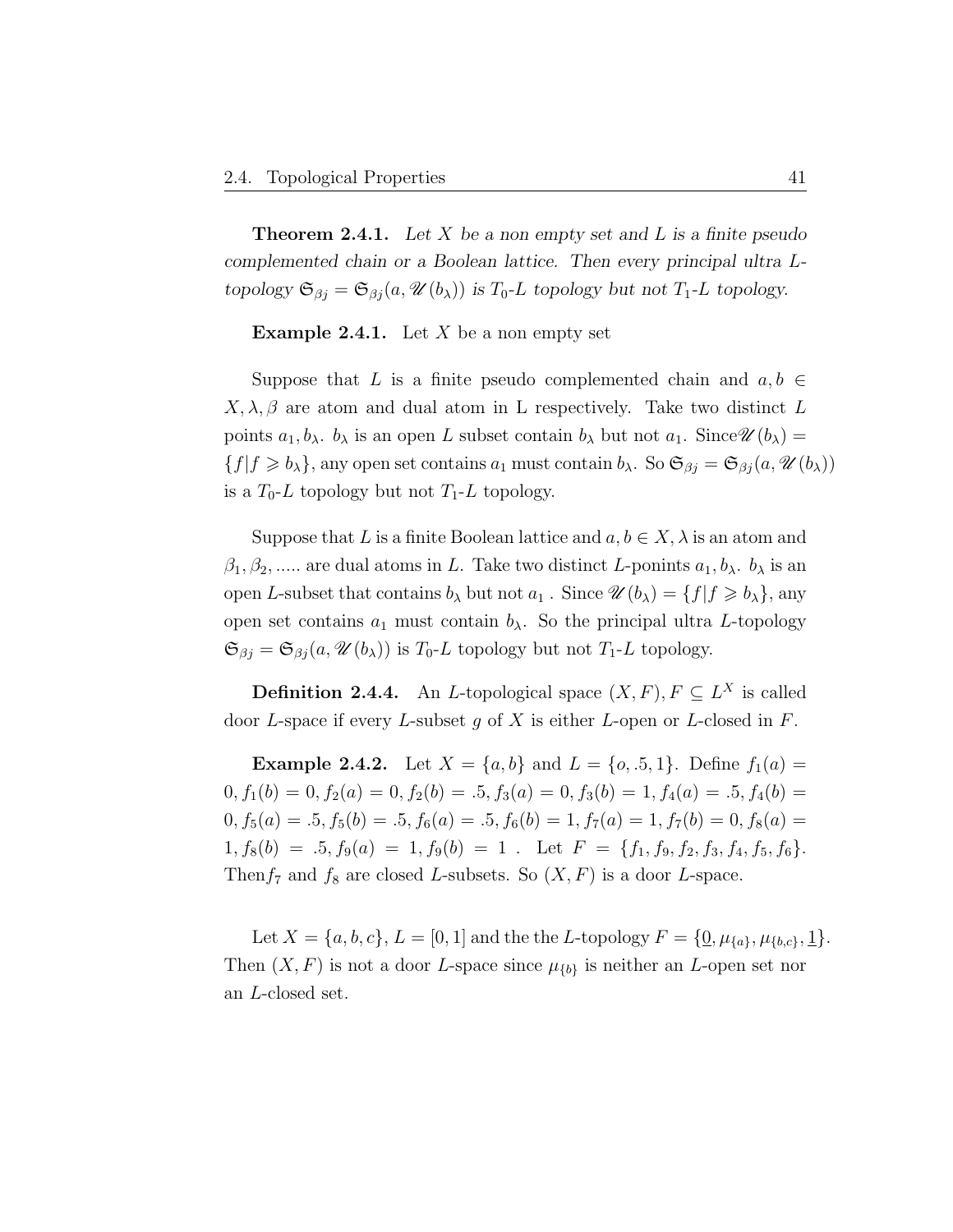**Theorem 2.4.1.** *Let $X$ be a non empty set and $L$ is a finite pseudo complemented chain or a Boolean lattice. Then every principal ultra $L$-topology $\mathfrak{S}_{\beta j} = \mathfrak{S}_{\beta j}(a, \mathscr{U}(b_\lambda))$ is $T_0$-$L$ topology but not $T_1$-$L$ topology.*

**Example 2.4.1.** Let $X$ be a non empty set

Suppose that $L$ is a finite pseudo complemented chain and $a, b \in X, \lambda, \beta$ are atom and dual atom in L respectively. Take two distinct $L$ points $a_1, b_\lambda$. $b_\lambda$ is an open $L$ subset contain $b_\lambda$ but not $a_1$. Since$\mathscr{U}(b_\lambda) = \{f | f \geqslant b_\lambda\}$, any open set contains $a_1$ must contain $b_\lambda$. So $\mathfrak{S}_{\beta j} = \mathfrak{S}_{\beta j}(a, \mathscr{U}(b_\lambda))$ is a $T_0$-$L$ topology but not $T_1$-$L$ topology.

Suppose that $L$ is a finite Boolean lattice and $a, b \in X, \lambda$ is an atom and $\beta_1, \beta_2, .....$ are dual atoms in $L$. Take two distinct $L$-ponints $a_1, b_\lambda$. $b_\lambda$ is an open $L$-subset that contains $b_\lambda$ but not $a_1$ . Since $\mathscr{U}(b_\lambda) = \{f | f \geqslant b_\lambda\}$, any open set contains $a_1$ must contain $b_\lambda$. So the principal ultra $L$-topology $\mathfrak{S}_{\beta j} = \mathfrak{S}_{\beta j}(a, \mathscr{U}(b_\lambda))$ is $T_0$-$L$ topology but not $T_1$-$L$ topology.

**Definition 2.4.4.** An $L$-topological space $(X, F), F \subseteq L^X$ is called door $L$-space if every $L$-subset $g$ of $X$ is either $L$-open or $L$-closed in $F$.

**Example 2.4.2.** Let $X = \{a, b\}$ and $L = \{o, .5, 1\}$. Define $f_1(a) = 0, f_1(b) = 0, f_2(a) = 0, f_2(b) = .5, f_3(a) = 0, f_3(b) = 1, f_4(a) = .5, f_4(b) = 0, f_5(a) = .5, f_5(b) = .5, f_6(a) = .5, f_6(b) = 1, f_7(a) = 1, f_7(b) = 0, f_8(a) = 1, f_8(b) = .5, f_9(a) = 1, f_9(b) = 1$ . Let $F = \{f_1, f_9, f_2, f_3, f_4, f_5, f_6\}$. Then$f_7$ and $f_8$ are closed $L$-subsets. So $(X, F)$ is a door $L$-space.

Let $X = \{a, b, c\}$, $L = [0, 1]$ and the the $L$-topology $F = \{\underline{0}, \mu_{\{a\}}, \mu_{\{b,c\}}, \underline{1}\}$. Then $(X, F)$ is not a door $L$-space since $\mu_{\{b\}}$ is neither an $L$-open set nor an $L$-closed set.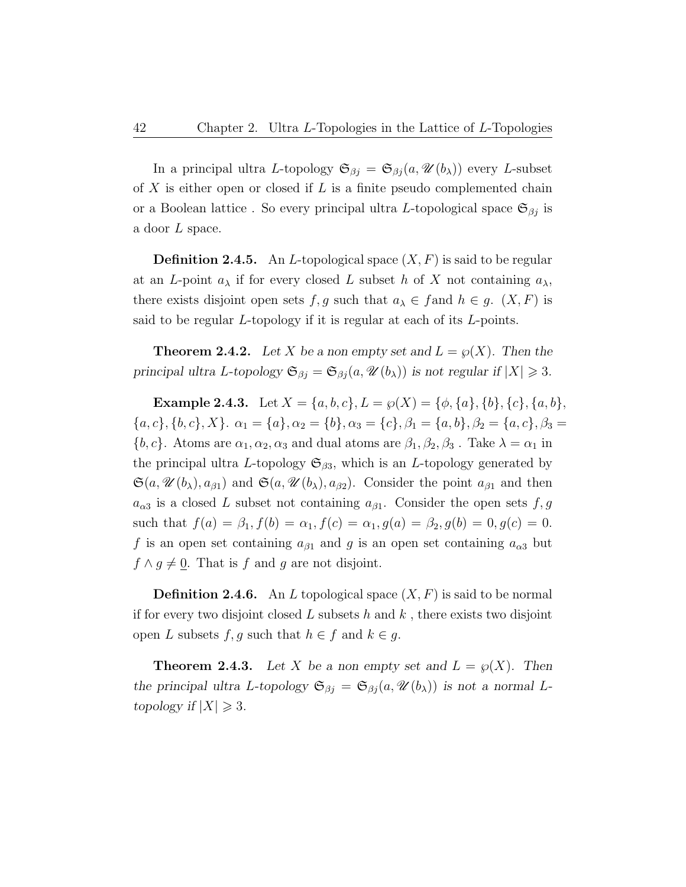In a principal ultra $L$-topology $\mathfrak{S}_{\beta j} = \mathfrak{S}_{\beta j}(a, \mathscr{U}(b_\lambda))$ every $L$-subset of $X$ is either open or closed if $L$ is a finite pseudo complemented chain or a Boolean lattice . So every principal ultra $L$-topological space $\mathfrak{S}_{\beta j}$ is a door $L$ space.

**Definition 2.4.5.** An $L$-topological space $(X, F)$ is said to be regular at an $L$-point $a_\lambda$ if for every closed $L$ subset $h$ of $X$ not containing $a_\lambda$, there exists disjoint open sets $f, g$ such that $a_\lambda \in f$and $h \in g$. $(X, F)$ is said to be regular $L$-topology if it is regular at each of its $L$-points.

**Theorem 2.4.2.** *Let $X$ be a non empty set and $L = \wp(X)$. Then the principal ultra $L$-topology $\mathfrak{S}_{\beta j} = \mathfrak{S}_{\beta j}(a, \mathscr{U}(b_\lambda))$ is not regular if $|X| \geqslant 3$.*

**Example 2.4.3.** Let $X = \{a, b, c\}, L = \wp(X) = \{\phi, \{a\}, \{b\}, \{c\}, \{a, b\}, \{a, c\}, \{b, c\}, X\}$. $\alpha_1 = \{a\}, \alpha_2 = \{b\}, \alpha_3 = \{c\}, \beta_1 = \{a, b\}, \beta_2 = \{a, c\}, \beta_3 = \{b, c\}$. Atoms are $\alpha_1, \alpha_2, \alpha_3$ and dual atoms are $\beta_1, \beta_2, \beta_3$ . Take $\lambda = \alpha_1$ in the principal ultra $L$-topology $\mathfrak{S}_{\beta 3}$, which is an $L$-topology generated by $\mathfrak{S}(a, \mathscr{U}(b_\lambda), a_{\beta 1})$ and $\mathfrak{S}(a, \mathscr{U}(b_\lambda), a_{\beta 2})$. Consider the point $a_{\beta 1}$ and then $a_{\alpha 3}$ is a closed $L$ subset not containing $a_{\beta 1}$. Consider the open sets $f, g$ such that $f(a) = \beta_1, f(b) = \alpha_1, f(c) = \alpha_1, g(a) = \beta_2, g(b) = 0, g(c) = 0$. $f$ is an open set containing $a_{\beta 1}$ and $g$ is an open set containing $a_{\alpha 3}$ but $f \wedge g \neq \underline{0}$. That is $f$ and $g$ are not disjoint.

**Definition 2.4.6.** An $L$ topological space $(X, F)$ is said to be normal if for every two disjoint closed $L$ subsets $h$ and $k$ , there exists two disjoint open $L$ subsets $f, g$ such that $h \in f$ and $k \in g$.

**Theorem 2.4.3.** *Let $X$ be a non empty set and $L = \wp(X)$. Then the principal ultra $L$-topology $\mathfrak{S}_{\beta j} = \mathfrak{S}_{\beta j}(a, \mathscr{U}(b_\lambda))$ is not a normal $L$-topology if $|X| \geqslant 3$.*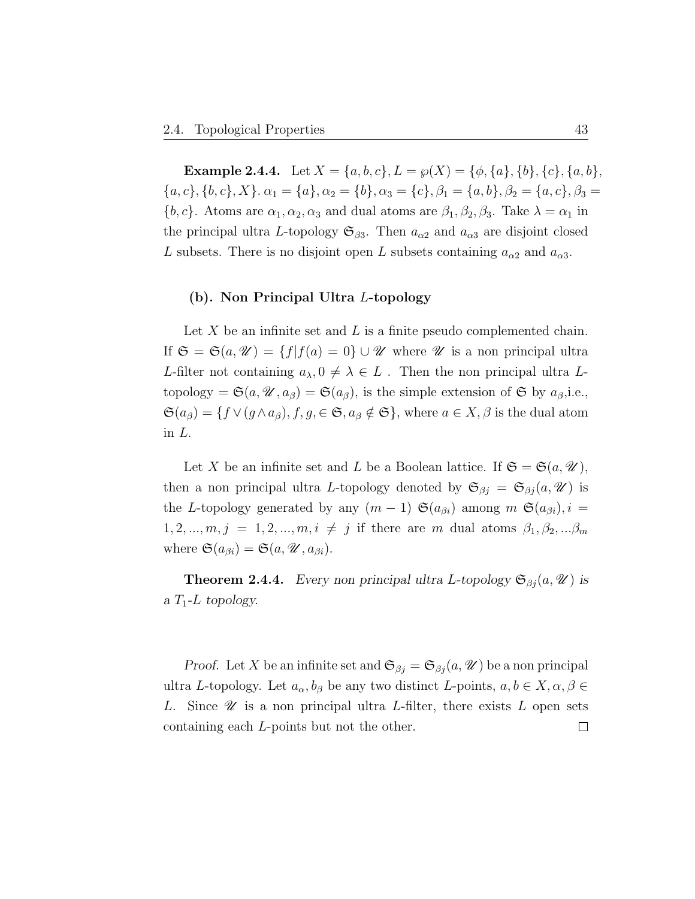**Example 2.4.4.** Let $X = \{a, b, c\}, L = \wp(X) = \{\phi, \{a\}, \{b\}, \{c\}, \{a, b\}, \{a, c\}, \{b, c\}, X\}$. $\alpha_1 = \{a\}, \alpha_2 = \{b\}, \alpha_3 = \{c\}, \beta_1 = \{a, b\}, \beta_2 = \{a, c\}, \beta_3 = \{b, c\}$. Atoms are $\alpha_1, \alpha_2, \alpha_3$ and dual atoms are $\beta_1, \beta_2, \beta_3$. Take $\lambda = \alpha_1$ in the principal ultra $L$-topology $\mathfrak{S}_{\beta 3}$. Then $a_{\alpha 2}$ and $a_{\alpha 3}$ are disjoint closed $L$ subsets. There is no disjoint open $L$ subsets containing $a_{\alpha 2}$ and $a_{\alpha 3}$.

### (b). Non Principal Ultra $L$-topology

Let $X$ be an infinite set and $L$ is a finite pseudo complemented chain. If $\mathfrak{S} = \mathfrak{S}(a, \mathscr{U}) = \{f | f(a) = 0\} \cup \mathscr{U}$ where $\mathscr{U}$ is a non principal ultra $L$-filter not containing $a_\lambda, 0 \neq \lambda \in L$ . Then the non principal ultra $L$-topology $= \mathfrak{S}(a, \mathscr{U}, a_\beta) = \mathfrak{S}(a_\beta)$, is the simple extension of $\mathfrak{S}$ by $a_\beta$,i.e., $\mathfrak{S}(a_\beta) = \{f \vee (g \wedge a_\beta), f, g, \in \mathfrak{S}, a_\beta \notin \mathfrak{S}\}$, where $a \in X, \beta$ is the dual atom in $L$.

Let $X$ be an infinite set and $L$ be a Boolean lattice. If $\mathfrak{S} = \mathfrak{S}(a, \mathscr{U})$, then a non principal ultra $L$-topology denoted by $\mathfrak{S}_{\beta j} = \mathfrak{S}_{\beta j}(a, \mathscr{U})$ is the $L$-topology generated by any $(m-1)$ $\mathfrak{S}(a_{\beta i})$ among $m$ $\mathfrak{S}(a_{\beta i}), i = 1, 2, ..., m, j = 1, 2, ..., m, i \neq j$ if there are $m$ dual atoms $\beta_1, \beta_2, ...\beta_m$ where $\mathfrak{S}(a_{\beta i}) = \mathfrak{S}(a, \mathscr{U}, a_{\beta i})$.

**Theorem 2.4.4.** *Every non principal ultra $L$-topology $\mathfrak{S}_{\beta j}(a, \mathscr{U})$ is a $T_1$-$L$ topology.*

*Proof.* Let $X$ be an infinite set and $\mathfrak{S}_{\beta j} = \mathfrak{S}_{\beta j}(a, \mathscr{U})$ be a non principal ultra $L$-topology. Let $a_\alpha, b_\beta$ be any two distinct $L$-points, $a, b \in X, \alpha, \beta \in L$. Since $\mathscr{U}$ is a non principal ultra $L$-filter, there exists $L$ open sets containing each $L$-points but not the other. $\square$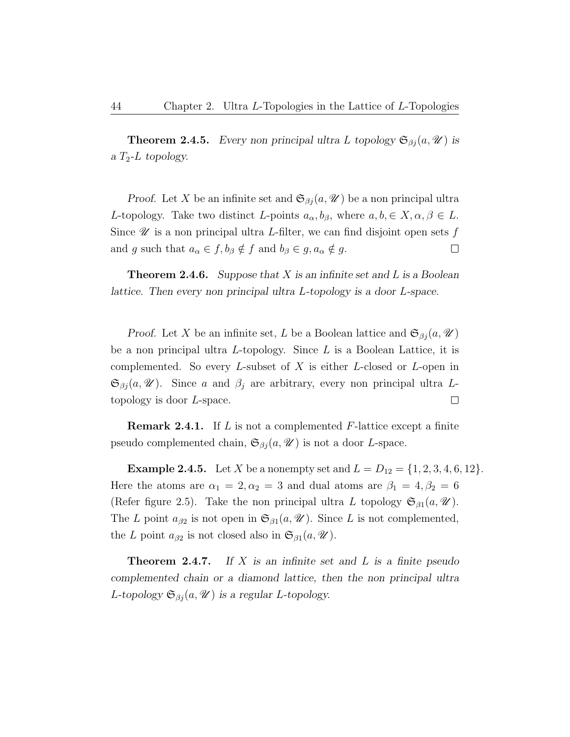**Theorem 2.4.5.** *Every non principal ultra L topology $\mathfrak{S}_{\beta j}(a, \mathscr{U})$ is a $T_2$-L topology.*

*Proof.* Let $X$ be an infinite set and $\mathfrak{S}_{\beta j}(a, \mathscr{U})$ be a non principal ultra $L$-topology. Take two distinct $L$-points $a_\alpha, b_\beta$, where $a, b, \in X, \alpha, \beta \in L$. Since $\mathscr{U}$ is a non principal ultra $L$-filter, we can find disjoint open sets $f$ and $g$ such that $a_\alpha \in f, b_\beta \notin f$ and $b_\beta \in g, a_\alpha \notin g$. □

**Theorem 2.4.6.** *Suppose that $X$ is an infinite set and $L$ is a Boolean lattice. Then every non principal ultra $L$-topology is a door $L$-space.*

*Proof.* Let $X$ be an infinite set, $L$ be a Boolean lattice and $\mathfrak{S}_{\beta j}(a, \mathscr{U})$ be a non principal ultra $L$-topology. Since $L$ is a Boolean Lattice, it is complemented. So every $L$-subset of $X$ is either $L$-closed or $L$-open in $\mathfrak{S}_{\beta j}(a, \mathscr{U})$. Since $a$ and $\beta_j$ are arbitrary, every non principal ultra $L$-topology is door $L$-space. □

**Remark 2.4.1.** If $L$ is not a complemented $F$-lattice except a finite pseudo complemented chain, $\mathfrak{S}_{\beta j}(a, \mathscr{U})$ is not a door $L$-space.

**Example 2.4.5.** Let $X$ be a nonempty set and $L = D_{12} = \{1, 2, 3, 4, 6, 12\}$. Here the atoms are $\alpha_1 = 2, \alpha_2 = 3$ and dual atoms are $\beta_1 = 4, \beta_2 = 6$ (Refer figure 2.5). Take the non principal ultra $L$ topology $\mathfrak{S}_{\beta 1}(a, \mathscr{U})$. The $L$ point $a_{\beta 2}$ is not open in $\mathfrak{S}_{\beta 1}(a, \mathscr{U})$. Since $L$ is not complemented, the $L$ point $a_{\beta 2}$ is not closed also in $\mathfrak{S}_{\beta 1}(a, \mathscr{U})$.

**Theorem 2.4.7.** *If $X$ is an infinite set and $L$ is a finite pseudo complemented chain or a diamond lattice, then the non principal ultra $L$-topology $\mathfrak{S}_{\beta j}(a, \mathscr{U})$ is a regular $L$-topology.*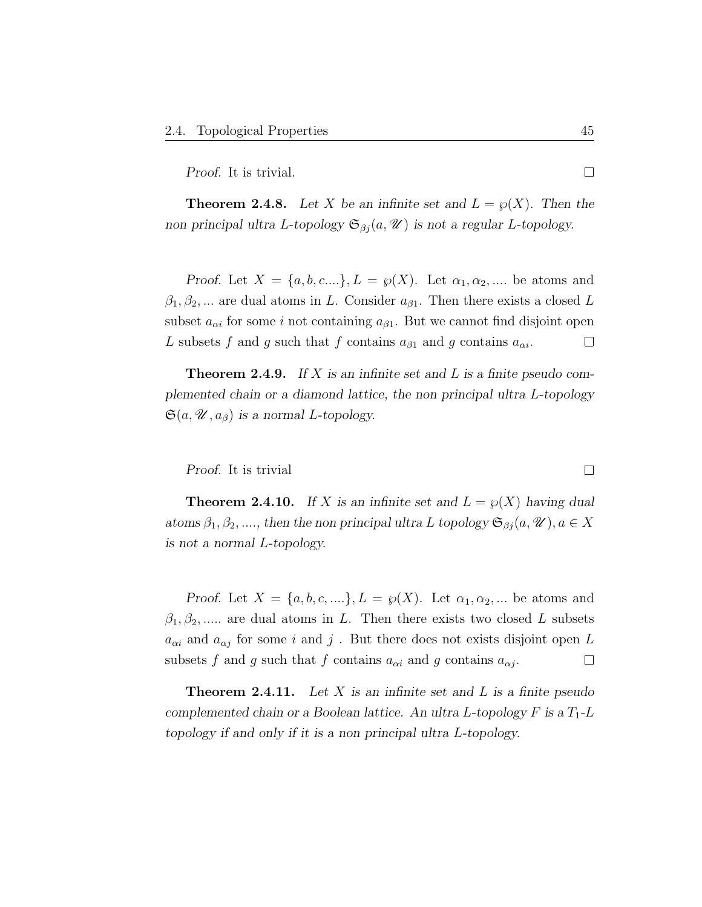*Proof.* It is trivial. □

**Theorem 2.4.8.** *Let $X$ be an infinite set and $L = \wp(X)$. Then the non principal ultra L-topology $\mathfrak{S}_{\beta j}(a, \mathscr{U})$ is not a regular L-topology.*

*Proof.* Let $X = \{a, b, c....\}, L = \wp(X)$. Let $\alpha_1, \alpha_2, ....$ be atoms and $\beta_1, \beta_2, ...$ are dual atoms in $L$. Consider $a_{\beta 1}$. Then there exists a closed $L$ subset $a_{\alpha i}$ for some $i$ not containing $a_{\beta 1}$. But we cannot find disjoint open $L$ subsets $f$ and $g$ such that $f$ contains $a_{\beta 1}$ and $g$ contains $a_{\alpha i}$. □

**Theorem 2.4.9.** *If $X$ is an infinite set and $L$ is a finite pseudo complemented chain or a diamond lattice, the non principal ultra L-topology $\mathfrak{S}(a, \mathscr{U}, a_\beta)$ is a normal L-topology.*

*Proof.* It is trivial □

**Theorem 2.4.10.** *If $X$ is an infinite set and $L = \wp(X)$ having dual atoms $\beta_1, \beta_2, ....$, then the non principal ultra L topology $\mathfrak{S}_{\beta j}(a, \mathscr{U}), a \in X$ is not a normal L-topology.*

*Proof.* Let $X = \{a, b, c, ....\}, L = \wp(X)$. Let $\alpha_1, \alpha_2, ...$ be atoms and $\beta_1, \beta_2, .....$ are dual atoms in $L$. Then there exists two closed $L$ subsets $a_{\alpha i}$ and $a_{\alpha j}$ for some $i$ and $j$ . But there does not exists disjoint open $L$ subsets $f$ and $g$ such that $f$ contains $a_{\alpha i}$ and $g$ contains $a_{\alpha j}$. □

**Theorem 2.4.11.** *Let $X$ is an infinite set and $L$ is a finite pseudo complemented chain or a Boolean lattice. An ultra L-topology $F$ is a $T_1$-L topology if and only if it is a non principal ultra L-topology.*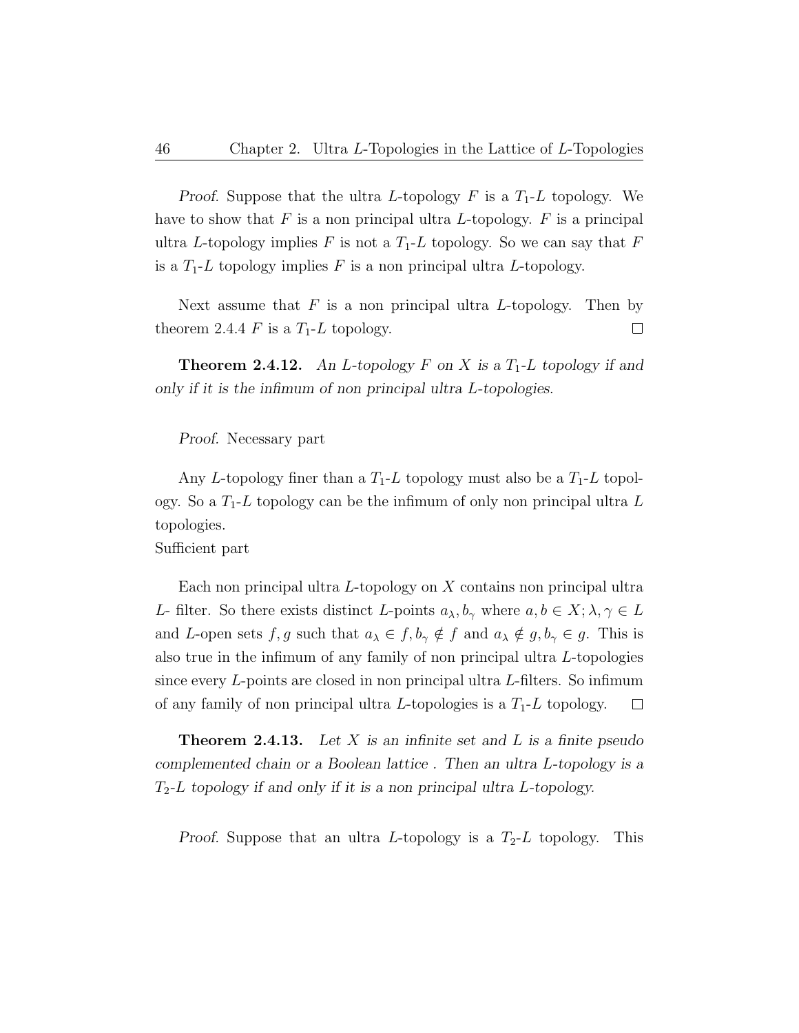*Proof.* Suppose that the ultra $L$-topology $F$ is a $T_1$-$L$ topology. We have to show that $F$ is a non principal ultra $L$-topology. $F$ is a principal ultra $L$-topology implies $F$ is not a $T_1$-$L$ topology. So we can say that $F$ is a $T_1$-$L$ topology implies $F$ is a non principal ultra $L$-topology.

Next assume that $F$ is a non principal ultra $L$-topology. Then by theorem 2.4.4 $F$ is a $T_1$-$L$ topology. □

**Theorem 2.4.12.** *An $L$-topology $F$ on $X$ is a $T_1$-$L$ topology if and only if it is the infimum of non principal ultra $L$-topologies.*

*Proof.* Necessary part

Any $L$-topology finer than a $T_1$-$L$ topology must also be a $T_1$-$L$ topology. So a $T_1$-$L$ topology can be the infimum of only non principal ultra $L$ topologies.
Sufficient part

Each non principal ultra $L$-topology on $X$ contains non principal ultra $L$- filter. So there exists distinct $L$-points $a_\lambda, b_\gamma$ where $a, b \in X; \lambda, \gamma \in L$ and $L$-open sets $f, g$ such that $a_\lambda \in f, b_\gamma \notin f$ and $a_\lambda \notin g, b_\gamma \in g$. This is also true in the infimum of any family of non principal ultra $L$-topologies since every $L$-points are closed in non principal ultra $L$-filters. So infimum of any family of non principal ultra $L$-topologies is a $T_1$-$L$ topology. □

**Theorem 2.4.13.** *Let $X$ is an infinite set and $L$ is a finite pseudo complemented chain or a Boolean lattice . Then an ultra $L$-topology is a $T_2$-$L$ topology if and only if it is a non principal ultra $L$-topology.*

*Proof.* Suppose that an ultra $L$-topology is a $T_2$-$L$ topology. This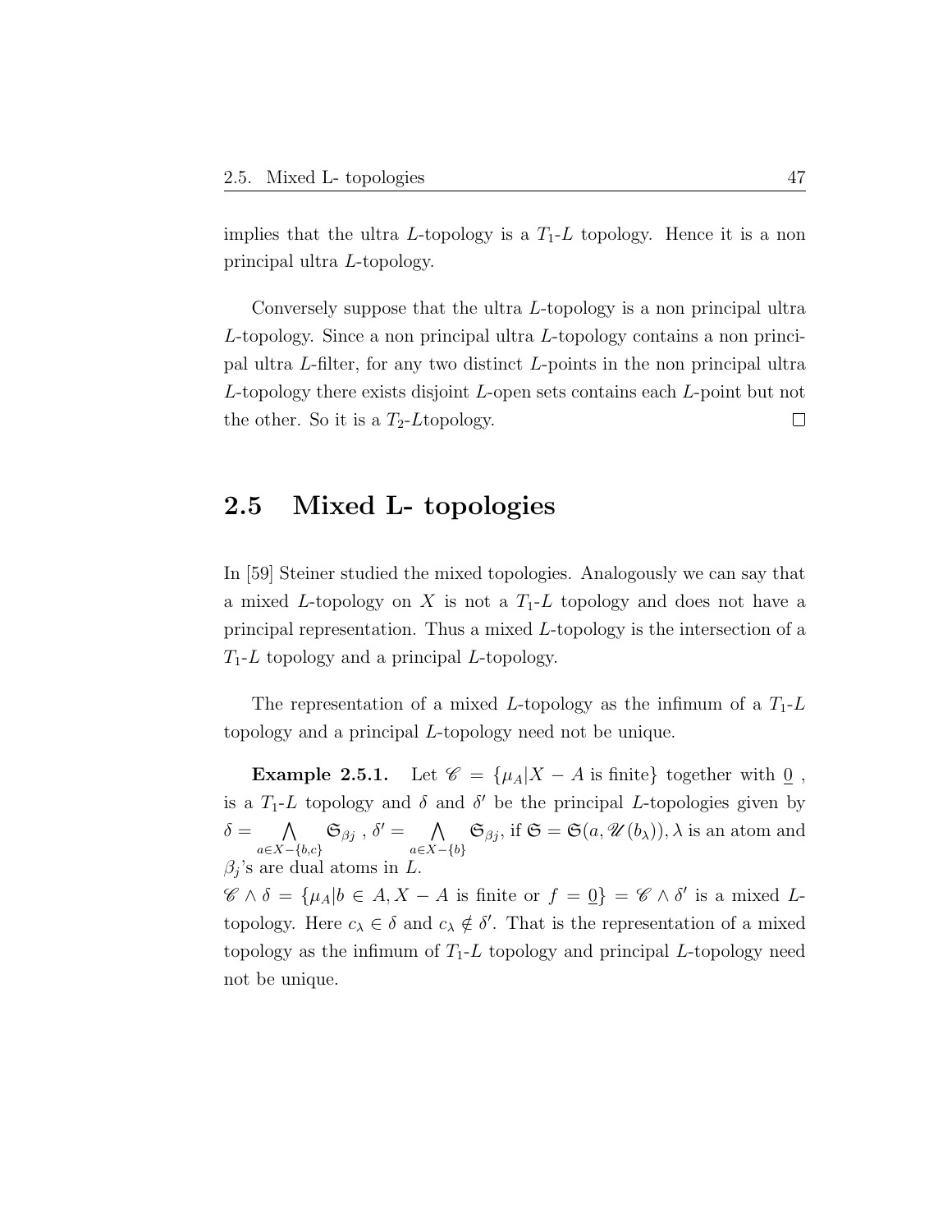implies that the ultra $L$-topology is a $T_1$-$L$ topology. Hence it is a non principal ultra $L$-topology.

Conversely suppose that the ultra $L$-topology is a non principal ultra $L$-topology. Since a non principal ultra $L$-topology contains a non principal ultra $L$-filter, for any two distinct $L$-points in the non principal ultra $L$-topology there exists disjoint $L$-open sets contains each $L$-point but not the other. So it is a $T_2$-$L$topology. $\square$

## 2.5 Mixed L- topologies

In [59] Steiner studied the mixed topologies. Analogously we can say that a mixed $L$-topology on $X$ is not a $T_1$-$L$ topology and does not have a principal representation. Thus a mixed $L$-topology is the intersection of a $T_1$-$L$ topology and a principal $L$-topology.

The representation of a mixed $L$-topology as the infimum of a $T_1$-$L$ topology and a principal $L$-topology need not be unique.

**Example 2.5.1.** Let $\mathscr{C} = \{\mu_A | X - A \text{ is finite}\}$ together with $\underline{0}$ , is a $T_1$-$L$ topology and $\delta$ and $\delta'$ be the principal $L$-topologies given by $\delta = \bigwedge\limits_{a \in X - \{b,c\}} \mathfrak{S}_{\beta j}$ , $\delta' = \bigwedge\limits_{a \in X - \{b\}} \mathfrak{S}_{\beta j}$, if $\mathfrak{S} = \mathfrak{S}(a, \mathscr{U}(b_\lambda))$, $\lambda$ is an atom and $\beta_j$'s are dual atoms in $L$.
$\mathscr{C} \wedge \delta = \{\mu_A | b \in A, X - A \text{ is finite or } f = \underline{0}\} = \mathscr{C} \wedge \delta'$ is a mixed $L$-topology. Here $c_\lambda \in \delta$ and $c_\lambda \notin \delta'$. That is the representation of a mixed topology as the infimum of $T_1$-$L$ topology and principal $L$-topology need not be unique.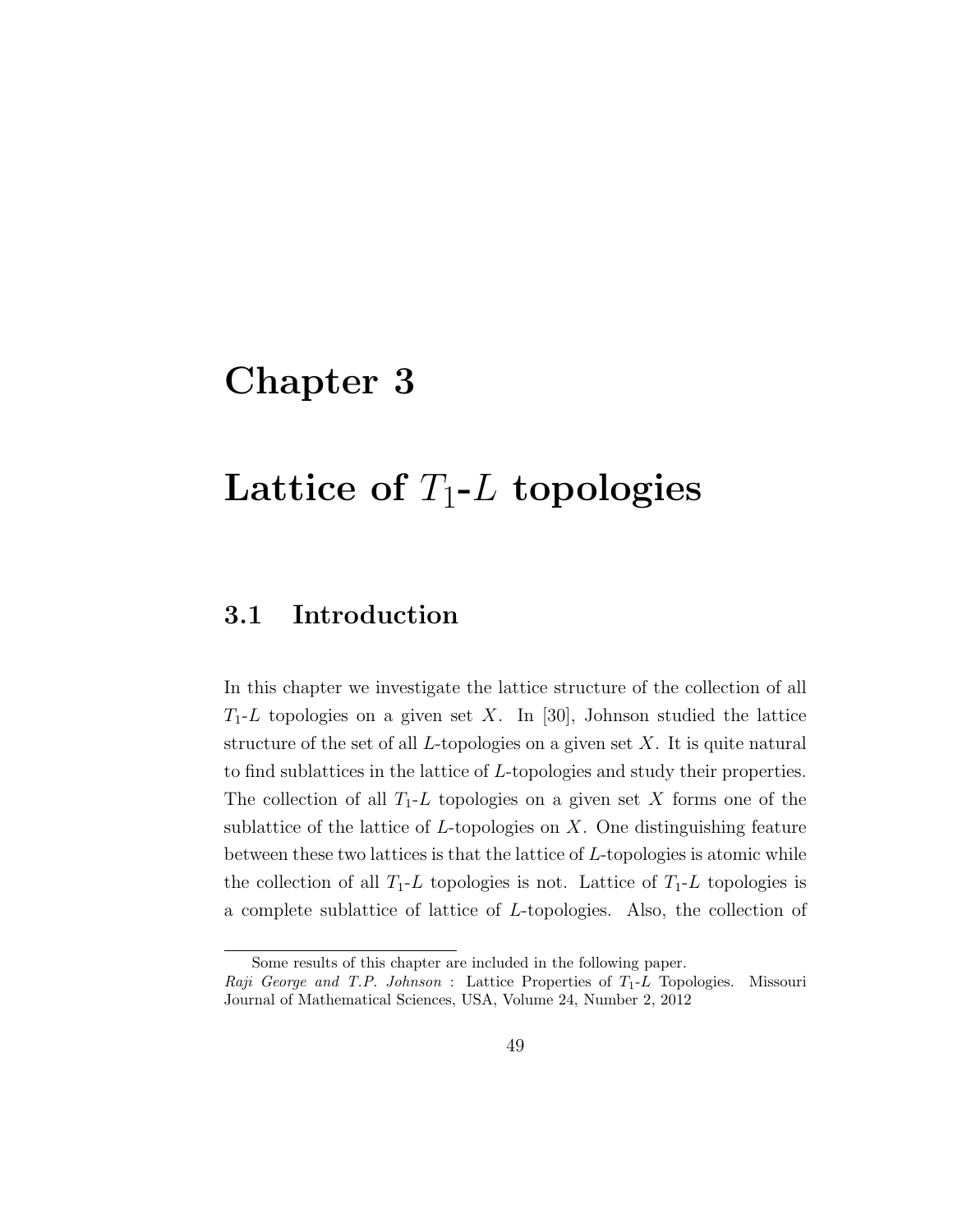# Chapter 3

# Lattice of $T_1$-$L$ topologies

## 3.1 Introduction

In this chapter we investigate the lattice structure of the collection of all $T_1$-$L$ topologies on a given set $X$. In [30], Johnson studied the lattice structure of the set of all $L$-topologies on a given set $X$. It is quite natural to find sublattices in the lattice of $L$-topologies and study their properties. The collection of all $T_1$-$L$ topologies on a given set $X$ forms one of the sublattice of the lattice of $L$-topologies on $X$. One distinguishing feature between these two lattices is that the lattice of $L$-topologies is atomic while the collection of all $T_1$-$L$ topologies is not. Lattice of $T_1$-$L$ topologies is a complete sublattice of lattice of $L$-topologies. Also, the collection of

Some results of this chapter are included in the following paper.
*Raji George and T.P. Johnson* : Lattice Properties of $T_1$-$L$ Topologies. Missouri Journal of Mathematical Sciences, USA, Volume 24, Number 2, 2012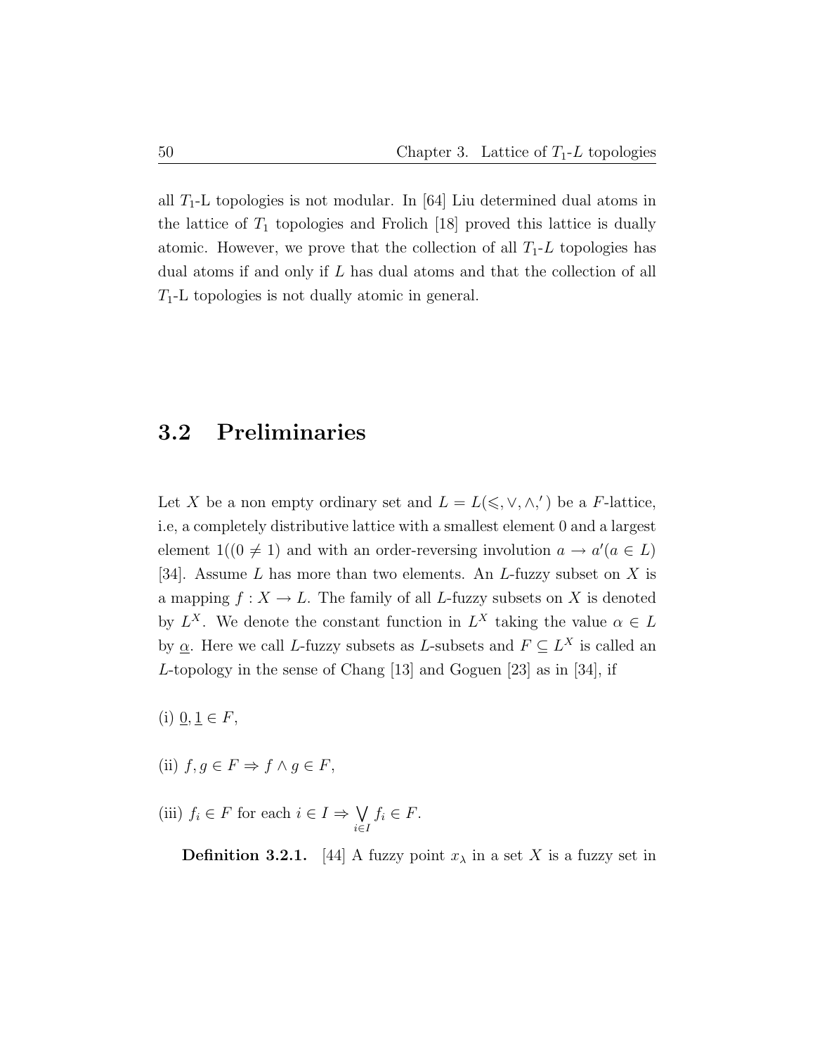all $T_1$-L topologies is not modular. In [64] Liu determined dual atoms in the lattice of $T_1$ topologies and Frolich [18] proved this lattice is dually atomic. However, we prove that the collection of all $T_1$-$L$ topologies has dual atoms if and only if $L$ has dual atoms and that the collection of all $T_1$-L topologies is not dually atomic in general.

## 3.2 Preliminaries

Let $X$ be a non empty ordinary set and $L = L(\leqslant, \vee, \wedge, ')$ be a $F$-lattice, i.e, a completely distributive lattice with a smallest element 0 and a largest element $1((0 \neq 1)$ and with an order-reversing involution $a \to a'(a \in L)$ [34]. Assume $L$ has more than two elements. An $L$-fuzzy subset on $X$ is a mapping $f : X \to L$. The family of all $L$-fuzzy subsets on $X$ is denoted by $L^X$. We denote the constant function in $L^X$ taking the value $\alpha \in L$ by $\underline{\alpha}$. Here we call $L$-fuzzy subsets as $L$-subsets and $F \subseteq L^X$ is called an $L$-topology in the sense of Chang [13] and Goguen [23] as in [34], if

(i) $\underline{0}, \underline{1} \in F$,

(ii) $f, g \in F \Rightarrow f \wedge g \in F$,

(iii) $f_i \in F$ for each $i \in I \Rightarrow \bigvee_{i \in I} f_i \in F$.

**Definition 3.2.1.** [44] A fuzzy point $x_\lambda$ in a set $X$ is a fuzzy set in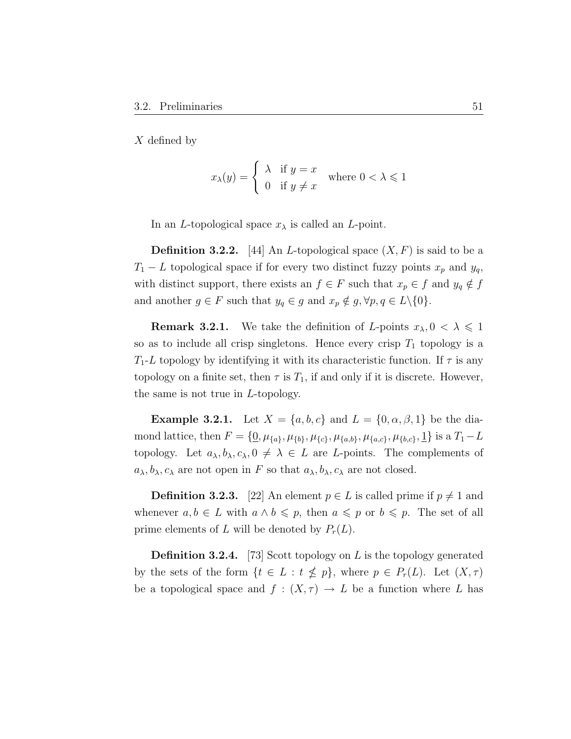$X$ defined by

$$x_\lambda(y) = \begin{cases} \lambda & \text{if } y = x \\ 0 & \text{if } y \neq x \end{cases} \quad \text{where } 0 < \lambda \leqslant 1$$

In an $L$-topological space $x_\lambda$ is called an $L$-point.

**Definition 3.2.2.** [44] An $L$-topological space $(X, F)$ is said to be a $T_1 - L$ topological space if for every two distinct fuzzy points $x_p$ and $y_q$, with distinct support, there exists an $f \in F$ such that $x_p \in f$ and $y_q \notin f$ and another $g \in F$ such that $y_q \in g$ and $x_p \notin g, \forall p, q \in L \backslash \{0\}$.

**Remark 3.2.1.** We take the definition of $L$-points $x_\lambda, 0 < \lambda \leqslant 1$ so as to include all crisp singletons. Hence every crisp $T_1$ topology is a $T_1$-$L$ topology by identifying it with its characteristic function. If $\tau$ is any topology on a finite set, then $\tau$ is $T_1$, if and only if it is discrete. However, the same is not true in $L$-topology.

**Example 3.2.1.** Let $X = \{a, b, c\}$ and $L = \{0, \alpha, \beta, 1\}$ be the diamond lattice, then $F = \{\underline{0}, \mu_{\{a\}}, \mu_{\{b\}}, \mu_{\{c\}}, \mu_{\{a,b\}}, \mu_{\{a,c\}}, \mu_{\{b,c\}}, \underline{1}\}$ is a $T_1 - L$ topology. Let $a_\lambda, b_\lambda, c_\lambda, 0 \neq \lambda \in L$ are $L$-points. The complements of $a_\lambda, b_\lambda, c_\lambda$ are not open in $F$ so that $a_\lambda, b_\lambda, c_\lambda$ are not closed.

**Definition 3.2.3.** [22] An element $p \in L$ is called prime if $p \neq 1$ and whenever $a, b \in L$ with $a \wedge b \leqslant p$, then $a \leqslant p$ or $b \leqslant p$. The set of all prime elements of $L$ will be denoted by $P_r(L)$.

**Definition 3.2.4.** [73] Scott topology on $L$ is the topology generated by the sets of the form $\{t \in L : t \nleq p\}$, where $p \in P_r(L)$. Let $(X, \tau)$ be a topological space and $f : (X, \tau) \to L$ be a function where $L$ has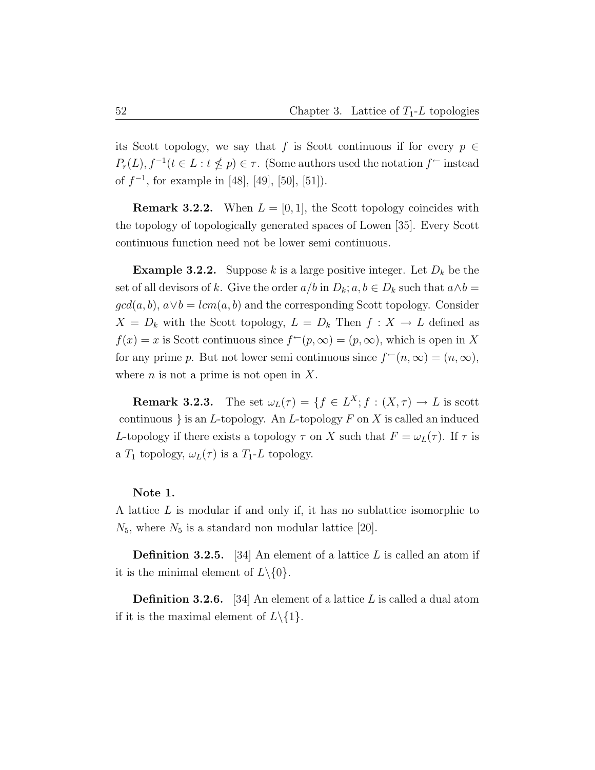its Scott topology, we say that $f$ is Scott continuous if for every $p \in P_r(L)$, $f^{-1}(t \in L : t \nleq p) \in \tau$. (Some authors used the notation $f^{\leftarrow}$ instead of $f^{-1}$, for example in [48], [49], [50], [51]).

**Remark 3.2.2.** When $L = [0, 1]$, the Scott topology coincides with the topology of topologically generated spaces of Lowen [35]. Every Scott continuous function need not be lower semi continuous.

**Example 3.2.2.** Suppose $k$ is a large positive integer. Let $D_k$ be the set of all devisors of $k$. Give the order $a/b$ in $D_k$; $a, b \in D_k$ such that $a \wedge b = gcd(a, b)$, $a \vee b = lcm(a, b)$ and the corresponding Scott topology. Consider $X = D_k$ with the Scott topology, $L = D_k$ Then $f : X \to L$ defined as $f(x) = x$ is Scott continuous since $f^{\leftarrow}(p, \infty) = (p, \infty)$, which is open in $X$ for any prime $p$. But not lower semi continuous since $f^{\leftarrow}(n, \infty) = (n, \infty)$, where $n$ is not a prime is not open in $X$.

**Remark 3.2.3.** The set $\omega_L(\tau) = \{f \in L^X; f : (X, \tau) \to L$ is scott continuous $\}$ is an $L$-topology. An $L$-topology $F$ on $X$ is called an induced $L$-topology if there exists a topology $\tau$ on $X$ such that $F = \omega_L(\tau)$. If $\tau$ is a $T_1$ topology, $\omega_L(\tau)$ is a $T_1$-$L$ topology.

**Note 1.**

A lattice $L$ is modular if and only if, it has no sublattice isomorphic to $N_5$, where $N_5$ is a standard non modular lattice [20].

**Definition 3.2.5.** [34] An element of a lattice $L$ is called an atom if it is the minimal element of $L\backslash\{0\}$.

**Definition 3.2.6.** [34] An element of a lattice $L$ is called a dual atom if it is the maximal element of $L\backslash\{1\}$.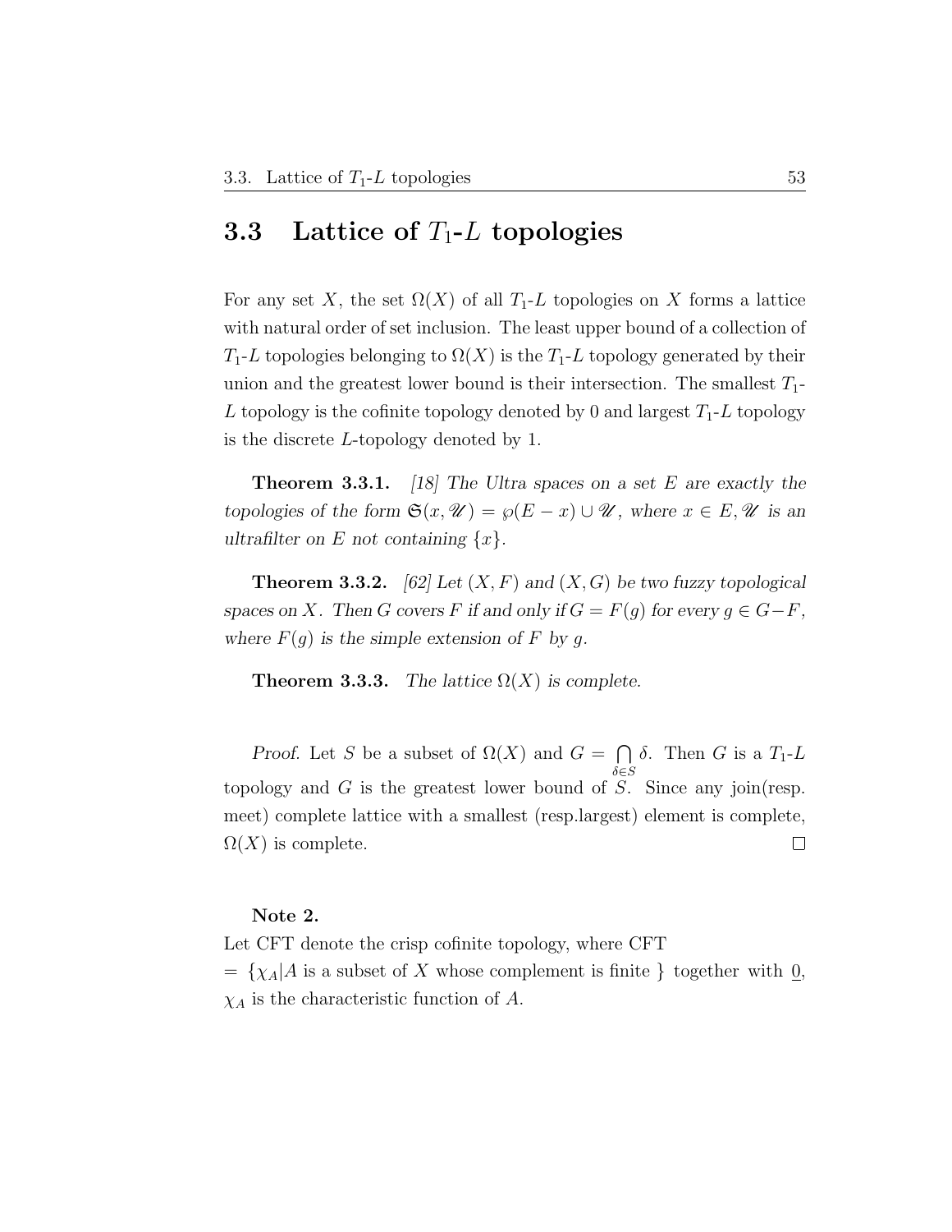## 3.3 Lattice of $T_1$-$L$ topologies

For any set $X$, the set $\Omega(X)$ of all $T_1$-$L$ topologies on $X$ forms a lattice with natural order of set inclusion. The least upper bound of a collection of $T_1$-$L$ topologies belonging to $\Omega(X)$ is the $T_1$-$L$ topology generated by their union and the greatest lower bound is their intersection. The smallest $T_1$-$L$ topology is the cofinite topology denoted by 0 and largest $T_1$-$L$ topology is the discrete $L$-topology denoted by 1.

**Theorem 3.3.1.** *[18] The Ultra spaces on a set $E$ are exactly the topologies of the form $\mathfrak{S}(x, \mathscr{U}) = \wp(E - x) \cup \mathscr{U}$, where $x \in E, \mathscr{U}$ is an ultrafilter on $E$ not containing $\{x\}$.*

**Theorem 3.3.2.** *[62] Let $(X, F)$ and $(X, G)$ be two fuzzy topological spaces on $X$. Then $G$ covers $F$ if and only if $G = F(g)$ for every $g \in G - F$, where $F(g)$ is the simple extension of $F$ by $g$.*

**Theorem 3.3.3.** *The lattice $\Omega(X)$ is complete.*

*Proof.* Let $S$ be a subset of $\Omega(X)$ and $G = \bigcap_{\delta \in S} \delta$. Then $G$ is a $T_1$-$L$ topology and $G$ is the greatest lower bound of $S$. Since any join(resp. meet) complete lattice with a smallest (resp.largest) element is complete, $\Omega(X)$ is complete. $\square$

**Note 2.**
Let CFT denote the crisp cofinite topology, where CFT $= \{\chi_A | A$ is a subset of $X$ whose complement is finite $\}$ together with $\underline{0}$, $\chi_A$ is the characteristic function of $A$.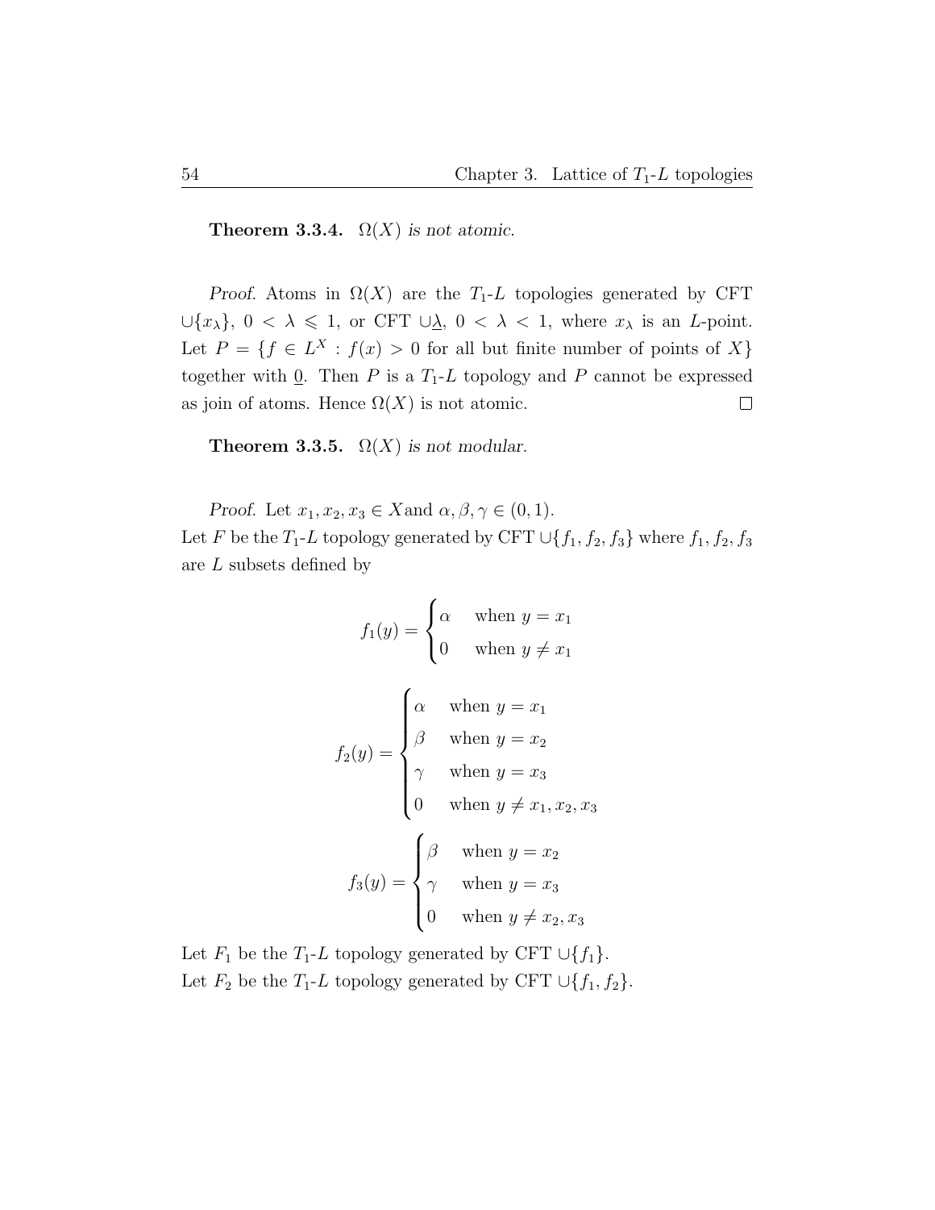**Theorem 3.3.4.** *$\Omega(X)$ is not atomic.*

*Proof.* Atoms in $\Omega(X)$ are the $T_1$-$L$ topologies generated by CFT $\cup\{x_\lambda\}$, $0 < \lambda \leqslant 1$, or CFT $\cup\underline{\lambda}$, $0 < \lambda < 1$, where $x_\lambda$ is an $L$-point. Let $P = \{f \in L^X : f(x) > 0$ for all but finite number of points of $X\}$ together with $\underline{0}$. Then $P$ is a $T_1$-$L$ topology and $P$ cannot be expressed as join of atoms. Hence $\Omega(X)$ is not atomic. □

**Theorem 3.3.5.** *$\Omega(X)$ is not modular.*

*Proof.* Let $x_1, x_2, x_3 \in X$and $\alpha, \beta, \gamma \in (0, 1)$.
Let $F$ be the $T_1$-$L$ topology generated by CFT $\cup\{f_1, f_2, f_3\}$ where $f_1, f_2, f_3$ are $L$ subsets defined by

$$f_1(y) = \begin{cases} \alpha & \text{when } y = x_1 \\ 0 & \text{when } y \neq x_1 \end{cases}$$

$$f_2(y) = \begin{cases} \alpha & \text{when } y = x_1 \\ \beta & \text{when } y = x_2 \\ \gamma & \text{when } y = x_3 \\ 0 & \text{when } y \neq x_1, x_2, x_3 \end{cases}$$

$$f_3(y) = \begin{cases} \beta & \text{when } y = x_2 \\ \gamma & \text{when } y = x_3 \\ 0 & \text{when } y \neq x_2, x_3 \end{cases}$$

Let $F_1$ be the $T_1$-$L$ topology generated by CFT $\cup\{f_1\}$.
Let $F_2$ be the $T_1$-$L$ topology generated by CFT $\cup\{f_1, f_2\}$.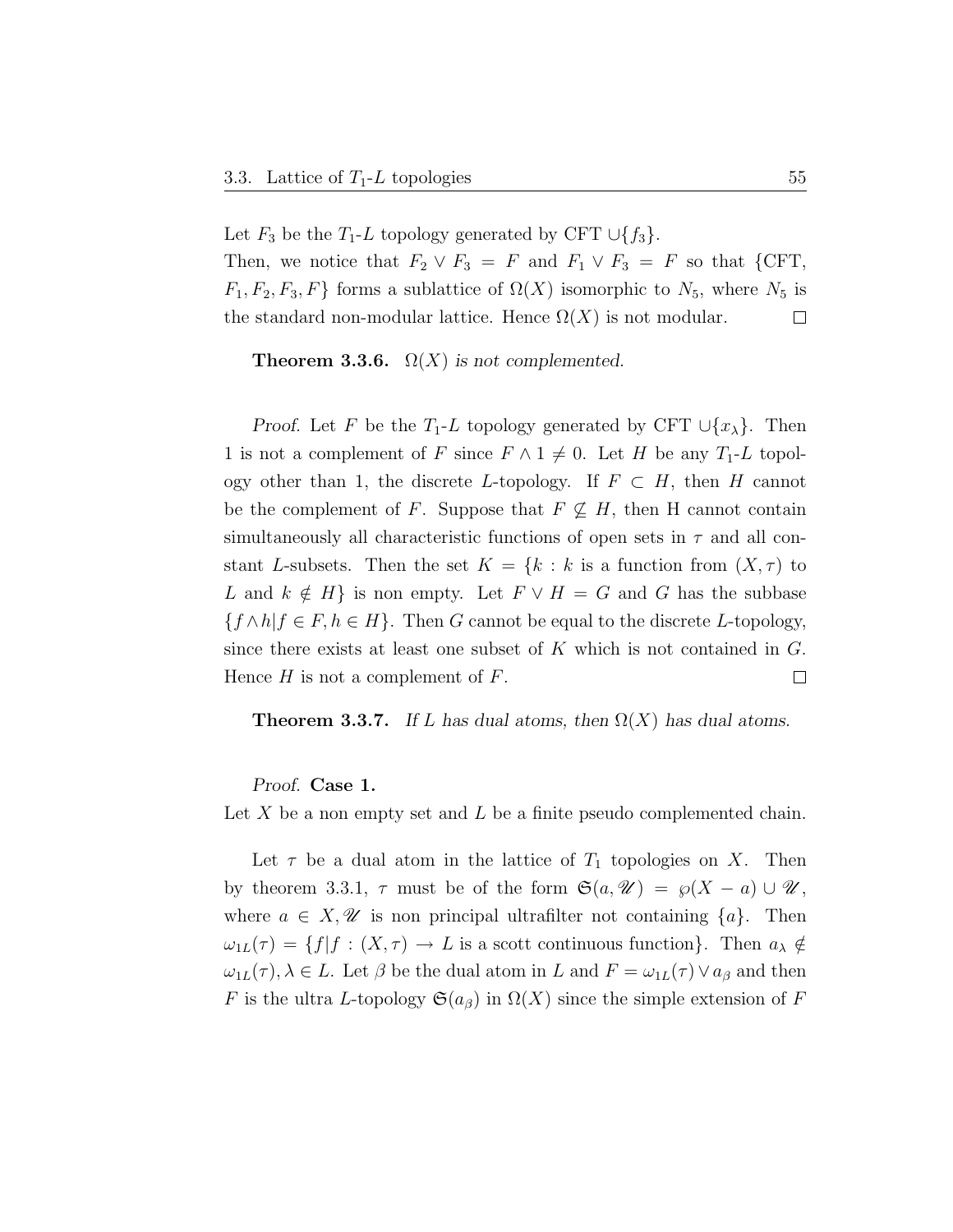Let $F_3$ be the $T_1$-$L$ topology generated by CFT $\cup\{f_3\}$.
Then, we notice that $F_2 \vee F_3 = F$ and $F_1 \vee F_3 = F$ so that {CFT, $F_1, F_2, F_3, F$} forms a sublattice of $\Omega(X)$ isomorphic to $N_5$, where $N_5$ is the standard non-modular lattice. Hence $\Omega(X)$ is not modular. □

**Theorem 3.3.6.** *$\Omega(X)$ is not complemented.*

*Proof.* Let $F$ be the $T_1$-$L$ topology generated by CFT $\cup\{x_\lambda\}$. Then 1 is not a complement of $F$ since $F \wedge 1 \neq 0$. Let $H$ be any $T_1$-$L$ topology other than 1, the discrete $L$-topology. If $F \subset H$, then $H$ cannot be the complement of $F$. Suppose that $F \not\subseteq H$, then H cannot contain simultaneously all characteristic functions of open sets in $\tau$ and all constant $L$-subsets. Then the set $K = \{k : k$ is a function from $(X, \tau)$ to $L$ and $k \notin H\}$ is non empty. Let $F \vee H = G$ and $G$ has the subbase $\{f \wedge h | f \in F, h \in H\}$. Then $G$ cannot be equal to the discrete $L$-topology, since there exists at least one subset of $K$ which is not contained in $G$. Hence $H$ is not a complement of $F$. □

**Theorem 3.3.7.** *If $L$ has dual atoms, then $\Omega(X)$ has dual atoms.*

*Proof.* **Case 1.**
Let $X$ be a non empty set and $L$ be a finite pseudo complemented chain.

Let $\tau$ be a dual atom in the lattice of $T_1$ topologies on $X$. Then by theorem 3.3.1, $\tau$ must be of the form $\mathfrak{S}(a, \mathscr{U}) = \wp(X - a) \cup \mathscr{U}$, where $a \in X, \mathscr{U}$ is non principal ultrafilter not containing $\{a\}$. Then $\omega_{1L}(\tau) = \{f | f : (X, \tau) \to L$ is a scott continuous function$\}$. Then $a_\lambda \notin \omega_{1L}(\tau), \lambda \in L$. Let $\beta$ be the dual atom in $L$ and $F = \omega_{1L}(\tau) \vee a_\beta$ and then $F$ is the ultra $L$-topology $\mathfrak{S}(a_\beta)$ in $\Omega(X)$ since the simple extension of $F$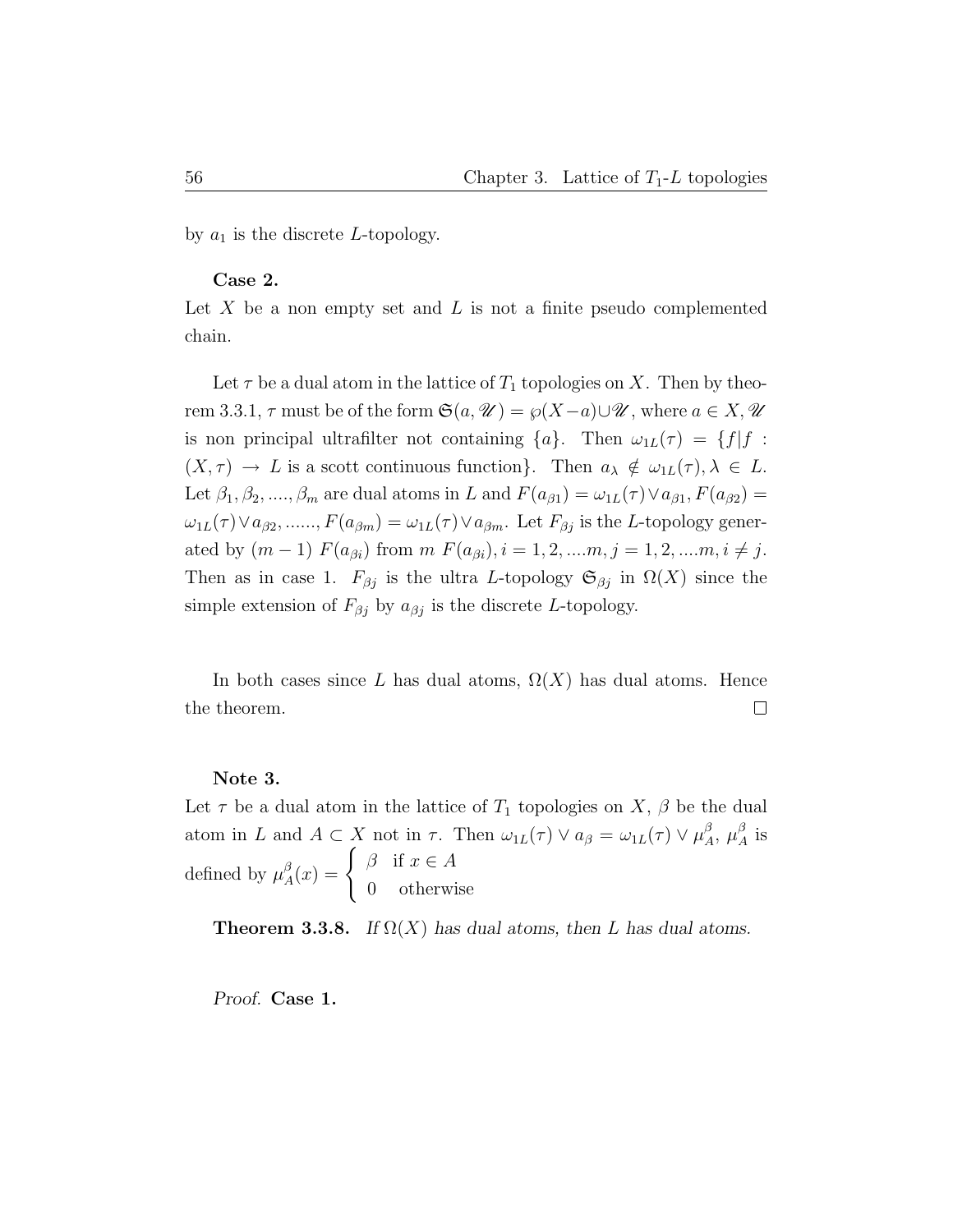by $a_1$ is the discrete $L$-topology.

**Case 2.**

Let $X$ be a non empty set and $L$ is not a finite pseudo complemented chain.

Let $\tau$ be a dual atom in the lattice of $T_1$ topologies on $X$. Then by theorem 3.3.1, $\tau$ must be of the form $\mathfrak{S}(a, \mathscr{U}) = \wp(X - a) \cup \mathscr{U}$, where $a \in X$, $\mathscr{U}$ is non principal ultrafilter not containing $\{a\}$. Then $\omega_{1L}(\tau) = \{f | f : (X, \tau) \to L$ is a scott continuous function$\}$. Then $a_\lambda \notin \omega_{1L}(\tau), \lambda \in L$. Let $\beta_1, \beta_2, ...., \beta_m$ are dual atoms in $L$ and $F(a_{\beta 1}) = \omega_{1L}(\tau) \vee a_{\beta 1}, F(a_{\beta 2}) = \omega_{1L}(\tau) \vee a_{\beta 2}, ......, F(a_{\beta m}) = \omega_{1L}(\tau) \vee a_{\beta m}$. Let $F_{\beta j}$ is the $L$-topology generated by $(m-1)$ $F(a_{\beta i})$ from $m$ $F(a_{\beta i}), i = 1, 2, ....m, j = 1, 2, ....m, i \neq j$. Then as in case 1. $F_{\beta j}$ is the ultra $L$-topology $\mathfrak{S}_{\beta j}$ in $\Omega(X)$ since the simple extension of $F_{\beta j}$ by $a_{\beta j}$ is the discrete $L$-topology.

In both cases since $L$ has dual atoms, $\Omega(X)$ has dual atoms. Hence the theorem. □

**Note 3.**

Let $\tau$ be a dual atom in the lattice of $T_1$ topologies on $X$, $\beta$ be the dual atom in $L$ and $A \subset X$ not in $\tau$. Then $\omega_{1L}(\tau) \vee a_\beta = \omega_{1L}(\tau) \vee \mu_A^\beta$, $\mu_A^\beta$ is defined by $\mu_A^\beta(x) = \begin{cases} \beta & \text{if } x \in A \\ 0 & \text{otherwise} \end{cases}$

**Theorem 3.3.8.** *If $\Omega(X)$ has dual atoms, then $L$ has dual atoms.*

*Proof.* **Case 1.**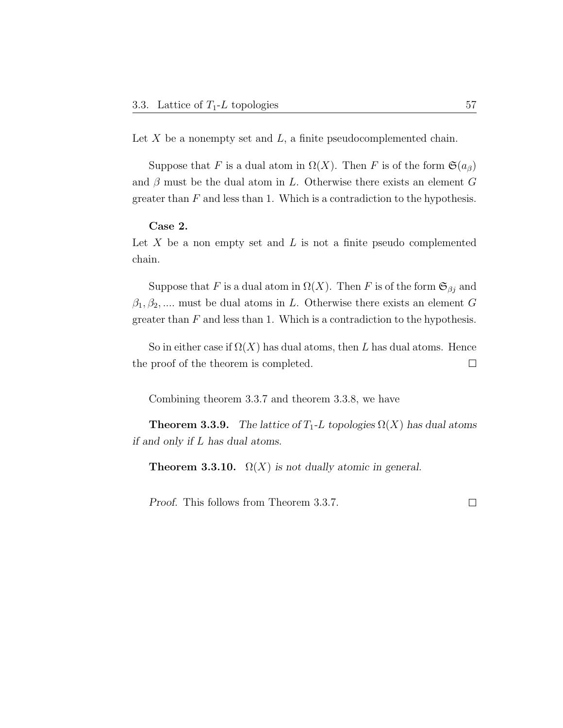Let $X$ be a nonempty set and $L$, a finite pseudocomplemented chain.

Suppose that $F$ is a dual atom in $\Omega(X)$. Then $F$ is of the form $\mathfrak{S}(a_\beta)$ and $\beta$ must be the dual atom in $L$. Otherwise there exists an element $G$ greater than $F$ and less than 1. Which is a contradiction to the hypothesis.

**Case 2.**

Let $X$ be a non empty set and $L$ is not a finite pseudo complemented chain.

Suppose that $F$ is a dual atom in $\Omega(X)$. Then $F$ is of the form $\mathfrak{S}_{\beta j}$ and $\beta_1, \beta_2, ....$ must be dual atoms in $L$. Otherwise there exists an element $G$ greater than $F$ and less than 1. Which is a contradiction to the hypothesis.

So in either case if $\Omega(X)$ has dual atoms, then $L$ has dual atoms. Hence the proof of the theorem is completed. □

Combining theorem 3.3.7 and theorem 3.3.8, we have

**Theorem 3.3.9.** *The lattice of $T_1$-$L$ topologies $\Omega(X)$ has dual atoms if and only if $L$ has dual atoms.*

**Theorem 3.3.10.** *$\Omega(X)$ is not dually atomic in general.*

*Proof.* This follows from Theorem 3.3.7. □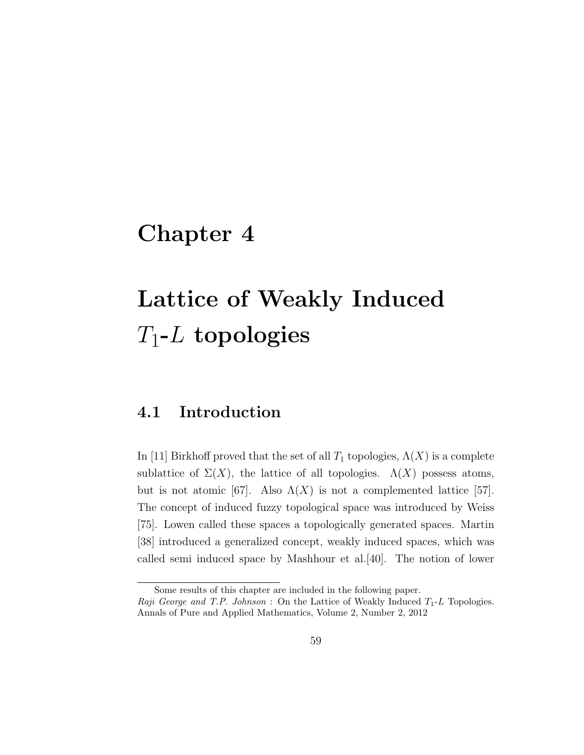# Chapter 4

# Lattice of Weakly Induced $T_1$-$L$ topologies

## 4.1 Introduction

In [11] Birkhoff proved that the set of all $T_1$ topologies, $\Lambda(X)$ is a complete sublattice of $\Sigma(X)$, the lattice of all topologies. $\Lambda(X)$ possess atoms, but is not atomic [67]. Also $\Lambda(X)$ is not a complemented lattice [57]. The concept of induced fuzzy topological space was introduced by Weiss [75]. Lowen called these spaces a topologically generated spaces. Martin [38] introduced a generalized concept, weakly induced spaces, which was called semi induced space by Mashhour et al.[40]. The notion of lower

---

Some results of this chapter are included in the following paper.
*Raji George and T.P. Johnson* : On the Lattice of Weakly Induced $T_1$-$L$ Topologies. Annals of Pure and Applied Mathematics, Volume 2, Number 2, 2012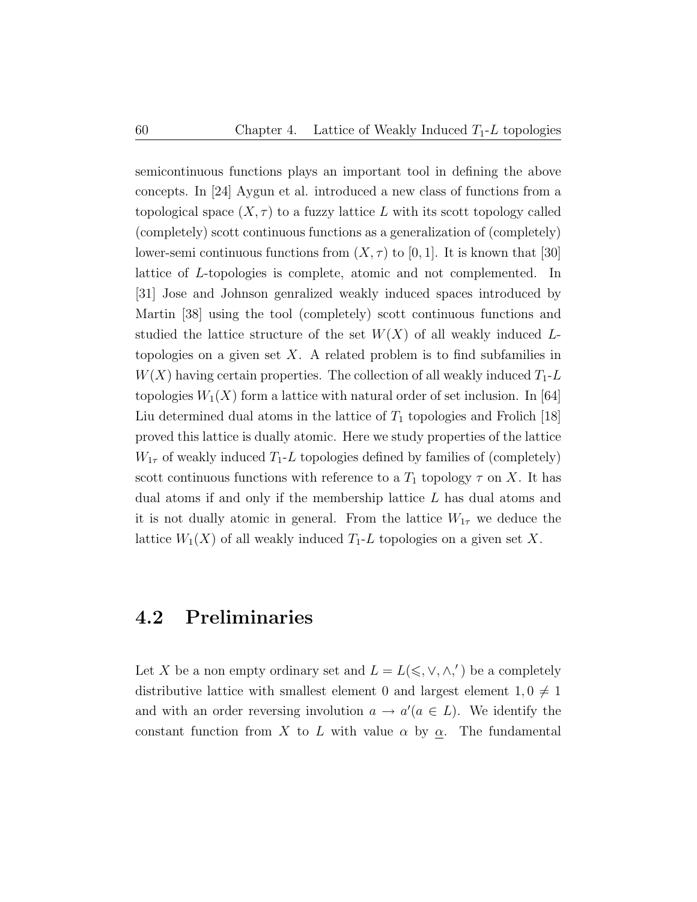semicontinuous functions plays an important tool in defining the above concepts. In [24] Aygun et al. introduced a new class of functions from a topological space $(X, \tau)$ to a fuzzy lattice $L$ with its scott topology called (completely) scott continuous functions as a generalization of (completely) lower-semi continuous functions from $(X, \tau)$ to $[0, 1]$. It is known that [30] lattice of $L$-topologies is complete, atomic and not complemented. In [31] Jose and Johnson genralized weakly induced spaces introduced by Martin [38] using the tool (completely) scott continuous functions and studied the lattice structure of the set $W(X)$ of all weakly induced $L$-topologies on a given set $X$. A related problem is to find subfamilies in $W(X)$ having certain properties. The collection of all weakly induced $T_1$-$L$ topologies $W_1(X)$ form a lattice with natural order of set inclusion. In [64] Liu determined dual atoms in the lattice of $T_1$ topologies and Frolich [18] proved this lattice is dually atomic. Here we study properties of the lattice $W_{1\tau}$ of weakly induced $T_1$-$L$ topologies defined by families of (completely) scott continuous functions with reference to a $T_1$ topology $\tau$ on $X$. It has dual atoms if and only if the membership lattice $L$ has dual atoms and it is not dually atomic in general. From the lattice $W_{1\tau}$ we deduce the lattice $W_1(X)$ of all weakly induced $T_1$-$L$ topologies on a given set $X$.

## 4.2 Preliminaries

Let $X$ be a non empty ordinary set and $L = L(\leqslant, \vee, \wedge, ')$ be a completely distributive lattice with smallest element 0 and largest element $1, 0 \neq 1$ and with an order reversing involution $a \to a'(a \in L)$. We identify the constant function from $X$ to $L$ with value $\alpha$ by $\underline{\alpha}$. The fundamental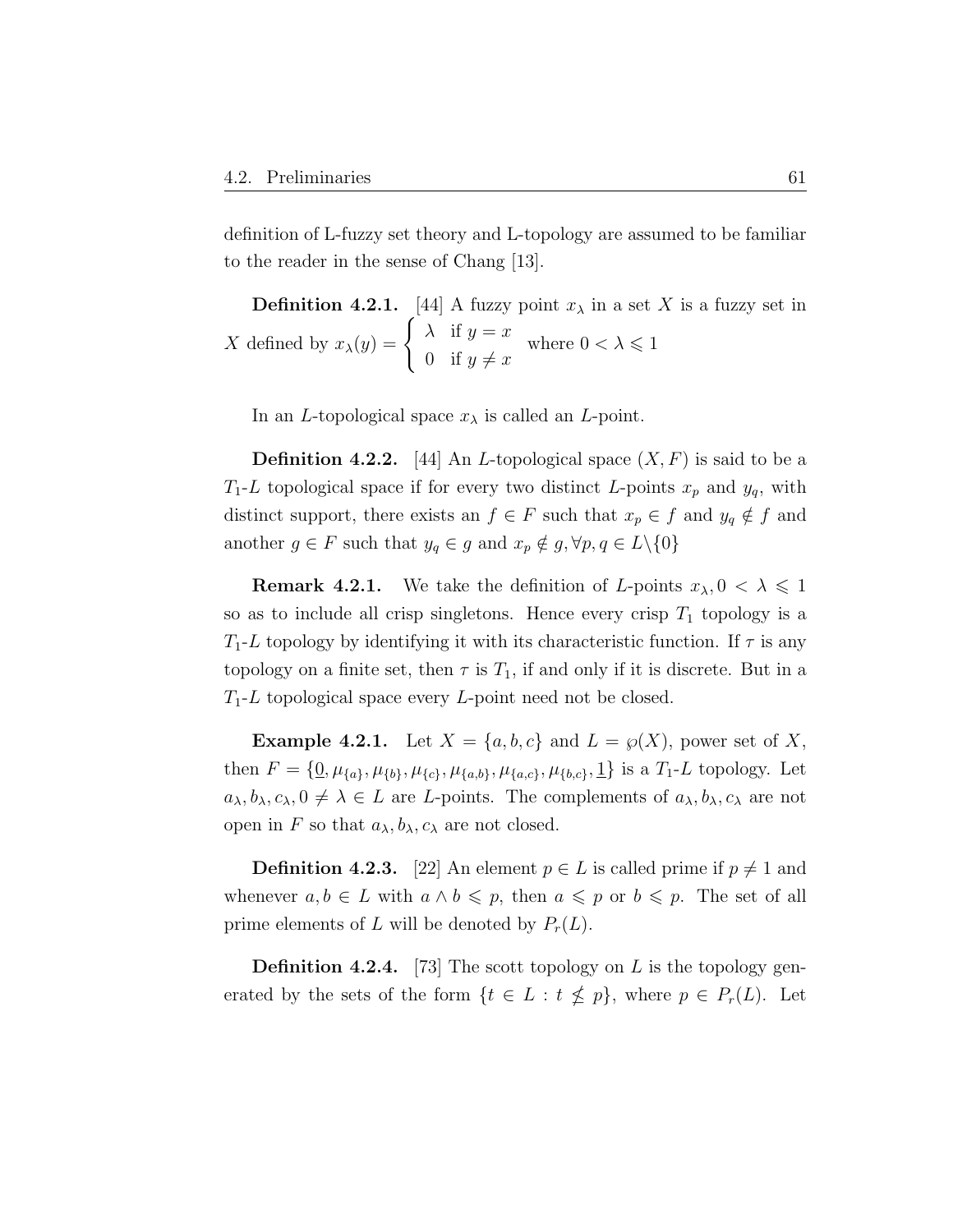definition of L-fuzzy set theory and L-topology are assumed to be familiar to the reader in the sense of Chang [13].

**Definition 4.2.1.** [44] A fuzzy point $x_\lambda$ in a set $X$ is a fuzzy set in $X$ defined by $x_\lambda(y) = \begin{cases} \lambda & \text{if } y = x \\ 0 & \text{if } y \neq x \end{cases}$ where $0 < \lambda \leqslant 1$

In an $L$-topological space $x_\lambda$ is called an $L$-point.

**Definition 4.2.2.** [44] An $L$-topological space $(X, F)$ is said to be a $T_1$-$L$ topological space if for every two distinct $L$-points $x_p$ and $y_q$, with distinct support, there exists an $f \in F$ such that $x_p \in f$ and $y_q \notin f$ and another $g \in F$ such that $y_q \in g$ and $x_p \notin g, \forall p, q \in L \backslash \{0\}$

**Remark 4.2.1.** We take the definition of $L$-points $x_\lambda, 0 < \lambda \leqslant 1$ so as to include all crisp singletons. Hence every crisp $T_1$ topology is a $T_1$-$L$ topology by identifying it with its characteristic function. If $\tau$ is any topology on a finite set, then $\tau$ is $T_1$, if and only if it is discrete. But in a $T_1$-$L$ topological space every $L$-point need not be closed.

**Example 4.2.1.** Let $X = \{a, b, c\}$ and $L = \wp(X)$, power set of $X$, then $F = \{\underline{0}, \mu_{\{a\}}, \mu_{\{b\}}, \mu_{\{c\}}, \mu_{\{a,b\}}, \mu_{\{a,c\}}, \mu_{\{b,c\}}, \underline{1}\}$ is a $T_1$-$L$ topology. Let $a_\lambda, b_\lambda, c_\lambda, 0 \neq \lambda \in L$ are $L$-points. The complements of $a_\lambda, b_\lambda, c_\lambda$ are not open in $F$ so that $a_\lambda, b_\lambda, c_\lambda$ are not closed.

**Definition 4.2.3.** [22] An element $p \in L$ is called prime if $p \neq 1$ and whenever $a, b \in L$ with $a \wedge b \leqslant p$, then $a \leqslant p$ or $b \leqslant p$. The set of all prime elements of $L$ will be denoted by $P_r(L)$.

**Definition 4.2.4.** [73] The scott topology on $L$ is the topology generated by the sets of the form $\{t \in L : t \nleq p\}$, where $p \in P_r(L)$. Let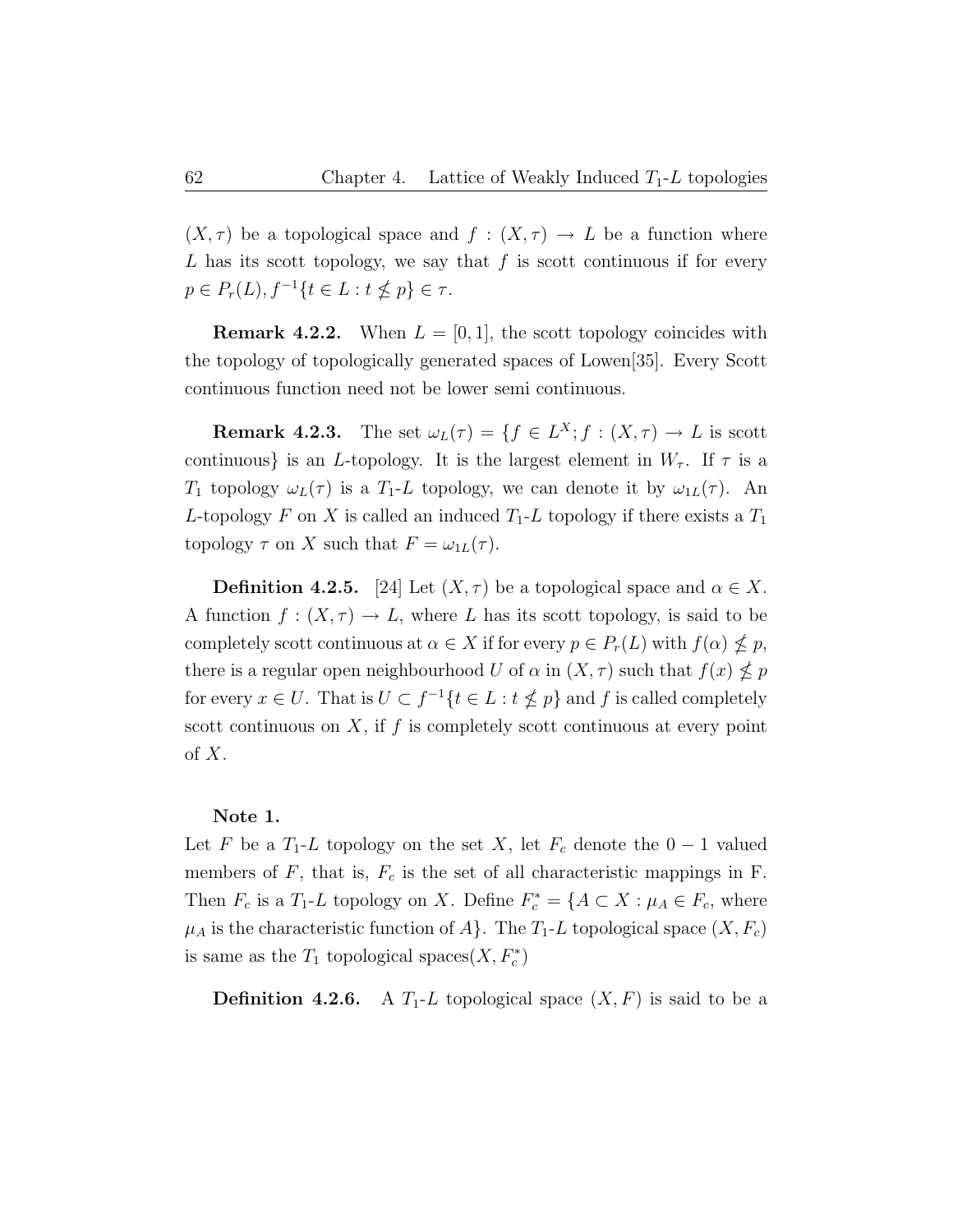$(X, \tau)$ be a topological space and $f : (X, \tau) \to L$ be a function where $L$ has its scott topology, we say that $f$ is scott continuous if for every $p \in P_r(L), f^{-1}\{t \in L : t \not\leq p\} \in \tau$.

**Remark 4.2.2.** When $L = [0, 1]$, the scott topology coincides with the topology of topologically generated spaces of Lowen[35]. Every Scott continuous function need not be lower semi continuous.

**Remark 4.2.3.** The set $\omega_L(\tau) = \{f \in L^X; f : (X, \tau) \to L$ is scott continuous$\}$ is an $L$-topology. It is the largest element in $W_\tau$. If $\tau$ is a $T_1$ topology $\omega_L(\tau)$ is a $T_1$-$L$ topology, we can denote it by $\omega_{1L}(\tau)$. An $L$-topology $F$ on $X$ is called an induced $T_1$-$L$ topology if there exists a $T_1$ topology $\tau$ on $X$ such that $F = \omega_{1L}(\tau)$.

**Definition 4.2.5.** [24] Let $(X, \tau)$ be a topological space and $\alpha \in X$. A function $f : (X, \tau) \to L$, where $L$ has its scott topology, is said to be completely scott continuous at $\alpha \in X$ if for every $p \in P_r(L)$ with $f(\alpha) \not\leq p$, there is a regular open neighbourhood $U$ of $\alpha$ in $(X, \tau)$ such that $f(x) \not\leq p$ for every $x \in U$. That is $U \subset f^{-1}\{t \in L : t \not\leq p\}$ and $f$ is called completely scott continuous on $X$, if $f$ is completely scott continuous at every point of $X$.

**Note 1.**

Let $F$ be a $T_1$-$L$ topology on the set $X$, let $F_c$ denote the $0-1$ valued members of $F$, that is, $F_c$ is the set of all characteristic mappings in F. Then $F_c$ is a $T_1$-$L$ topology on $X$. Define $F_c^* = \{A \subset X : \mu_A \in F_c$, where $\mu_A$ is the characteristic function of $A\}$. The $T_1$-$L$ topological space $(X, F_c)$ is same as the $T_1$ topological spaces$(X, F_c^*)$

**Definition 4.2.6.** A $T_1$-$L$ topological space $(X, F)$ is said to be a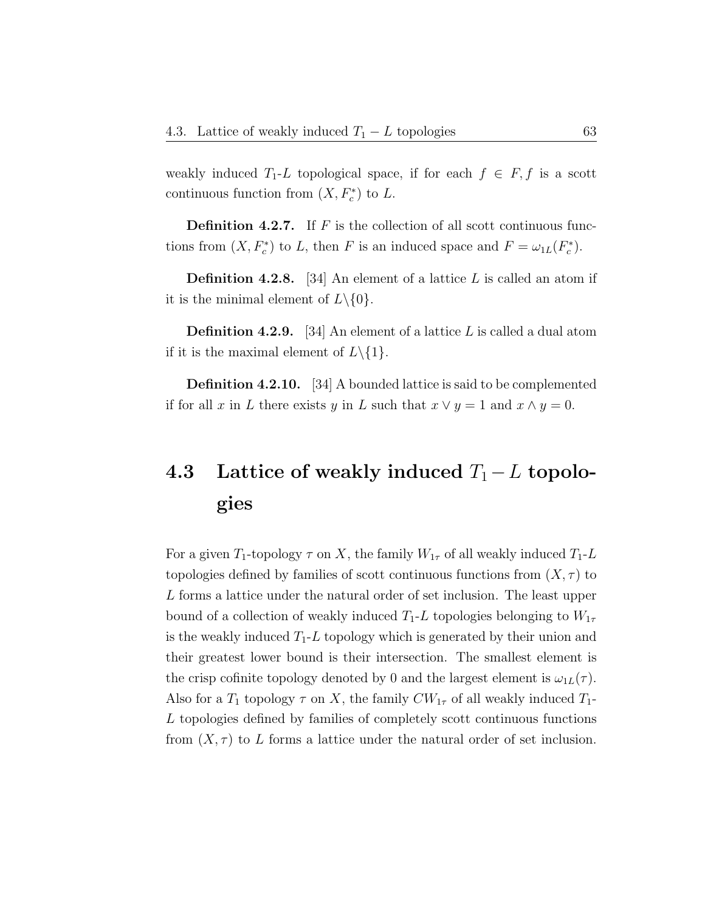weakly induced $T_1$-$L$ topological space, if for each $f \in F, f$ is a scott continuous function from $(X, F_c^*)$ to $L$.

**Definition 4.2.7.** If $F$ is the collection of all scott continuous functions from $(X, F_c^*)$ to $L$, then $F$ is an induced space and $F = \omega_{1L}(F_c^*)$.

**Definition 4.2.8.** [34] An element of a lattice $L$ is called an atom if it is the minimal element of $L\backslash\{0\}$.

**Definition 4.2.9.** [34] An element of a lattice $L$ is called a dual atom if it is the maximal element of $L\backslash\{1\}$.

**Definition 4.2.10.** [34] A bounded lattice is said to be complemented if for all $x$ in $L$ there exists $y$ in $L$ such that $x \vee y = 1$ and $x \wedge y = 0$.

## 4.3 Lattice of weakly induced $T_1 - L$ topologies

For a given $T_1$-topology $\tau$ on $X$, the family $W_{1\tau}$ of all weakly induced $T_1$-$L$ topologies defined by families of scott continuous functions from $(X, \tau)$ to $L$ forms a lattice under the natural order of set inclusion. The least upper bound of a collection of weakly induced $T_1$-$L$ topologies belonging to $W_{1\tau}$ is the weakly induced $T_1$-$L$ topology which is generated by their union and their greatest lower bound is their intersection. The smallest element is the crisp cofinite topology denoted by 0 and the largest element is $\omega_{1L}(\tau)$. Also for a $T_1$ topology $\tau$ on $X$, the family $CW_{1\tau}$ of all weakly induced $T_1$-$L$ topologies defined by families of completely scott continuous functions from $(X, \tau)$ to $L$ forms a lattice under the natural order of set inclusion.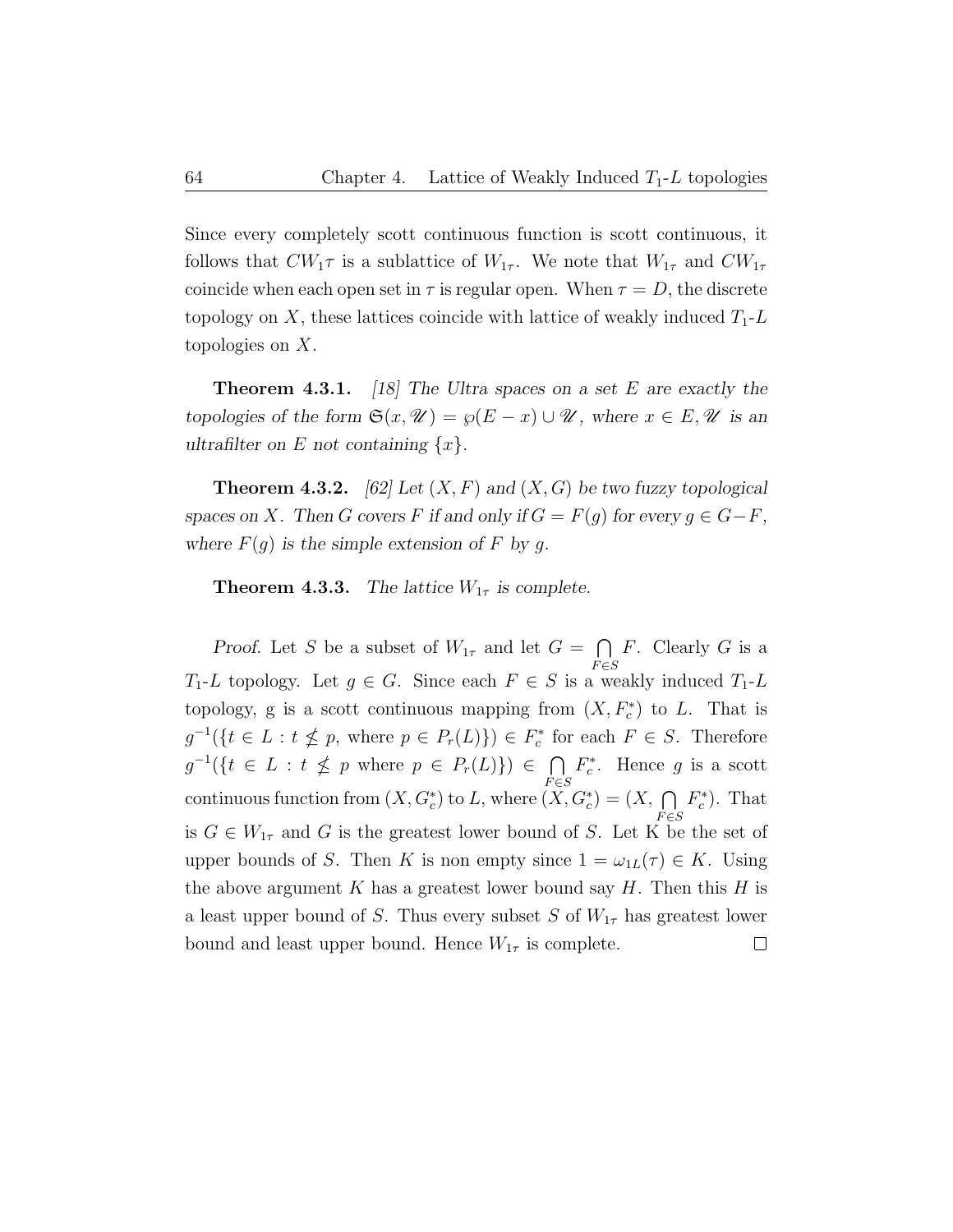Since every completely scott continuous function is scott continuous, it follows that $CW_1\tau$ is a sublattice of $W_{1\tau}$. We note that $W_{1\tau}$ and $CW_{1\tau}$ coincide when each open set in $\tau$ is regular open. When $\tau = D$, the discrete topology on $X$, these lattices coincide with lattice of weakly induced $T_1$-$L$ topologies on $X$.

**Theorem 4.3.1.** *[18] The Ultra spaces on a set $E$ are exactly the topologies of the form $\mathfrak{S}(x, \mathscr{U}) = \wp(E - x) \cup \mathscr{U}$, where $x \in E, \mathscr{U}$ is an ultrafilter on $E$ not containing $\{x\}$.*

**Theorem 4.3.2.** *[62] Let $(X, F)$ and $(X, G)$ be two fuzzy topological spaces on $X$. Then $G$ covers $F$ if and only if $G = F(g)$ for every $g \in G - F$, where $F(g)$ is the simple extension of $F$ by $g$.*

**Theorem 4.3.3.** *The lattice $W_{1\tau}$ is complete.*

*Proof.* Let $S$ be a subset of $W_{1\tau}$ and let $G = \bigcap_{F \in S} F$. Clearly $G$ is a $T_1$-$L$ topology. Let $g \in G$. Since each $F \in S$ is a weakly induced $T_1$-$L$ topology, g is a scott continuous mapping from $(X, F_c^*)$ to $L$. That is $g^{-1}(\{t \in L : t \nleq p$, where $p \in P_r(L)\}) \in F_c^*$ for each $F \in S$. Therefore $g^{-1}(\{t \in L : t \nleq p$ where $p \in P_r(L)\}) \in \bigcap_{F \in S} F_c^*$. Hence $g$ is a scott continuous function from $(X, G_c^*)$ to $L$, where $(X, G_c^*) = (X, \bigcap_{F \in S} F_c^*)$. That is $G \in W_{1\tau}$ and $G$ is the greatest lower bound of $S$. Let K be the set of upper bounds of $S$. Then $K$ is non empty since $1 = \omega_{1L}(\tau) \in K$. Using the above argument $K$ has a greatest lower bound say $H$. Then this $H$ is a least upper bound of $S$. Thus every subset $S$ of $W_{1\tau}$ has greatest lower bound and least upper bound. Hence $W_{1\tau}$ is complete. $\square$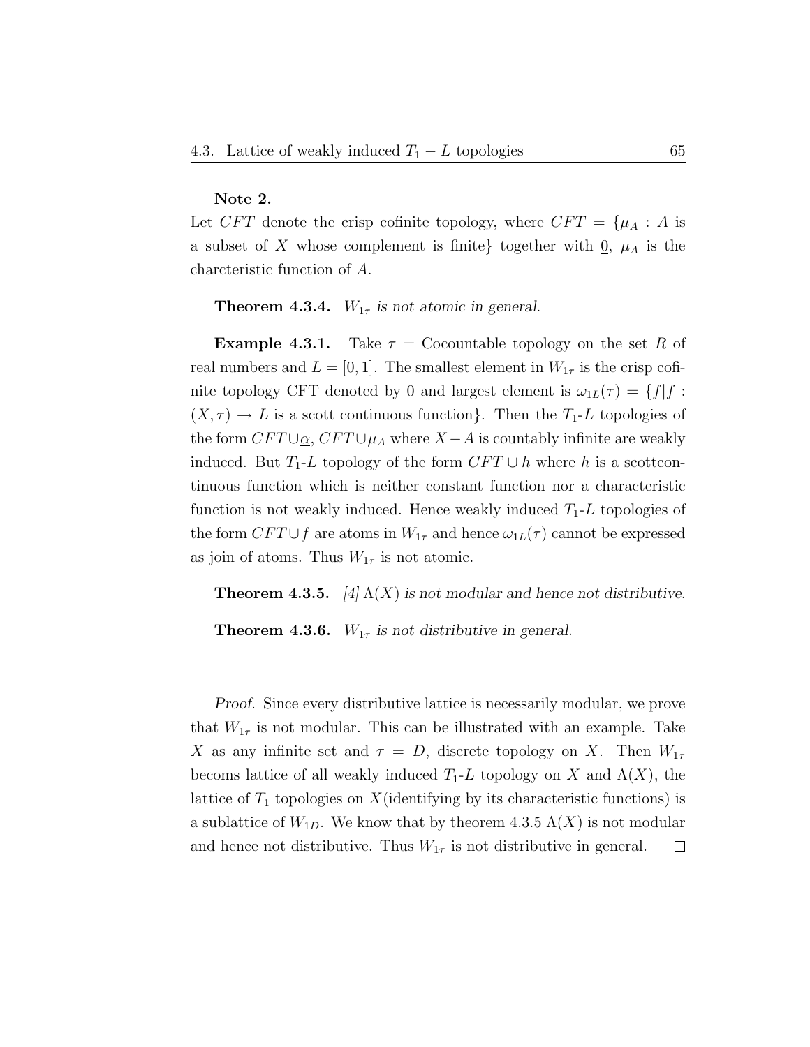**Note 2.**
Let $CFT$ denote the crisp cofinite topology, where $CFT = \{\mu_A : A$ is a subset of $X$ whose complement is finite$\}$ together with $\underline{0}$, $\mu_A$ is the charcteristic function of $A$.

**Theorem 4.3.4.** *$W_{1\tau}$ is not atomic in general.*

**Example 4.3.1.** Take $\tau$ = Cocountable topology on the set $R$ of real numbers and $L = [0, 1]$. The smallest element in $W_{1\tau}$ is the crisp cofinite topology CFT denoted by 0 and largest element is $\omega_{1L}(\tau) = \{f | f : (X, \tau) \to L$ is a scott continuous function$\}$. Then the $T_1$-$L$ topologies of the form $CFT \cup \underline{\alpha}$, $CFT \cup \mu_A$ where $X - A$ is countably infinite are weakly induced. But $T_1$-$L$ topology of the form $CFT \cup h$ where $h$ is a scottcontinuous function which is neither constant function nor a characteristic function is not weakly induced. Hence weakly induced $T_1$-$L$ topologies of the form $CFT \cup f$ are atoms in $W_{1\tau}$ and hence $\omega_{1L}(\tau)$ cannot be expressed as join of atoms. Thus $W_{1\tau}$ is not atomic.

**Theorem 4.3.5.** *[4] $\Lambda(X)$ is not modular and hence not distributive.*

**Theorem 4.3.6.** *$W_{1\tau}$ is not distributive in general.*

*Proof.* Since every distributive lattice is necessarily modular, we prove that $W_{1\tau}$ is not modular. This can be illustrated with an example. Take $X$ as any infinite set and $\tau = D$, discrete topology on $X$. Then $W_{1\tau}$ becoms lattice of all weakly induced $T_1$-$L$ topology on $X$ and $\Lambda(X)$, the lattice of $T_1$ topologies on $X$(identifying by its characteristic functions) is a sublattice of $W_{1D}$. We know that by theorem 4.3.5 $\Lambda(X)$ is not modular and hence not distributive. Thus $W_{1\tau}$ is not distributive in general. $\square$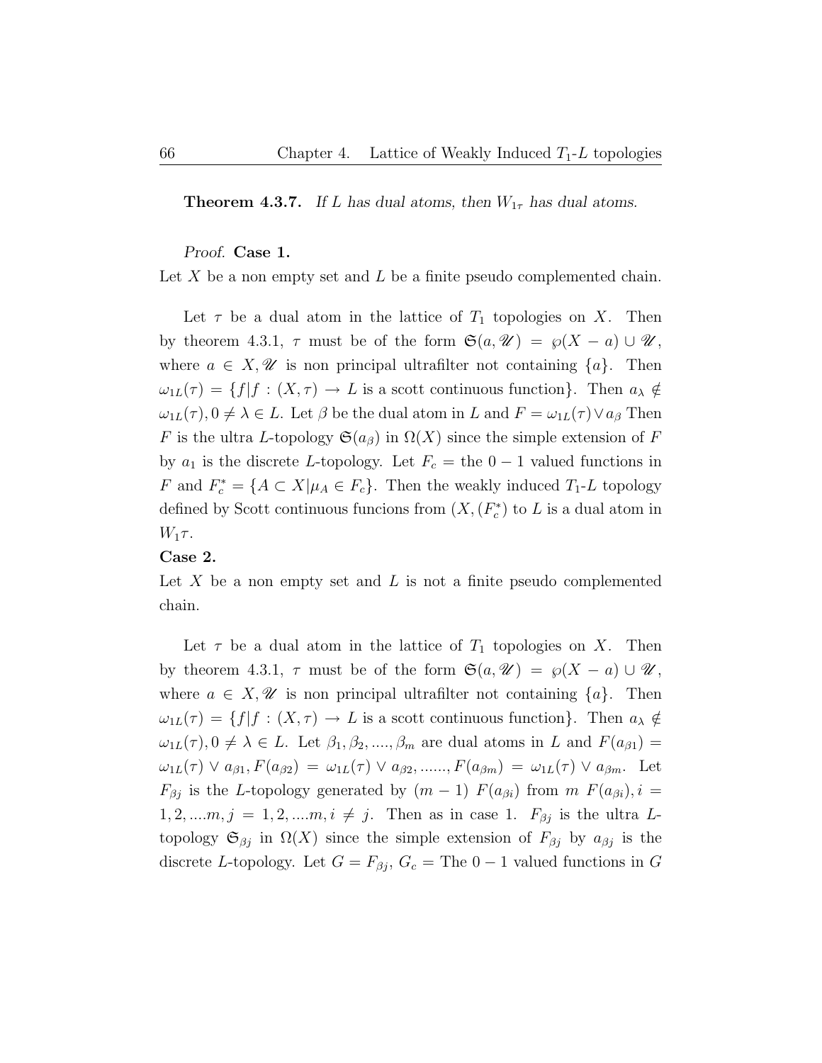**Theorem 4.3.7.** *If $L$ has dual atoms, then $W_{1\tau}$ has dual atoms.*

*Proof.* **Case 1.**
Let $X$ be a non empty set and $L$ be a finite pseudo complemented chain.

Let $\tau$ be a dual atom in the lattice of $T_1$ topologies on $X$. Then by theorem 4.3.1, $\tau$ must be of the form $\mathfrak{S}(a, \mathscr{U}) = \wp(X - a) \cup \mathscr{U}$, where $a \in X, \mathscr{U}$ is non principal ultrafilter not containing $\{a\}$. Then $\omega_{1L}(\tau) = \{f | f : (X, \tau) \to L$ is a scott continuous function$\}$. Then $a_\lambda \notin \omega_{1L}(\tau), 0 \neq \lambda \in L$. Let $\beta$ be the dual atom in $L$ and $F = \omega_{1L}(\tau) \vee a_\beta$ Then $F$ is the ultra $L$-topology $\mathfrak{S}(a_\beta)$ in $\Omega(X)$ since the simple extension of $F$ by $a_1$ is the discrete $L$-topology. Let $F_c$ = the $0-1$ valued functions in $F$ and $F_c^* = \{A \subset X | \mu_A \in F_c\}$. Then the weakly induced $T_1$-$L$ topology defined by Scott continuous funcions from $(X, (F_c^*)$ to $L$ is a dual atom in $W_1\tau$.

**Case 2.**
Let $X$ be a non empty set and $L$ is not a finite pseudo complemented chain.

Let $\tau$ be a dual atom in the lattice of $T_1$ topologies on $X$. Then by theorem 4.3.1, $\tau$ must be of the form $\mathfrak{S}(a, \mathscr{U}) = \wp(X - a) \cup \mathscr{U}$, where $a \in X, \mathscr{U}$ is non principal ultrafilter not containing $\{a\}$. Then $\omega_{1L}(\tau) = \{f | f : (X, \tau) \to L$ is a scott continuous function$\}$. Then $a_\lambda \notin \omega_{1L}(\tau), 0 \neq \lambda \in L$. Let $\beta_1, \beta_2, ...., \beta_m$ are dual atoms in $L$ and $F(a_{\beta 1}) = \omega_{1L}(\tau) \vee a_{\beta 1}, F(a_{\beta 2}) = \omega_{1L}(\tau) \vee a_{\beta 2}, ......, F(a_{\beta m}) = \omega_{1L}(\tau) \vee a_{\beta m}$. Let $F_{\beta j}$ is the $L$-topology generated by $(m-1)$ $F(a_{\beta i})$ from $m$ $F(a_{\beta i}), i = 1, 2, ....m, j = 1, 2, ....m, i \neq j$. Then as in case 1. $F_{\beta j}$ is the ultra $L$-topology $\mathfrak{S}_{\beta j}$ in $\Omega(X)$ since the simple extension of $F_{\beta j}$ by $a_{\beta j}$ is the discrete $L$-topology. Let $G = F_{\beta j}$, $G_c$ = The $0-1$ valued functions in $G$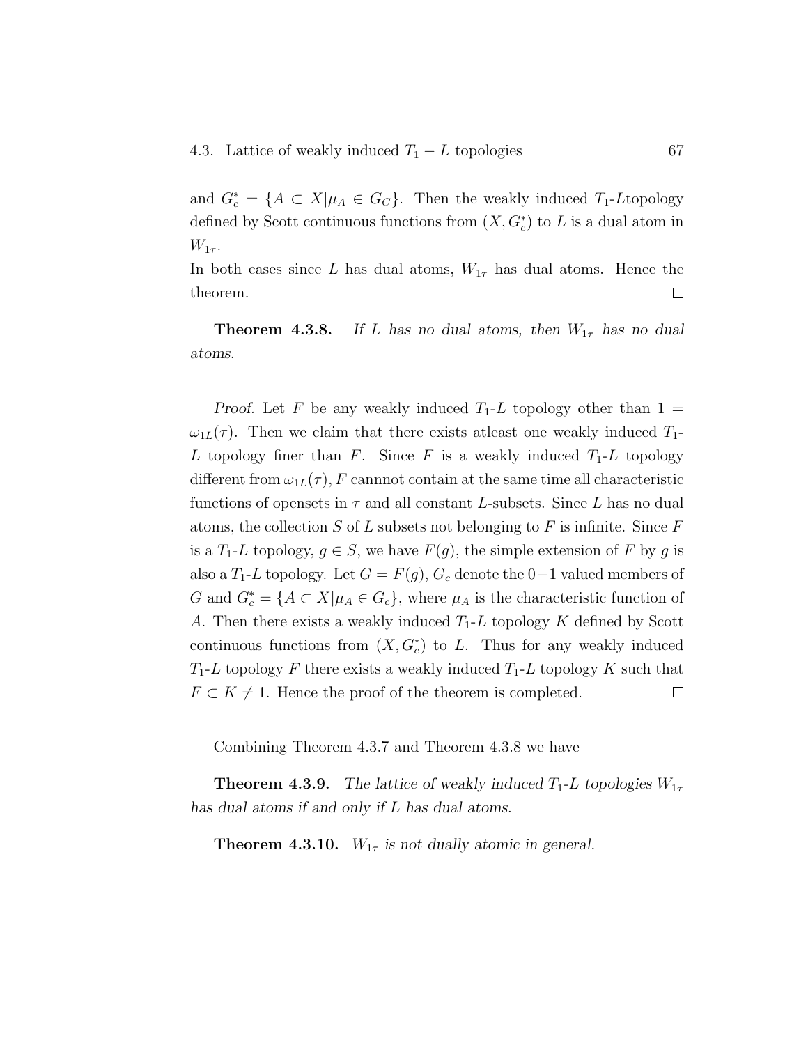and $G_c^* = \{A \subset X | \mu_A \in G_C\}$. Then the weakly induced $T_1$-$L$topology defined by Scott continuous functions from $(X, G_c^*)$ to $L$ is a dual atom in $W_{1\tau}$.

In both cases since $L$ has dual atoms, $W_{1\tau}$ has dual atoms. Hence the theorem. □

**Theorem 4.3.8.** *If $L$ has no dual atoms, then $W_{1\tau}$ has no dual atoms.*

*Proof.* Let $F$ be any weakly induced $T_1$-$L$ topology other than $1 = \omega_{1L}(\tau)$. Then we claim that there exists atleast one weakly induced $T_1$-$L$ topology finer than $F$. Since $F$ is a weakly induced $T_1$-$L$ topology different from $\omega_{1L}(\tau), F$ cannnot contain at the same time all characteristic functions of opensets in $\tau$ and all constant $L$-subsets. Since $L$ has no dual atoms, the collection $S$ of $L$ subsets not belonging to $F$ is infinite. Since $F$ is a $T_1$-$L$ topology, $g \in S$, we have $F(g)$, the simple extension of $F$ by $g$ is also a $T_1$-$L$ topology. Let $G = F(g)$, $G_c$ denote the $0-1$ valued members of $G$ and $G_c^* = \{A \subset X | \mu_A \in G_c\}$, where $\mu_A$ is the characteristic function of $A$. Then there exists a weakly induced $T_1$-$L$ topology $K$ defined by Scott continuous functions from $(X, G_c^*)$ to $L$. Thus for any weakly induced $T_1$-$L$ topology $F$ there exists a weakly induced $T_1$-$L$ topology $K$ such that $F \subset K \neq 1$. Hence the proof of the theorem is completed. □

Combining Theorem 4.3.7 and Theorem 4.3.8 we have

**Theorem 4.3.9.** *The lattice of weakly induced $T_1$-$L$ topologies $W_{1\tau}$ has dual atoms if and only if $L$ has dual atoms.*

**Theorem 4.3.10.** *$W_{1\tau}$ is not dually atomic in general.*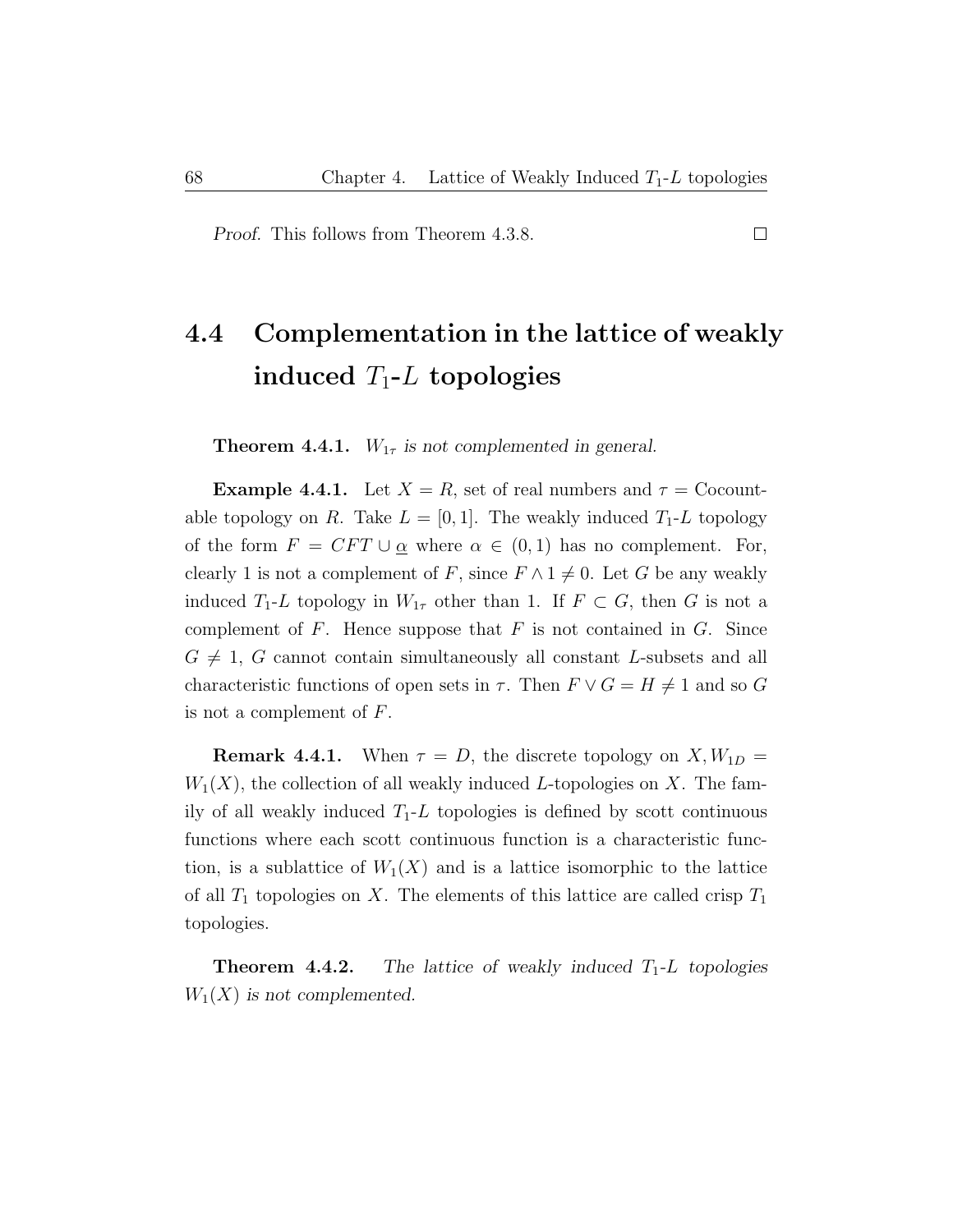*Proof.* This follows from Theorem 4.3.8. □

## 4.4 Complementation in the lattice of weakly induced $T_1$-$L$ topologies

**Theorem 4.4.1.** *$W_{1\tau}$ is not complemented in general.*

**Example 4.4.1.** Let $X = R$, set of real numbers and $\tau =$ Cocountable topology on $R$. Take $L = [0,1]$. The weakly induced $T_1$-$L$ topology of the form $F = CFT \cup \underline{\alpha}$ where $\alpha \in (0,1)$ has no complement. For, clearly 1 is not a complement of $F$, since $F \wedge 1 \neq 0$. Let $G$ be any weakly induced $T_1$-$L$ topology in $W_{1\tau}$ other than 1. If $F \subset G$, then $G$ is not a complement of $F$. Hence suppose that $F$ is not contained in $G$. Since $G \neq 1$, $G$ cannot contain simultaneously all constant $L$-subsets and all characteristic functions of open sets in $\tau$. Then $F \vee G = H \neq 1$ and so $G$ is not a complement of $F$.

**Remark 4.4.1.** When $\tau = D$, the discrete topology on $X, W_{1D} = W_1(X)$, the collection of all weakly induced $L$-topologies on $X$. The family of all weakly induced $T_1$-$L$ topologies is defined by scott continuous functions where each scott continuous function is a characteristic function, is a sublattice of $W_1(X)$ and is a lattice isomorphic to the lattice of all $T_1$ topologies on $X$. The elements of this lattice are called crisp $T_1$ topologies.

**Theorem 4.4.2.** *The lattice of weakly induced $T_1$-$L$ topologies $W_1(X)$ is not complemented.*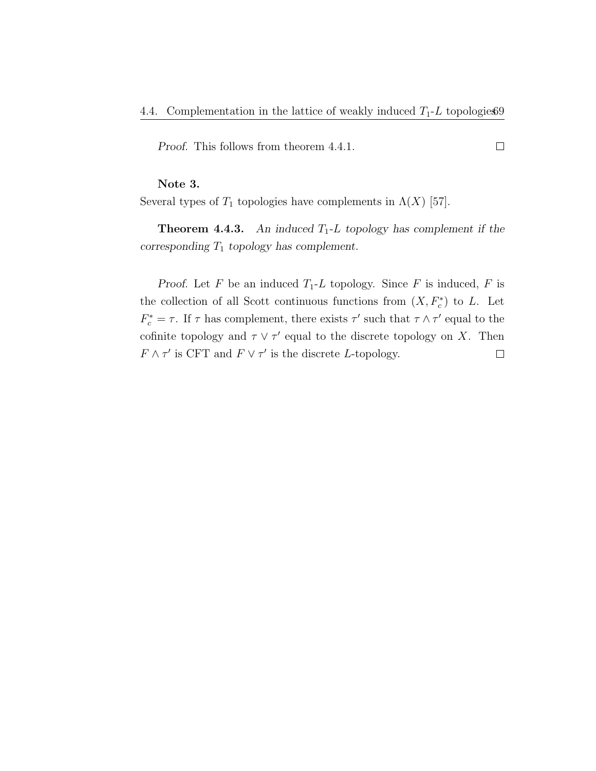*Proof.* This follows from theorem 4.4.1. □

**Note 3.**
Several types of $T_1$ topologies have complements in $\Lambda(X)$ [57].

**Theorem 4.4.3.** *An induced $T_1$-$L$ topology has complement if the corresponding $T_1$ topology has complement.*

*Proof.* Let $F$ be an induced $T_1$-$L$ topology. Since $F$ is induced, $F$ is the collection of all Scott continuous functions from $(X, F_c^*)$ to $L$. Let $F_c^* = \tau$. If $\tau$ has complement, there exists $\tau'$ such that $\tau \wedge \tau'$ equal to the cofinite topology and $\tau \vee \tau'$ equal to the discrete topology on $X$. Then $F \wedge \tau'$ is CFT and $F \vee \tau'$ is the discrete $L$-topology. □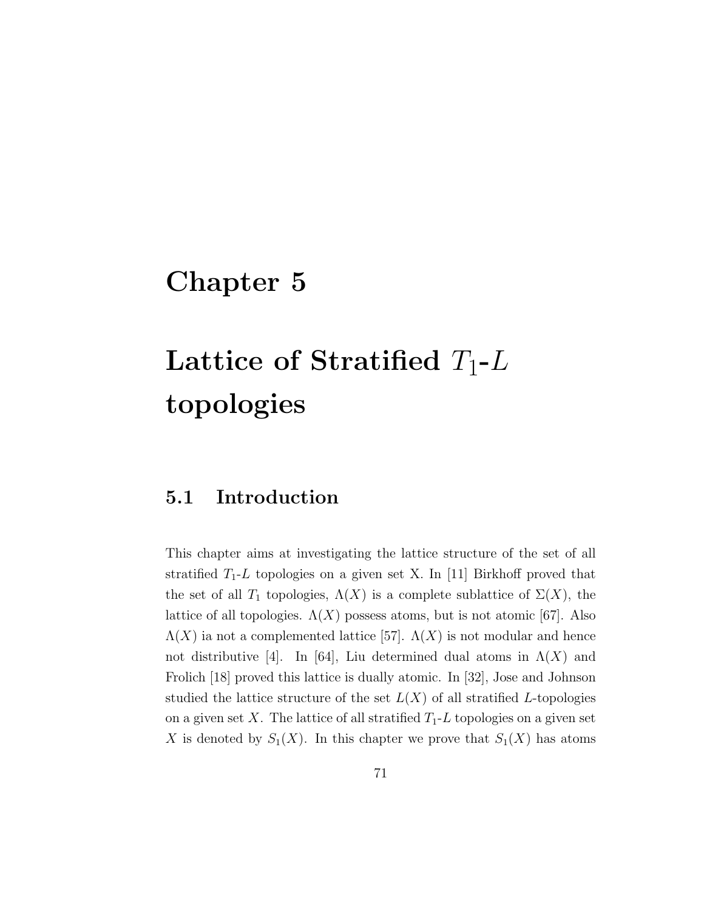# Chapter 5

# Lattice of Stratified $T_1$-$L$ topologies

## 5.1 Introduction

This chapter aims at investigating the lattice structure of the set of all stratified $T_1$-$L$ topologies on a given set X. In [11] Birkhoff proved that the set of all $T_1$ topologies, $\Lambda(X)$ is a complete sublattice of $\Sigma(X)$, the lattice of all topologies. $\Lambda(X)$ possess atoms, but is not atomic [67]. Also $\Lambda(X)$ ia not a complemented lattice [57]. $\Lambda(X)$ is not modular and hence not distributive [4]. In [64], Liu determined dual atoms in $\Lambda(X)$ and Frolich [18] proved this lattice is dually atomic. In [32], Jose and Johnson studied the lattice structure of the set $L(X)$ of all stratified $L$-topologies on a given set $X$. The lattice of all stratified $T_1$-$L$ topologies on a given set $X$ is denoted by $S_1(X)$. In this chapter we prove that $S_1(X)$ has atoms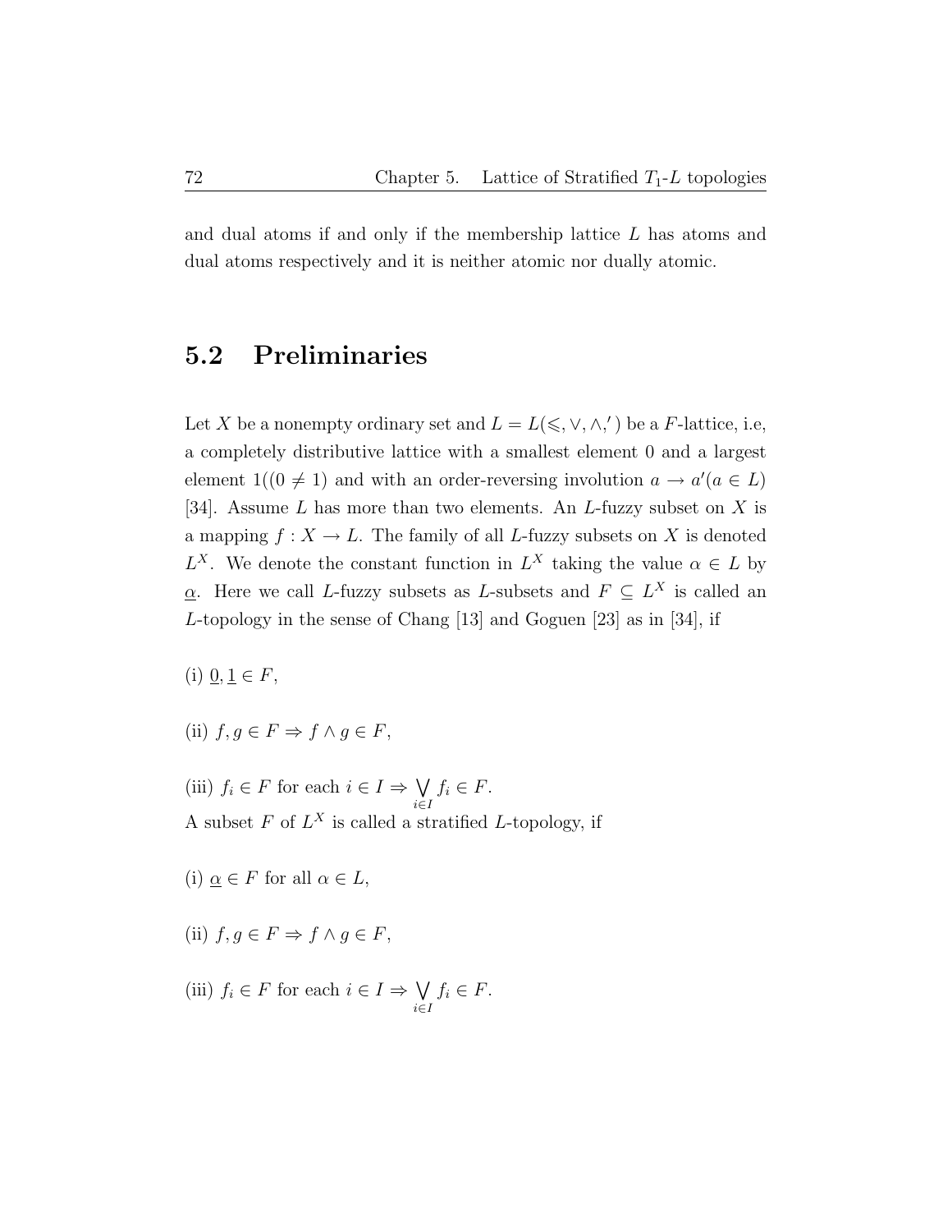and dual atoms if and only if the membership lattice $L$ has atoms and dual atoms respectively and it is neither atomic nor dually atomic.

## 5.2 Preliminaries

Let $X$ be a nonempty ordinary set and $L = L(\leqslant, \vee, \wedge, ')$ be a $F$-lattice, i.e, a completely distributive lattice with a smallest element 0 and a largest element $1((0 \neq 1)$ and with an order-reversing involution $a \to a'(a \in L)$ [34]. Assume $L$ has more than two elements. An $L$-fuzzy subset on $X$ is a mapping $f : X \to L$. The family of all $L$-fuzzy subsets on $X$ is denoted $L^X$. We denote the constant function in $L^X$ taking the value $\alpha \in L$ by $\underline{\alpha}$. Here we call $L$-fuzzy subsets as $L$-subsets and $F \subseteq L^X$ is called an $L$-topology in the sense of Chang [13] and Goguen [23] as in [34], if

(i) $\underline{0}, \underline{1} \in F$,

(ii) $f, g \in F \Rightarrow f \wedge g \in F$,

(iii) $f_i \in F$ for each $i \in I \Rightarrow \bigvee_{i \in I} f_i \in F$.

A subset $F$ of $L^X$ is called a stratified $L$-topology, if

(i) $\underline{\alpha} \in F$ for all $\alpha \in L$,

(ii) $f, g \in F \Rightarrow f \wedge g \in F$,

(iii) $f_i \in F$ for each $i \in I \Rightarrow \bigvee_{i \in I} f_i \in F$.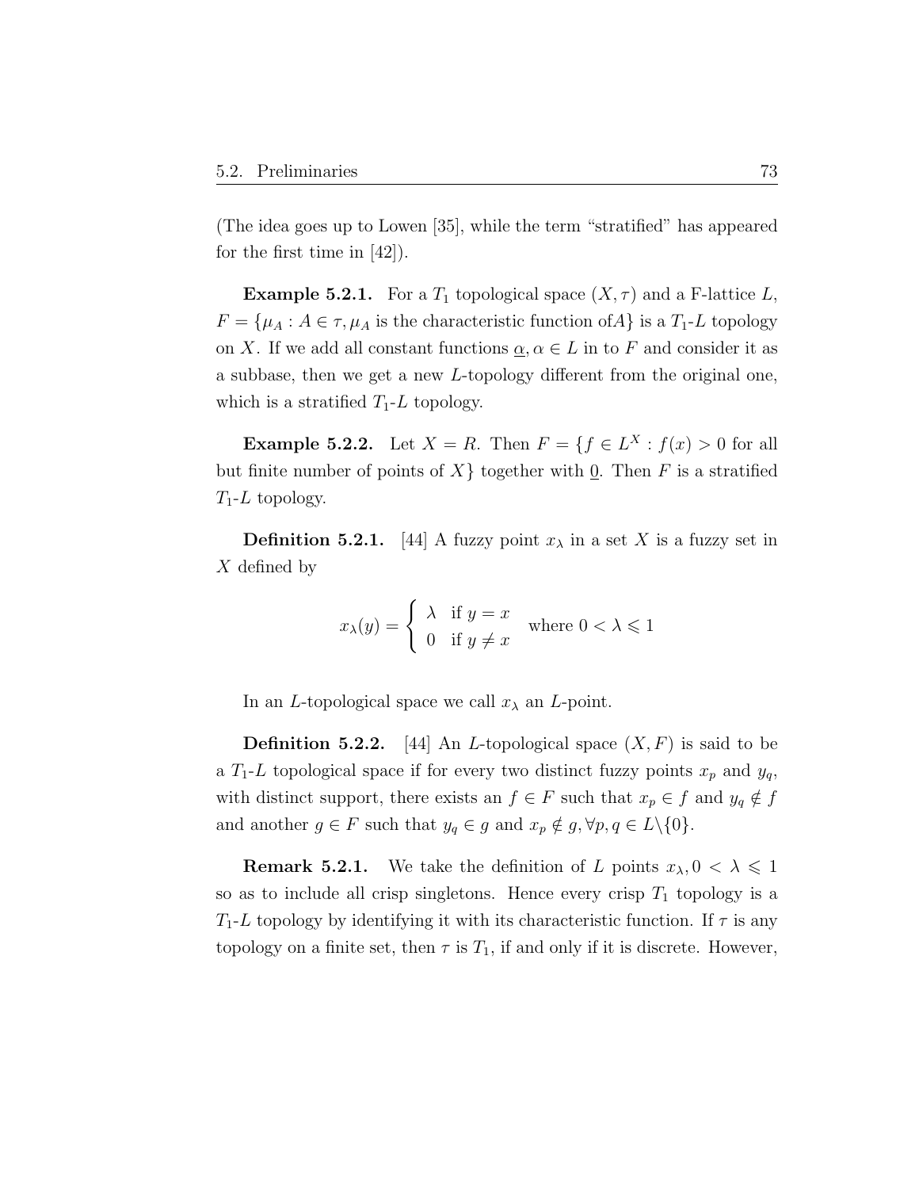(The idea goes up to Lowen [35], while the term "stratified" has appeared for the first time in [42]).

**Example 5.2.1.** For a $T_1$ topological space $(X, \tau)$ and a F-lattice $L$, $F = \{\mu_A : A \in \tau, \mu_A$ is the characteristic function of$A\}$ is a $T_1$-$L$ topology on $X$. If we add all constant functions $\underline{\alpha}, \alpha \in L$ in to $F$ and consider it as a subbase, then we get a new $L$-topology different from the original one, which is a stratified $T_1$-$L$ topology.

**Example 5.2.2.** Let $X = R$. Then $F = \{f \in L^X : f(x) > 0$ for all but finite number of points of $X\}$ together with $\underline{0}$. Then $F$ is a stratified $T_1$-$L$ topology.

**Definition 5.2.1.** [44] A fuzzy point $x_\lambda$ in a set $X$ is a fuzzy set in $X$ defined by

$$x_\lambda(y) = \begin{cases} \lambda & \text{if } y = x \\ 0 & \text{if } y \neq x \end{cases} \quad \text{where } 0 < \lambda \leqslant 1$$

In an $L$-topological space we call $x_\lambda$ an $L$-point.

**Definition 5.2.2.** [44] An $L$-topological space $(X, F)$ is said to be a $T_1$-$L$ topological space if for every two distinct fuzzy points $x_p$ and $y_q$, with distinct support, there exists an $f \in F$ such that $x_p \in f$ and $y_q \notin f$ and another $g \in F$ such that $y_q \in g$ and $x_p \notin g, \forall p, q \in L\backslash\{0\}$.

**Remark 5.2.1.** We take the definition of $L$ points $x_\lambda, 0 < \lambda \leqslant 1$ so as to include all crisp singletons. Hence every crisp $T_1$ topology is a $T_1$-$L$ topology by identifying it with its characteristic function. If $\tau$ is any topology on a finite set, then $\tau$ is $T_1$, if and only if it is discrete. However,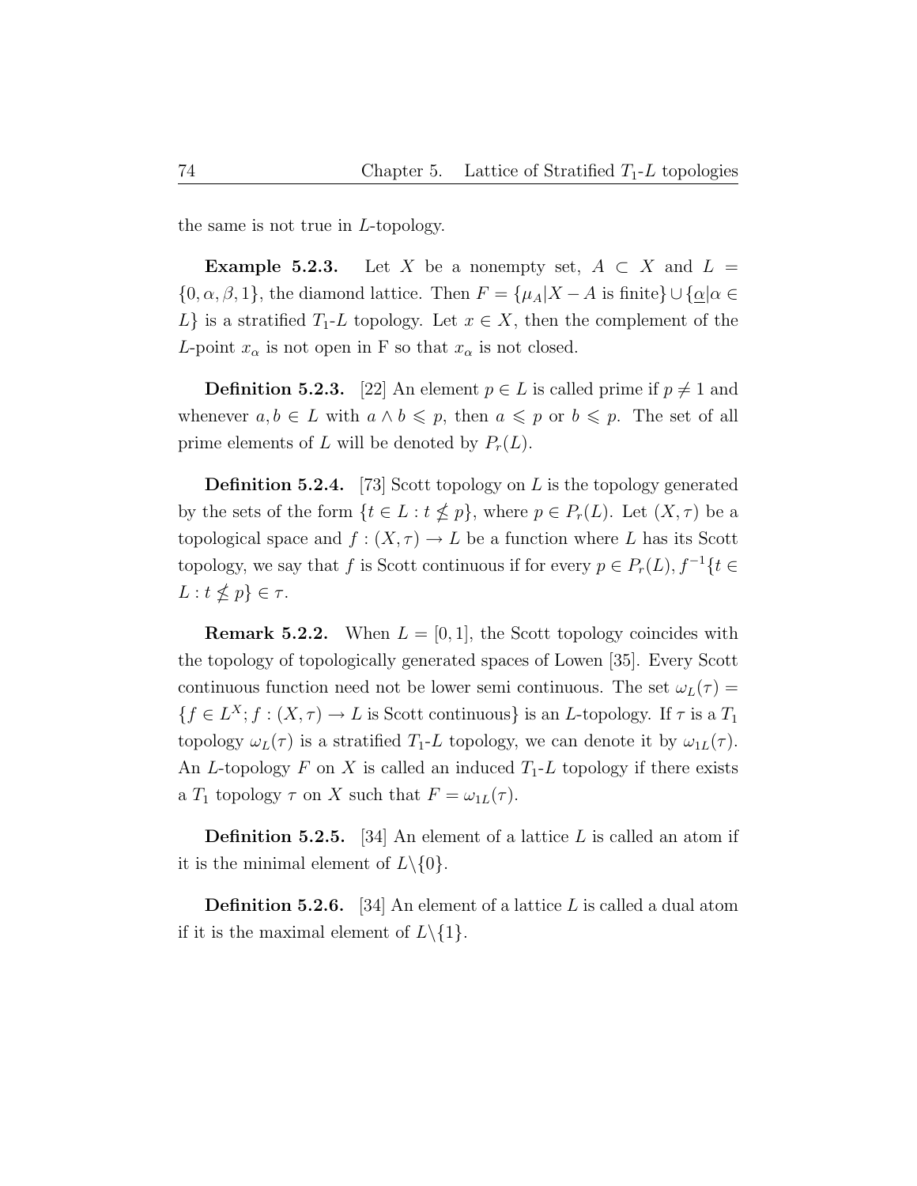the same is not true in $L$-topology.

**Example 5.2.3.** Let $X$ be a nonempty set, $A \subset X$ and $L = \{0, \alpha, \beta, 1\}$, the diamond lattice. Then $F = \{\mu_A | X - A \text{ is finite}\} \cup \{\underline{\alpha} | \alpha \in L\}$ is a stratified $T_1$-$L$ topology. Let $x \in X$, then the complement of the $L$-point $x_\alpha$ is not open in F so that $x_\alpha$ is not closed.

**Definition 5.2.3.** [22] An element $p \in L$ is called prime if $p \neq 1$ and whenever $a, b \in L$ with $a \wedge b \leqslant p$, then $a \leqslant p$ or $b \leqslant p$. The set of all prime elements of $L$ will be denoted by $P_r(L)$.

**Definition 5.2.4.** [73] Scott topology on $L$ is the topology generated by the sets of the form $\{t \in L : t \nleq p\}$, where $p \in P_r(L)$. Let $(X, \tau)$ be a topological space and $f : (X, \tau) \to L$ be a function where $L$ has its Scott topology, we say that $f$ is Scott continuous if for every $p \in P_r(L)$, $f^{-1}\{t \in L : t \nleq p\} \in \tau$.

**Remark 5.2.2.** When $L = [0, 1]$, the Scott topology coincides with the topology of topologically generated spaces of Lowen [35]. Every Scott continuous function need not be lower semi continuous. The set $\omega_L(\tau) = \{f \in L^X ; f : (X, \tau) \to L \text{ is Scott continuous}\}$ is an $L$-topology. If $\tau$ is a $T_1$ topology $\omega_L(\tau)$ is a stratified $T_1$-$L$ topology, we can denote it by $\omega_{1L}(\tau)$. An $L$-topology $F$ on $X$ is called an induced $T_1$-$L$ topology if there exists a $T_1$ topology $\tau$ on $X$ such that $F = \omega_{1L}(\tau)$.

**Definition 5.2.5.** [34] An element of a lattice $L$ is called an atom if it is the minimal element of $L \backslash \{0\}$.

**Definition 5.2.6.** [34] An element of a lattice $L$ is called a dual atom if it is the maximal element of $L \backslash \{1\}$.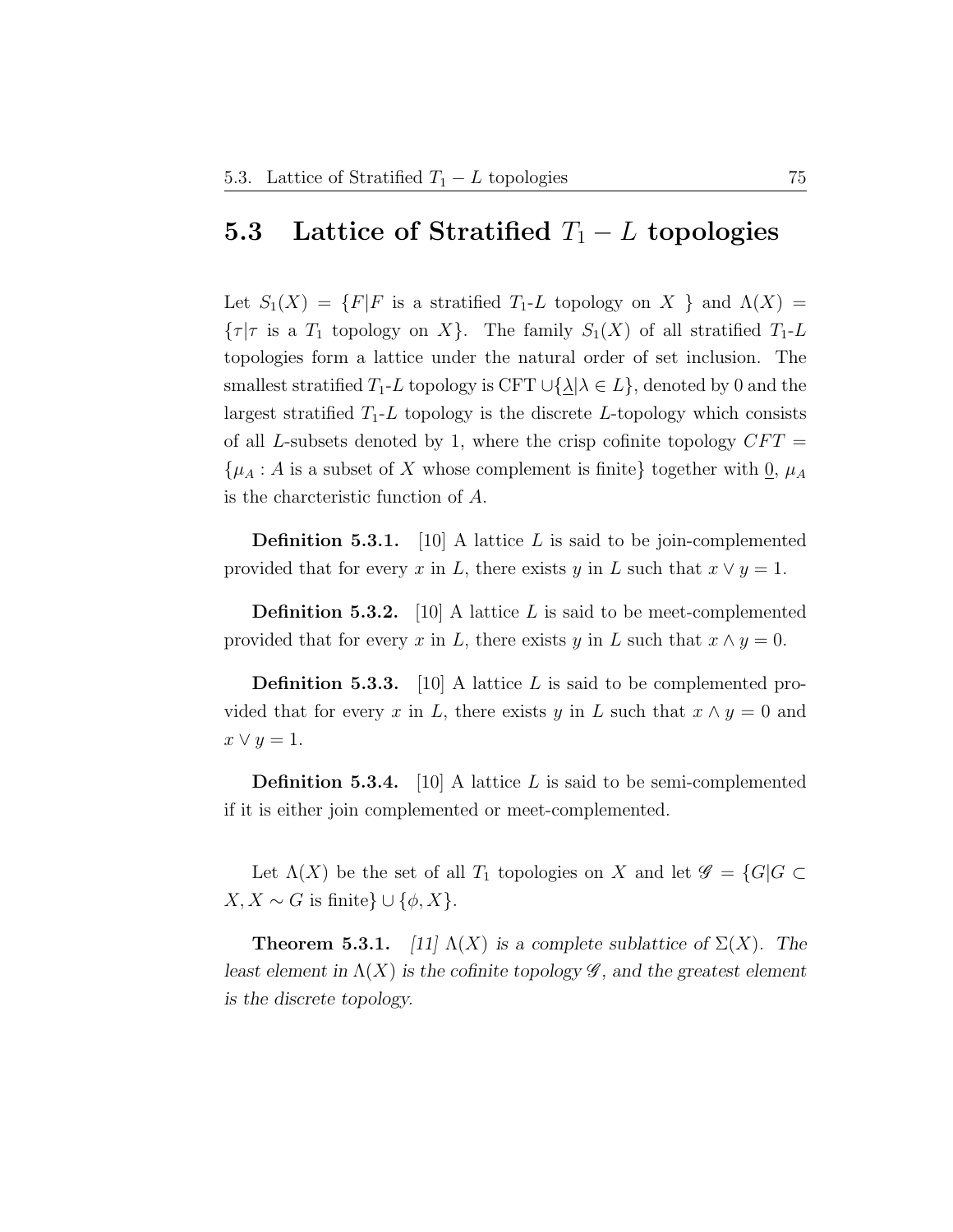## 5.3 Lattice of Stratified $T_1 - L$ topologies

Let $S_1(X) = \{F | F$ is a stratified $T_1$-$L$ topology on $X$ $\}$ and $\Lambda(X) = \{\tau | \tau$ is a $T_1$ topology on $X\}$. The family $S_1(X)$ of all stratified $T_1$-$L$ topologies form a lattice under the natural order of set inclusion. The smallest stratified $T_1$-$L$ topology is CFT $\cup\{\underline{\lambda} | \lambda \in L\}$, denoted by 0 and the largest stratified $T_1$-$L$ topology is the discrete $L$-topology which consists of all $L$-subsets denoted by 1, where the crisp cofinite topology $CFT = \{\mu_A : A$ is a subset of $X$ whose complement is finite$\}$ together with $\underline{0}$, $\mu_A$ is the charcteristic function of $A$.

**Definition 5.3.1.** [10] A lattice $L$ is said to be join-complemented provided that for every $x$ in $L$, there exists $y$ in $L$ such that $x \vee y = 1$.

**Definition 5.3.2.** [10] A lattice $L$ is said to be meet-complemented provided that for every $x$ in $L$, there exists $y$ in $L$ such that $x \wedge y = 0$.

**Definition 5.3.3.** [10] A lattice $L$ is said to be complemented provided that for every $x$ in $L$, there exists $y$ in $L$ such that $x \wedge y = 0$ and $x \vee y = 1$.

**Definition 5.3.4.** [10] A lattice $L$ is said to be semi-complemented if it is either join complemented or meet-complemented.

Let $\Lambda(X)$ be the set of all $T_1$ topologies on $X$ and let $\mathscr{G} = \{G | G \subset X, X \sim G$ is finite$\} \cup \{\phi, X\}$.

**Theorem 5.3.1.** *[11] $\Lambda(X)$ is a complete sublattice of $\Sigma(X)$. The least element in $\Lambda(X)$ is the cofinite topology $\mathscr{G}$, and the greatest element is the discrete topology.*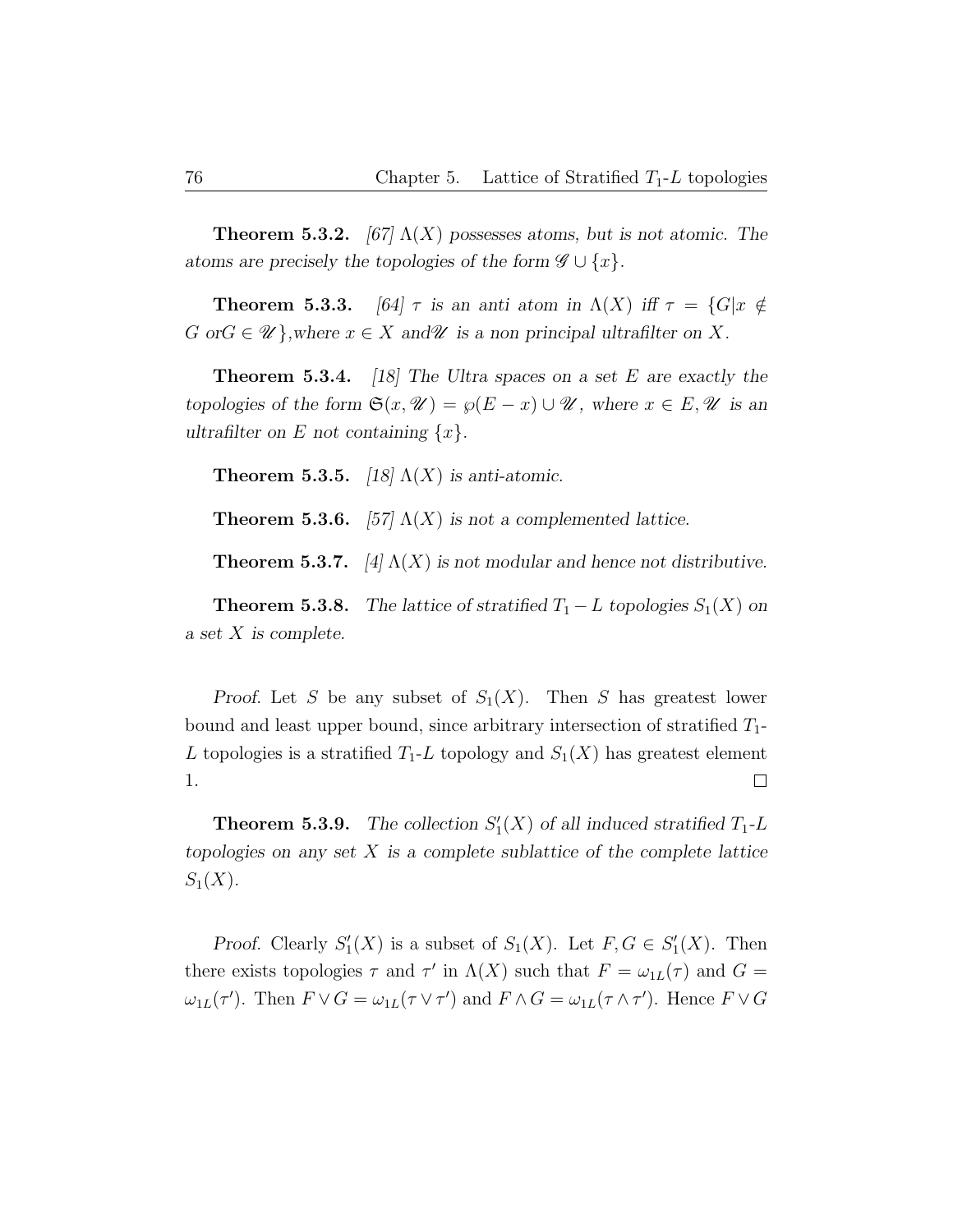**Theorem 5.3.2.** *[67] $\Lambda(X)$ possesses atoms, but is not atomic. The atoms are precisely the topologies of the form $\mathscr{G} \cup \{x\}$.*

**Theorem 5.3.3.** *[64] $\tau$ is an anti atom in $\Lambda(X)$ iff $\tau = \{G | x \notin G$ or$G \in \mathscr{U}\}$,where $x \in X$ and$\mathscr{U}$ is a non principal ultrafilter on $X$.*

**Theorem 5.3.4.** *[18] The Ultra spaces on a set $E$ are exactly the topologies of the form $\mathfrak{S}(x, \mathscr{U}) = \wp(E - x) \cup \mathscr{U}$, where $x \in E, \mathscr{U}$ is an ultrafilter on $E$ not containing $\{x\}$.*

**Theorem 5.3.5.** *[18] $\Lambda(X)$ is anti-atomic.*

**Theorem 5.3.6.** *[57] $\Lambda(X)$ is not a complemented lattice.*

**Theorem 5.3.7.** *[4] $\Lambda(X)$ is not modular and hence not distributive.*

**Theorem 5.3.8.** *The lattice of stratified $T_1 - L$ topologies $S_1(X)$ on a set $X$ is complete.*

*Proof.* Let $S$ be any subset of $S_1(X)$. Then $S$ has greatest lower bound and least upper bound, since arbitrary intersection of stratified $T_1$-$L$ topologies is a stratified $T_1$-$L$ topology and $S_1(X)$ has greatest element 1. □

**Theorem 5.3.9.** *The collection $S_1'(X)$ of all induced stratified $T_1$-$L$ topologies on any set $X$ is a complete sublattice of the complete lattice $S_1(X)$.*

*Proof.* Clearly $S_1'(X)$ is a subset of $S_1(X)$. Let $F, G \in S_1'(X)$. Then there exists topologies $\tau$ and $\tau'$ in $\Lambda(X)$ such that $F = \omega_{1L}(\tau)$ and $G = \omega_{1L}(\tau')$. Then $F \vee G = \omega_{1L}(\tau \vee \tau')$ and $F \wedge G = \omega_{1L}(\tau \wedge \tau')$. Hence $F \vee G$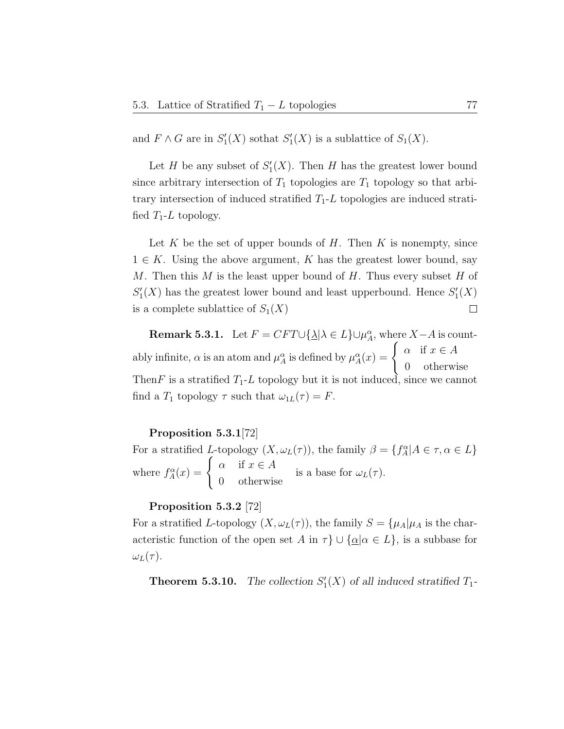and $F \wedge G$ are in $S_1'(X)$ sothat $S_1'(X)$ is a sublattice of $S_1(X)$.

Let $H$ be any subset of $S_1'(X)$. Then $H$ has the greatest lower bound since arbitrary intersection of $T_1$ topologies are $T_1$ topology so that arbitrary intersection of induced stratified $T_1$-$L$ topologies are induced stratified $T_1$-$L$ topology.

Let $K$ be the set of upper bounds of $H$. Then $K$ is nonempty, since $1 \in K$. Using the above argument, $K$ has the greatest lower bound, say $M$. Then this $M$ is the least upper bound of $H$. Thus every subset $H$ of $S_1'(X)$ has the greatest lower bound and least upperbound. Hence $S_1'(X)$ is a complete sublattice of $S_1(X)$ □

**Remark 5.3.1.** Let $F = CFT \cup \{\underline{\lambda} | \lambda \in L\} \cup \mu_A^\alpha$, where $X - A$ is countably infinite, $\alpha$ is an atom and $\mu_A^\alpha$ is defined by $\mu_A^\alpha(x) = \begin{cases} \alpha & \text{if } x \in A \\ 0 & \text{otherwise} \end{cases}$ Then$F$ is a stratified $T_1$-$L$ topology but it is not induced, since we cannot find a $T_1$ topology $\tau$ such that $\omega_{1L}(\tau) = F$.

**Proposition 5.3.1**[72]
For a stratified $L$-topology $(X, \omega_L(\tau))$, the family $\beta = \{f_A^\alpha | A \in \tau, \alpha \in L\}$ where $f_A^\alpha(x) = \begin{cases} \alpha & \text{if } x \in A \\ 0 & \text{otherwise} \end{cases}$ is a base for $\omega_L(\tau)$.

**Proposition 5.3.2** [72]
For a stratified $L$-topology $(X, \omega_L(\tau))$, the family $S = \{\mu_A | \mu_A$ is the characteristic function of the open set $A$ in $\tau\} \cup \{\underline{\alpha} | \alpha \in L\}$, is a subbase for $\omega_L(\tau)$.

**Theorem 5.3.10.** *The collection $S_1'(X)$ of all induced stratified $T_1$-*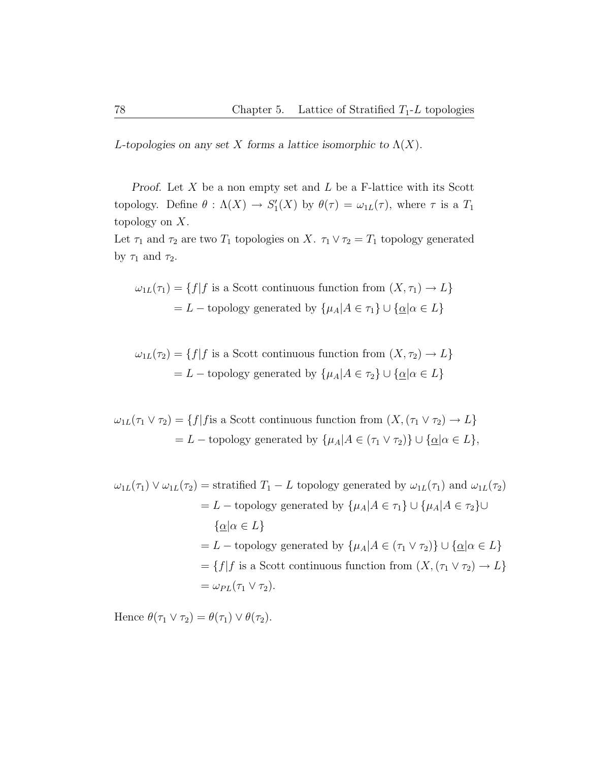*L-topologies on any set X forms a lattice isomorphic to* $\Lambda(X)$*.*

*Proof.* Let $X$ be a non empty set and $L$ be a F-lattice with its Scott topology. Define $\theta : \Lambda(X) \to S_1'(X)$ by $\theta(\tau) = \omega_{1L}(\tau)$, where $\tau$ is a $T_1$ topology on $X$.

Let $\tau_1$ and $\tau_2$ are two $T_1$ topologies on $X$. $\tau_1 \vee \tau_2 = T_1$ topology generated by $\tau_1$ and $\tau_2$.

$$\begin{aligned}\omega_{1L}(\tau_1) &= \{f | f \text{ is a Scott continuous function from } (X, \tau_1) \to L\} \\ &= L-\text{topology generated by } \{\mu_A | A \in \tau_1\} \cup \{\underline{\alpha} | \alpha \in L\}\end{aligned}$$

$$\begin{aligned}\omega_{1L}(\tau_2) &= \{f | f \text{ is a Scott continuous function from } (X, \tau_2) \to L\} \\ &= L-\text{topology generated by } \{\mu_A | A \in \tau_2\} \cup \{\underline{\alpha} | \alpha \in L\}\end{aligned}$$

$$\begin{aligned}\omega_{1L}(\tau_1 \vee \tau_2) &= \{f | f \text{is a Scott continuous function from } (X, (\tau_1 \vee \tau_2) \to L\} \\ &= L-\text{topology generated by } \{\mu_A | A \in (\tau_1 \vee \tau_2)\} \cup \{\underline{\alpha} | \alpha \in L\},\end{aligned}$$

$$\begin{aligned}\omega_{1L}(\tau_1) \vee \omega_{1L}(\tau_2) &= \text{stratified } T_1 - L \text{ topology generated by } \omega_{1L}(\tau_1) \text{ and } \omega_{1L}(\tau_2) \\ &= L-\text{topology generated by } \{\mu_A | A \in \tau_1\} \cup \{\mu_A | A \in \tau_2\} \cup \\ &\quad \{\underline{\alpha} | \alpha \in L\} \\ &= L-\text{topology generated by } \{\mu_A | A \in (\tau_1 \vee \tau_2)\} \cup \{\underline{\alpha} | \alpha \in L\} \\ &= \{f | f \text{ is a Scott continuous function from } (X, (\tau_1 \vee \tau_2) \to L\} \\ &= \omega_{PL}(\tau_1 \vee \tau_2).\end{aligned}$$

Hence $\theta(\tau_1 \vee \tau_2) = \theta(\tau_1) \vee \theta(\tau_2)$.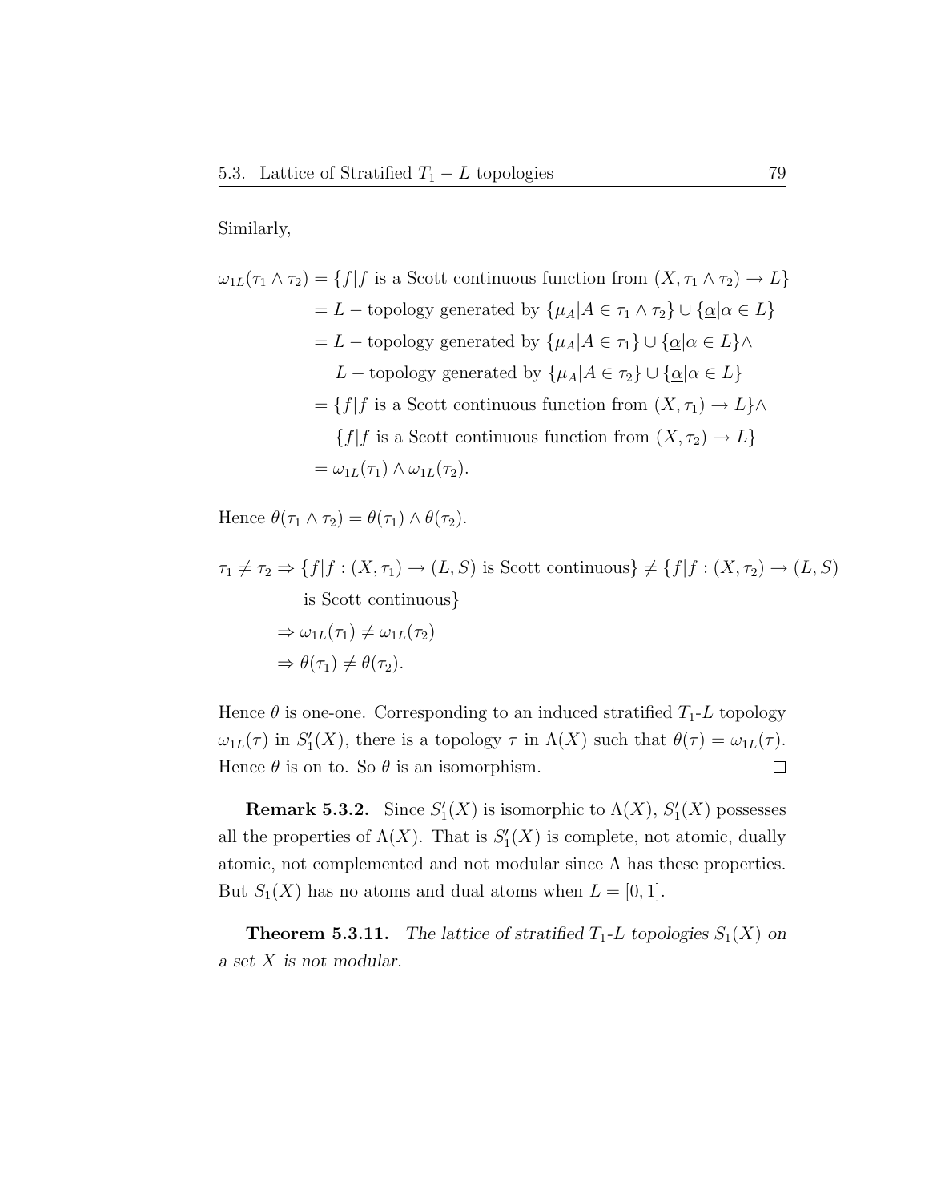Similarly,

$$\begin{aligned}
\omega_{1L}(\tau_1 \wedge \tau_2) &= \{f | f \text{ is a Scott continuous function from } (X, \tau_1 \wedge \tau_2) \to L\} \\
&= L - \text{topology generated by } \{\mu_A | A \in \tau_1 \wedge \tau_2\} \cup \{\underline{\alpha} | \alpha \in L\} \\
&= L - \text{topology generated by } \{\mu_A | A \in \tau_1\} \cup \{\underline{\alpha} | \alpha \in L\} \wedge \\
&\quad\; L - \text{topology generated by } \{\mu_A | A \in \tau_2\} \cup \{\underline{\alpha} | \alpha \in L\} \\
&= \{f | f \text{ is a Scott continuous function from } (X, \tau_1) \to L\} \wedge \\
&\quad\; \{f | f \text{ is a Scott continuous function from } (X, \tau_2) \to L\} \\
&= \omega_{1L}(\tau_1) \wedge \omega_{1L}(\tau_2).
\end{aligned}$$

Hence $\theta(\tau_1 \wedge \tau_2) = \theta(\tau_1) \wedge \theta(\tau_2)$.

$$\begin{aligned}
\tau_1 \neq \tau_2 &\Rightarrow \{f | f : (X, \tau_1) \to (L, S) \text{ is Scott continuous}\} \neq \{f | f : (X, \tau_2) \to (L, S) \\
&\qquad \text{is Scott continuous}\} \\
&\Rightarrow \omega_{1L}(\tau_1) \neq \omega_{1L}(\tau_2) \\
&\Rightarrow \theta(\tau_1) \neq \theta(\tau_2).
\end{aligned}$$

Hence $\theta$ is one-one. Corresponding to an induced stratified $T_1$-$L$ topology $\omega_{1L}(\tau)$ in $S_1'(X)$, there is a topology $\tau$ in $\Lambda(X)$ such that $\theta(\tau) = \omega_{1L}(\tau)$. Hence $\theta$ is on to. So $\theta$ is an isomorphism. □

**Remark 5.3.2.** Since $S_1'(X)$ is isomorphic to $\Lambda(X)$, $S_1'(X)$ possesses all the properties of $\Lambda(X)$. That is $S_1'(X)$ is complete, not atomic, dually atomic, not complemented and not modular since $\Lambda$ has these properties. But $S_1(X)$ has no atoms and dual atoms when $L = [0, 1]$.

**Theorem 5.3.11.** *The lattice of stratified $T_1$-$L$ topologies $S_1(X)$ on a set $X$ is not modular.*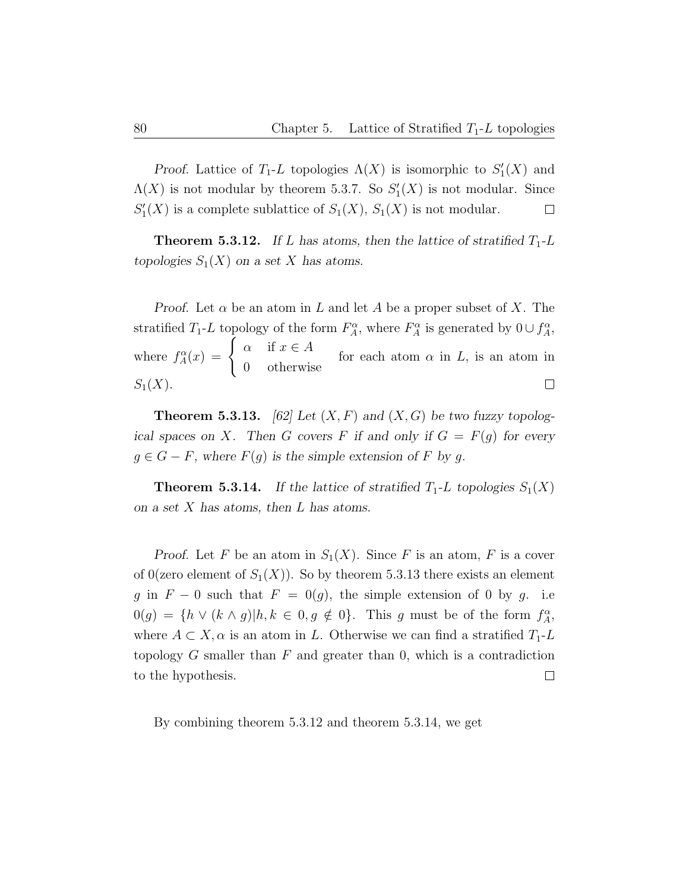*Proof.* Lattice of $T_1$-$L$ topologies $\Lambda(X)$ is isomorphic to $S_1'(X)$ and $\Lambda(X)$ is not modular by theorem 5.3.7. So $S_1'(X)$ is not modular. Since $S_1'(X)$ is a complete sublattice of $S_1(X)$, $S_1(X)$ is not modular. $\square$

**Theorem 5.3.12.** *If $L$ has atoms, then the lattice of stratified $T_1$-$L$ topologies $S_1(X)$ on a set $X$ has atoms.*

*Proof.* Let $\alpha$ be an atom in $L$ and let $A$ be a proper subset of $X$. The stratified $T_1$-$L$ topology of the form $F_A^\alpha$, where $F_A^\alpha$ is generated by $0 \cup f_A^\alpha$, where $f_A^\alpha(x) = \begin{cases} \alpha & \text{if } x \in A \\ 0 & \text{otherwise} \end{cases}$ for each atom $\alpha$ in $L$, is an atom in $S_1(X)$. $\square$

**Theorem 5.3.13.** *[62] Let $(X, F)$ and $(X, G)$ be two fuzzy topological spaces on $X$. Then $G$ covers $F$ if and only if $G = F(g)$ for every $g \in G - F$, where $F(g)$ is the simple extension of $F$ by $g$.*

**Theorem 5.3.14.** *If the lattice of stratified $T_1$-$L$ topologies $S_1(X)$ on a set $X$ has atoms, then $L$ has atoms.*

*Proof.* Let $F$ be an atom in $S_1(X)$. Since $F$ is an atom, $F$ is a cover of 0(zero element of $S_1(X)$). So by theorem 5.3.13 there exists an element $g$ in $F - 0$ such that $F = 0(g)$, the simple extension of 0 by $g$. i.e $0(g) = \{h \vee (k \wedge g) | h, k \in 0, g \notin 0\}$. This $g$ must be of the form $f_A^\alpha$, where $A \subset X, \alpha$ is an atom in $L$. Otherwise we can find a stratified $T_1$-$L$ topology $G$ smaller than $F$ and greater than 0, which is a contradiction to the hypothesis. $\square$

By combining theorem 5.3.12 and theorem 5.3.14, we get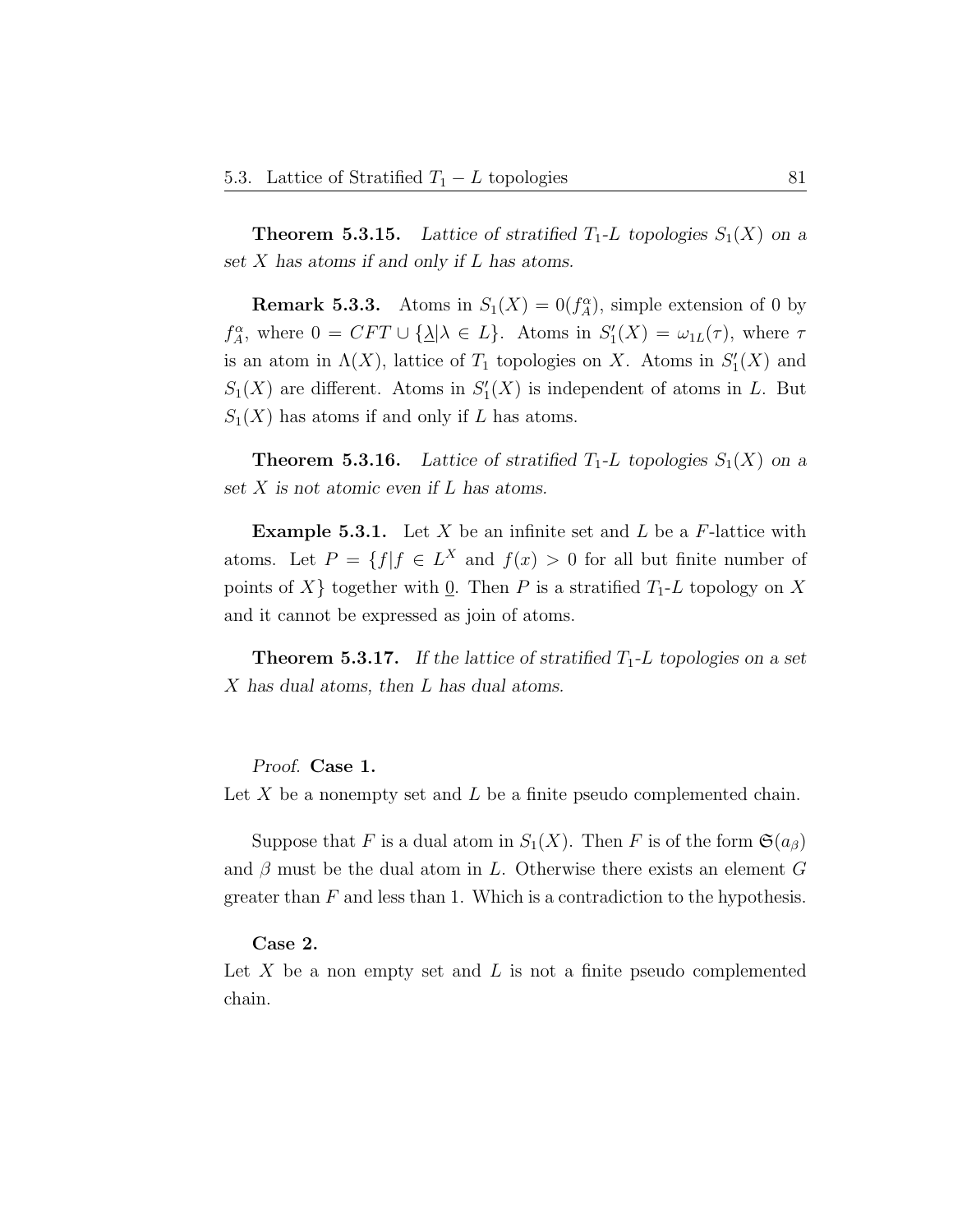**Theorem 5.3.15.** *Lattice of stratified $T_1$-$L$ topologies $S_1(X)$ on a set $X$ has atoms if and only if $L$ has atoms.*

**Remark 5.3.3.** Atoms in $S_1(X) = 0(f_A^\alpha)$, simple extension of 0 by $f_A^\alpha$, where $0 = CFT \cup \{\underline{\lambda} | \lambda \in L\}$. Atoms in $S_1'(X) = \omega_{1L}(\tau)$, where $\tau$ is an atom in $\Lambda(X)$, lattice of $T_1$ topologies on $X$. Atoms in $S_1'(X)$ and $S_1(X)$ are different. Atoms in $S_1'(X)$ is independent of atoms in $L$. But $S_1(X)$ has atoms if and only if $L$ has atoms.

**Theorem 5.3.16.** *Lattice of stratified $T_1$-$L$ topologies $S_1(X)$ on a set $X$ is not atomic even if $L$ has atoms.*

**Example 5.3.1.** Let $X$ be an infinite set and $L$ be a $F$-lattice with atoms. Let $P = \{f | f \in L^X$ and $f(x) > 0$ for all but finite number of points of $X\}$ together with $\underline{0}$. Then $P$ is a stratified $T_1$-$L$ topology on $X$ and it cannot be expressed as join of atoms.

**Theorem 5.3.17.** *If the lattice of stratified $T_1$-$L$ topologies on a set $X$ has dual atoms, then $L$ has dual atoms.*

*Proof.* **Case 1.**
Let $X$ be a nonempty set and $L$ be a finite pseudo complemented chain.

Suppose that $F$ is a dual atom in $S_1(X)$. Then $F$ is of the form $\mathfrak{S}(a_\beta)$ and $\beta$ must be the dual atom in $L$. Otherwise there exists an element $G$ greater than $F$ and less than 1. Which is a contradiction to the hypothesis.

**Case 2.**
Let $X$ be a non empty set and $L$ is not a finite pseudo complemented chain.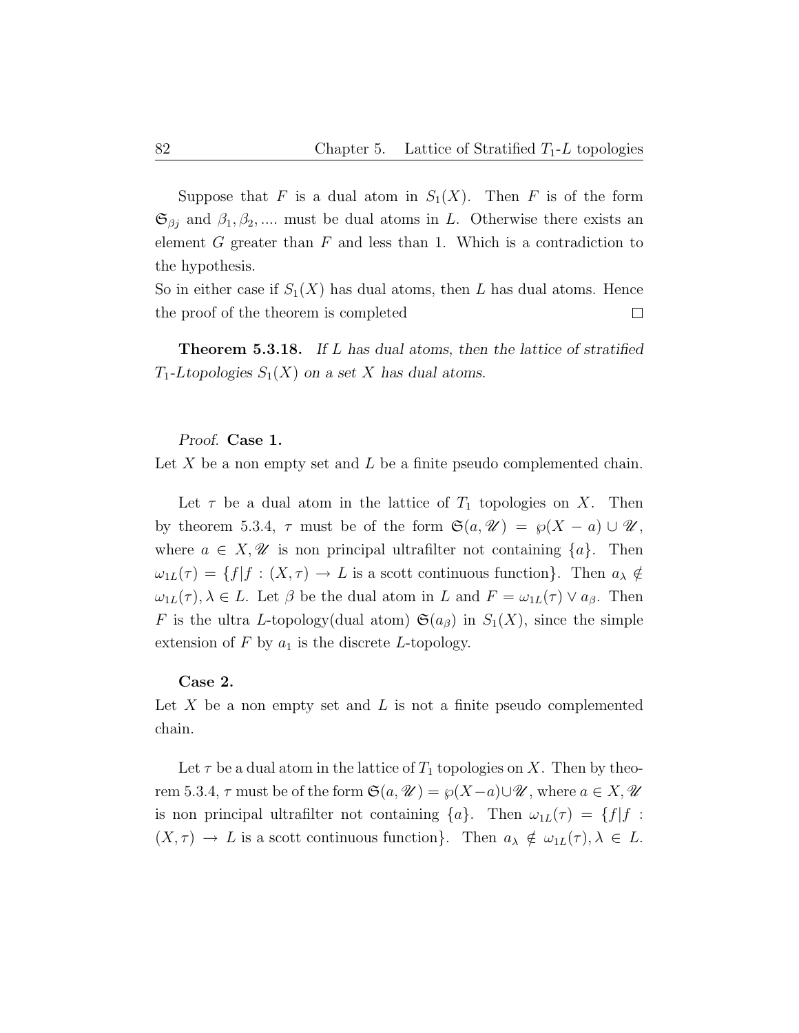Suppose that $F$ is a dual atom in $S_1(X)$. Then $F$ is of the form $\mathfrak{S}_{\beta j}$ and $\beta_1, \beta_2, ....$ must be dual atoms in $L$. Otherwise there exists an element $G$ greater than $F$ and less than 1. Which is a contradiction to the hypothesis.
So in either case if $S_1(X)$ has dual atoms, then $L$ has dual atoms. Hence the proof of the theorem is completed □

**Theorem 5.3.18.** *If $L$ has dual atoms, then the lattice of stratified $T_1$-Ltopologies $S_1(X)$ on a set $X$ has dual atoms.*

*Proof.* **Case 1.**
Let $X$ be a non empty set and $L$ be a finite pseudo complemented chain.

Let $\tau$ be a dual atom in the lattice of $T_1$ topologies on $X$. Then by theorem 5.3.4, $\tau$ must be of the form $\mathfrak{S}(a, \mathscr{U}) = \wp(X - a) \cup \mathscr{U}$, where $a \in X, \mathscr{U}$ is non principal ultrafilter not containing $\{a\}$. Then $\omega_{1L}(\tau) = \{f | f : (X, \tau) \to L$ is a scott continuous function$\}$. Then $a_\lambda \notin \omega_{1L}(\tau), \lambda \in L$. Let $\beta$ be the dual atom in $L$ and $F = \omega_{1L}(\tau) \vee a_\beta$. Then $F$ is the ultra $L$-topology(dual atom) $\mathfrak{S}(a_\beta)$ in $S_1(X)$, since the simple extension of $F$ by $a_1$ is the discrete $L$-topology.

**Case 2.**
Let $X$ be a non empty set and $L$ is not a finite pseudo complemented chain.

Let $\tau$ be a dual atom in the lattice of $T_1$ topologies on $X$. Then by theorem 5.3.4, $\tau$ must be of the form $\mathfrak{S}(a, \mathscr{U}) = \wp(X-a)\cup\mathscr{U}$, where $a \in X, \mathscr{U}$ is non principal ultrafilter not containing $\{a\}$. Then $\omega_{1L}(\tau) = \{f | f : (X, \tau) \to L$ is a scott continuous function$\}$. Then $a_\lambda \notin \omega_{1L}(\tau), \lambda \in L$.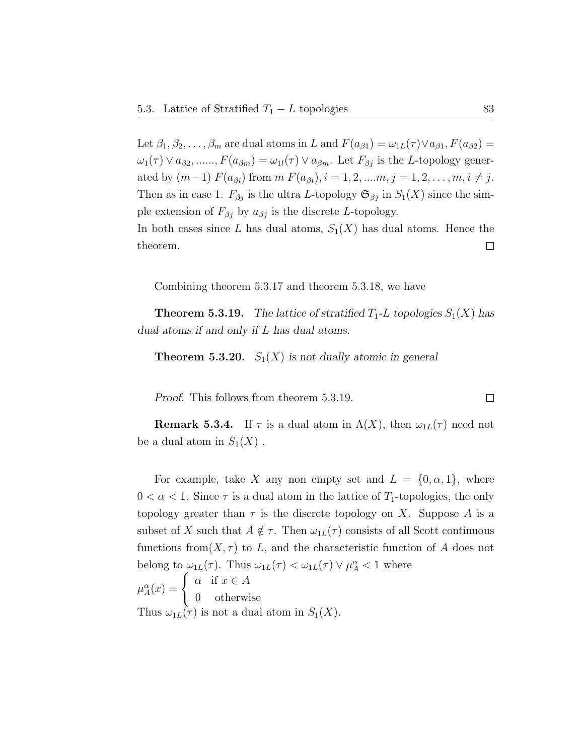Let $\beta_1, \beta_2, \ldots, \beta_m$ are dual atoms in $L$ and $F(a_{\beta 1}) = \omega_{1L}(\tau) \vee a_{\beta 1}, F(a_{\beta 2}) = \omega_1(\tau) \vee a_{\beta 2}, \ldots\ldots, F(a_{\beta m}) = \omega_{1l}(\tau) \vee a_{\beta m}$. Let $F_{\beta j}$ is the $L$-topology generated by $(m-1)$ $F(a_{\beta i})$ from $m$ $F(a_{\beta i}), i = 1, 2, \ldots. m, j = 1, 2, \ldots, m, i \neq j$. Then as in case 1. $F_{\beta j}$ is the ultra $L$-topology $\mathfrak{S}_{\beta j}$ in $S_1(X)$ since the simple extension of $F_{\beta j}$ by $a_{\beta j}$ is the discrete $L$-topology.

In both cases since $L$ has dual atoms, $S_1(X)$ has dual atoms. Hence the theorem. □

Combining theorem 5.3.17 and theorem 5.3.18, we have

**Theorem 5.3.19.** *The lattice of stratified $T_1$-$L$ topologies $S_1(X)$ has dual atoms if and only if $L$ has dual atoms.*

**Theorem 5.3.20.** *$S_1(X)$ is not dually atomic in general*

*Proof.* This follows from theorem 5.3.19. □

**Remark 5.3.4.** If $\tau$ is a dual atom in $\Lambda(X)$, then $\omega_{1L}(\tau)$ need not be a dual atom in $S_1(X)$ .

For example, take $X$ any non empty set and $L = \{0, \alpha, 1\}$, where $0 < \alpha < 1$. Since $\tau$ is a dual atom in the lattice of $T_1$-topologies, the only topology greater than $\tau$ is the discrete topology on $X$. Suppose $A$ is a subset of $X$ such that $A \notin \tau$. Then $\omega_{1L}(\tau)$ consists of all Scott continuous functions from$(X, \tau)$ to $L$, and the characteristic function of $A$ does not belong to $\omega_{1L}(\tau)$. Thus $\omega_{1L}(\tau) < \omega_{1L}(\tau) \vee \mu_A^\alpha < 1$ where

$$\mu_A^\alpha(x) = \begin{cases} \alpha & \text{if } x \in A \\ 0 & \text{otherwise} \end{cases}$$

Thus $\omega_{1L}(\tau)$ is not a dual atom in $S_1(X)$.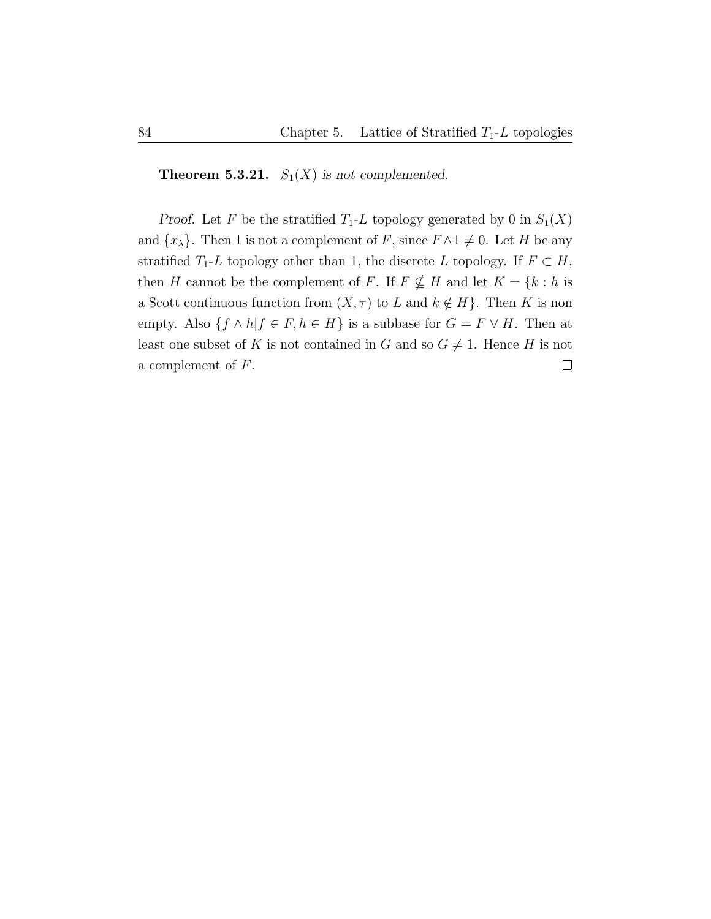**Theorem 5.3.21.** *$S_1(X)$ is not complemented.*

*Proof.* Let $F$ be the stratified $T_1$-$L$ topology generated by 0 in $S_1(X)$ and $\{x_\lambda\}$. Then 1 is not a complement of $F$, since $F \wedge 1 \neq 0$. Let $H$ be any stratified $T_1$-$L$ topology other than 1, the discrete $L$ topology. If $F \subset H$, then $H$ cannot be the complement of $F$. If $F \nsubseteq H$ and let $K = \{k : h$ is a Scott continuous function from $(X, \tau)$ to $L$ and $k \notin H\}$. Then $K$ is non empty. Also $\{f \wedge h | f \in F, h \in H\}$ is a subbase for $G = F \vee H$. Then at least one subset of $K$ is not contained in $G$ and so $G \neq 1$. Hence $H$ is not a complement of $F$. $\square$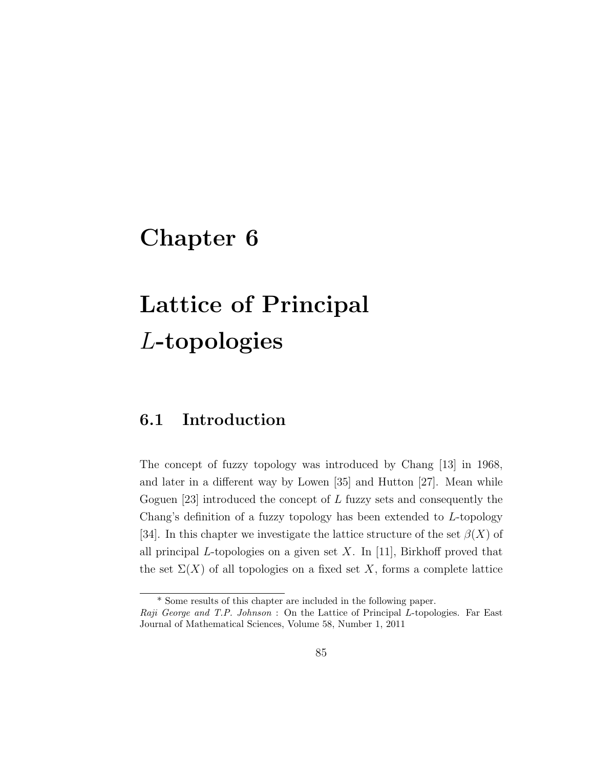# Chapter 6

# Lattice of Principal $L$-topologies

## 6.1 Introduction

The concept of fuzzy topology was introduced by Chang [13] in 1968, and later in a different way by Lowen [35] and Hutton [27]. Mean while Goguen [23] introduced the concept of $L$ fuzzy sets and consequently the Chang's definition of a fuzzy topology has been extended to $L$-topology [34]. In this chapter we investigate the lattice structure of the set $\beta(X)$ of all principal $L$-topologies on a given set $X$. In [11], Birkhoff proved that the set $\Sigma(X)$ of all topologies on a fixed set $X$, forms a complete lattice

---

\* Some results of this chapter are included in the following paper.
*Raji George and T.P. Johnson* : On the Lattice of Principal $L$-topologies. Far East Journal of Mathematical Sciences, Volume 58, Number 1, 2011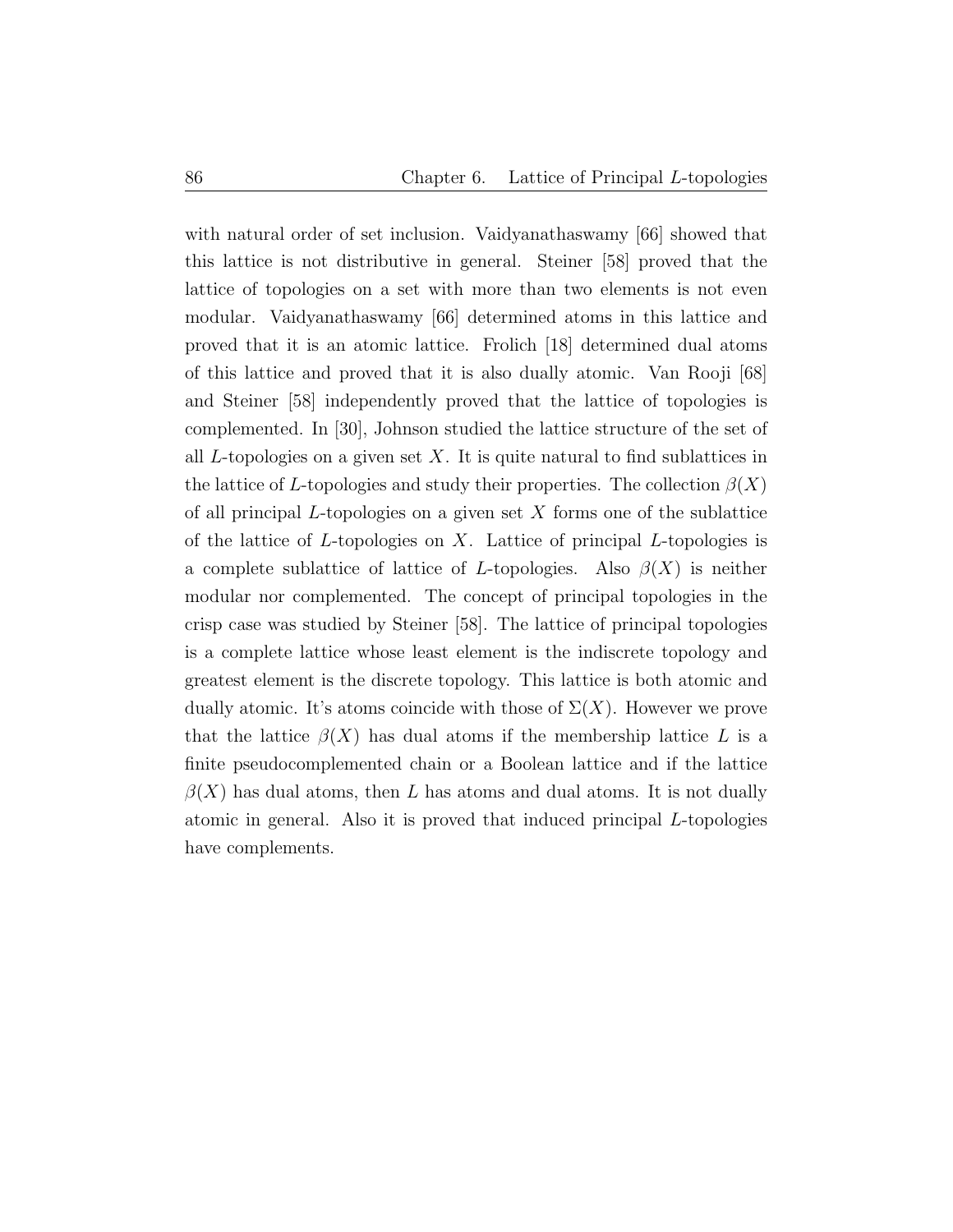with natural order of set inclusion. Vaidyanathaswamy [66] showed that this lattice is not distributive in general. Steiner [58] proved that the lattice of topologies on a set with more than two elements is not even modular. Vaidyanathaswamy [66] determined atoms in this lattice and proved that it is an atomic lattice. Frolich [18] determined dual atoms of this lattice and proved that it is also dually atomic. Van Rooji [68] and Steiner [58] independently proved that the lattice of topologies is complemented. In [30], Johnson studied the lattice structure of the set of all $L$-topologies on a given set $X$. It is quite natural to find sublattices in the lattice of $L$-topologies and study their properties. The collection $\beta(X)$ of all principal $L$-topologies on a given set $X$ forms one of the sublattice of the lattice of $L$-topologies on $X$. Lattice of principal $L$-topologies is a complete sublattice of lattice of $L$-topologies. Also $\beta(X)$ is neither modular nor complemented. The concept of principal topologies in the crisp case was studied by Steiner [58]. The lattice of principal topologies is a complete lattice whose least element is the indiscrete topology and greatest element is the discrete topology. This lattice is both atomic and dually atomic. It's atoms coincide with those of $\Sigma(X)$. However we prove that the lattice $\beta(X)$ has dual atoms if the membership lattice $L$ is a finite pseudocomplemented chain or a Boolean lattice and if the lattice $\beta(X)$ has dual atoms, then $L$ has atoms and dual atoms. It is not dually atomic in general. Also it is proved that induced principal $L$-topologies have complements.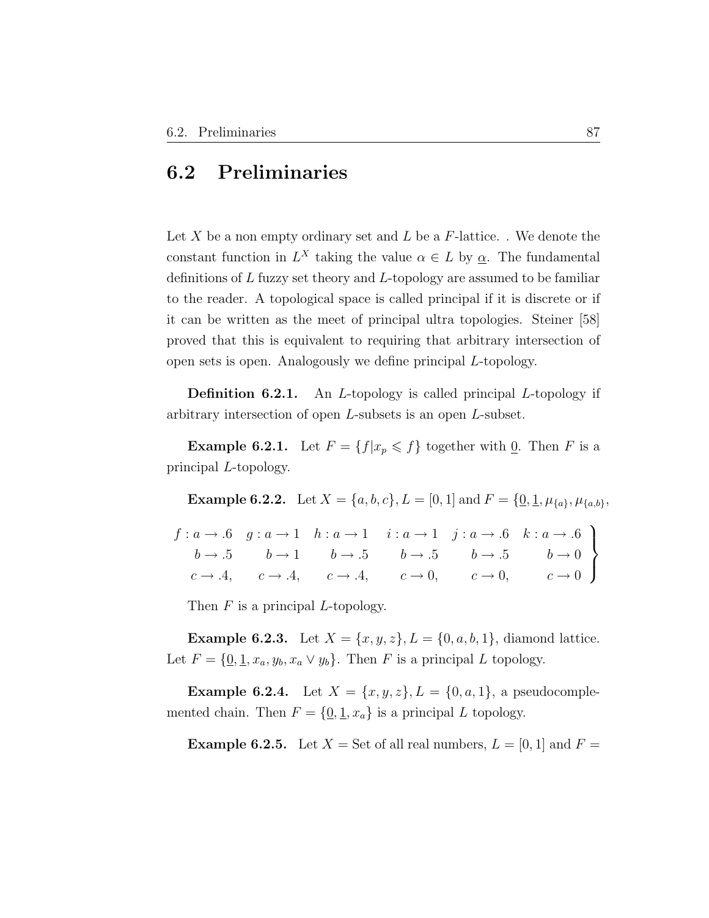## 6.2 Preliminaries

Let $X$ be a non empty ordinary set and $L$ be a $F$-lattice. . We denote the constant function in $L^X$ taking the value $\alpha \in L$ by $\underline{\alpha}$. The fundamental definitions of $L$ fuzzy set theory and $L$-topology are assumed to be familiar to the reader. A topological space is called principal if it is discrete or if it can be written as the meet of principal ultra topologies. Steiner [58] proved that this is equivalent to requiring that arbitrary intersection of open sets is open. Analogously we define principal $L$-topology.

**Definition 6.2.1.** An $L$-topology is called principal $L$-topology if arbitrary intersection of open $L$-subsets is an open $L$-subset.

**Example 6.2.1.** Let $F = \{f | x_p \leqslant f\}$ together with $\underline{0}$. Then $F$ is a principal $L$-topology.

**Example 6.2.2.** Let $X = \{a, b, c\}, L = [0, 1]$ and $F = \{\underline{0}, \underline{1}, \mu_{\{a\}}, \mu_{\{a,b\}},$

$$\left.\begin{array}{llllll} f: a \to .6 & g: a \to 1 & h: a \to 1 & i: a \to 1 & j: a \to .6 & k: a \to .6 \\ \quad b \to .5 & \quad b \to 1 & \quad b \to .5 & \quad b \to .5 & \quad b \to .5 & \quad b \to 0 \\ \quad c \to .4, & \quad c \to .4, & \quad c \to .4, & \quad c \to 0, & \quad c \to 0, & \quad c \to 0 \end{array}\right\}$$

Then $F$ is a principal $L$-topology.

**Example 6.2.3.** Let $X = \{x, y, z\}, L = \{0, a, b, 1\}$, diamond lattice. Let $F = \{\underline{0}, \underline{1}, x_a, y_b, x_a \vee y_b\}$. Then $F$ is a principal $L$ topology.

**Example 6.2.4.** Let $X = \{x, y, z\}, L = \{0, a, 1\}$, a pseudocomplemented chain. Then $F = \{\underline{0}, \underline{1}, x_a\}$ is a principal $L$ topology.

**Example 6.2.5.** Let $X$ = Set of all real numbers, $L = [0, 1]$ and $F =$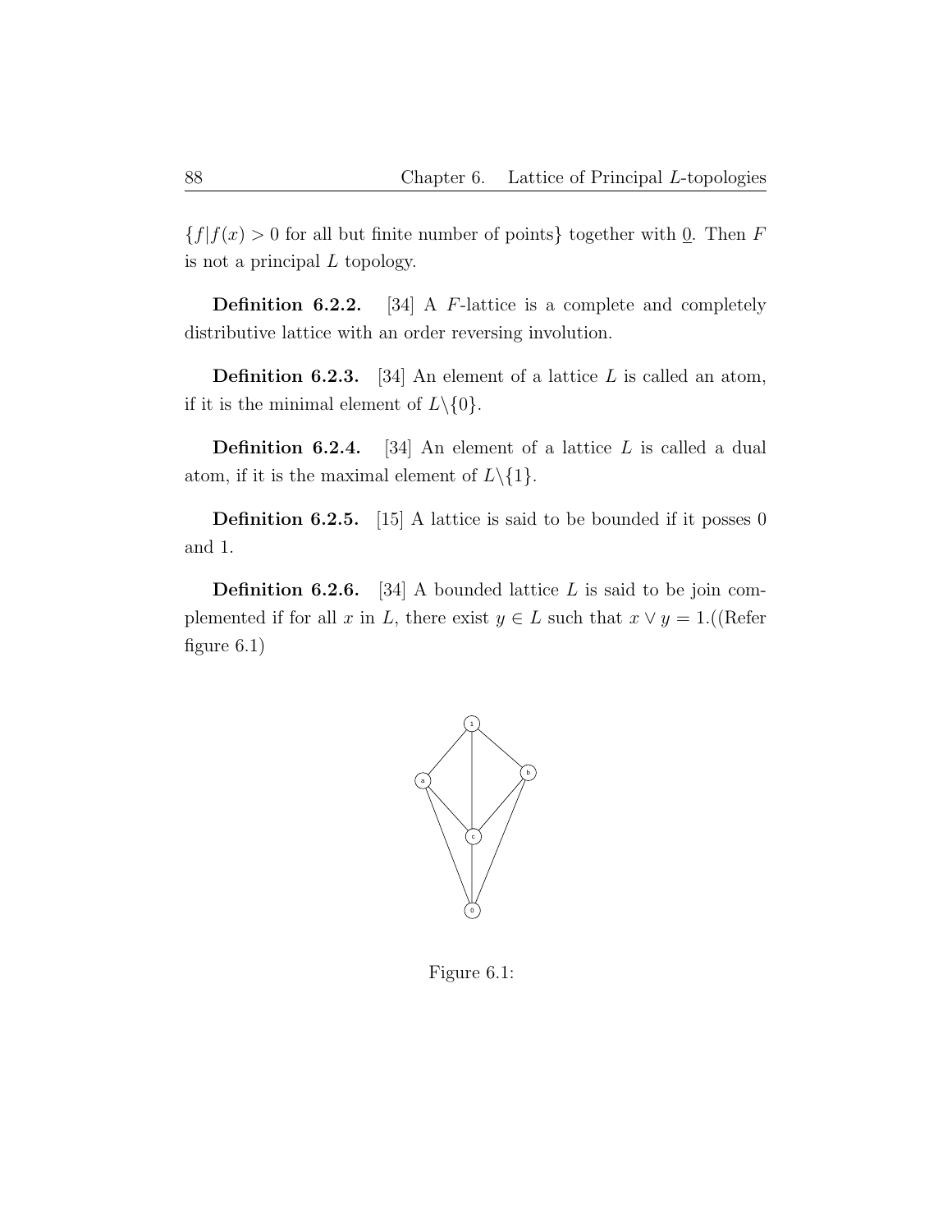$\{f|f(x) > 0$ for all but finite number of points$\}$ together with $\underline{0}$. Then $F$ is not a principal $L$ topology.

**Definition 6.2.2.** [34] A $F$-lattice is a complete and completely distributive lattice with an order reversing involution.

**Definition 6.2.3.** [34] An element of a lattice $L$ is called an atom, if it is the minimal element of $L \backslash \{0\}$.

**Definition 6.2.4.** [34] An element of a lattice $L$ is called a dual atom, if it is the maximal element of $L \backslash \{1\}$.

**Definition 6.2.5.** [15] A lattice is said to be bounded if it posses 0 and 1.

**Definition 6.2.6.** [34] A bounded lattice $L$ is said to be join complemented if for all $x$ in $L$, there exist $y \in L$ such that $x \vee y = 1$.((Refer figure 6.1)

Figure 6.1: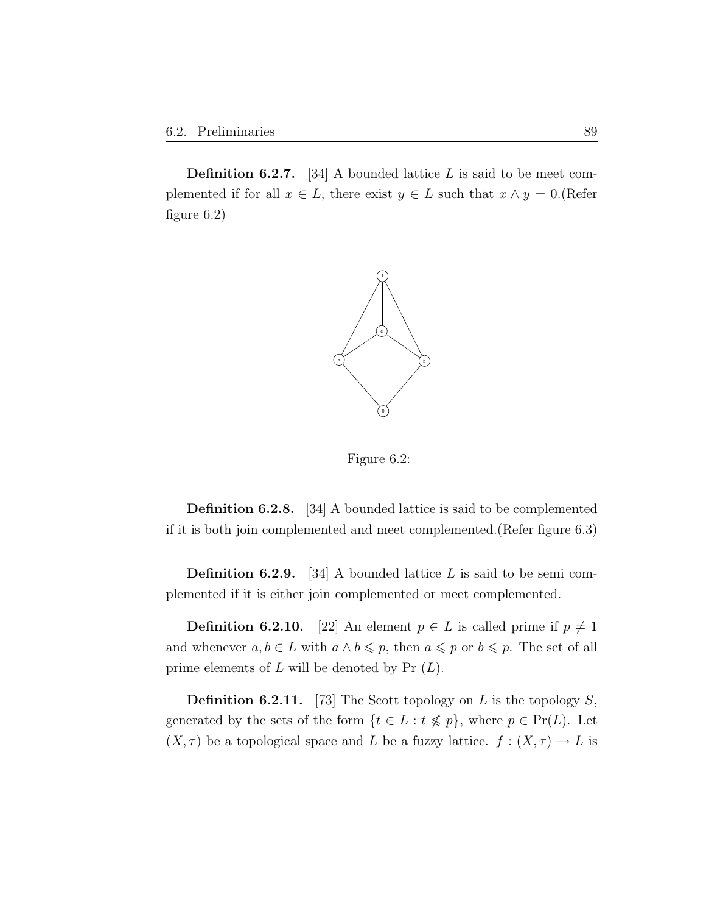**Definition 6.2.7.** [34] A bounded lattice $L$ is said to be meet complemented if for all $x \in L$, there exist $y \in L$ such that $x \wedge y = 0$.(Refer figure 6.2)

Figure 6.2:

**Definition 6.2.8.** [34] A bounded lattice is said to be complemented if it is both join complemented and meet complemented.(Refer figure 6.3)

**Definition 6.2.9.** [34] A bounded lattice $L$ is said to be semi complemented if it is either join complemented or meet complemented.

**Definition 6.2.10.** [22] An element $p \in L$ is called prime if $p \neq 1$ and whenever $a, b \in L$ with $a \wedge b \leqslant p$, then $a \leqslant p$ or $b \leqslant p$. The set of all prime elements of $L$ will be denoted by Pr $(L)$.

**Definition 6.2.11.** [73] The Scott topology on $L$ is the topology $S$, generated by the sets of the form $\{t \in L : t \nleqslant p\}$, where $p \in \mathrm{Pr}(L)$. Let $(X, \tau)$ be a topological space and $L$ be a fuzzy lattice. $f : (X, \tau) \to L$ is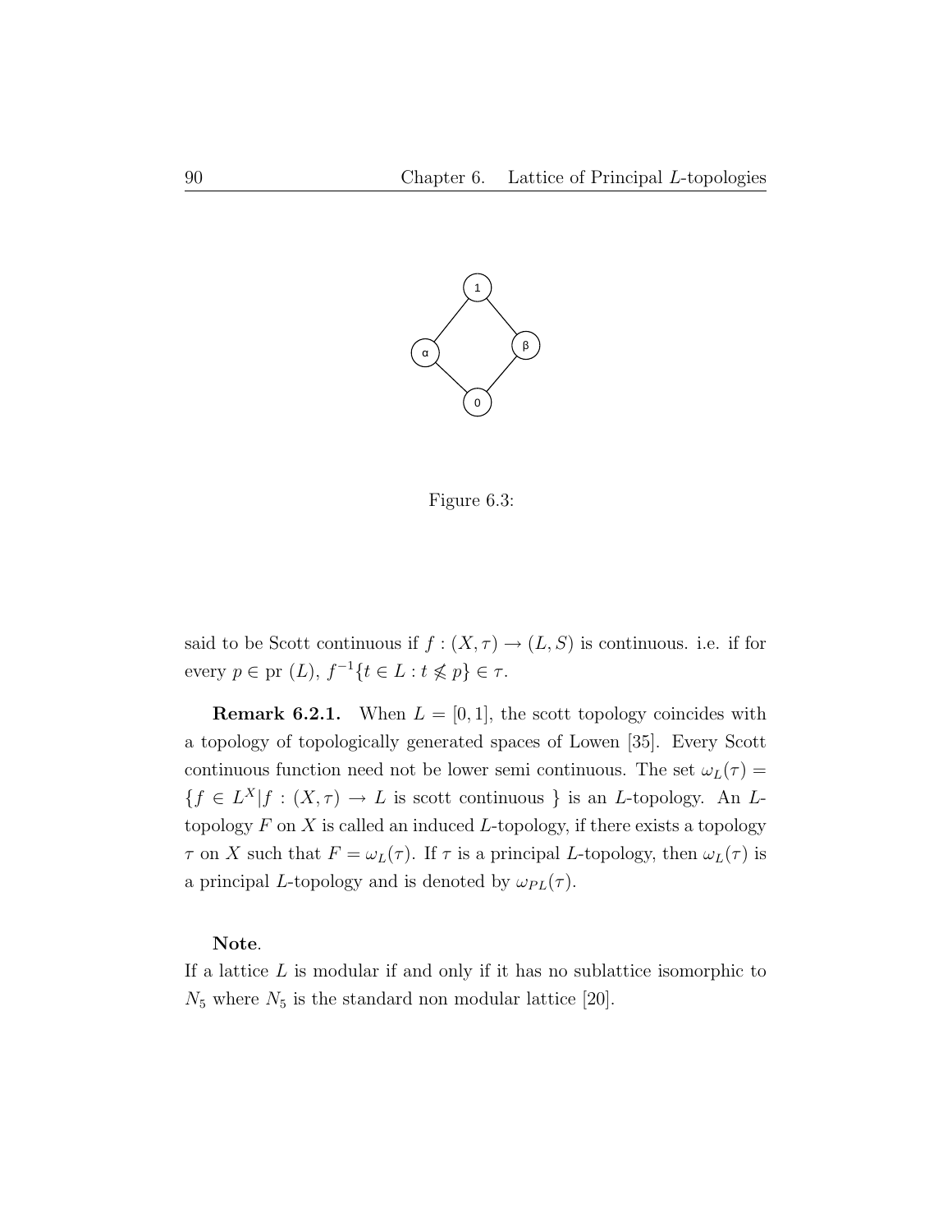Figure 6.3:

said to be Scott continuous if $f : (X, \tau) \to (L, S)$ is continuous. i.e. if for every $p \in \text{pr}\ (L)$, $f^{-1}\{t \in L : t \not\leq p\} \in \tau$.

**Remark 6.2.1.** When $L = [0, 1]$, the scott topology coincides with a topology of topologically generated spaces of Lowen [35]. Every Scott continuous function need not be lower semi continuous. The set $\omega_L(\tau) = \{f \in L^X | f : (X, \tau) \to L \text{ is scott continuous } \}$ is an $L$-topology. An $L$-topology $F$ on $X$ is called an induced $L$-topology, if there exists a topology $\tau$ on $X$ such that $F = \omega_L(\tau)$. If $\tau$ is a principal $L$-topology, then $\omega_L(\tau)$ is a principal $L$-topology and is denoted by $\omega_{PL}(\tau)$.

**Note**.
If a lattice $L$ is modular if and only if it has no sublattice isomorphic to $N_5$ where $N_5$ is the standard non modular lattice [20].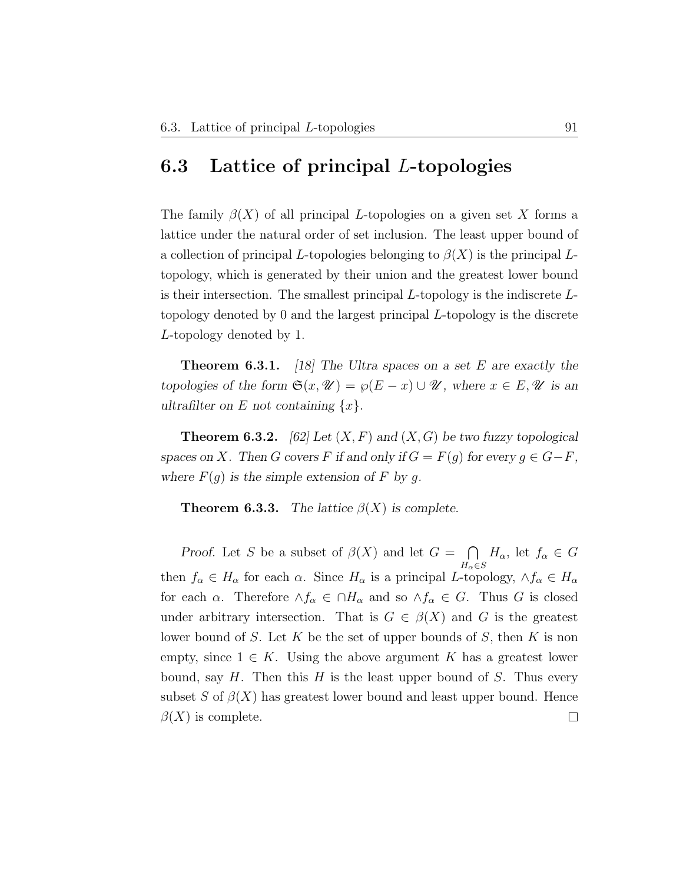## 6.3 Lattice of principal $L$-topologies

The family $\beta(X)$ of all principal $L$-topologies on a given set $X$ forms a lattice under the natural order of set inclusion. The least upper bound of a collection of principal $L$-topologies belonging to $\beta(X)$ is the principal $L$-topology, which is generated by their union and the greatest lower bound is their intersection. The smallest principal $L$-topology is the indiscrete $L$-topology denoted by 0 and the largest principal $L$-topology is the discrete $L$-topology denoted by 1.

**Theorem 6.3.1.** *[18] The Ultra spaces on a set $E$ are exactly the topologies of the form $\mathfrak{S}(x, \mathscr{U}) = \wp(E - x) \cup \mathscr{U}$, where $x \in E, \mathscr{U}$ is an ultrafilter on $E$ not containing $\{x\}$.*

**Theorem 6.3.2.** *[62] Let $(X, F)$ and $(X, G)$ be two fuzzy topological spaces on $X$. Then $G$ covers $F$ if and only if $G = F(g)$ for every $g \in G - F$, where $F(g)$ is the simple extension of $F$ by $g$.*

**Theorem 6.3.3.** *The lattice $\beta(X)$ is complete.*

*Proof.* Let $S$ be a subset of $\beta(X)$ and let $G = \bigcap\limits_{H_\alpha \in S} H_\alpha$, let $f_\alpha \in G$ then $f_\alpha \in H_\alpha$ for each $\alpha$. Since $H_\alpha$ is a principal $L$-topology, $\wedge f_\alpha \in H_\alpha$ for each $\alpha$. Therefore $\wedge f_\alpha \in \cap H_\alpha$ and so $\wedge f_\alpha \in G$. Thus $G$ is closed under arbitrary intersection. That is $G \in \beta(X)$ and $G$ is the greatest lower bound of $S$. Let $K$ be the set of upper bounds of $S$, then $K$ is non empty, since $1 \in K$. Using the above argument $K$ has a greatest lower bound, say $H$. Then this $H$ is the least upper bound of $S$. Thus every subset $S$ of $\beta(X)$ has greatest lower bound and least upper bound. Hence $\beta(X)$ is complete. $\square$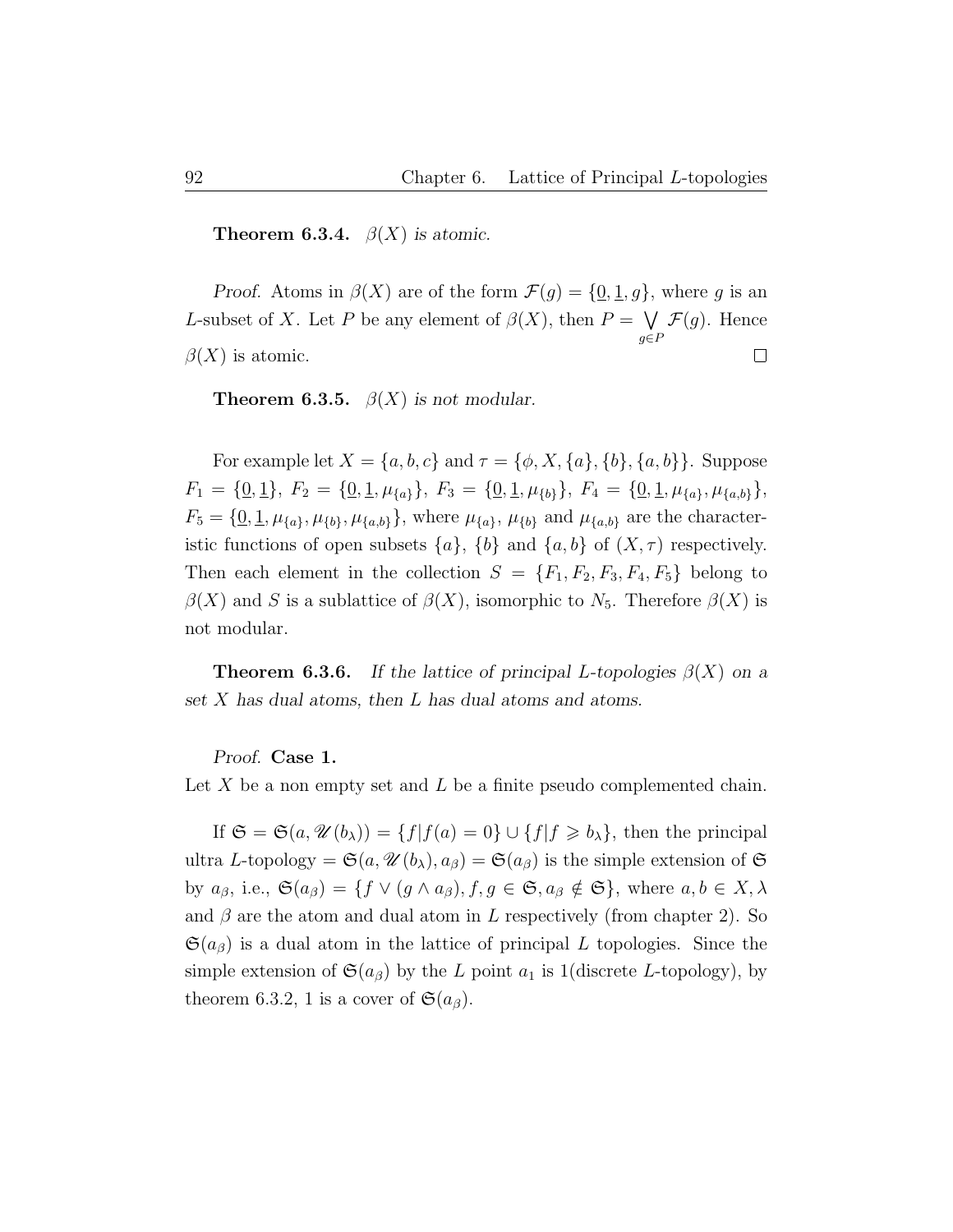**Theorem 6.3.4.** *$\beta(X)$ is atomic.*

*Proof.* Atoms in $\beta(X)$ are of the form $\mathcal{F}(g) = \{\underline{0}, \underline{1}, g\}$, where $g$ is an $L$-subset of $X$. Let $P$ be any element of $\beta(X)$, then $P = \bigvee_{g \in P} \mathcal{F}(g)$. Hence $\beta(X)$ is atomic. □

**Theorem 6.3.5.** *$\beta(X)$ is not modular.*

For example let $X = \{a, b, c\}$ and $\tau = \{\phi, X, \{a\}, \{b\}, \{a, b\}\}$. Suppose $F_1 = \{\underline{0}, \underline{1}\}$, $F_2 = \{\underline{0}, \underline{1}, \mu_{\{a\}}\}$, $F_3 = \{\underline{0}, \underline{1}, \mu_{\{b\}}\}$, $F_4 = \{\underline{0}, \underline{1}, \mu_{\{a\}}, \mu_{\{a,b\}}\}$, $F_5 = \{\underline{0}, \underline{1}, \mu_{\{a\}}, \mu_{\{b\}}, \mu_{\{a,b\}}\}$, where $\mu_{\{a\}}$, $\mu_{\{b\}}$ and $\mu_{\{a,b\}}$ are the characteristic functions of open subsets $\{a\}$, $\{b\}$ and $\{a, b\}$ of $(X, \tau)$ respectively. Then each element in the collection $S = \{F_1, F_2, F_3, F_4, F_5\}$ belong to $\beta(X)$ and $S$ is a sublattice of $\beta(X)$, isomorphic to $N_5$. Therefore $\beta(X)$ is not modular.

**Theorem 6.3.6.** *If the lattice of principal $L$-topologies $\beta(X)$ on a set $X$ has dual atoms, then $L$ has dual atoms and atoms.*

*Proof.* **Case 1.**
Let $X$ be a non empty set and $L$ be a finite pseudo complemented chain.

If $\mathfrak{S} = \mathfrak{S}(a, \mathscr{U}(b_\lambda)) = \{f | f(a) = 0\} \cup \{f | f \geqslant b_\lambda\}$, then the principal ultra $L$-topology $= \mathfrak{S}(a, \mathscr{U}(b_\lambda), a_\beta) = \mathfrak{S}(a_\beta)$ is the simple extension of $\mathfrak{S}$ by $a_\beta$, i.e., $\mathfrak{S}(a_\beta) = \{f \vee (g \wedge a_\beta), f, g \in \mathfrak{S}, a_\beta \notin \mathfrak{S}\}$, where $a, b \in X, \lambda$ and $\beta$ are the atom and dual atom in $L$ respectively (from chapter 2). So $\mathfrak{S}(a_\beta)$ is a dual atom in the lattice of principal $L$ topologies. Since the simple extension of $\mathfrak{S}(a_\beta)$ by the $L$ point $a_1$ is 1(discrete $L$-topology), by theorem 6.3.2, 1 is a cover of $\mathfrak{S}(a_\beta)$.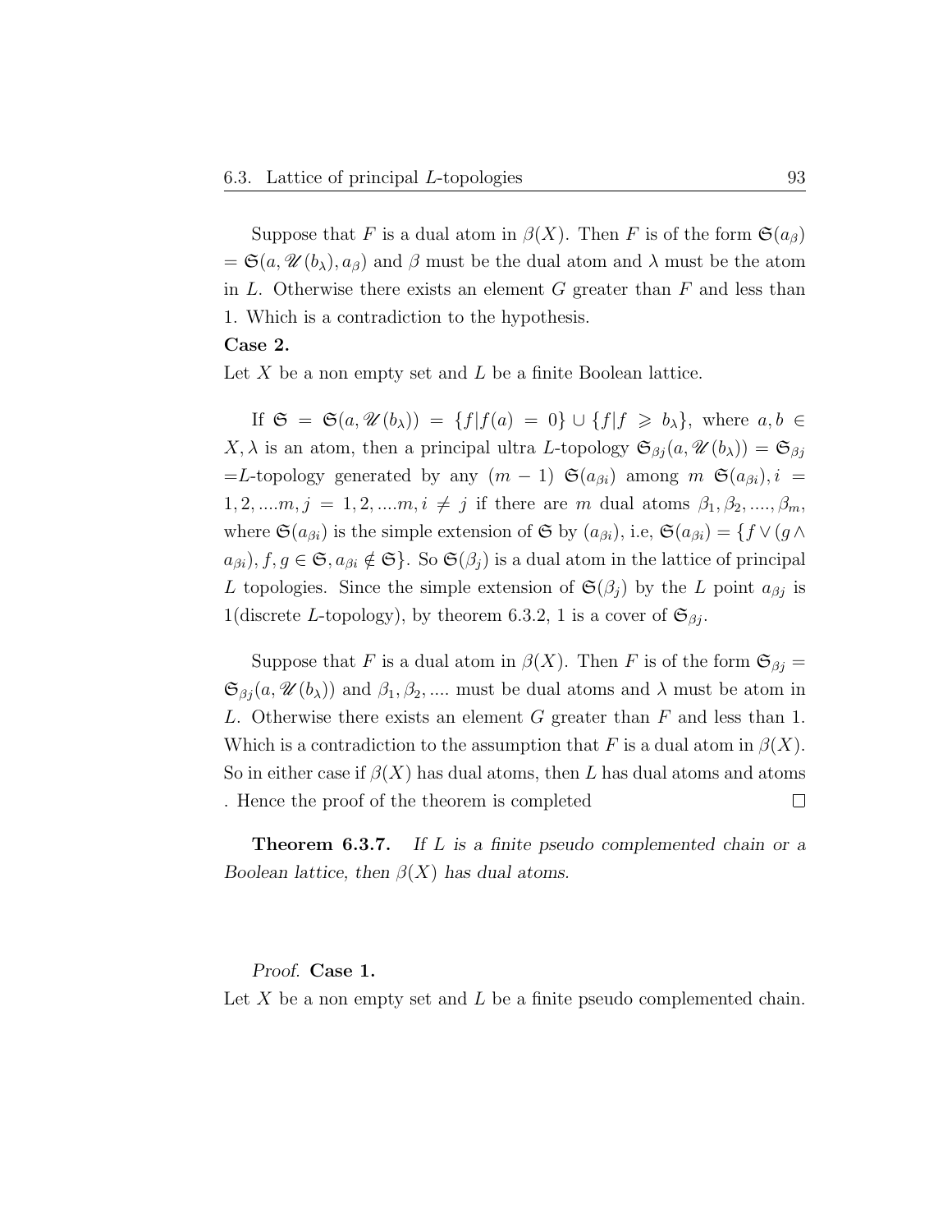Suppose that $F$ is a dual atom in $\beta(X)$. Then $F$ is of the form $\mathfrak{S}(a_\beta)$ $= \mathfrak{S}(a, \mathscr{U}(b_\lambda), a_\beta)$ and $\beta$ must be the dual atom and $\lambda$ must be the atom in $L$. Otherwise there exists an element $G$ greater than $F$ and less than 1. Which is a contradiction to the hypothesis.

**Case 2.**

Let $X$ be a non empty set and $L$ be a finite Boolean lattice.

If $\mathfrak{S} = \mathfrak{S}(a, \mathscr{U}(b_\lambda)) = \{f | f(a) = 0\} \cup \{f | f \geqslant b_\lambda\}$, where $a, b \in X, \lambda$ is an atom, then a principal ultra $L$-topology $\mathfrak{S}_{\beta j}(a, \mathscr{U}(b_\lambda)) = \mathfrak{S}_{\beta j}$ $=L$-topology generated by any $(m-1)$ $\mathfrak{S}(a_{\beta i})$ among $m$ $\mathfrak{S}(a_{\beta i}), i = 1, 2, ....m, j = 1, 2, ....m, i \neq j$ if there are $m$ dual atoms $\beta_1, \beta_2, ...., \beta_m$, where $\mathfrak{S}(a_{\beta i})$ is the simple extension of $\mathfrak{S}$ by $(a_{\beta i})$, i.e, $\mathfrak{S}(a_{\beta i}) = \{f \vee (g \wedge a_{\beta i}), f, g \in \mathfrak{S}, a_{\beta i} \notin \mathfrak{S}\}$. So $\mathfrak{S}(\beta_j)$ is a dual atom in the lattice of principal $L$ topologies. Since the simple extension of $\mathfrak{S}(\beta_j)$ by the $L$ point $a_{\beta j}$ is 1(discrete $L$-topology), by theorem 6.3.2, 1 is a cover of $\mathfrak{S}_{\beta j}$.

Suppose that $F$ is a dual atom in $\beta(X)$. Then $F$ is of the form $\mathfrak{S}_{\beta j} = \mathfrak{S}_{\beta j}(a, \mathscr{U}(b_\lambda))$ and $\beta_1, \beta_2, ....$ must be dual atoms and $\lambda$ must be atom in $L$. Otherwise there exists an element $G$ greater than $F$ and less than 1. Which is a contradiction to the assumption that $F$ is a dual atom in $\beta(X)$. So in either case if $\beta(X)$ has dual atoms, then $L$ has dual atoms and atoms . Hence the proof of the theorem is completed ∎

**Theorem 6.3.7.** *If $L$ is a finite pseudo complemented chain or a Boolean lattice, then $\beta(X)$ has dual atoms.*

*Proof.* **Case 1.**

Let $X$ be a non empty set and $L$ be a finite pseudo complemented chain.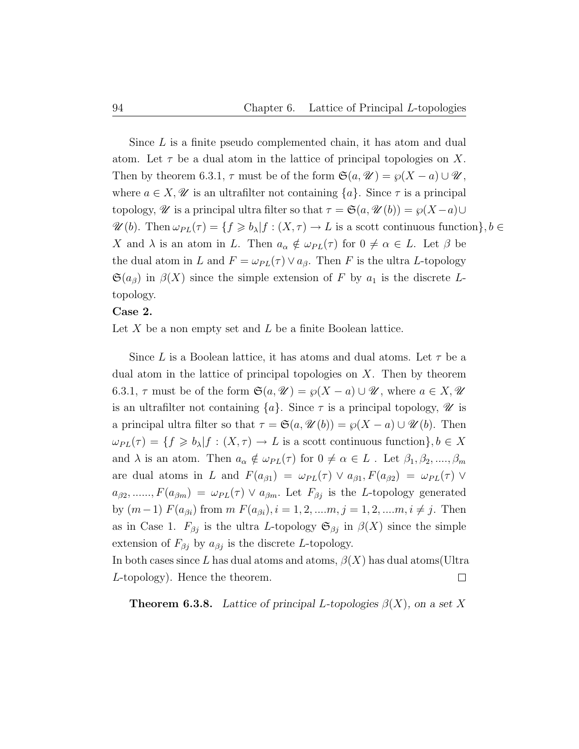Since $L$ is a finite pseudo complemented chain, it has atom and dual atom. Let $\tau$ be a dual atom in the lattice of principal topologies on $X$. Then by theorem 6.3.1, $\tau$ must be of the form $\mathfrak{S}(a, \mathscr{U}) = \wp(X-a) \cup \mathscr{U}$, where $a \in X, \mathscr{U}$ is an ultrafilter not containing $\{a\}$. Since $\tau$ is a principal topology, $\mathscr{U}$ is a principal ultra filter so that $\tau = \mathfrak{S}(a, \mathscr{U}(b)) = \wp(X-a) \cup \mathscr{U}(b)$. Then $\omega_{PL}(\tau) = \{f \geqslant b_\lambda | f : (X, \tau) \to L$ is a scott continuous function$\}, b \in X$ and $\lambda$ is an atom in $L$. Then $a_\alpha \notin \omega_{PL}(\tau)$ for $0 \neq \alpha \in L$. Let $\beta$ be the dual atom in $L$ and $F = \omega_{PL}(\tau) \vee a_\beta$. Then $F$ is the ultra $L$-topology $\mathfrak{S}(a_\beta)$ in $\beta(X)$ since the simple extension of $F$ by $a_1$ is the discrete $L$-topology.

**Case 2.**

Let $X$ be a non empty set and $L$ be a finite Boolean lattice.

Since $L$ is a Boolean lattice, it has atoms and dual atoms. Let $\tau$ be a dual atom in the lattice of principal topologies on $X$. Then by theorem 6.3.1, $\tau$ must be of the form $\mathfrak{S}(a, \mathscr{U}) = \wp(X-a) \cup \mathscr{U}$, where $a \in X, \mathscr{U}$ is an ultrafilter not containing $\{a\}$. Since $\tau$ is a principal topology, $\mathscr{U}$ is a principal ultra filter so that $\tau = \mathfrak{S}(a, \mathscr{U}(b)) = \wp(X-a) \cup \mathscr{U}(b)$. Then $\omega_{PL}(\tau) = \{f \geqslant b_\lambda | f : (X, \tau) \to L$ is a scott continuous function$\}, b \in X$ and $\lambda$ is an atom. Then $a_\alpha \notin \omega_{PL}(\tau)$ for $0 \neq \alpha \in L$ . Let $\beta_1, \beta_2, ...., \beta_m$ are dual atoms in $L$ and $F(a_{\beta 1}) = \omega_{PL}(\tau) \vee a_{\beta 1}, F(a_{\beta 2}) = \omega_{PL}(\tau) \vee a_{\beta 2}, ......, F(a_{\beta m}) = \omega_{PL}(\tau) \vee a_{\beta m}$. Let $F_{\beta j}$ is the $L$-topology generated by $(m-1)$ $F(a_{\beta i})$ from $m$ $F(a_{\beta i}), i = 1, 2, ....m, j = 1, 2, ....m, i \neq j$. Then as in Case 1. $F_{\beta j}$ is the ultra $L$-topology $\mathfrak{S}_{\beta j}$ in $\beta(X)$ since the simple extension of $F_{\beta j}$ by $a_{\beta j}$ is the discrete $L$-topology.

In both cases since $L$ has dual atoms and atoms, $\beta(X)$ has dual atoms(Ultra $L$-topology). Hence the theorem. □

**Theorem 6.3.8.** *Lattice of principal $L$-topologies $\beta(X)$, on a set $X$*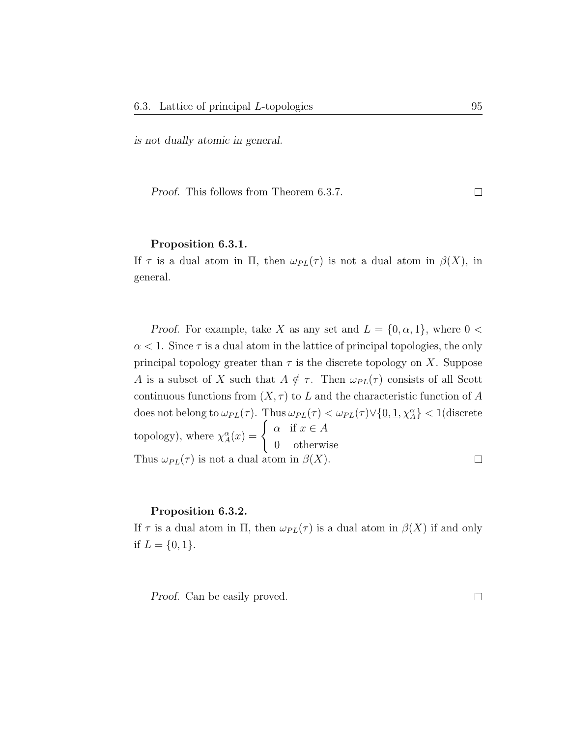*is not dually atomic in general.*

*Proof.* This follows from Theorem 6.3.7. □

**Proposition 6.3.1.**
If $\tau$ is a dual atom in $\Pi$, then $\omega_{PL}(\tau)$ is not a dual atom in $\beta(X)$, in general.

*Proof.* For example, take $X$ as any set and $L = \{0, \alpha, 1\}$, where $0 < \alpha < 1$. Since $\tau$ is a dual atom in the lattice of principal topologies, the only principal topology greater than $\tau$ is the discrete topology on $X$. Suppose $A$ is a subset of $X$ such that $A \notin \tau$. Then $\omega_{PL}(\tau)$ consists of all Scott continuous functions from $(X, \tau)$ to $L$ and the characteristic function of $A$ does not belong to $\omega_{PL}(\tau)$. Thus $\omega_{PL}(\tau) < \omega_{PL}(\tau) \vee \{\underline{0}, \underline{1}, \chi_A^{\alpha}\} < 1$(discrete topology), where $\chi_A^{\alpha}(x) = \begin{cases} \alpha & \text{if } x \in A \\ 0 & \text{otherwise} \end{cases}$
Thus $\omega_{PL}(\tau)$ is not a dual atom in $\beta(X)$. □

**Proposition 6.3.2.**
If $\tau$ is a dual atom in $\Pi$, then $\omega_{PL}(\tau)$ is a dual atom in $\beta(X)$ if and only if $L = \{0, 1\}$.

*Proof.* Can be easily proved. □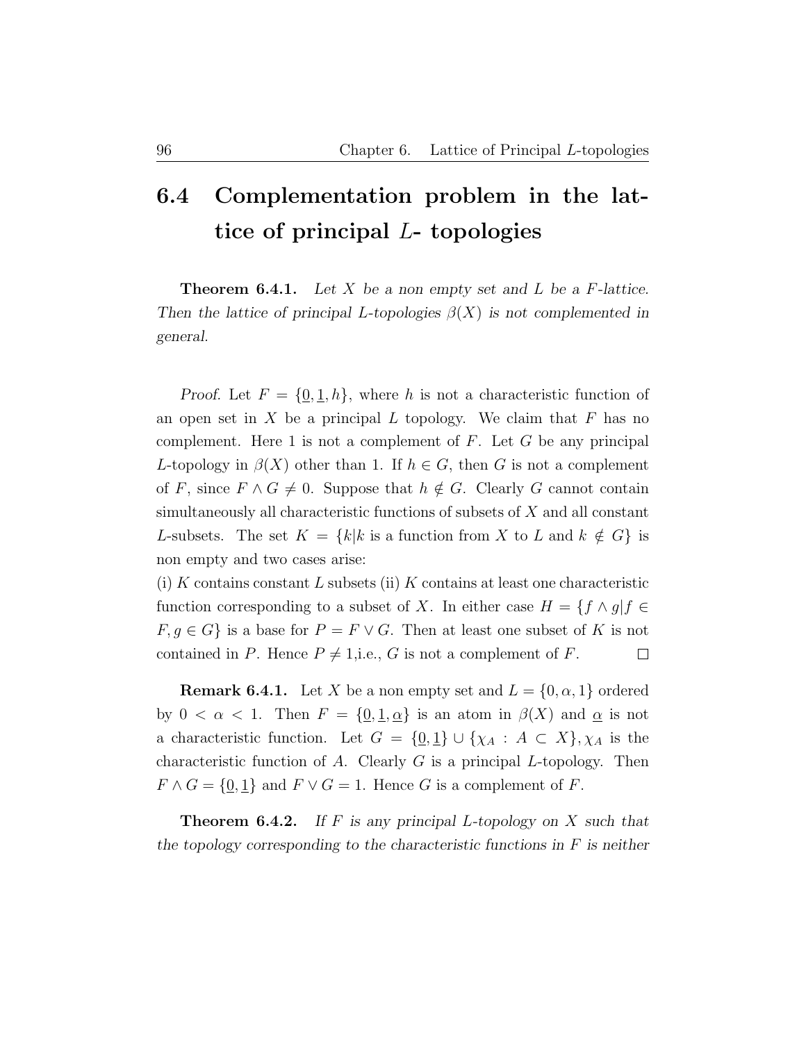## 6.4 Complementation problem in the lattice of principal $L$- topologies

**Theorem 6.4.1.** *Let $X$ be a non empty set and $L$ be a $F$-lattice. Then the lattice of principal $L$-topologies $\beta(X)$ is not complemented in general.*

*Proof.* Let $F = \{\underline{0}, \underline{1}, h\}$, where $h$ is not a characteristic function of an open set in $X$ be a principal $L$ topology. We claim that $F$ has no complement. Here 1 is not a complement of $F$. Let $G$ be any principal $L$-topology in $\beta(X)$ other than 1. If $h \in G$, then $G$ is not a complement of $F$, since $F \wedge G \neq 0$. Suppose that $h \notin G$. Clearly $G$ cannot contain simultaneously all characteristic functions of subsets of $X$ and all constant $L$-subsets. The set $K = \{k | k$ is a function from $X$ to $L$ and $k \notin G\}$ is non empty and two cases arise:
(i) $K$ contains constant $L$ subsets (ii) $K$ contains at least one characteristic function corresponding to a subset of $X$. In either case $H = \{f \wedge g | f \in F, g \in G\}$ is a base for $P = F \vee G$. Then at least one subset of $K$ is not contained in $P$. Hence $P \neq 1$,i.e., $G$ is not a complement of $F$. $\square$

**Remark 6.4.1.** Let $X$ be a non empty set and $L = \{0, \alpha, 1\}$ ordered by $0 < \alpha < 1$. Then $F = \{\underline{0}, \underline{1}, \underline{\alpha}\}$ is an atom in $\beta(X)$ and $\underline{\alpha}$ is not a characteristic function. Let $G = \{\underline{0}, \underline{1}\} \cup \{\chi_A : A \subset X\}, \chi_A$ is the characteristic function of $A$. Clearly $G$ is a principal $L$-topology. Then $F \wedge G = \{\underline{0}, \underline{1}\}$ and $F \vee G = 1$. Hence $G$ is a complement of $F$.

**Theorem 6.4.2.** *If $F$ is any principal $L$-topology on $X$ such that the topology corresponding to the characteristic functions in $F$ is neither*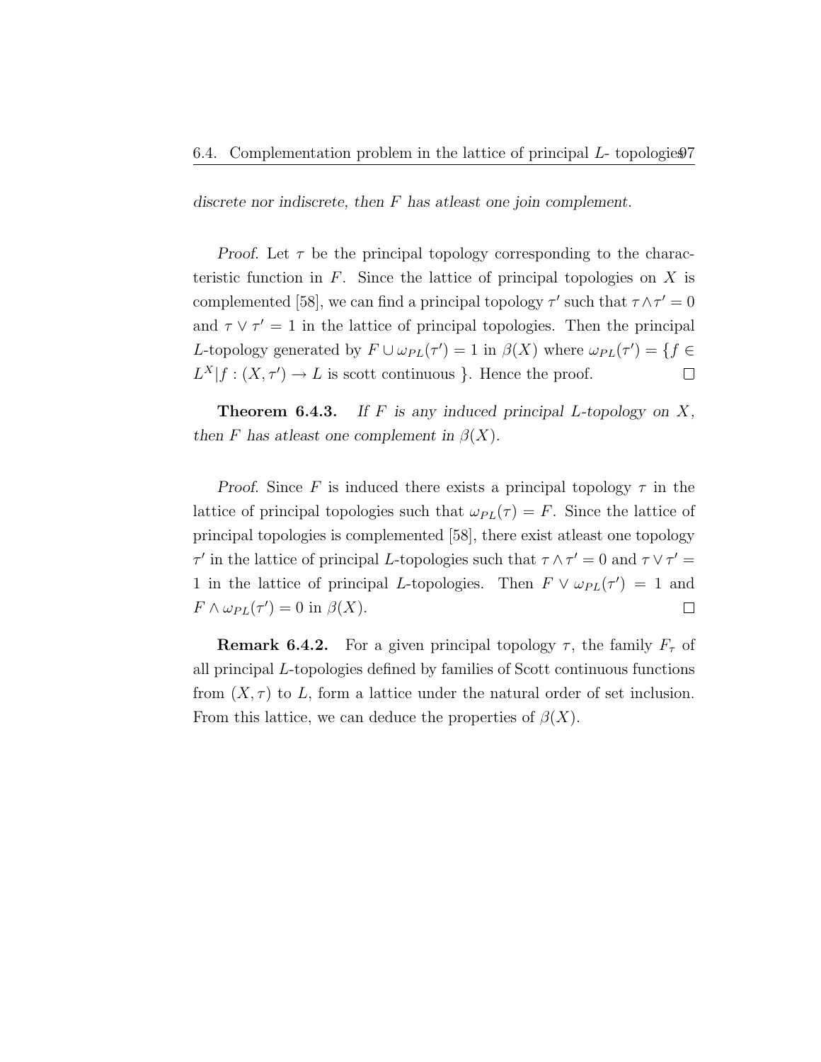*discrete nor indiscrete, then $F$ has atleast one join complement.*

*Proof.* Let $\tau$ be the principal topology corresponding to the characteristic function in $F$. Since the lattice of principal topologies on $X$ is complemented [58], we can find a principal topology $\tau'$ such that $\tau \wedge \tau' = 0$ and $\tau \vee \tau' = 1$ in the lattice of principal topologies. Then the principal $L$-topology generated by $F \cup \omega_{PL}(\tau') = 1$ in $\beta(X)$ where $\omega_{PL}(\tau') = \{f \in L^X | f : (X, \tau') \rightarrow L$ is scott continuous $\}$. Hence the proof. □

**Theorem 6.4.3.** *If $F$ is any induced principal $L$-topology on $X$, then $F$ has atleast one complement in $\beta(X)$.*

*Proof.* Since $F$ is induced there exists a principal topology $\tau$ in the lattice of principal topologies such that $\omega_{PL}(\tau) = F$. Since the lattice of principal topologies is complemented [58], there exist atleast one topology $\tau'$ in the lattice of principal $L$-topologies such that $\tau \wedge \tau' = 0$ and $\tau \vee \tau' = 1$ in the lattice of principal $L$-topologies. Then $F \vee \omega_{PL}(\tau') = 1$ and $F \wedge \omega_{PL}(\tau') = 0$ in $\beta(X)$. □

**Remark 6.4.2.** For a given principal topology $\tau$, the family $F_\tau$ of all principal $L$-topologies defined by families of Scott continuous functions from $(X, \tau)$ to $L$, form a lattice under the natural order of set inclusion. From this lattice, we can deduce the properties of $\beta(X)$.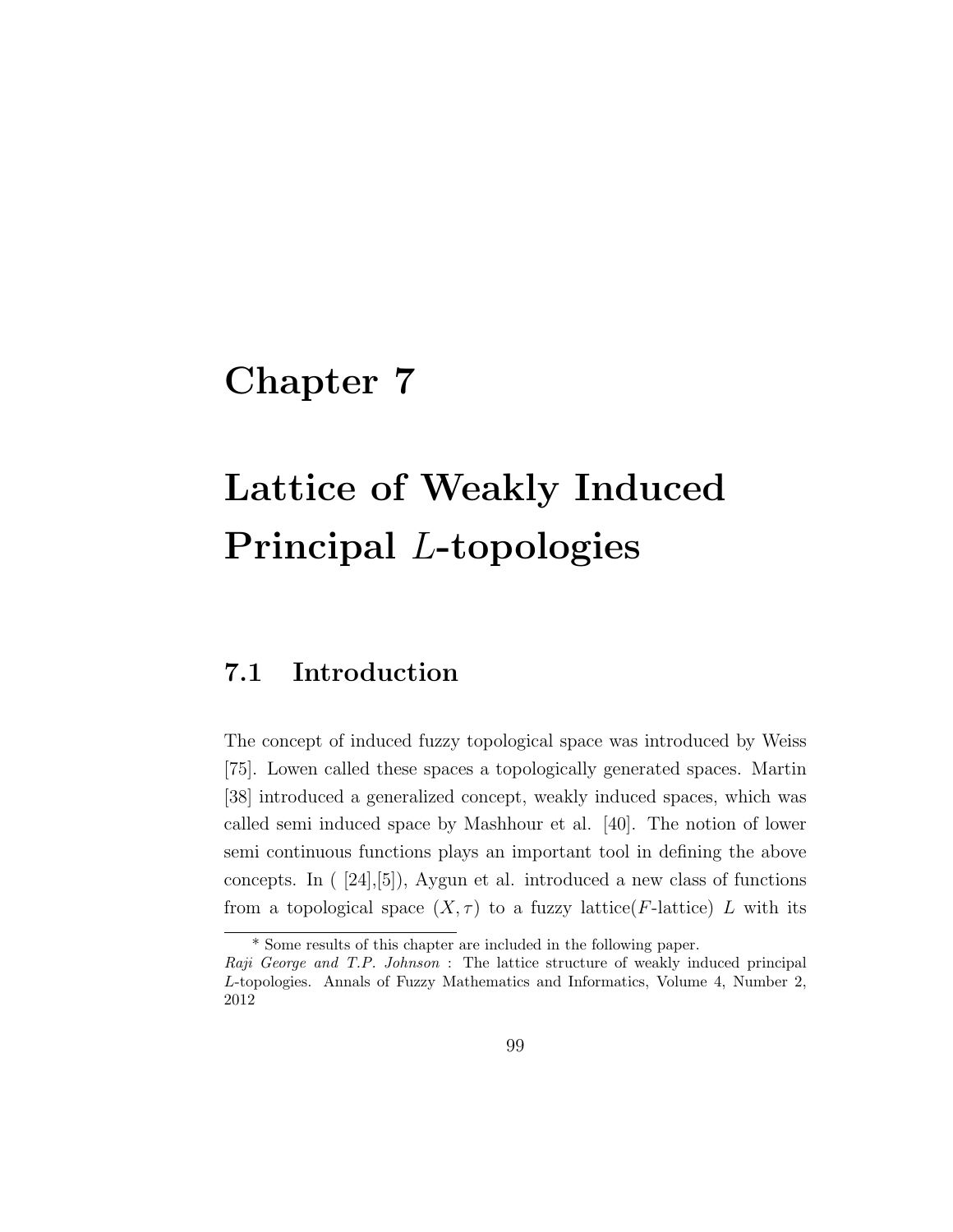# Chapter 7

# Lattice of Weakly Induced Principal $L$-topologies

## 7.1 Introduction

The concept of induced fuzzy topological space was introduced by Weiss [75]. Lowen called these spaces a topologically generated spaces. Martin [38] introduced a generalized concept, weakly induced spaces, which was called semi induced space by Mashhour et al. [40]. The notion of lower semi continuous functions plays an important tool in defining the above concepts. In ( [24],[5]), Aygun et al. introduced a new class of functions from a topological space $(X, \tau)$ to a fuzzy lattice($F$-lattice) $L$ with its

---

\* Some results of this chapter are included in the following paper.
*Raji George and T.P. Johnson* : The lattice structure of weakly induced principal $L$-topologies. Annals of Fuzzy Mathematics and Informatics, Volume 4, Number 2, 2012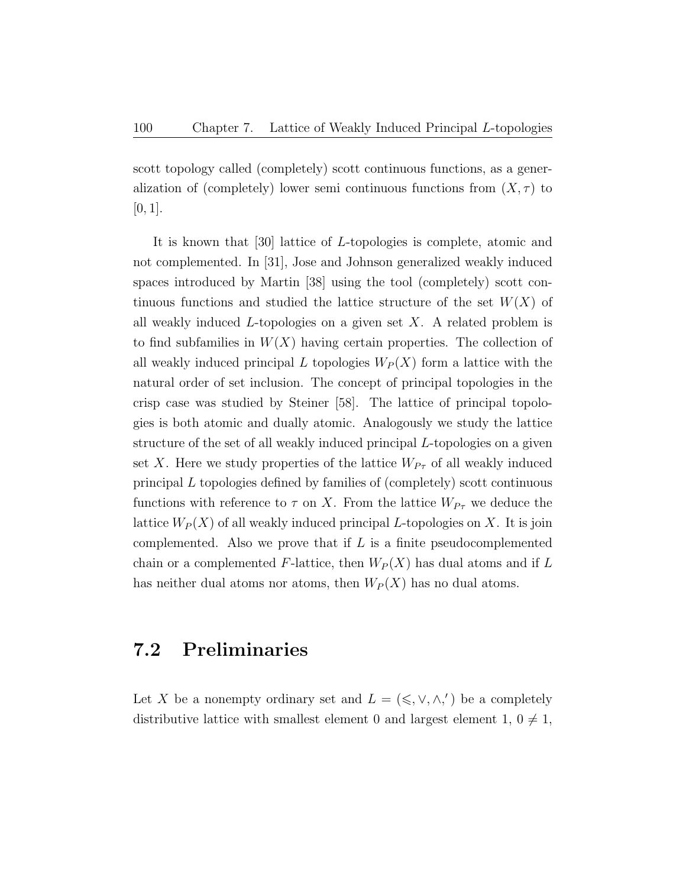scott topology called (completely) scott continuous functions, as a generalization of (completely) lower semi continuous functions from $(X, \tau)$ to $[0, 1]$.

It is known that [30] lattice of $L$-topologies is complete, atomic and not complemented. In [31], Jose and Johnson generalized weakly induced spaces introduced by Martin [38] using the tool (completely) scott continuous functions and studied the lattice structure of the set $W(X)$ of all weakly induced $L$-topologies on a given set $X$. A related problem is to find subfamilies in $W(X)$ having certain properties. The collection of all weakly induced principal $L$ topologies $W_P(X)$ form a lattice with the natural order of set inclusion. The concept of principal topologies in the crisp case was studied by Steiner [58]. The lattice of principal topologies is both atomic and dually atomic. Analogously we study the lattice structure of the set of all weakly induced principal $L$-topologies on a given set $X$. Here we study properties of the lattice $W_{P_\tau}$ of all weakly induced principal $L$ topologies defined by families of (completely) scott continuous functions with reference to $\tau$ on $X$. From the lattice $W_{P_\tau}$ we deduce the lattice $W_P(X)$ of all weakly induced principal $L$-topologies on $X$. It is join complemented. Also we prove that if $L$ is a finite pseudocomplemented chain or a complemented $F$-lattice, then $W_P(X)$ has dual atoms and if $L$ has neither dual atoms nor atoms, then $W_P(X)$ has no dual atoms.

## 7.2 Preliminaries

Let $X$ be a nonempty ordinary set and $L = (\leqslant, \vee, \wedge, ')$ be a completely distributive lattice with smallest element 0 and largest element 1, $0 \neq 1$,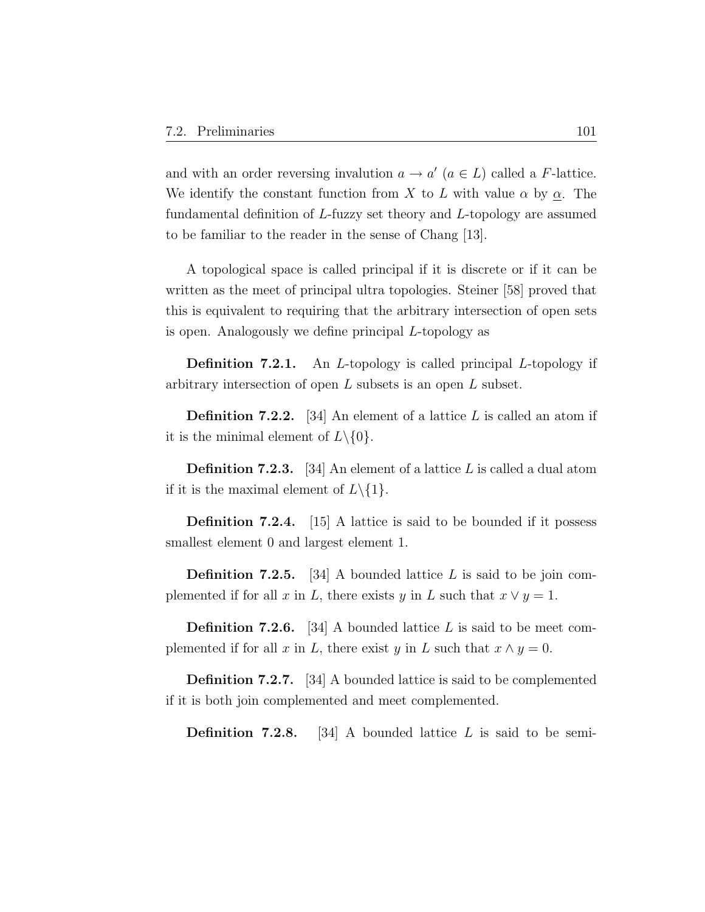and with an order reversing invalution $a \to a'$ ($a \in L$) called a $F$-lattice. We identify the constant function from $X$ to $L$ with value $\alpha$ by $\underline{\alpha}$. The fundamental definition of $L$-fuzzy set theory and $L$-topology are assumed to be familiar to the reader in the sense of Chang [13].

A topological space is called principal if it is discrete or if it can be written as the meet of principal ultra topologies. Steiner [58] proved that this is equivalent to requiring that the arbitrary intersection of open sets is open. Analogously we define principal $L$-topology as

**Definition 7.2.1.** An $L$-topology is called principal $L$-topology if arbitrary intersection of open $L$ subsets is an open $L$ subset.

**Definition 7.2.2.** [34] An element of a lattice $L$ is called an atom if it is the minimal element of $L \backslash \{0\}$.

**Definition 7.2.3.** [34] An element of a lattice $L$ is called a dual atom if it is the maximal element of $L \backslash \{1\}$.

**Definition 7.2.4.** [15] A lattice is said to be bounded if it possess smallest element 0 and largest element 1.

**Definition 7.2.5.** [34] A bounded lattice $L$ is said to be join complemented if for all $x$ in $L$, there exists $y$ in $L$ such that $x \vee y = 1$.

**Definition 7.2.6.** [34] A bounded lattice $L$ is said to be meet complemented if for all $x$ in $L$, there exist $y$ in $L$ such that $x \wedge y = 0$.

**Definition 7.2.7.** [34] A bounded lattice is said to be complemented if it is both join complemented and meet complemented.

**Definition 7.2.8.** [34] A bounded lattice $L$ is said to be semi-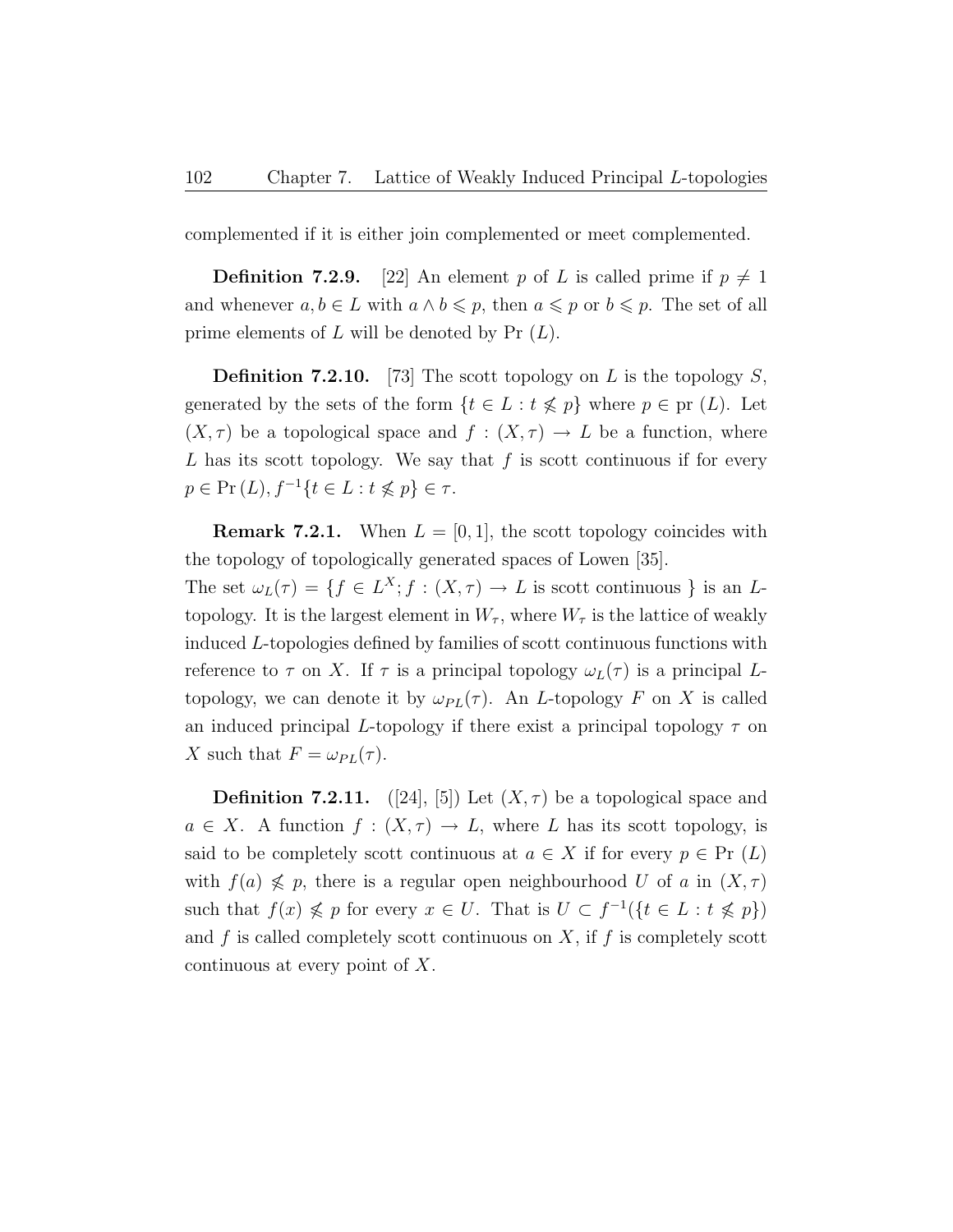complemented if it is either join complemented or meet complemented.

**Definition 7.2.9.** [22] An element $p$ of $L$ is called prime if $p \neq 1$ and whenever $a, b \in L$ with $a \wedge b \leqslant p$, then $a \leqslant p$ or $b \leqslant p$. The set of all prime elements of $L$ will be denoted by Pr $(L)$.

**Definition 7.2.10.** [73] The scott topology on $L$ is the topology $S$, generated by the sets of the form $\{t \in L : t \nleqslant p\}$ where $p \in$ pr $(L)$. Let $(X, \tau)$ be a topological space and $f : (X, \tau) \to L$ be a function, where $L$ has its scott topology. We say that $f$ is scott continuous if for every $p \in \Pr(L)$, $f^{-1}\{t \in L : t \nleqslant p\} \in \tau$.

**Remark 7.2.1.** When $L = [0, 1]$, the scott topology coincides with the topology of topologically generated spaces of Lowen [35].
The set $\omega_L(\tau) = \{f \in L^X; f : (X, \tau) \to L$ is scott continuous $\}$ is an $L$-topology. It is the largest element in $W_\tau$, where $W_\tau$ is the lattice of weakly induced $L$-topologies defined by families of scott continuous functions with reference to $\tau$ on $X$. If $\tau$ is a principal topology $\omega_L(\tau)$ is a principal $L$-topology, we can denote it by $\omega_{PL}(\tau)$. An $L$-topology $F$ on $X$ is called an induced principal $L$-topology if there exist a principal topology $\tau$ on $X$ such that $F = \omega_{PL}(\tau)$.

**Definition 7.2.11.** ([24], [5]) Let $(X, \tau)$ be a topological space and $a \in X$. A function $f : (X, \tau) \to L$, where $L$ has its scott topology, is said to be completely scott continuous at $a \in X$ if for every $p \in$ Pr $(L)$ with $f(a) \nleqslant p$, there is a regular open neighbourhood $U$ of $a$ in $(X, \tau)$ such that $f(x) \nleqslant p$ for every $x \in U$. That is $U \subset f^{-1}(\{t \in L : t \nleqslant p\})$ and $f$ is called completely scott continuous on $X$, if $f$ is completely scott continuous at every point of $X$.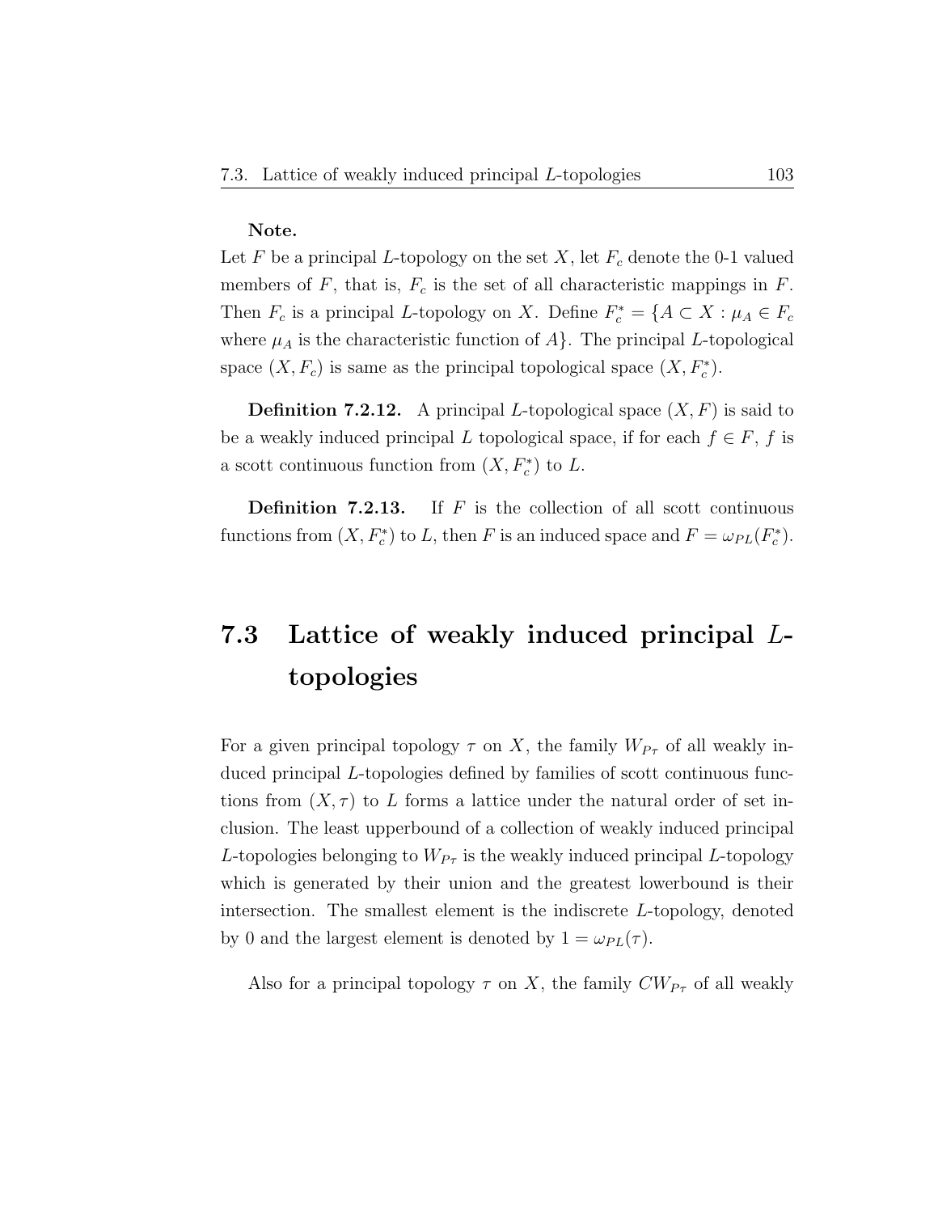**Note.**
Let $F$ be a principal $L$-topology on the set $X$, let $F_c$ denote the 0-1 valued members of $F$, that is, $F_c$ is the set of all characteristic mappings in $F$. Then $F_c$ is a principal $L$-topology on $X$. Define $F_c^* = \{A \subset X : \mu_A \in F_c$ where $\mu_A$ is the characteristic function of $A\}$. The principal $L$-topological space $(X, F_c)$ is same as the principal topological space $(X, F_c^*)$.

**Definition 7.2.12.** A principal $L$-topological space $(X, F)$ is said to be a weakly induced principal $L$ topological space, if for each $f \in F$, $f$ is a scott continuous function from $(X, F_c^*)$ to $L$.

**Definition 7.2.13.** If $F$ is the collection of all scott continuous functions from $(X, F_c^*)$ to $L$, then $F$ is an induced space and $F = \omega_{PL}(F_c^*)$.

## 7.3 Lattice of weakly induced principal $L$-topologies

For a given principal topology $\tau$ on $X$, the family $W_{P_\tau}$ of all weakly induced principal $L$-topologies defined by families of scott continuous functions from $(X, \tau)$ to $L$ forms a lattice under the natural order of set inclusion. The least upperbound of a collection of weakly induced principal $L$-topologies belonging to $W_{P_\tau}$ is the weakly induced principal $L$-topology which is generated by their union and the greatest lowerbound is their intersection. The smallest element is the indiscrete $L$-topology, denoted by 0 and the largest element is denoted by $1 = \omega_{PL}(\tau)$.

Also for a principal topology $\tau$ on $X$, the family $CW_{P_\tau}$ of all weakly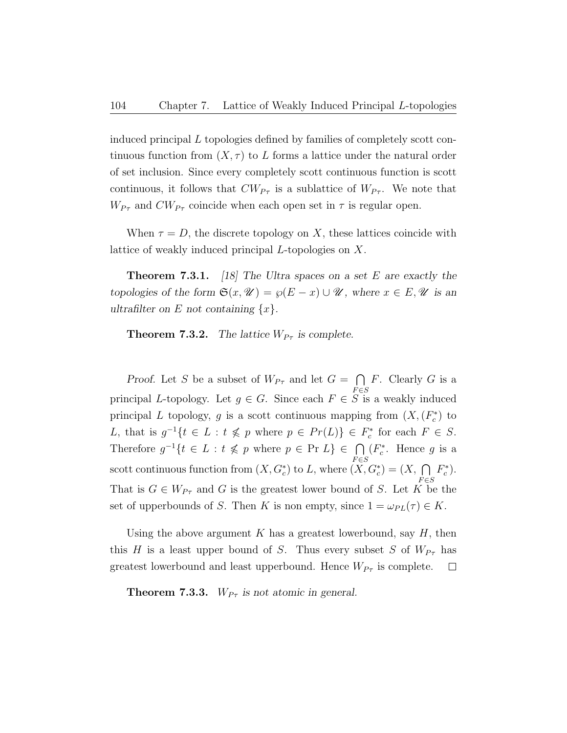induced principal $L$ topologies defined by families of completely scott continuous function from $(X, \tau)$ to $L$ forms a lattice under the natural order of set inclusion. Since every completely scott continuous function is scott continuous, it follows that $CW_{P_\tau}$ is a sublattice of $W_{P_\tau}$. We note that $W_{P_\tau}$ and $CW_{P_\tau}$ coincide when each open set in $\tau$ is regular open.

When $\tau = D$, the discrete topology on $X$, these lattices coincide with lattice of weakly induced principal $L$-topologies on $X$.

**Theorem 7.3.1.** *[18] The Ultra spaces on a set $E$ are exactly the topologies of the form $\mathfrak{S}(x, \mathscr{U}) = \wp(E - x) \cup \mathscr{U}$, where $x \in E, \mathscr{U}$ is an ultrafilter on $E$ not containing $\{x\}$.*

**Theorem 7.3.2.** *The lattice $W_{P_\tau}$ is complete.*

*Proof.* Let $S$ be a subset of $W_{P_\tau}$ and let $G = \bigcap\limits_{F \in S} F$. Clearly $G$ is a principal $L$-topology. Let $g \in G$. Since each $F \in S$ is a weakly induced principal $L$ topology, $g$ is a scott continuous mapping from $(X, (F_c^*)$ to $L$, that is $g^{-1}\{t \in L : t \nleq p$ where $p \in Pr(L)\} \in F_c^*$ for each $F \in S$. Therefore $g^{-1}\{t \in L : t \nleq p$ where $p \in \text{Pr } L\} \in \bigcap\limits_{F \in S} (F_c^*$. Hence $g$ is a scott continuous function from $(X, G_c^*)$ to $L$, where $(X, G_c^*) = (X, \bigcap\limits_{F \in S} F_c^*)$. That is $G \in W_{P_\tau}$ and $G$ is the greatest lower bound of $S$. Let $K$ be the set of upperbounds of $S$. Then $K$ is non empty, since $1 = \omega_{PL}(\tau) \in K$.

Using the above argument $K$ has a greatest lowerbound, say $H$, then this $H$ is a least upper bound of $S$. Thus every subset $S$ of $W_{P_\tau}$ has greatest lowerbound and least upperbound. Hence $W_{P_\tau}$ is complete. $\square$

**Theorem 7.3.3.** *$W_{P_\tau}$ is not atomic in general.*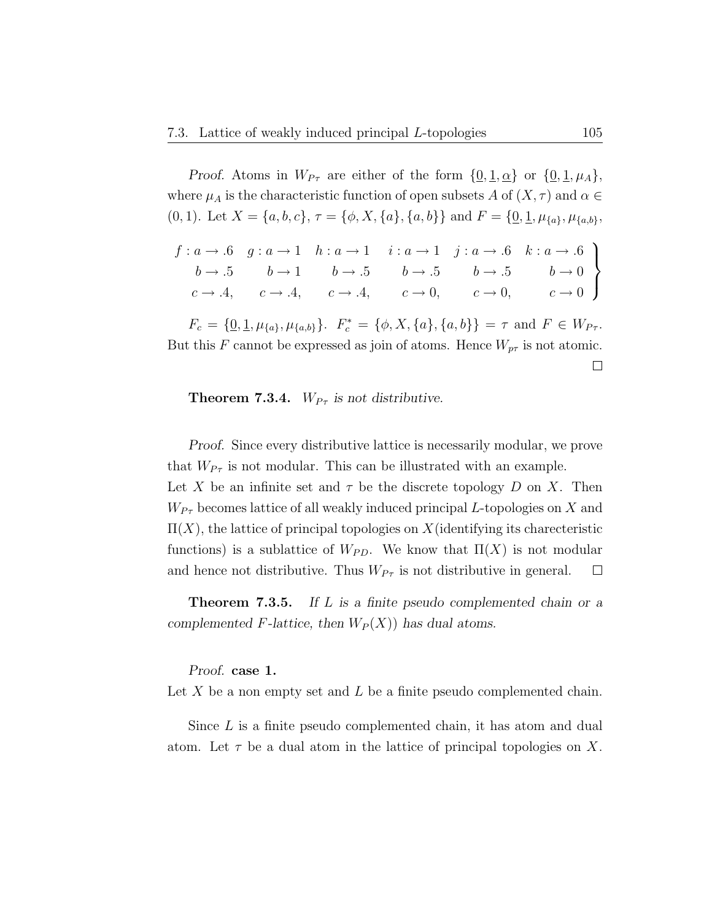*Proof.* Atoms in $W_{P\tau}$ are either of the form $\{\underline{0}, \underline{1}, \underline{\alpha}\}$ or $\{\underline{0}, \underline{1}, \mu_A\}$, where $\mu_A$ is the characteristic function of open subsets $A$ of $(X, \tau)$ and $\alpha \in (0, 1)$. Let $X = \{a, b, c\}$, $\tau = \{\phi, X, \{a\}, \{a, b\}\}$ and $F = \{\underline{0}, \underline{1}, \mu_{\{a\}}, \mu_{\{a,b\}},$

$$\left.\begin{array}{llllll} f : a \to .6 & g : a \to 1 & h : a \to 1 & i : a \to 1 & j : a \to .6 & k : a \to .6 \\ \quad b \to .5 & \quad b \to 1 & \quad b \to .5 & \quad b \to .5 & \quad b \to .5 & \quad b \to 0 \\ \quad c \to .4, & \quad c \to .4, & \quad c \to .4, & \quad c \to 0, & \quad c \to 0, & \quad c \to 0 \end{array}\right\}$$

$F_c = \{\underline{0}, \underline{1}, \mu_{\{a\}}, \mu_{\{a,b\}}\}$. $F_c^* = \{\phi, X, \{a\}, \{a, b\}\} = \tau$ and $F \in W_{P\tau}$. But this $F$ cannot be expressed as join of atoms. Hence $W_{p\tau}$ is not atomic. □

**Theorem 7.3.4.** *$W_{P\tau}$ is not distributive.*

*Proof.* Since every distributive lattice is necessarily modular, we prove that $W_{P\tau}$ is not modular. This can be illustrated with an example.
Let $X$ be an infinite set and $\tau$ be the discrete topology $D$ on $X$. Then $W_{P\tau}$ becomes lattice of all weakly induced principal $L$-topologies on $X$ and $\Pi(X)$, the lattice of principal topologies on $X$(identifying its charecteristic functions) is a sublattice of $W_{PD}$. We know that $\Pi(X)$ is not modular and hence not distributive. Thus $W_{P\tau}$ is not distributive in general. □

**Theorem 7.3.5.** *If $L$ is a finite pseudo complemented chain or a complemented $F$-lattice, then $W_P(X))$ has dual atoms.*

*Proof.* **case 1.**
Let $X$ be a non empty set and $L$ be a finite pseudo complemented chain.

Since $L$ is a finite pseudo complemented chain, it has atom and dual atom. Let $\tau$ be a dual atom in the lattice of principal topologies on $X$.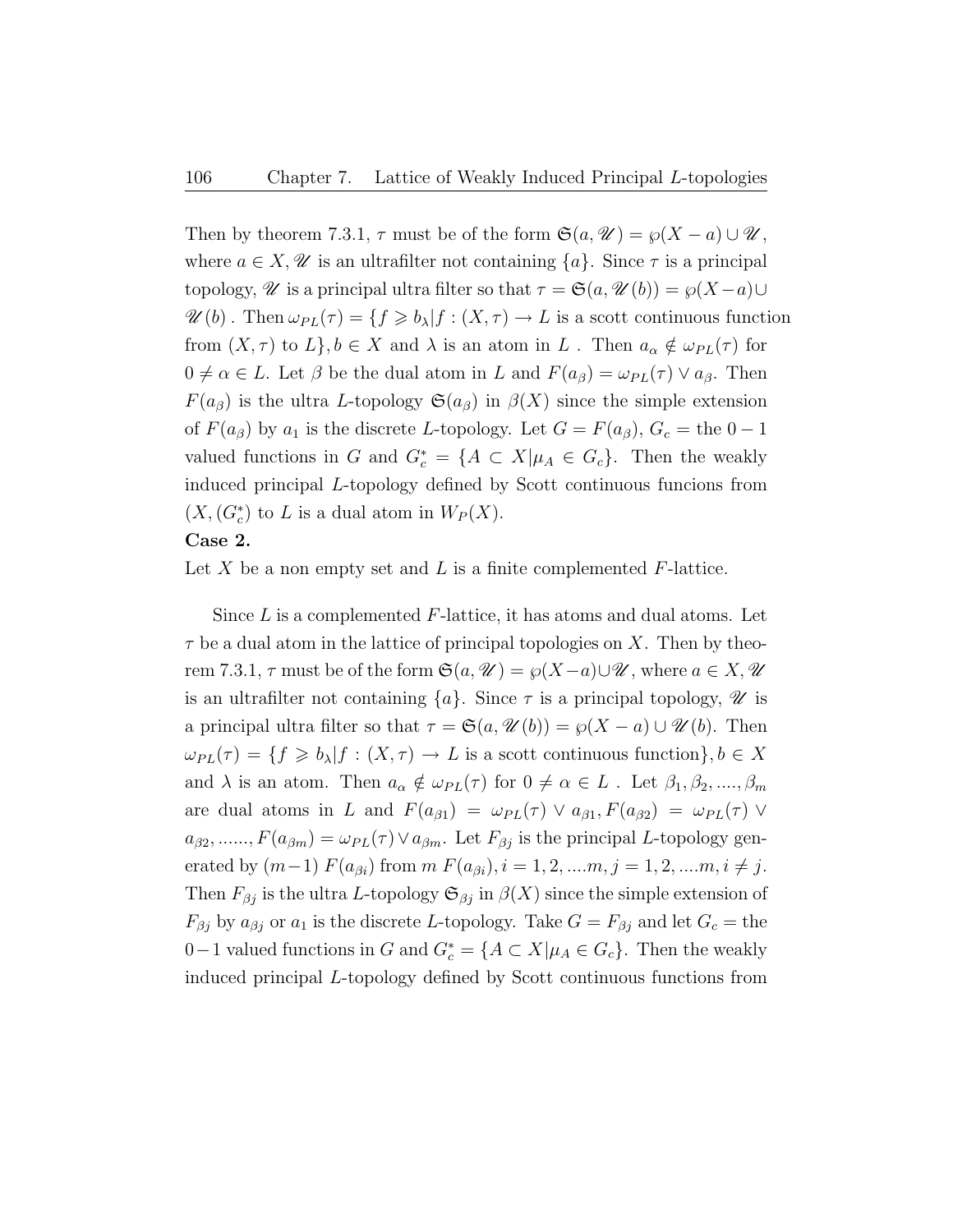Then by theorem 7.3.1, $\tau$ must be of the form $\mathfrak{S}(a, \mathscr{U}) = \wp(X - a) \cup \mathscr{U}$, where $a \in X, \mathscr{U}$ is an ultrafilter not containing $\{a\}$. Since $\tau$ is a principal topology, $\mathscr{U}$ is a principal ultra filter so that $\tau = \mathfrak{S}(a, \mathscr{U}(b)) = \wp(X-a) \cup \mathscr{U}(b)$ . Then $\omega_{PL}(\tau) = \{f \geqslant b_\lambda | f : (X, \tau) \to L$ is a scott continuous function from $(X, \tau)$ to $L\}, b \in X$ and $\lambda$ is an atom in $L$ . Then $a_\alpha \notin \omega_{PL}(\tau)$ for $0 \neq \alpha \in L$. Let $\beta$ be the dual atom in $L$ and $F(a_\beta) = \omega_{PL}(\tau) \vee a_\beta$. Then $F(a_\beta)$ is the ultra $L$-topology $\mathfrak{S}(a_\beta)$ in $\beta(X)$ since the simple extension of $F(a_\beta)$ by $a_1$ is the discrete $L$-topology. Let $G = F(a_\beta)$, $G_c =$ the $0-1$ valued functions in $G$ and $G_c^* = \{A \subset X | \mu_A \in G_c\}$. Then the weakly induced principal $L$-topology defined by Scott continuous funcions from $(X, (G_c^*)$ to $L$ is a dual atom in $W_P(X)$.

**Case 2.**

Let $X$ be a non empty set and $L$ is a finite complemented $F$-lattice.

Since $L$ is a complemented $F$-lattice, it has atoms and dual atoms. Let $\tau$ be a dual atom in the lattice of principal topologies on $X$. Then by theorem 7.3.1, $\tau$ must be of the form $\mathfrak{S}(a, \mathscr{U}) = \wp(X-a) \cup \mathscr{U}$, where $a \in X, \mathscr{U}$ is an ultrafilter not containing $\{a\}$. Since $\tau$ is a principal topology, $\mathscr{U}$ is a principal ultra filter so that $\tau = \mathfrak{S}(a, \mathscr{U}(b)) = \wp(X - a) \cup \mathscr{U}(b)$. Then $\omega_{PL}(\tau) = \{f \geqslant b_\lambda | f : (X, \tau) \to L$ is a scott continuous function$\}, b \in X$ and $\lambda$ is an atom. Then $a_\alpha \notin \omega_{PL}(\tau)$ for $0 \neq \alpha \in L$ . Let $\beta_1, \beta_2, ...., \beta_m$ are dual atoms in $L$ and $F(a_{\beta 1}) = \omega_{PL}(\tau) \vee a_{\beta 1}, F(a_{\beta 2}) = \omega_{PL}(\tau) \vee a_{\beta 2}, ......, F(a_{\beta m}) = \omega_{PL}(\tau) \vee a_{\beta m}$. Let $F_{\beta j}$ is the principal $L$-topology generated by $(m-1)$ $F(a_{\beta i})$ from $m$ $F(a_{\beta i}), i = 1, 2, ....m, j = 1, 2, ....m, i \neq j$. Then $F_{\beta j}$ is the ultra $L$-topology $\mathfrak{S}_{\beta j}$ in $\beta(X)$ since the simple extension of $F_{\beta j}$ by $a_{\beta j}$ or $a_1$ is the discrete $L$-topology. Take $G = F_{\beta j}$ and let $G_c =$ the $0-1$ valued functions in $G$ and $G_c^* = \{A \subset X | \mu_A \in G_c\}$. Then the weakly induced principal $L$-topology defined by Scott continuous functions from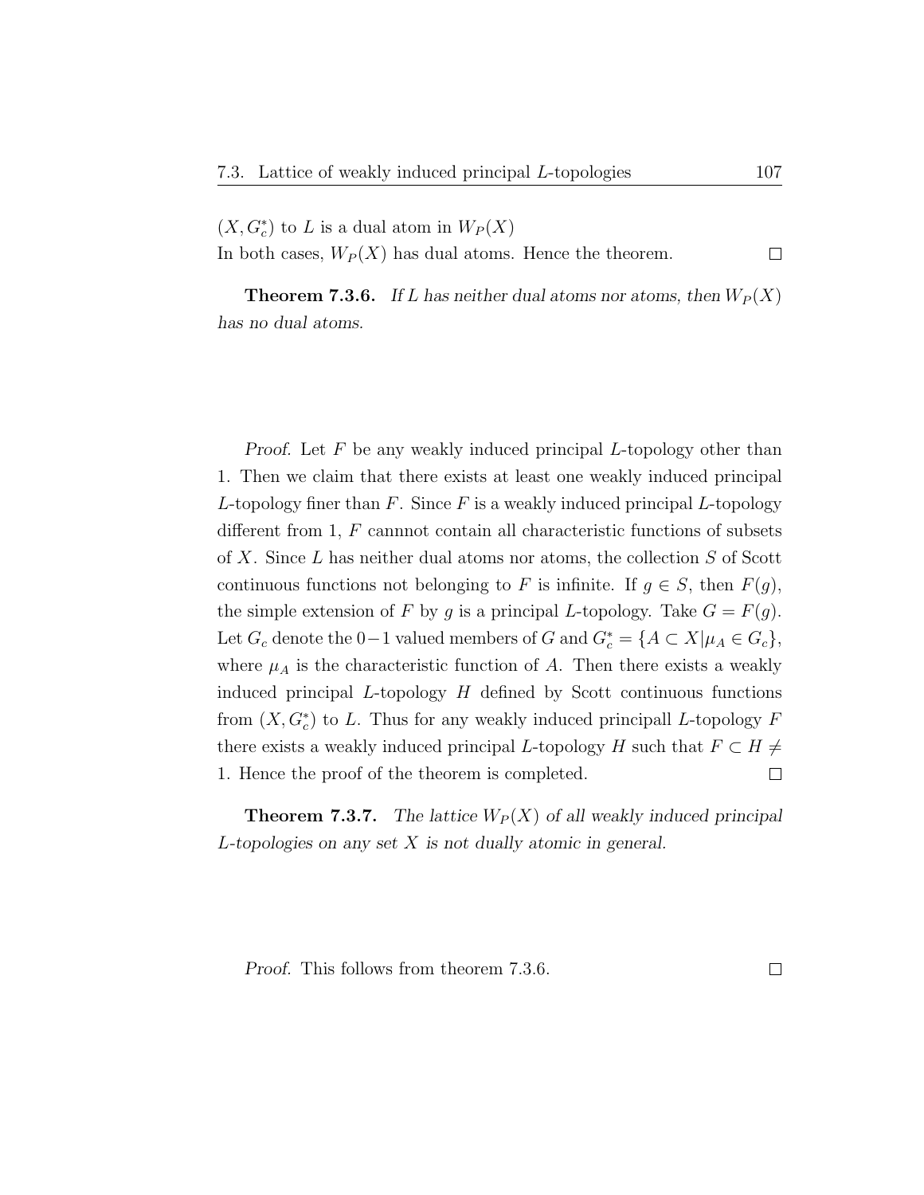$(X, G_c^*)$ to $L$ is a dual atom in $W_P(X)$
In both cases, $W_P(X)$ has dual atoms. Hence the theorem. $\square$

**Theorem 7.3.6.** *If $L$ has neither dual atoms nor atoms, then $W_P(X)$ has no dual atoms.*

*Proof.* Let $F$ be any weakly induced principal $L$-topology other than 1. Then we claim that there exists at least one weakly induced principal $L$-topology finer than $F$. Since $F$ is a weakly induced principal $L$-topology different from 1, $F$ cannnot contain all characteristic functions of subsets of $X$. Since $L$ has neither dual atoms nor atoms, the collection $S$ of Scott continuous functions not belonging to $F$ is infinite. If $g \in S$, then $F(g)$, the simple extension of $F$ by $g$ is a principal $L$-topology. Take $G = F(g)$. Let $G_c$ denote the $0-1$ valued members of $G$ and $G_c^* = \{A \subset X | \mu_A \in G_c\}$, where $\mu_A$ is the characteristic function of $A$. Then there exists a weakly induced principal $L$-topology $H$ defined by Scott continuous functions from $(X, G_c^*)$ to $L$. Thus for any weakly induced principall $L$-topology $F$ there exists a weakly induced principal $L$-topology $H$ such that $F \subset H \neq 1$. Hence the proof of the theorem is completed. $\square$

**Theorem 7.3.7.** *The lattice $W_P(X)$ of all weakly induced principal $L$-topologies on any set $X$ is not dually atomic in general.*

*Proof.* This follows from theorem 7.3.6. $\square$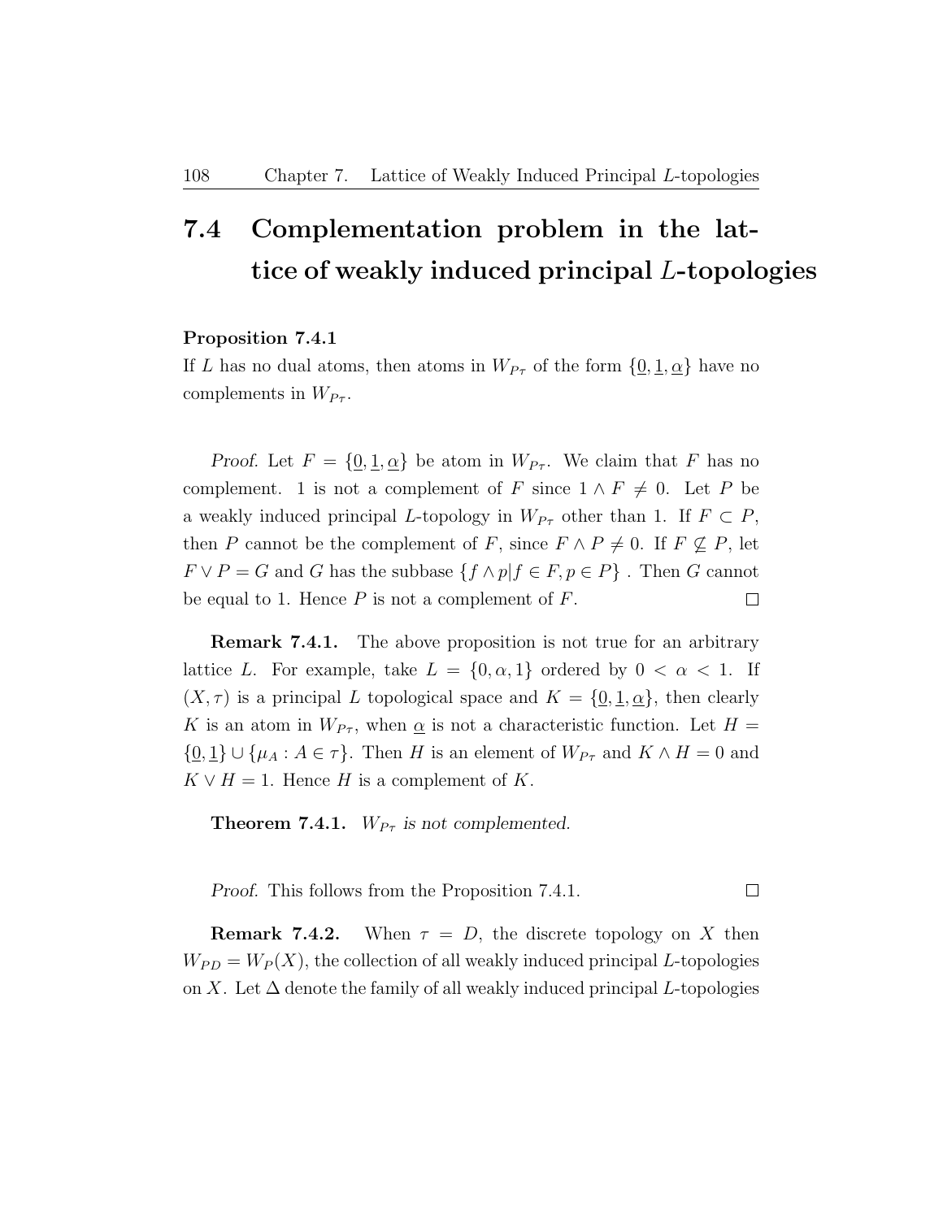## 7.4 Complementation problem in the lattice of weakly induced principal $L$-topologies

**Proposition 7.4.1**

If $L$ has no dual atoms, then atoms in $W_{P_\tau}$ of the form $\{\underline{0}, \underline{1}, \underline{\alpha}\}$ have no complements in $W_{P_\tau}$.

*Proof.* Let $F = \{\underline{0}, \underline{1}, \underline{\alpha}\}$ be atom in $W_{P_\tau}$. We claim that $F$ has no complement. 1 is not a complement of $F$ since $1 \wedge F \neq 0$. Let $P$ be a weakly induced principal $L$-topology in $W_{P_\tau}$ other than 1. If $F \subset P$, then $P$ cannot be the complement of $F$, since $F \wedge P \neq 0$. If $F \not\subseteq P$, let $F \vee P = G$ and $G$ has the subbase $\{f \wedge p | f \in F, p \in P\}$ . Then $G$ cannot be equal to 1. Hence $P$ is not a complement of $F$. $\square$

**Remark 7.4.1.** The above proposition is not true for an arbitrary lattice $L$. For example, take $L = \{0, \alpha, 1\}$ ordered by $0 < \alpha < 1$. If $(X, \tau)$ is a principal $L$ topological space and $K = \{\underline{0}, \underline{1}, \underline{\alpha}\}$, then clearly $K$ is an atom in $W_{P_\tau}$, when $\underline{\alpha}$ is not a characteristic function. Let $H = \{\underline{0}, \underline{1}\} \cup \{\mu_A : A \in \tau\}$. Then $H$ is an element of $W_{P_\tau}$ and $K \wedge H = 0$ and $K \vee H = 1$. Hence $H$ is a complement of $K$.

**Theorem 7.4.1.** *$W_{P_\tau}$ is not complemented.*

*Proof.* This follows from the Proposition 7.4.1. $\square$

**Remark 7.4.2.** When $\tau = D$, the discrete topology on $X$ then $W_{PD} = W_P(X)$, the collection of all weakly induced principal $L$-topologies on $X$. Let $\Delta$ denote the family of all weakly induced principal $L$-topologies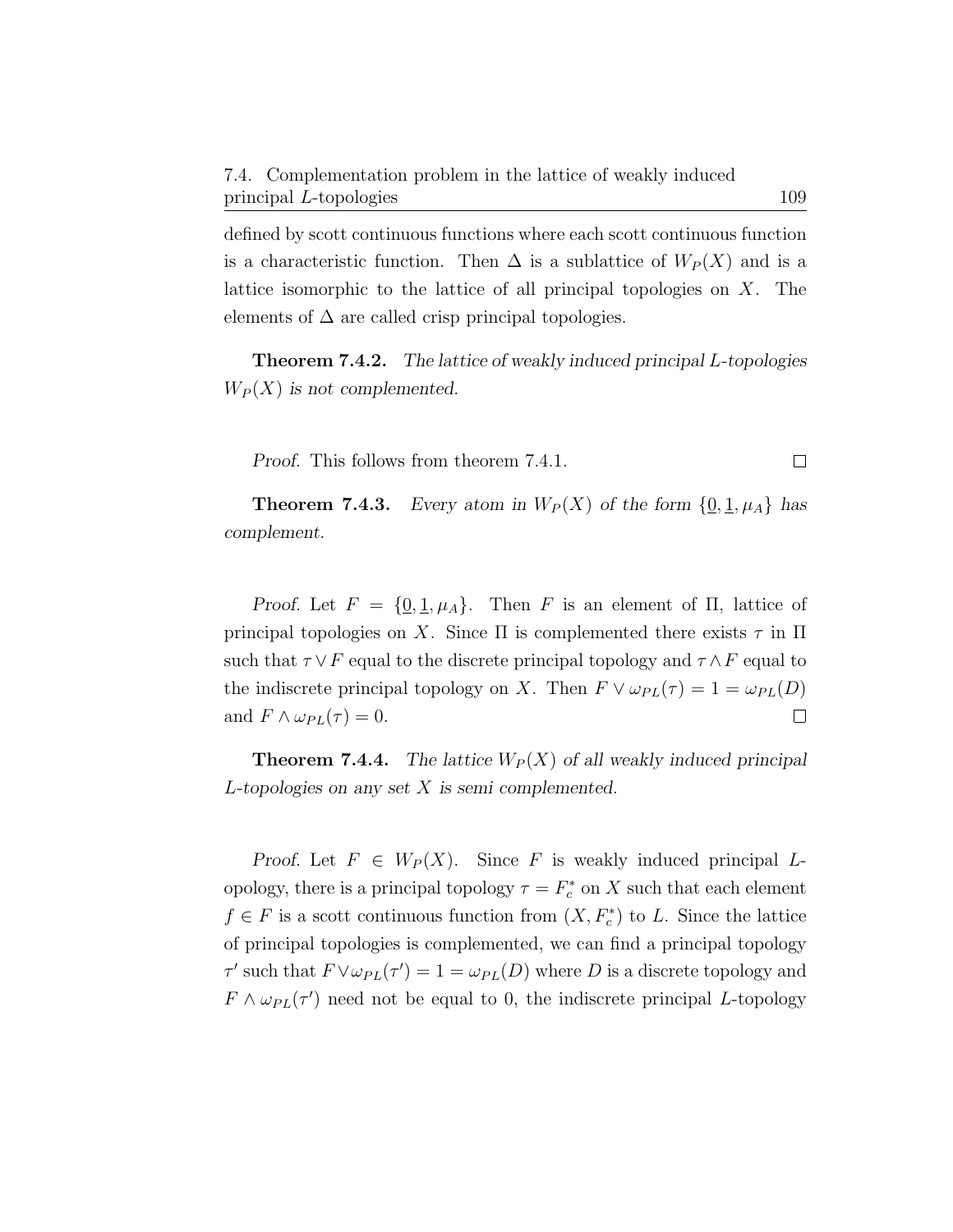defined by scott continuous functions where each scott continuous function is a characteristic function. Then $\Delta$ is a sublattice of $W_P(X)$ and is a lattice isomorphic to the lattice of all principal topologies on $X$. The elements of $\Delta$ are called crisp principal topologies.

**Theorem 7.4.2.** *The lattice of weakly induced principal $L$-topologies $W_P(X)$ is not complemented.*

*Proof.* This follows from theorem 7.4.1. □

**Theorem 7.4.3.** *Every atom in $W_P(X)$ of the form $\{\underline{0}, \underline{1}, \mu_A\}$ has complement.*

*Proof.* Let $F = \{\underline{0}, \underline{1}, \mu_A\}$. Then $F$ is an element of $\Pi$, lattice of principal topologies on $X$. Since $\Pi$ is complemented there exists $\tau$ in $\Pi$ such that $\tau \vee F$ equal to the discrete principal topology and $\tau \wedge F$ equal to the indiscrete principal topology on $X$. Then $F \vee \omega_{PL}(\tau) = 1 = \omega_{PL}(D)$ and $F \wedge \omega_{PL}(\tau) = 0$. □

**Theorem 7.4.4.** *The lattice $W_P(X)$ of all weakly induced principal $L$-topologies on any set $X$ is semi complemented.*

*Proof.* Let $F \in W_P(X)$. Since $F$ is weakly induced principal $L$-opology, there is a principal topology $\tau = F_c^*$ on $X$ such that each element $f \in F$ is a scott continuous function from $(X, F_c^*)$ to $L$. Since the lattice of principal topologies is complemented, we can find a principal topology $\tau'$ such that $F \vee \omega_{PL}(\tau') = 1 = \omega_{PL}(D)$ where $D$ is a discrete topology and $F \wedge \omega_{PL}(\tau')$ need not be equal to 0, the indiscrete principal $L$-topology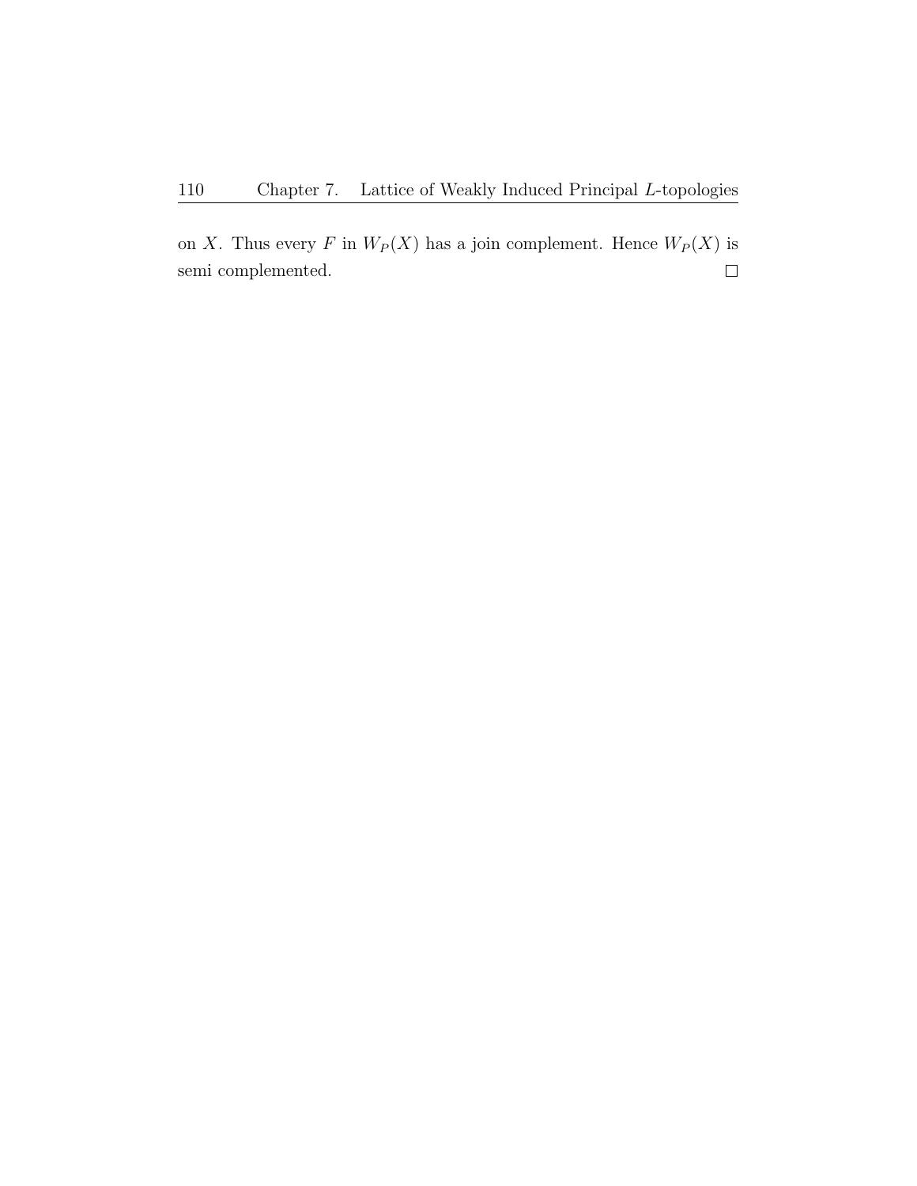on $X$. Thus every $F$ in $W_P(X)$ has a join complement. Hence $W_P(X)$ is semi complemented. □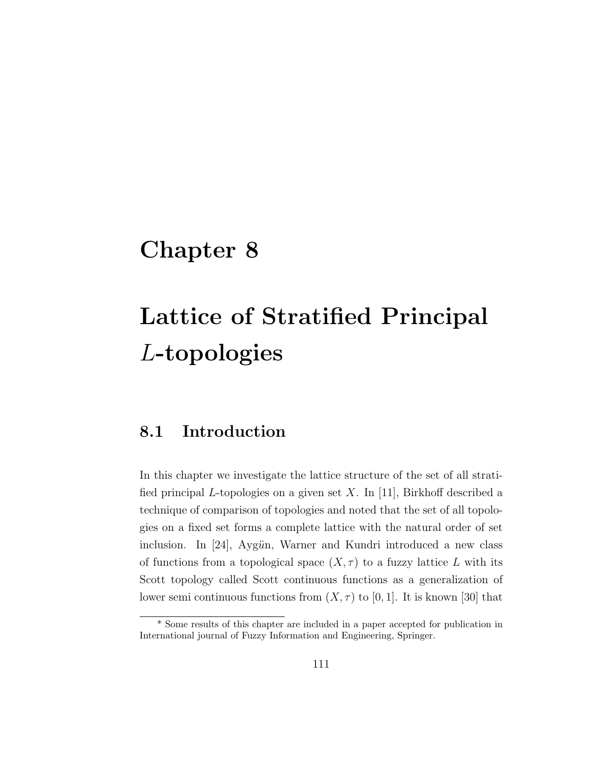# Chapter 8

# Lattice of Stratified Principal $L$-topologies

## 8.1 Introduction

In this chapter we investigate the lattice structure of the set of all stratified principal $L$-topologies on a given set $X$. In [11], Birkhoff described a technique of comparison of topologies and noted that the set of all topologies on a fixed set forms a complete lattice with the natural order of set inclusion. In [24], Aygün, Warner and Kundri introduced a new class of functions from a topological space $(X, \tau)$ to a fuzzy lattice $L$ with its Scott topology called Scott continuous functions as a generalization of lower semi continuous functions from $(X, \tau)$ to $[0, 1]$. It is known [30] that

* Some results of this chapter are included in a paper accepted for publication in International journal of Fuzzy Information and Engineering, Springer.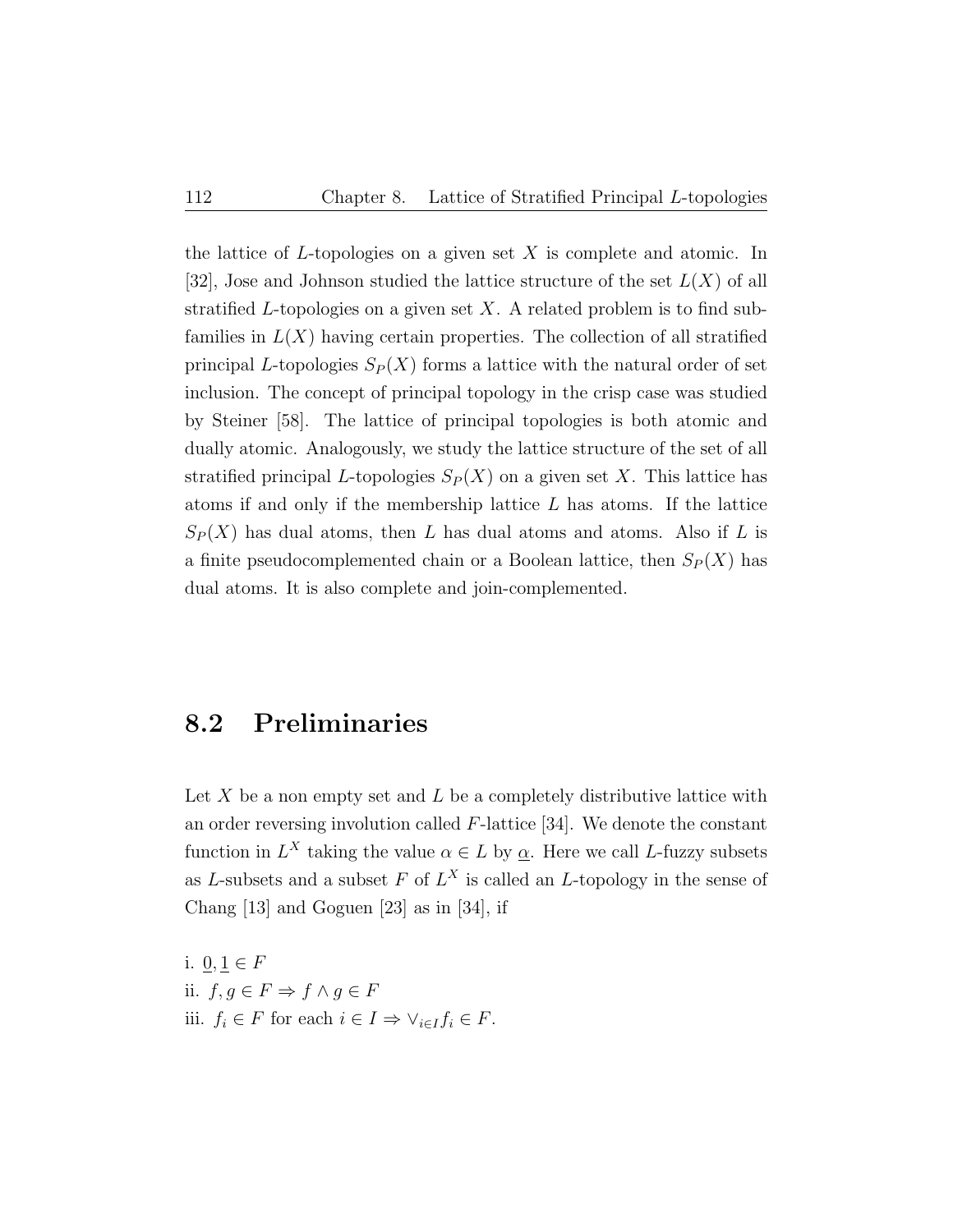the lattice of $L$-topologies on a given set $X$ is complete and atomic. In [32], Jose and Johnson studied the lattice structure of the set $L(X)$ of all stratified $L$-topologies on a given set $X$. A related problem is to find subfamilies in $L(X)$ having certain properties. The collection of all stratified principal $L$-topologies $S_P(X)$ forms a lattice with the natural order of set inclusion. The concept of principal topology in the crisp case was studied by Steiner [58]. The lattice of principal topologies is both atomic and dually atomic. Analogously, we study the lattice structure of the set of all stratified principal $L$-topologies $S_P(X)$ on a given set $X$. This lattice has atoms if and only if the membership lattice $L$ has atoms. If the lattice $S_P(X)$ has dual atoms, then $L$ has dual atoms and atoms. Also if $L$ is a finite pseudocomplemented chain or a Boolean lattice, then $S_P(X)$ has dual atoms. It is also complete and join-complemented.

## 8.2 Preliminaries

Let $X$ be a non empty set and $L$ be a completely distributive lattice with an order reversing involution called $F$-lattice [34]. We denote the constant function in $L^X$ taking the value $\alpha \in L$ by $\underline{\alpha}$. Here we call $L$-fuzzy subsets as $L$-subsets and a subset $F$ of $L^X$ is called an $L$-topology in the sense of Chang [13] and Goguen [23] as in [34], if

i. $\underline{0}, \underline{1} \in F$
ii. $f, g \in F \Rightarrow f \wedge g \in F$
iii. $f_i \in F$ for each $i \in I \Rightarrow \vee_{i \in I} f_i \in F$.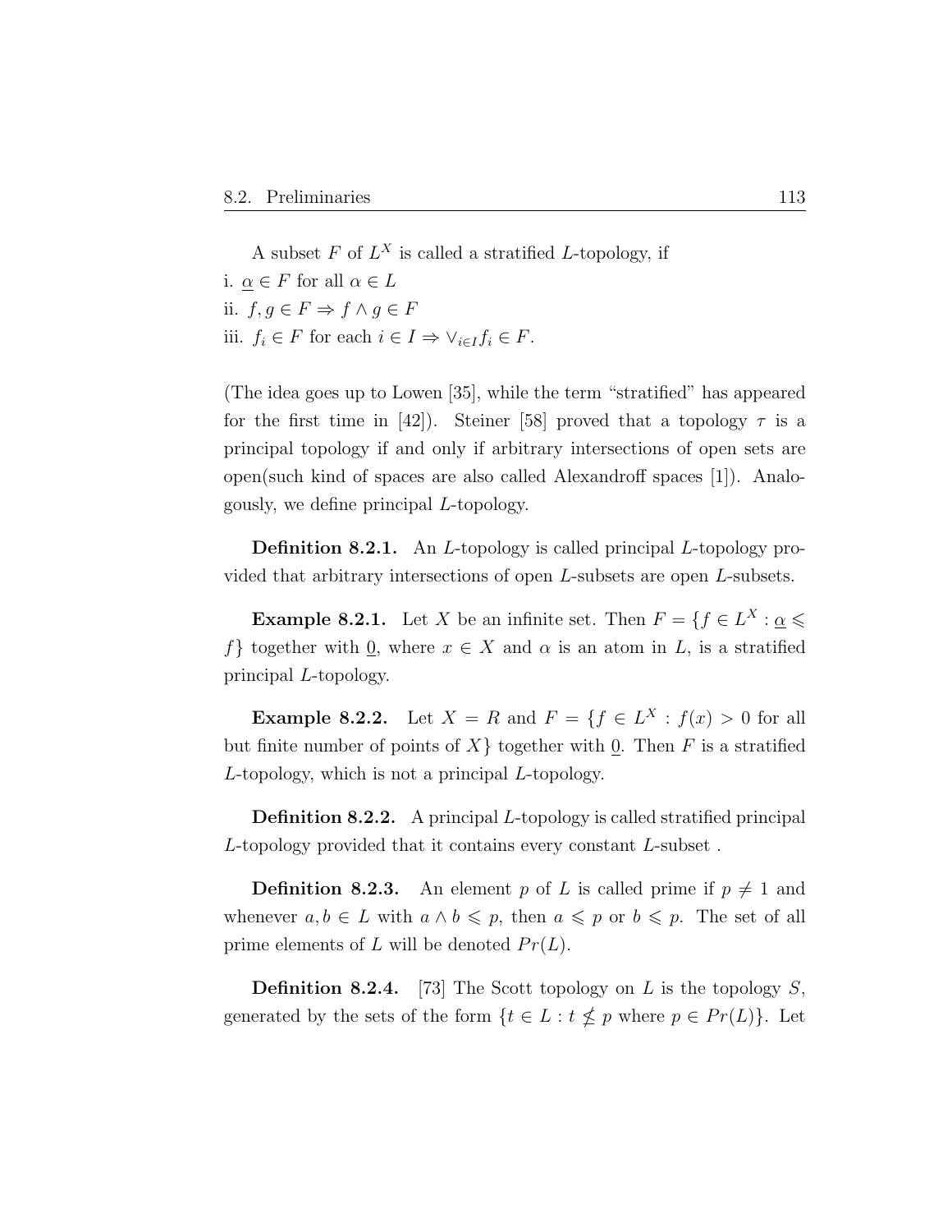A subset $F$ of $L^X$ is called a stratified $L$-topology, if

i. $\underline{\alpha} \in F$ for all $\alpha \in L$

ii. $f, g \in F \Rightarrow f \wedge g \in F$

iii. $f_i \in F$ for each $i \in I \Rightarrow \vee_{i \in I} f_i \in F$.

(The idea goes up to Lowen [35], while the term "stratified" has appeared for the first time in [42]). Steiner [58] proved that a topology $\tau$ is a principal topology if and only if arbitrary intersections of open sets are open(such kind of spaces are also called Alexandroff spaces [1]). Analogously, we define principal $L$-topology.

**Definition 8.2.1.** An $L$-topology is called principal $L$-topology provided that arbitrary intersections of open $L$-subsets are open $L$-subsets.

**Example 8.2.1.** Let $X$ be an infinite set. Then $F = \{f \in L^X : \underline{\alpha} \leqslant f\}$ together with $\underline{0}$, where $x \in X$ and $\alpha$ is an atom in $L$, is a stratified principal $L$-topology.

**Example 8.2.2.** Let $X = R$ and $F = \{f \in L^X : f(x) > 0$ for all but finite number of points of $X\}$ together with $\underline{0}$. Then $F$ is a stratified $L$-topology, which is not a principal $L$-topology.

**Definition 8.2.2.** A principal $L$-topology is called stratified principal $L$-topology provided that it contains every constant $L$-subset .

**Definition 8.2.3.** An element $p$ of $L$ is called prime if $p \neq 1$ and whenever $a, b \in L$ with $a \wedge b \leqslant p$, then $a \leqslant p$ or $b \leqslant p$. The set of all prime elements of $L$ will be denoted $Pr(L)$.

**Definition 8.2.4.** [73] The Scott topology on $L$ is the topology $S$, generated by the sets of the form $\{t \in L : t \nleq p$ where $p \in Pr(L)\}$. Let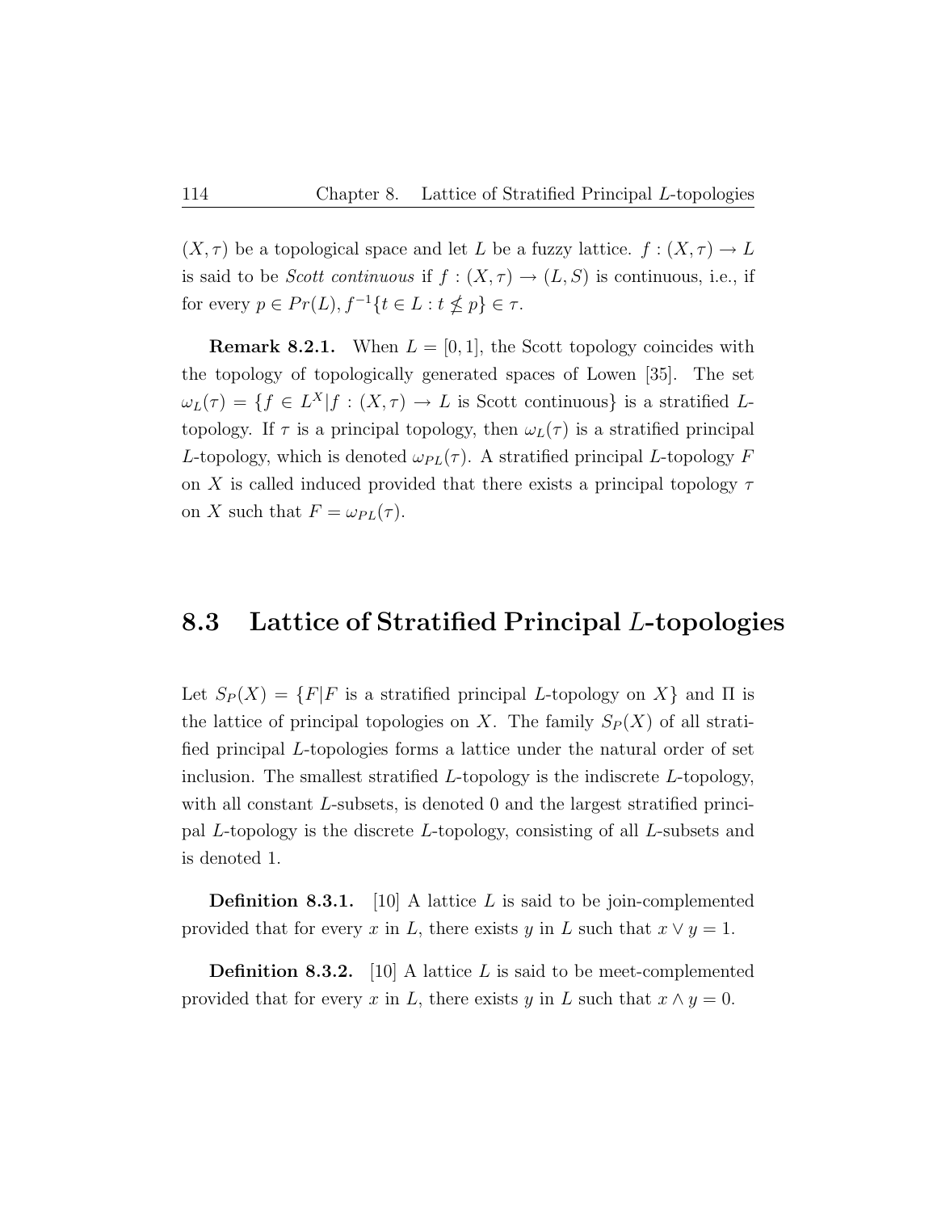$(X, \tau)$ be a topological space and let $L$ be a fuzzy lattice. $f : (X, \tau) \to L$ is said to be *Scott continuous* if $f : (X, \tau) \to (L, S)$ is continuous, i.e., if for every $p \in Pr(L), f^{-1}\{t \in L : t \nleq p\} \in \tau$.

**Remark 8.2.1.** When $L = [0, 1]$, the Scott topology coincides with the topology of topologically generated spaces of Lowen [35]. The set $\omega_L(\tau) = \{f \in L^X | f : (X, \tau) \to L$ is Scott continuous$\}$ is a stratified $L$-topology. If $\tau$ is a principal topology, then $\omega_L(\tau)$ is a stratified principal $L$-topology, which is denoted $\omega_{PL}(\tau)$. A stratified principal $L$-topology $F$ on $X$ is called induced provided that there exists a principal topology $\tau$ on $X$ such that $F = \omega_{PL}(\tau)$.

## 8.3 Lattice of Stratified Principal $L$-topologies

Let $S_P(X) = \{F | F$ is a stratified principal $L$-topology on $X\}$ and $\Pi$ is the lattice of principal topologies on $X$. The family $S_P(X)$ of all stratified principal $L$-topologies forms a lattice under the natural order of set inclusion. The smallest stratified $L$-topology is the indiscrete $L$-topology, with all constant $L$-subsets, is denoted 0 and the largest stratified principal $L$-topology is the discrete $L$-topology, consisting of all $L$-subsets and is denoted 1.

**Definition 8.3.1.** [10] A lattice $L$ is said to be join-complemented provided that for every $x$ in $L$, there exists $y$ in $L$ such that $x \vee y = 1$.

**Definition 8.3.2.** [10] A lattice $L$ is said to be meet-complemented provided that for every $x$ in $L$, there exists $y$ in $L$ such that $x \wedge y = 0$.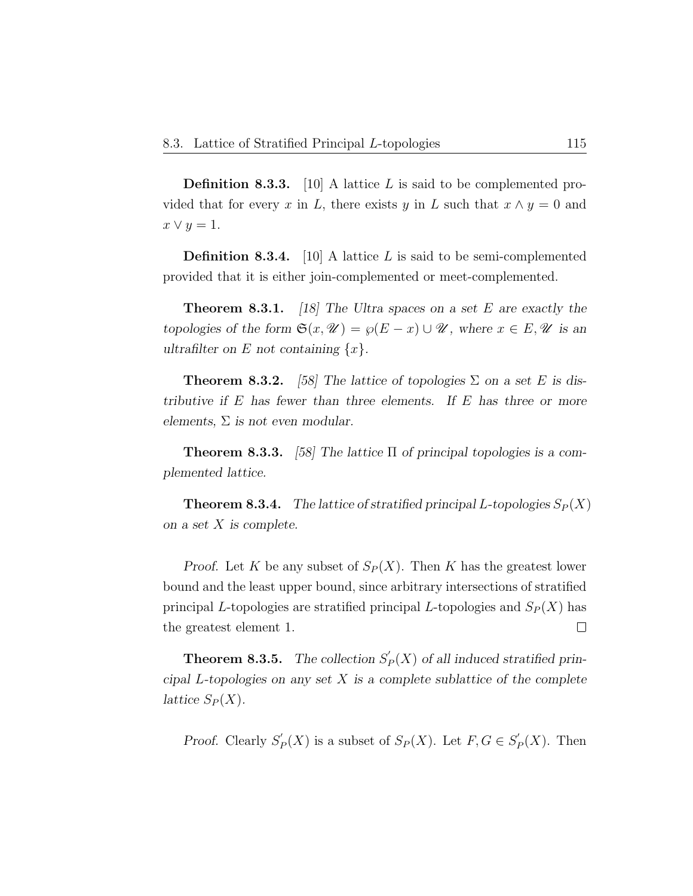**Definition 8.3.3.** [10] A lattice $L$ is said to be complemented provided that for every $x$ in $L$, there exists $y$ in $L$ such that $x \wedge y = 0$ and $x \vee y = 1$.

**Definition 8.3.4.** [10] A lattice $L$ is said to be semi-complemented provided that it is either join-complemented or meet-complemented.

**Theorem 8.3.1.** *[18] The Ultra spaces on a set $E$ are exactly the topologies of the form $\mathfrak{S}(x, \mathscr{U}) = \wp(E - x) \cup \mathscr{U}$, where $x \in E, \mathscr{U}$ is an ultrafilter on $E$ not containing $\{x\}$.*

**Theorem 8.3.2.** *[58] The lattice of topologies $\Sigma$ on a set $E$ is distributive if $E$ has fewer than three elements. If $E$ has three or more elements, $\Sigma$ is not even modular.*

**Theorem 8.3.3.** *[58] The lattice $\Pi$ of principal topologies is a complemented lattice.*

**Theorem 8.3.4.** *The lattice of stratified principal $L$-topologies $S_P(X)$ on a set $X$ is complete.*

*Proof.* Let $K$ be any subset of $S_P(X)$. Then $K$ has the greatest lower bound and the least upper bound, since arbitrary intersections of stratified principal $L$-topologies are stratified principal $L$-topologies and $S_P(X)$ has the greatest element 1. $\square$

**Theorem 8.3.5.** *The collection $S_P^{'}(X)$ of all induced stratified principal $L$-topologies on any set $X$ is a complete sublattice of the complete lattice $S_P(X)$.*

*Proof.* Clearly $S_P^{'}(X)$ is a subset of $S_P(X)$. Let $F, G \in S_P^{'}(X)$. Then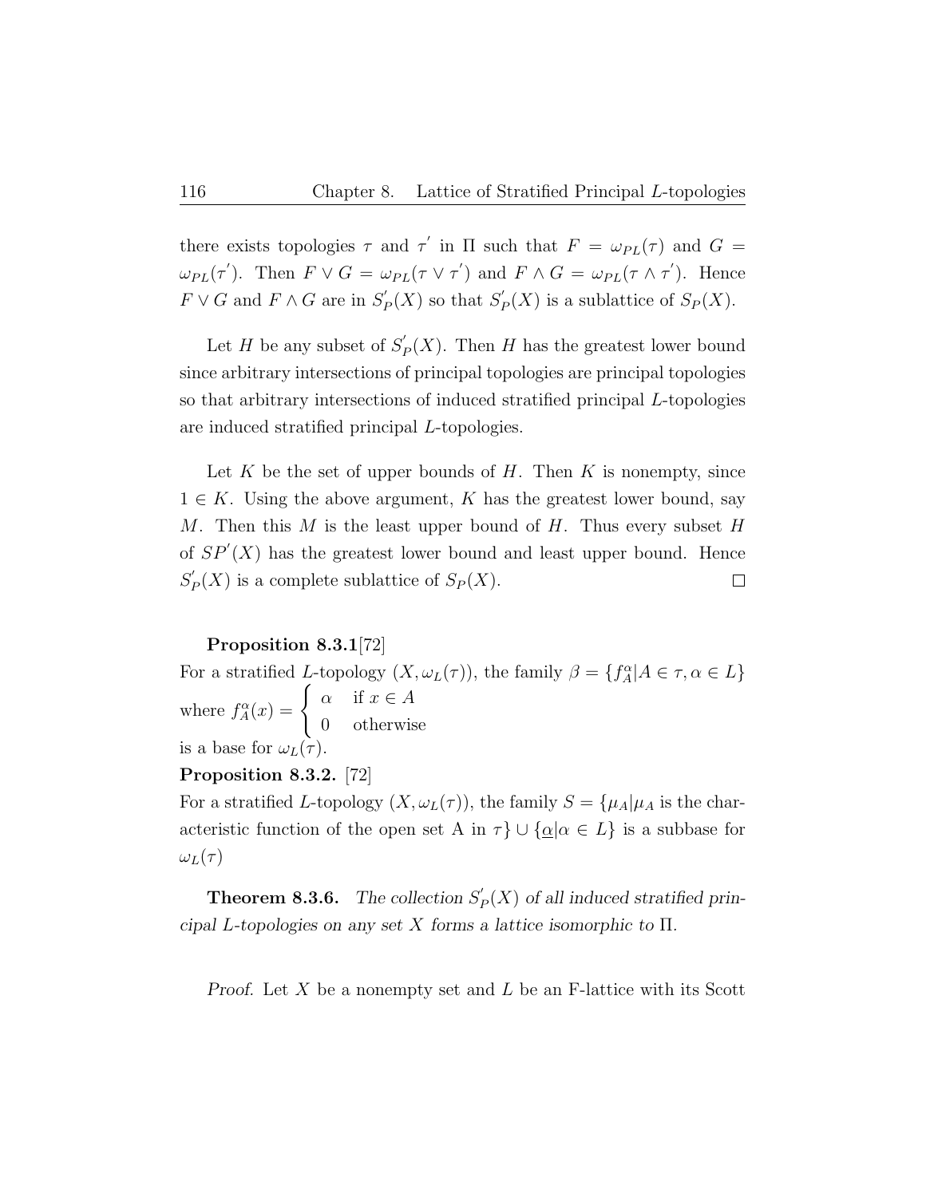there exists topologies $\tau$ and $\tau^{'}$ in $\Pi$ such that $F = \omega_{PL}(\tau)$ and $G = \omega_{PL}(\tau^{'})$. Then $F \vee G = \omega_{PL}(\tau \vee \tau^{'})$ and $F \wedge G = \omega_{PL}(\tau \wedge \tau^{'})$. Hence $F \vee G$ and $F \wedge G$ are in $S_P^{'}(X)$ so that $S_P^{'}(X)$ is a sublattice of $S_P(X)$.

Let $H$ be any subset of $S_P^{'}(X)$. Then $H$ has the greatest lower bound since arbitrary intersections of principal topologies are principal topologies so that arbitrary intersections of induced stratified principal $L$-topologies are induced stratified principal $L$-topologies.

Let $K$ be the set of upper bounds of $H$. Then $K$ is nonempty, since $1 \in K$. Using the above argument, $K$ has the greatest lower bound, say $M$. Then this $M$ is the least upper bound of $H$. Thus every subset $H$ of $SP^{'}(X)$ has the greatest lower bound and least upper bound. Hence $S_P^{'}(X)$ is a complete sublattice of $S_P(X)$. □

**Proposition 8.3.1**[72]
For a stratified $L$-topology $(X, \omega_L(\tau))$, the family $\beta = \{f_A^{\alpha} | A \in \tau, \alpha \in L\}$ where $f_A^{\alpha}(x) = \begin{cases} \alpha & \text{if } x \in A \\ 0 & \text{otherwise} \end{cases}$
is a base for $\omega_L(\tau)$.

**Proposition 8.3.2.** [72]
For a stratified $L$-topology $(X, \omega_L(\tau))$, the family $S = \{\mu_A | \mu_A$ is the characteristic function of the open set A in $\tau\} \cup \{\underline{\alpha} | \alpha \in L\}$ is a subbase for $\omega_L(\tau)$

**Theorem 8.3.6.** *The collection $S_P^{'}(X)$ of all induced stratified principal L-topologies on any set $X$ forms a lattice isomorphic to $\Pi$.*

*Proof.* Let $X$ be a nonempty set and $L$ be an F-lattice with its Scott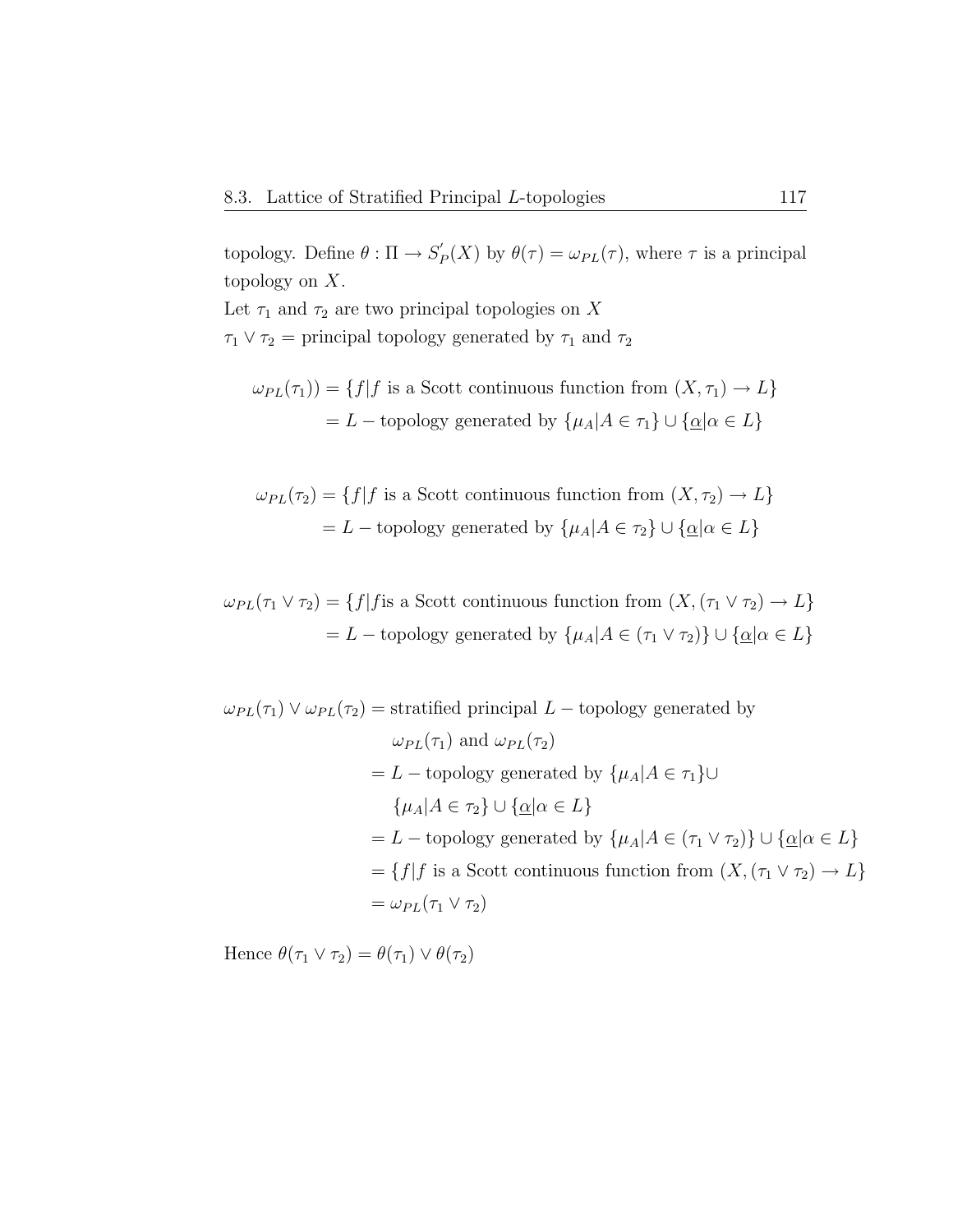topology. Define $\theta : \Pi \to S_P^{'}(X)$ by $\theta(\tau) = \omega_{PL}(\tau)$, where $\tau$ is a principal topology on $X$.

Let $\tau_1$ and $\tau_2$ are two principal topologies on $X$

$\tau_1 \vee \tau_2$ = principal topology generated by $\tau_1$ and $\tau_2$

$$
\begin{aligned}
\omega_{PL}(\tau_1)) &= \{f | f \text{ is a Scott continuous function from } (X, \tau_1) \to L\} \\
&= L - \text{topology generated by } \{\mu_A | A \in \tau_1\} \cup \{\underline{\alpha} | \alpha \in L\}
\end{aligned}
$$

$$
\begin{aligned}
\omega_{PL}(\tau_2) &= \{f | f \text{ is a Scott continuous function from } (X, \tau_2) \to L\} \\
&= L - \text{topology generated by } \{\mu_A | A \in \tau_2\} \cup \{\underline{\alpha} | \alpha \in L\}
\end{aligned}
$$

$$
\begin{aligned}
\omega_{PL}(\tau_1 \vee \tau_2) &= \{f | f \text{is a Scott continuous function from } (X, (\tau_1 \vee \tau_2) \to L\} \\
&= L - \text{topology generated by } \{\mu_A | A \in (\tau_1 \vee \tau_2)\} \cup \{\underline{\alpha} | \alpha \in L\}
\end{aligned}
$$

$$
\begin{aligned}
\omega_{PL}(\tau_1) \vee \omega_{PL}(\tau_2) &= \text{stratified principal } L - \text{topology generated by} \\
&\quad\ \omega_{PL}(\tau_1) \text{ and } \omega_{PL}(\tau_2) \\
&= L - \text{topology generated by } \{\mu_A | A \in \tau_1\} \cup \\
&\quad\ \{\mu_A | A \in \tau_2\} \cup \{\underline{\alpha} | \alpha \in L\} \\
&= L - \text{topology generated by } \{\mu_A | A \in (\tau_1 \vee \tau_2)\} \cup \{\underline{\alpha} | \alpha \in L\} \\
&= \{f | f \text{ is a Scott continuous function from } (X, (\tau_1 \vee \tau_2) \to L\} \\
&= \omega_{PL}(\tau_1 \vee \tau_2)
\end{aligned}
$$

Hence $\theta(\tau_1 \vee \tau_2) = \theta(\tau_1) \vee \theta(\tau_2)$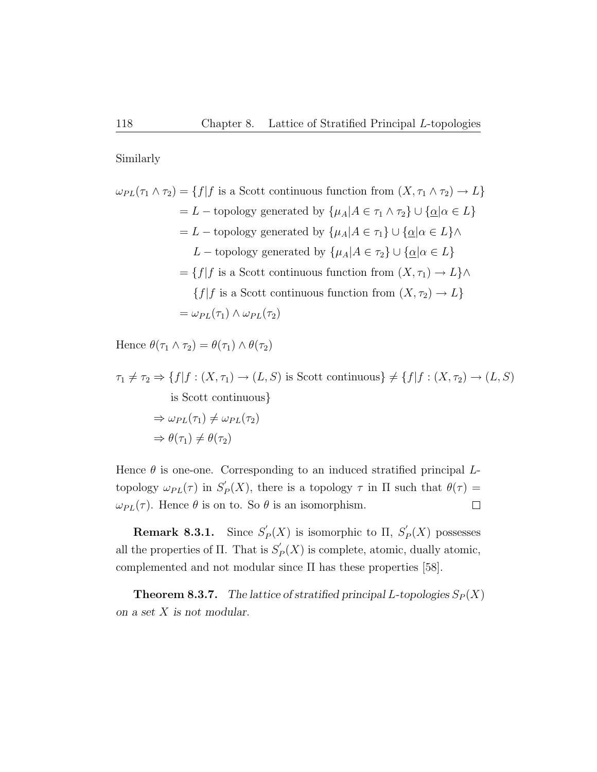Similarly

$$
\begin{aligned}
\omega_{PL}(\tau_1 \wedge \tau_2) &= \{f | f \text{ is a Scott continuous function from } (X, \tau_1 \wedge \tau_2) \to L\} \\
&= L-\text{topology generated by } \{\mu_A | A \in \tau_1 \wedge \tau_2\} \cup \{\underline{\alpha} | \alpha \in L\} \\
&= L-\text{topology generated by } \{\mu_A | A \in \tau_1\} \cup \{\underline{\alpha} | \alpha \in L\} \wedge \\
&\quad\; L-\text{topology generated by } \{\mu_A | A \in \tau_2\} \cup \{\underline{\alpha} | \alpha \in L\} \\
&= \{f | f \text{ is a Scott continuous function from } (X, \tau_1) \to L\} \wedge \\
&\quad\; \{f | f \text{ is a Scott continuous function from } (X, \tau_2) \to L\} \\
&= \omega_{PL}(\tau_1) \wedge \omega_{PL}(\tau_2)
\end{aligned}
$$

Hence $\theta(\tau_1 \wedge \tau_2) = \theta(\tau_1) \wedge \theta(\tau_2)$

$$
\begin{aligned}
\tau_1 \neq \tau_2 &\Rightarrow \{f | f : (X, \tau_1) \to (L, S) \text{ is Scott continuous}\} \neq \{f | f : (X, \tau_2) \to (L, S) \\
&\qquad \text{is Scott continuous}\} \\
&\Rightarrow \omega_{PL}(\tau_1) \neq \omega_{PL}(\tau_2) \\
&\Rightarrow \theta(\tau_1) \neq \theta(\tau_2)
\end{aligned}
$$

Hence $\theta$ is one-one. Corresponding to an induced stratified principal $L$-topology $\omega_{PL}(\tau)$ in $S_P'(X)$, there is a topology $\tau$ in $\Pi$ such that $\theta(\tau) = \omega_{PL}(\tau)$. Hence $\theta$ is on to. So $\theta$ is an isomorphism. □

**Remark 8.3.1.** Since $S_P'(X)$ is isomorphic to $\Pi$, $S_P'(X)$ possesses all the properties of $\Pi$. That is $S_P'(X)$ is complete, atomic, dually atomic, complemented and not modular since $\Pi$ has these properties [58].

**Theorem 8.3.7.** *The lattice of stratified principal $L$-topologies $S_P(X)$ on a set $X$ is not modular.*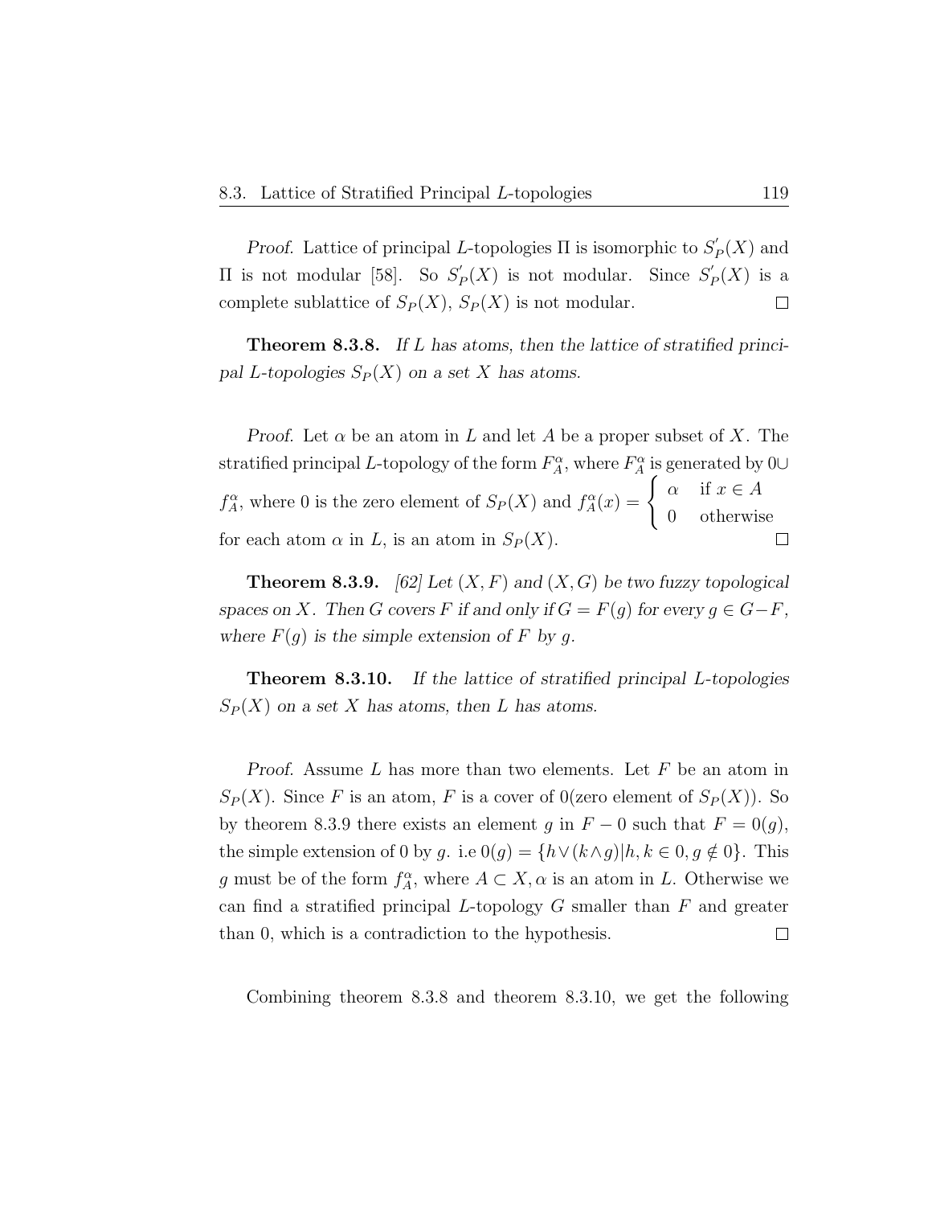*Proof.* Lattice of principal $L$-topologies $\Pi$ is isomorphic to $S^{'}_P(X)$ and $\Pi$ is not modular [58]. So $S^{'}_P(X)$ is not modular. Since $S^{'}_P(X)$ is a complete sublattice of $S_P(X)$, $S_P(X)$ is not modular. $\square$

**Theorem 8.3.8.** *If $L$ has atoms, then the lattice of stratified principal $L$-topologies $S_P(X)$ on a set $X$ has atoms.*

*Proof.* Let $\alpha$ be an atom in $L$ and let $A$ be a proper subset of $X$. The stratified principal $L$-topology of the form $F^{\alpha}_A$, where $F^{\alpha}_A$ is generated by $0 \cup f^{\alpha}_A$, where 0 is the zero element of $S_P(X)$ and $f^{\alpha}_A(x) = \begin{cases} \alpha & \text{if } x \in A \\ 0 & \text{otherwise} \end{cases}$ for each atom $\alpha$ in $L$, is an atom in $S_P(X)$. $\square$

**Theorem 8.3.9.** *[62] Let $(X, F)$ and $(X, G)$ be two fuzzy topological spaces on $X$. Then $G$ covers $F$ if and only if $G = F(g)$ for every $g \in G - F$, where $F(g)$ is the simple extension of $F$ by $g$.*

**Theorem 8.3.10.** *If the lattice of stratified principal $L$-topologies $S_P(X)$ on a set $X$ has atoms, then $L$ has atoms.*

*Proof.* Assume $L$ has more than two elements. Let $F$ be an atom in $S_P(X)$. Since $F$ is an atom, $F$ is a cover of 0(zero element of $S_P(X)$). So by theorem 8.3.9 there exists an element $g$ in $F - 0$ such that $F = 0(g)$, the simple extension of 0 by $g$. i.e $0(g) = \{h \vee (k \wedge g) | h, k \in 0, g \notin 0\}$. This $g$ must be of the form $f^{\alpha}_A$, where $A \subset X, \alpha$ is an atom in $L$. Otherwise we can find a stratified principal $L$-topology $G$ smaller than $F$ and greater than 0, which is a contradiction to the hypothesis. $\square$

Combining theorem 8.3.8 and theorem 8.3.10, we get the following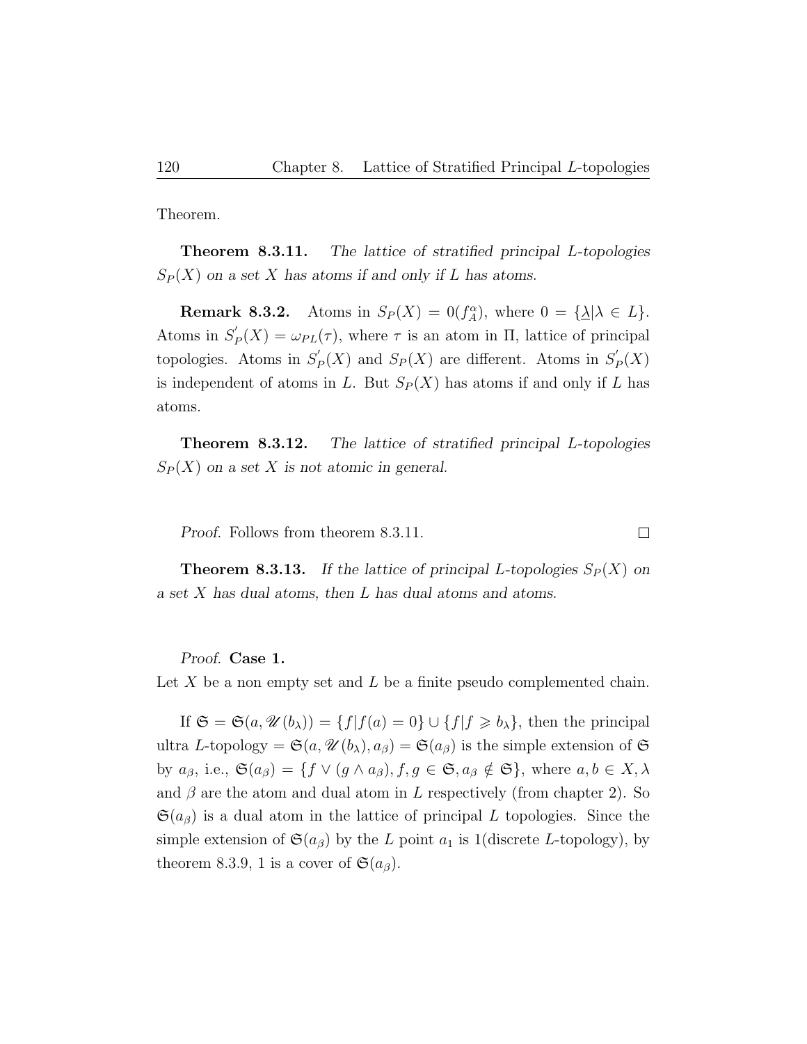Theorem.

**Theorem 8.3.11.** *The lattice of stratified principal $L$-topologies $S_P(X)$ on a set $X$ has atoms if and only if $L$ has atoms.*

**Remark 8.3.2.** Atoms in $S_P(X) = 0(f_A^{\alpha})$, where $0 = \{\underline{\lambda} | \lambda \in L\}$. Atoms in $S_P^{'}(X) = \omega_{PL}(\tau)$, where $\tau$ is an atom in $\Pi$, lattice of principal topologies. Atoms in $S_P^{'}(X)$ and $S_P(X)$ are different. Atoms in $S_P^{'}(X)$ is independent of atoms in $L$. But $S_P(X)$ has atoms if and only if $L$ has atoms.

**Theorem 8.3.12.** *The lattice of stratified principal $L$-topologies $S_P(X)$ on a set $X$ is not atomic in general.*

*Proof.* Follows from theorem 8.3.11. □

**Theorem 8.3.13.** *If the lattice of principal $L$-topologies $S_P(X)$ on a set $X$ has dual atoms, then $L$ has dual atoms and atoms.*

*Proof.* **Case 1.**
Let $X$ be a non empty set and $L$ be a finite pseudo complemented chain.

If $\mathfrak{S} = \mathfrak{S}(a, \mathscr{U}(b_\lambda)) = \{f | f(a) = 0\} \cup \{f | f \geqslant b_\lambda\}$, then the principal ultra $L$-topology $= \mathfrak{S}(a, \mathscr{U}(b_\lambda), a_\beta) = \mathfrak{S}(a_\beta)$ is the simple extension of $\mathfrak{S}$ by $a_\beta$, i.e., $\mathfrak{S}(a_\beta) = \{f \vee (g \wedge a_\beta), f, g \in \mathfrak{S}, a_\beta \notin \mathfrak{S}\}$, where $a, b \in X, \lambda$ and $\beta$ are the atom and dual atom in $L$ respectively (from chapter 2). So $\mathfrak{S}(a_\beta)$ is a dual atom in the lattice of principal $L$ topologies. Since the simple extension of $\mathfrak{S}(a_\beta)$ by the $L$ point $a_1$ is 1(discrete $L$-topology), by theorem 8.3.9, 1 is a cover of $\mathfrak{S}(a_\beta)$.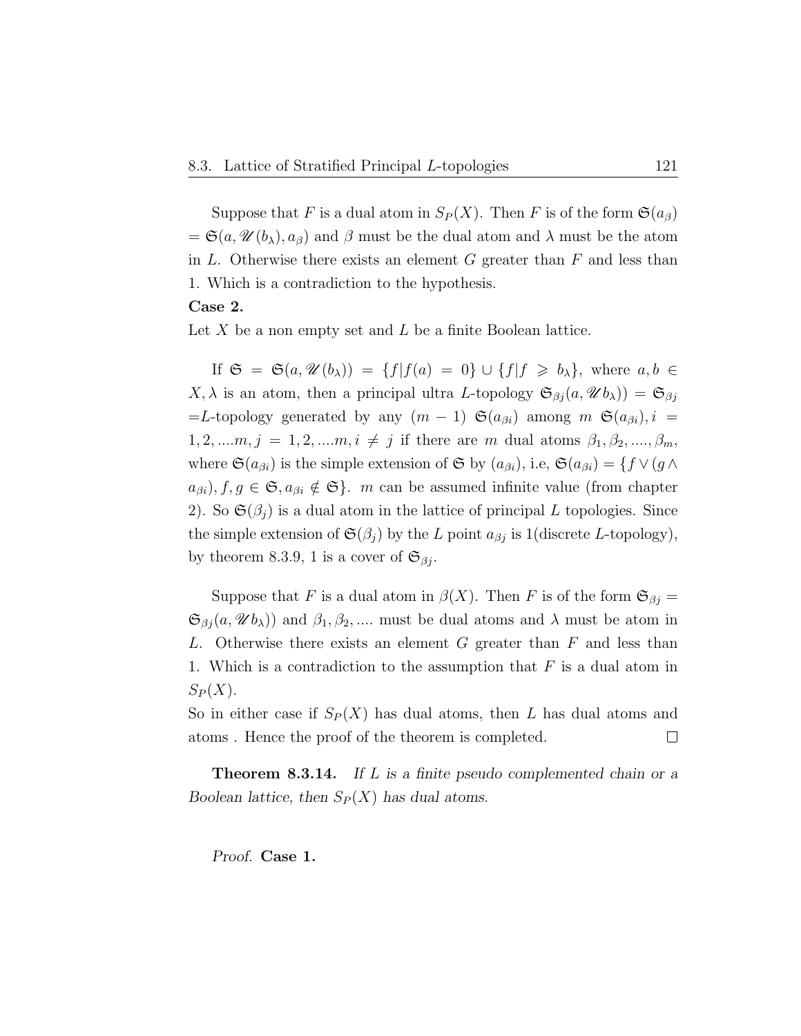Suppose that $F$ is a dual atom in $S_P(X)$. Then $F$ is of the form $\mathfrak{S}(a_\beta)$ $= \mathfrak{S}(a, \mathscr{U}(b_\lambda), a_\beta)$ and $\beta$ must be the dual atom and $\lambda$ must be the atom in $L$. Otherwise there exists an element $G$ greater than $F$ and less than 1. Which is a contradiction to the hypothesis.

**Case 2.**

Let $X$ be a non empty set and $L$ be a finite Boolean lattice.

If $\mathfrak{S} = \mathfrak{S}(a, \mathscr{U}(b_\lambda)) = \{f|f(a) = 0\} \cup \{f|f \geqslant b_\lambda\}$, where $a, b \in X$, $\lambda$ is an atom, then a principal ultra $L$-topology $\mathfrak{S}_{\beta j}(a, \mathscr{U} b_\lambda)) = \mathfrak{S}_{\beta j}$ $=L$-topology generated by any $(m-1)$ $\mathfrak{S}(a_{\beta i})$ among $m$ $\mathfrak{S}(a_{\beta i}), i = 1, 2, ....m, j = 1, 2, ....m, i \neq j$ if there are $m$ dual atoms $\beta_1, \beta_2, ...., \beta_m$, where $\mathfrak{S}(a_{\beta i})$ is the simple extension of $\mathfrak{S}$ by $(a_{\beta i})$, i.e, $\mathfrak{S}(a_{\beta i}) = \{f \vee (g \wedge a_{\beta i}), f, g \in \mathfrak{S}, a_{\beta i} \notin \mathfrak{S}\}$. $m$ can be assumed infinite value (from chapter 2). So $\mathfrak{S}(\beta_j)$ is a dual atom in the lattice of principal $L$ topologies. Since the simple extension of $\mathfrak{S}(\beta_j)$ by the $L$ point $a_{\beta j}$ is 1(discrete $L$-topology), by theorem 8.3.9, 1 is a cover of $\mathfrak{S}_{\beta j}$.

Suppose that $F$ is a dual atom in $\beta(X)$. Then $F$ is of the form $\mathfrak{S}_{\beta j} = \mathfrak{S}_{\beta j}(a, \mathscr{U} b_\lambda))$ and $\beta_1, \beta_2, ....$ must be dual atoms and $\lambda$ must be atom in $L$. Otherwise there exists an element $G$ greater than $F$ and less than 1. Which is a contradiction to the assumption that $F$ is a dual atom in $S_P(X)$.

So in either case if $S_P(X)$ has dual atoms, then $L$ has dual atoms and atoms . Hence the proof of the theorem is completed. $\square$

**Theorem 8.3.14.** *If $L$ is a finite pseudo complemented chain or a Boolean lattice, then $S_P(X)$ has dual atoms.*

*Proof.* **Case 1.**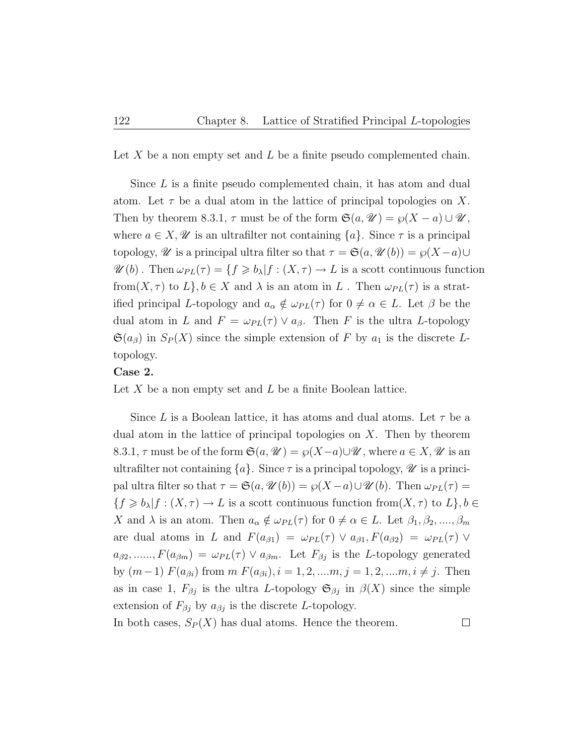Let $X$ be a non empty set and $L$ be a finite pseudo complemented chain.

Since $L$ is a finite pseudo complemented chain, it has atom and dual atom. Let $\tau$ be a dual atom in the lattice of principal topologies on $X$. Then by theorem 8.3.1, $\tau$ must be of the form $\mathfrak{S}(a, \mathscr{U}) = \wp(X - a) \cup \mathscr{U}$, where $a \in X, \mathscr{U}$ is an ultrafilter not containing $\{a\}$. Since $\tau$ is a principal topology, $\mathscr{U}$ is a principal ultra filter so that $\tau = \mathfrak{S}(a, \mathscr{U}(b)) = \wp(X-a) \cup \mathscr{U}(b)$ . Then $\omega_{PL}(\tau) = \{f \geqslant b_\lambda | f : (X, \tau) \to L$ is a scott continuous function from$(X, \tau)$ to $L\}, b \in X$ and $\lambda$ is an atom in $L$ . Then $\omega_{PL}(\tau)$ is a stratified principal $L$-topology and $a_\alpha \notin \omega_{PL}(\tau)$ for $0 \neq \alpha \in L$. Let $\beta$ be the dual atom in $L$ and $F = \omega_{PL}(\tau) \vee a_\beta$. Then $F$ is the ultra $L$-topology $\mathfrak{S}(a_\beta)$ in $S_P(X)$ since the simple extension of $F$ by $a_1$ is the discrete $L$-topology.

**Case 2.**

Let $X$ be a non empty set and $L$ be a finite Boolean lattice.

Since $L$ is a Boolean lattice, it has atoms and dual atoms. Let $\tau$ be a dual atom in the lattice of principal topologies on $X$. Then by theorem 8.3.1, $\tau$ must be of the form $\mathfrak{S}(a, \mathscr{U}) = \wp(X-a) \cup \mathscr{U}$, where $a \in X, \mathscr{U}$ is an ultrafilter not containing $\{a\}$. Since $\tau$ is a principal topology, $\mathscr{U}$ is a principal ultra filter so that $\tau = \mathfrak{S}(a, \mathscr{U}(b)) = \wp(X-a) \cup \mathscr{U}(b)$. Then $\omega_{PL}(\tau) = \{f \geqslant b_\lambda | f : (X, \tau) \to L$ is a scott continuous function from$(X, \tau)$ to $L\}, b \in X$ and $\lambda$ is an atom. Then $a_\alpha \notin \omega_{PL}(\tau)$ for $0 \neq \alpha \in L$. Let $\beta_1, \beta_2, ...., \beta_m$ are dual atoms in $L$ and $F(a_{\beta 1}) = \omega_{PL}(\tau) \vee a_{\beta 1}, F(a_{\beta 2}) = \omega_{PL}(\tau) \vee a_{\beta 2}, ......, F(a_{\beta m}) = \omega_{PL}(\tau) \vee a_{\beta m}$. Let $F_{\beta j}$ is the $L$-topology generated by $(m-1)$ $F(a_{\beta i})$ from $m$ $F(a_{\beta i}), i = 1, 2, ....m, j = 1, 2, ....m, i \neq j$. Then as in case 1, $F_{\beta j}$ is the ultra $L$-topology $\mathfrak{S}_{\beta j}$ in $\beta(X)$ since the simple extension of $F_{\beta j}$ by $a_{\beta j}$ is the discrete $L$-topology.

In both cases, $S_P(X)$ has dual atoms. Hence the theorem. □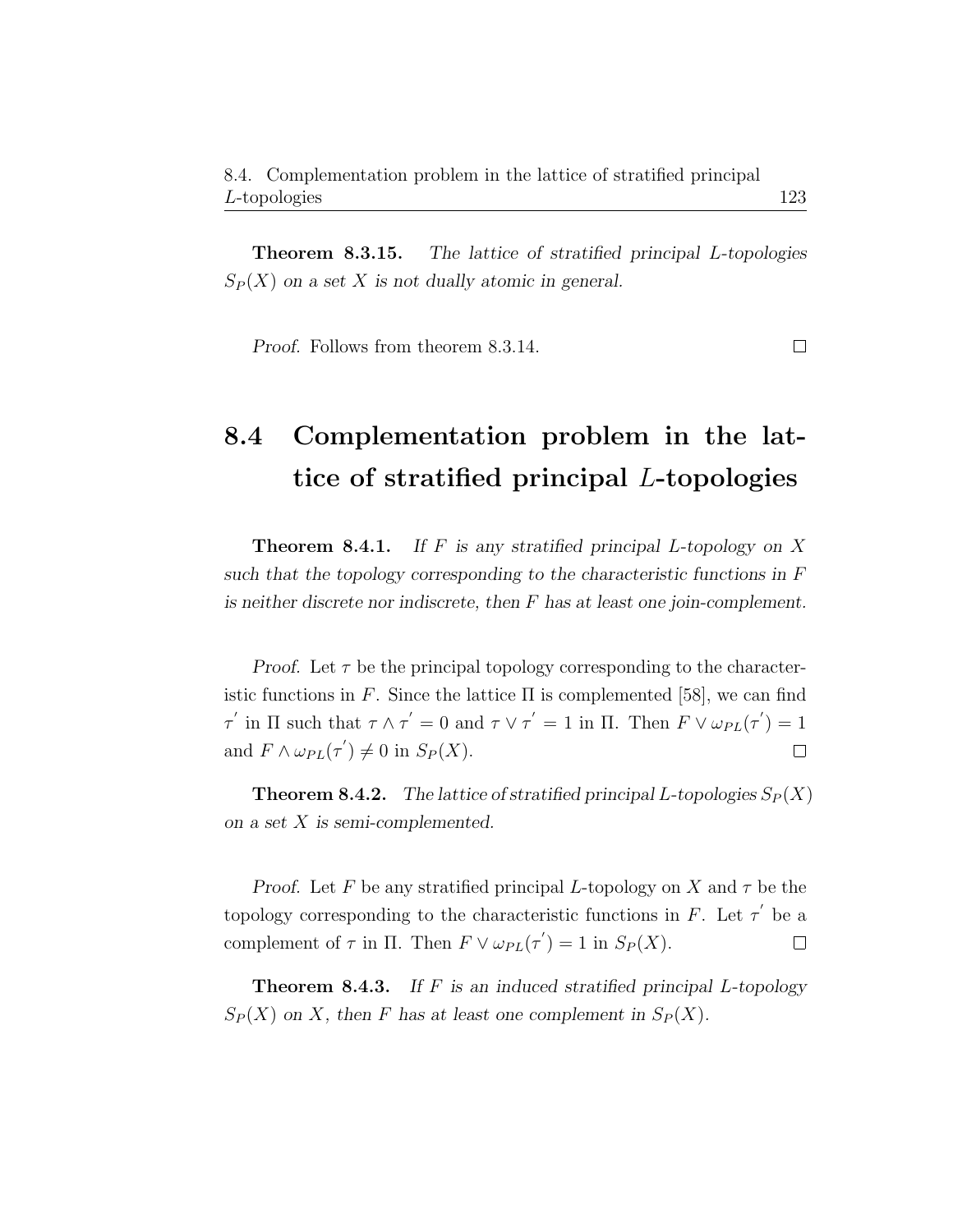**Theorem 8.3.15.** *The lattice of stratified principal $L$-topologies $S_P(X)$ on a set $X$ is not dually atomic in general.*

*Proof.* Follows from theorem 8.3.14. $\square$

## 8.4 Complementation problem in the lattice of stratified principal $L$-topologies

**Theorem 8.4.1.** *If $F$ is any stratified principal $L$-topology on $X$ such that the topology corresponding to the characteristic functions in $F$ is neither discrete nor indiscrete, then $F$ has at least one join-complement.*

*Proof.* Let $\tau$ be the principal topology corresponding to the characteristic functions in $F$. Since the lattice $\Pi$ is complemented [58], we can find $\tau^{'}$ in $\Pi$ such that $\tau \wedge \tau^{'} = 0$ and $\tau \vee \tau^{'} = 1$ in $\Pi$. Then $F \vee \omega_{PL}(\tau^{'}) = 1$ and $F \wedge \omega_{PL}(\tau^{'}) \neq 0$ in $S_P(X)$. $\square$

**Theorem 8.4.2.** *The lattice of stratified principal $L$-topologies $S_P(X)$ on a set $X$ is semi-complemented.*

*Proof.* Let $F$ be any stratified principal $L$-topology on $X$ and $\tau$ be the topology corresponding to the characteristic functions in $F$. Let $\tau^{'}$ be a complement of $\tau$ in $\Pi$. Then $F \vee \omega_{PL}(\tau^{'}) = 1$ in $S_P(X)$. $\square$

**Theorem 8.4.3.** *If $F$ is an induced stratified principal $L$-topology $S_P(X)$ on $X$, then $F$ has at least one complement in $S_P(X)$.*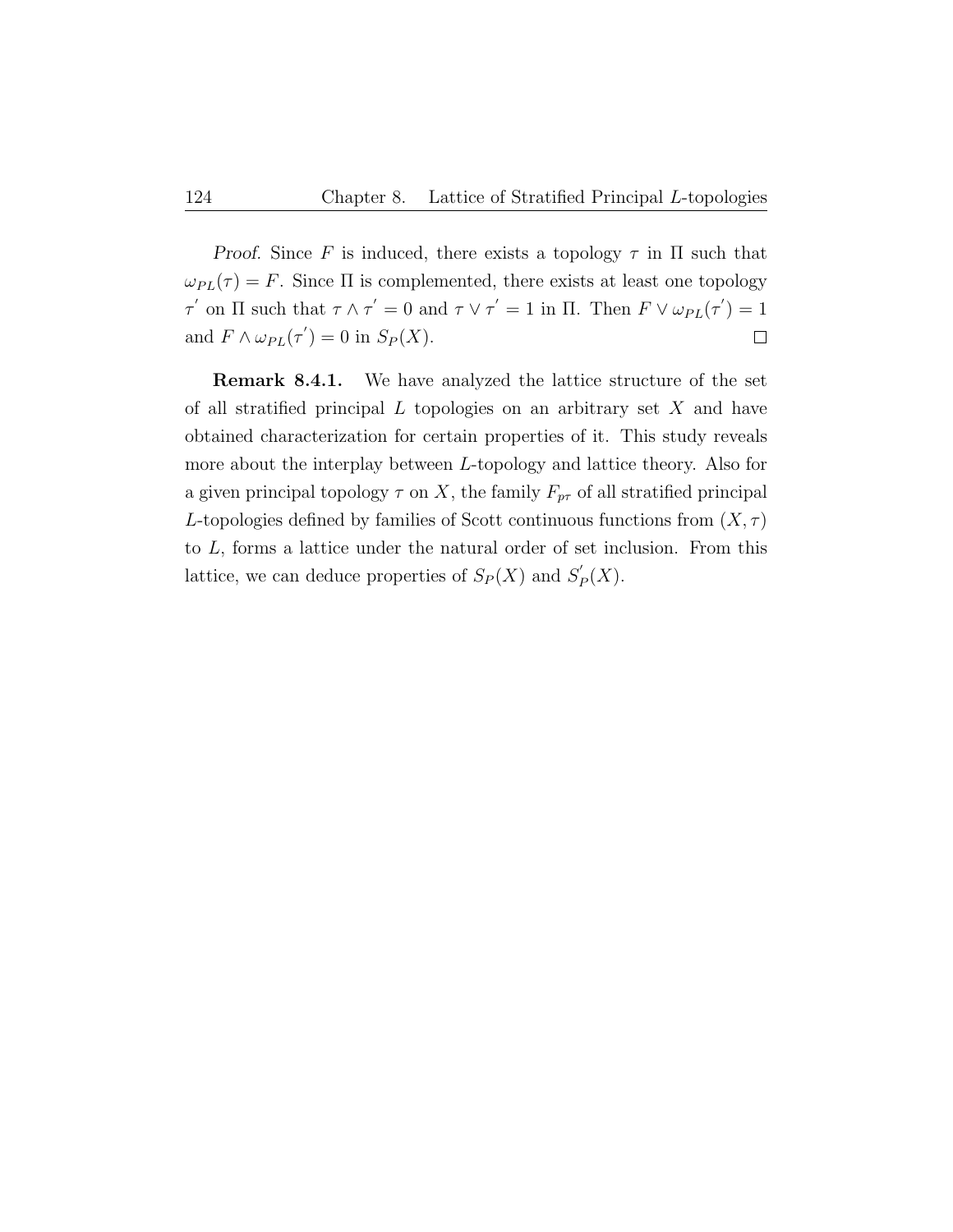*Proof.* Since $F$ is induced, there exists a topology $\tau$ in $\Pi$ such that $\omega_{PL}(\tau) = F$. Since $\Pi$ is complemented, there exists at least one topology $\tau'$ on $\Pi$ such that $\tau \wedge \tau' = 0$ and $\tau \vee \tau' = 1$ in $\Pi$. Then $F \vee \omega_{PL}(\tau') = 1$ and $F \wedge \omega_{PL}(\tau') = 0$ in $S_P(X)$. $\square$

**Remark 8.4.1.** We have analyzed the lattice structure of the set of all stratified principal $L$ topologies on an arbitrary set $X$ and have obtained characterization for certain properties of it. This study reveals more about the interplay between $L$-topology and lattice theory. Also for a given principal topology $\tau$ on $X$, the family $F_{p\tau}$ of all stratified principal $L$-topologies defined by families of Scott continuous functions from $(X, \tau)$ to $L$, forms a lattice under the natural order of set inclusion. From this lattice, we can deduce properties of $S_P(X)$ and $S_P'(X)$.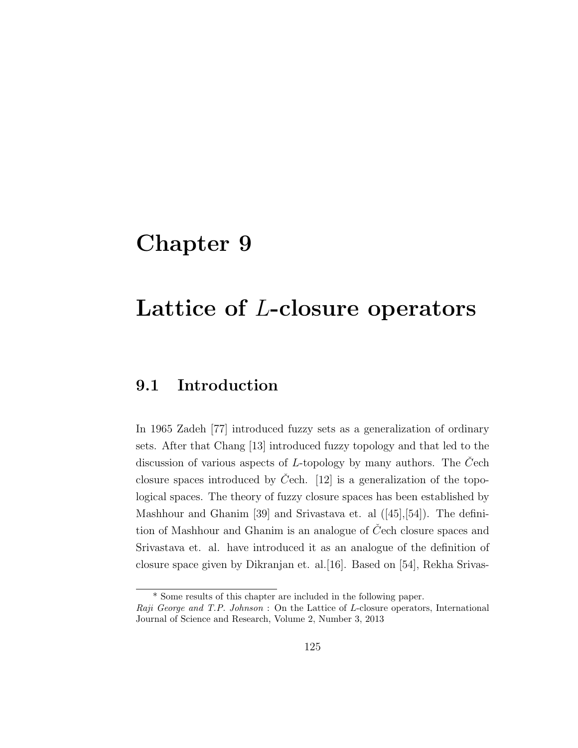# Chapter 9

# Lattice of $L$-closure operators

## 9.1 Introduction

In 1965 Zadeh [77] introduced fuzzy sets as a generalization of ordinary sets. After that Chang [13] introduced fuzzy topology and that led to the discussion of various aspects of $L$-topology by many authors. The Čech closure spaces introduced by Čech. [12] is a generalization of the topological spaces. The theory of fuzzy closure spaces has been established by Mashhour and Ghanim [39] and Srivastava et. al ([45],[54]). The definition of Mashhour and Ghanim is an analogue of Čech closure spaces and Srivastava et. al. have introduced it as an analogue of the definition of closure space given by Dikranjan et. al.[16]. Based on [54], Rekha Srivas-

\* Some results of this chapter are included in the following paper.
*Raji George and T.P. Johnson* : On the Lattice of $L$-closure operators, International Journal of Science and Research, Volume 2, Number 3, 2013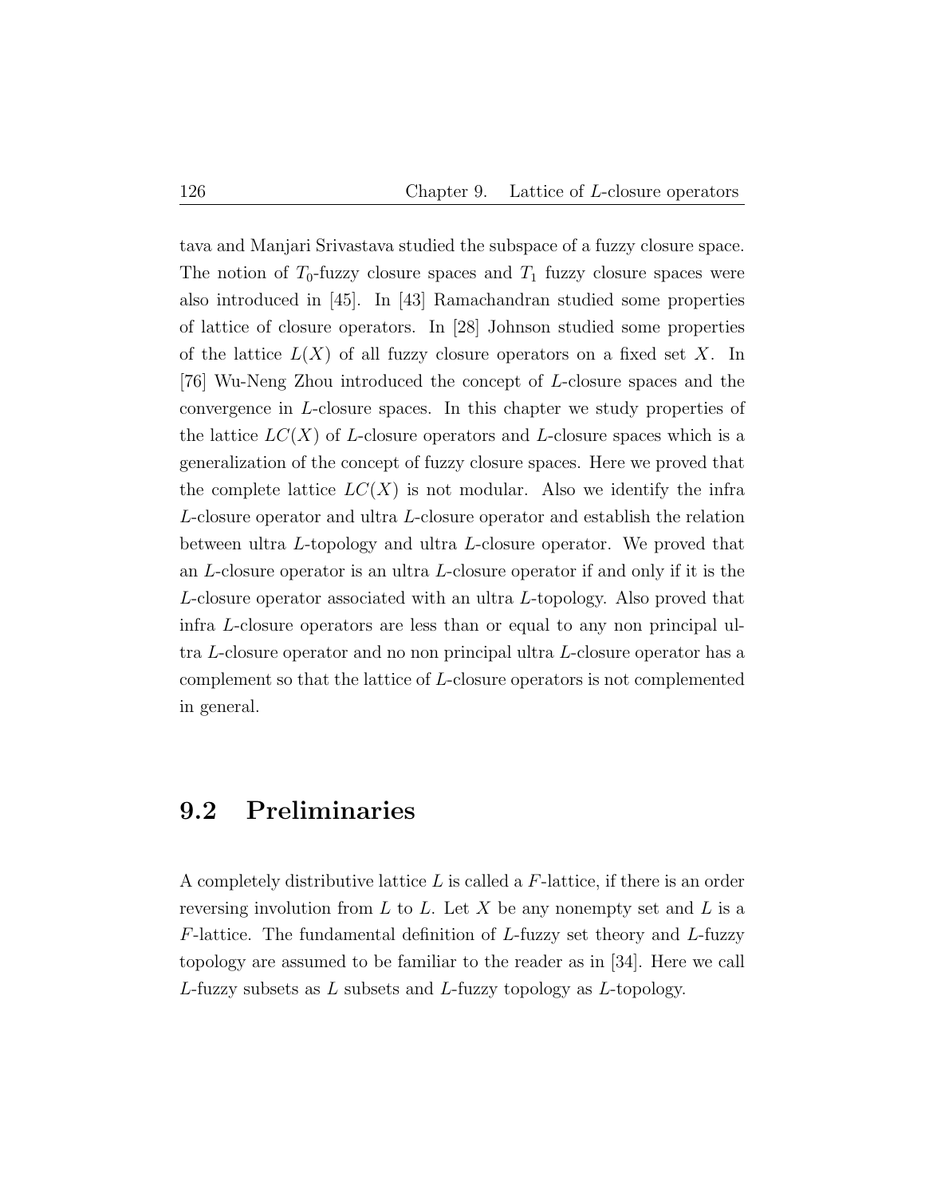tava and Manjari Srivastava studied the subspace of a fuzzy closure space. The notion of $T_0$-fuzzy closure spaces and $T_1$ fuzzy closure spaces were also introduced in [45]. In [43] Ramachandran studied some properties of lattice of closure operators. In [28] Johnson studied some properties of the lattice $L(X)$ of all fuzzy closure operators on a fixed set $X$. In [76] Wu-Neng Zhou introduced the concept of $L$-closure spaces and the convergence in $L$-closure spaces. In this chapter we study properties of the lattice $LC(X)$ of $L$-closure operators and $L$-closure spaces which is a generalization of the concept of fuzzy closure spaces. Here we proved that the complete lattice $LC(X)$ is not modular. Also we identify the infra $L$-closure operator and ultra $L$-closure operator and establish the relation between ultra $L$-topology and ultra $L$-closure operator. We proved that an $L$-closure operator is an ultra $L$-closure operator if and only if it is the $L$-closure operator associated with an ultra $L$-topology. Also proved that infra $L$-closure operators are less than or equal to any non principal ultra $L$-closure operator and no non principal ultra $L$-closure operator has a complement so that the lattice of $L$-closure operators is not complemented in general.

## 9.2 Preliminaries

A completely distributive lattice $L$ is called a $F$-lattice, if there is an order reversing involution from $L$ to $L$. Let $X$ be any nonempty set and $L$ is a $F$-lattice. The fundamental definition of $L$-fuzzy set theory and $L$-fuzzy topology are assumed to be familiar to the reader as in [34]. Here we call $L$-fuzzy subsets as $L$ subsets and $L$-fuzzy topology as $L$-topology.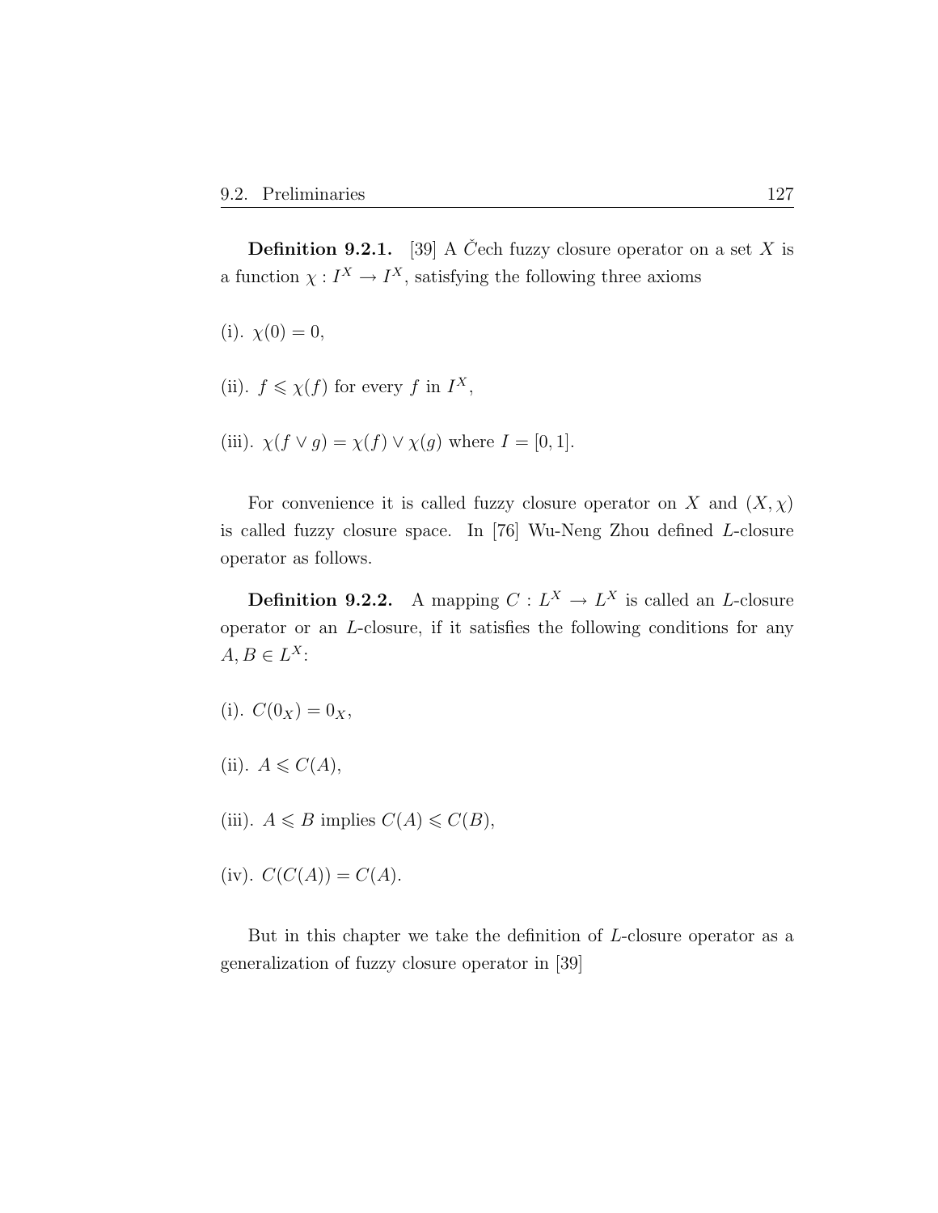**Definition 9.2.1.** [39] A Čech fuzzy closure operator on a set $X$ is a function $\chi : I^X \to I^X$, satisfying the following three axioms

(i). $\chi(0) = 0$,

(ii). $f \leqslant \chi(f)$ for every $f$ in $I^X$,

(iii). $\chi(f \vee g) = \chi(f) \vee \chi(g)$ where $I = [0, 1]$.

For convenience it is called fuzzy closure operator on $X$ and $(X, \chi)$ is called fuzzy closure space. In [76] Wu-Neng Zhou defined $L$-closure operator as follows.

**Definition 9.2.2.** A mapping $C : L^X \to L^X$ is called an $L$-closure operator or an $L$-closure, if it satisfies the following conditions for any $A, B \in L^X$:

(i). $C(0_X) = 0_X$,

(ii). $A \leqslant C(A)$,

(iii). $A \leqslant B$ implies $C(A) \leqslant C(B)$,

(iv). $C(C(A)) = C(A)$.

But in this chapter we take the definition of $L$-closure operator as a generalization of fuzzy closure operator in [39]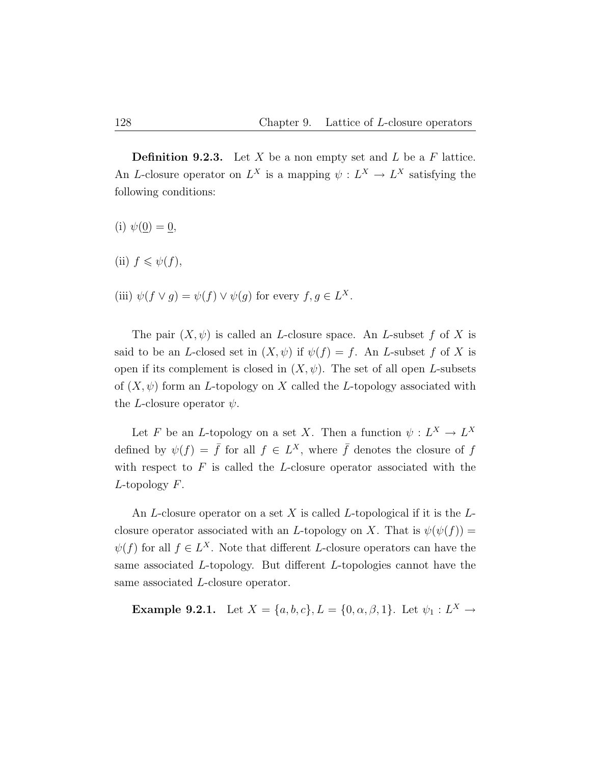**Definition 9.2.3.** Let $X$ be a non empty set and $L$ be a $F$ lattice. An $L$-closure operator on $L^X$ is a mapping $\psi : L^X \to L^X$ satisfying the following conditions:

(i) $\psi(\underline{0}) = \underline{0}$,

(ii) $f \leqslant \psi(f)$,

(iii) $\psi(f \vee g) = \psi(f) \vee \psi(g)$ for every $f, g \in L^X$.

The pair $(X, \psi)$ is called an $L$-closure space. An $L$-subset $f$ of $X$ is said to be an $L$-closed set in $(X, \psi)$ if $\psi(f) = f$. An $L$-subset $f$ of $X$ is open if its complement is closed in $(X, \psi)$. The set of all open $L$-subsets of $(X, \psi)$ form an $L$-topology on $X$ called the $L$-topology associated with the $L$-closure operator $\psi$.

Let $F$ be an $L$-topology on a set $X$. Then a function $\psi : L^X \to L^X$ defined by $\psi(f) = \bar{f}$ for all $f \in L^X$, where $\bar{f}$ denotes the closure of $f$ with respect to $F$ is called the $L$-closure operator associated with the $L$-topology $F$.

An $L$-closure operator on a set $X$ is called $L$-topological if it is the $L$-closure operator associated with an $L$-topology on $X$. That is $\psi(\psi(f)) = \psi(f)$ for all $f \in L^X$. Note that different $L$-closure operators can have the same associated $L$-topology. But different $L$-topologies cannot have the same associated $L$-closure operator.

**Example 9.2.1.** Let $X = \{a, b, c\}, L = \{0, \alpha, \beta, 1\}$. Let $\psi_1 : L^X \to$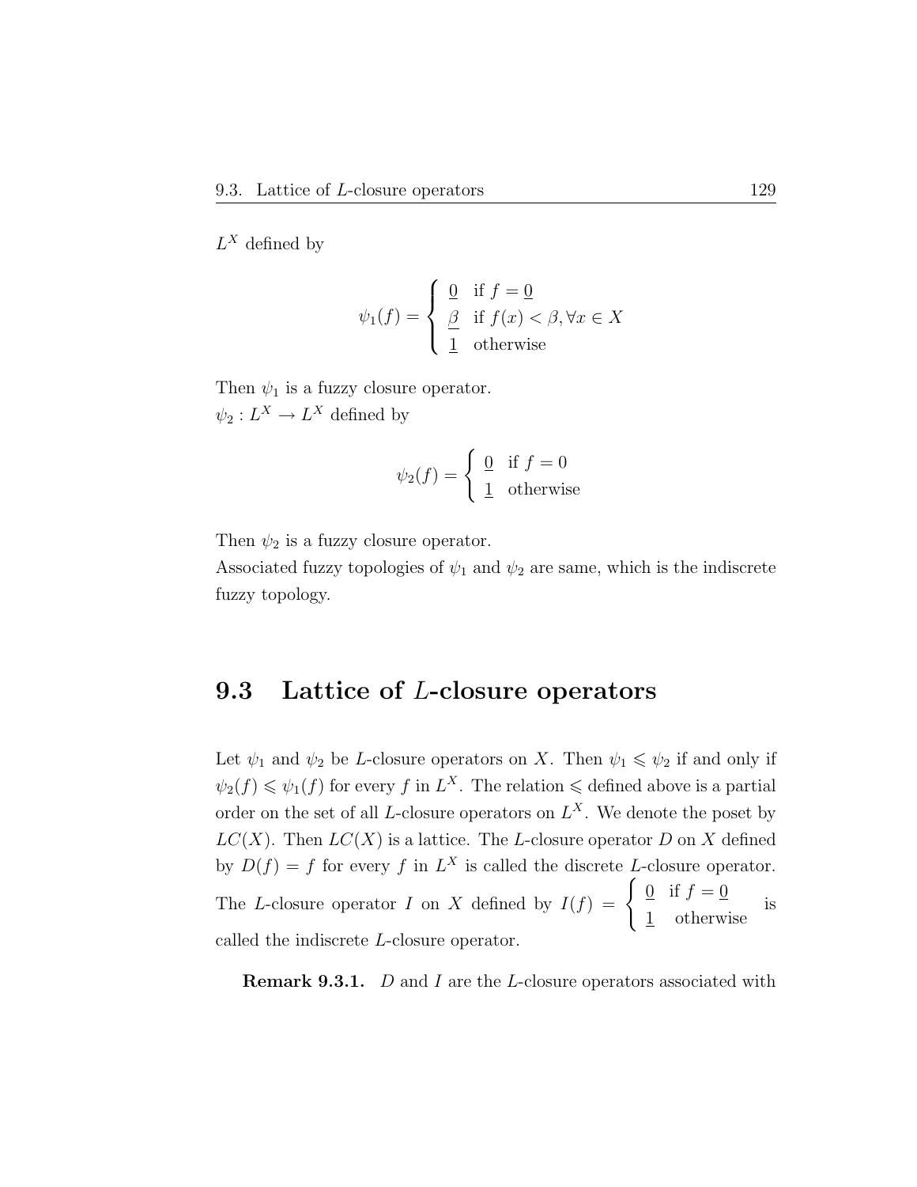$L^X$ defined by

$$\psi_1(f) = \begin{cases} \underline{0} & \text{if } f = \underline{0} \\ \underline{\beta} & \text{if } f(x) < \beta, \forall x \in X \\ \underline{1} & \text{otherwise} \end{cases}$$

Then $\psi_1$ is a fuzzy closure operator.
$\psi_2 : L^X \to L^X$ defined by

$$\psi_2(f) = \begin{cases} \underline{0} & \text{if } f = 0 \\ \underline{1} & \text{otherwise} \end{cases}$$

Then $\psi_2$ is a fuzzy closure operator.
Associated fuzzy topologies of $\psi_1$ and $\psi_2$ are same, which is the indiscrete fuzzy topology.

## 9.3 Lattice of $L$-closure operators

Let $\psi_1$ and $\psi_2$ be $L$-closure operators on $X$. Then $\psi_1 \leqslant \psi_2$ if and only if $\psi_2(f) \leqslant \psi_1(f)$ for every $f$ in $L^X$. The relation $\leqslant$ defined above is a partial order on the set of all $L$-closure operators on $L^X$. We denote the poset by $LC(X)$. Then $LC(X)$ is a lattice. The $L$-closure operator $D$ on $X$ defined by $D(f) = f$ for every $f$ in $L^X$ is called the discrete $L$-closure operator. The $L$-closure operator $I$ on $X$ defined by $I(f) = \begin{cases} \underline{0} & \text{if } f = \underline{0} \\ \underline{1} & \text{otherwise} \end{cases}$ is called the indiscrete $L$-closure operator.

**Remark 9.3.1.** $D$ and $I$ are the $L$-closure operators associated with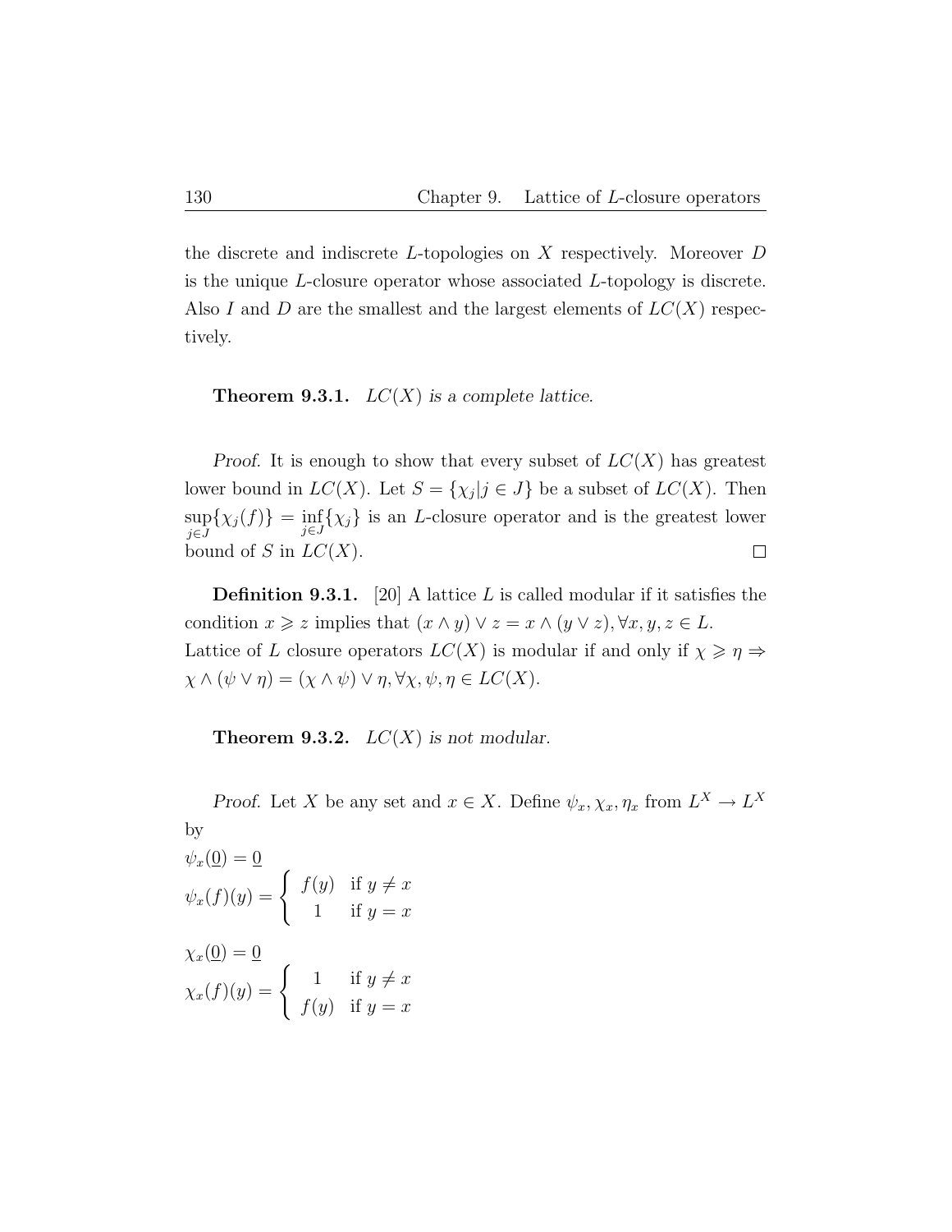the discrete and indiscrete $L$-topologies on $X$ respectively. Moreover $D$ is the unique $L$-closure operator whose associated $L$-topology is discrete. Also $I$ and $D$ are the smallest and the largest elements of $LC(X)$ respectively.

**Theorem 9.3.1.** *$LC(X)$ is a complete lattice.*

*Proof.* It is enough to show that every subset of $LC(X)$ has greatest lower bound in $LC(X)$. Let $S = \{\chi_j | j \in J\}$ be a subset of $LC(X)$. Then $\sup_{j \in J}\{\chi_j(f)\} = \inf_{j \in J}\{\chi_j\}$ is an $L$-closure operator and is the greatest lower bound of $S$ in $LC(X)$. □

**Definition 9.3.1.** [20] A lattice $L$ is called modular if it satisfies the condition $x \geqslant z$ implies that $(x \wedge y) \vee z = x \wedge (y \vee z), \forall x, y, z \in L$. Lattice of $L$ closure operators $LC(X)$ is modular if and only if $\chi \geqslant \eta \Rightarrow \chi \wedge (\psi \vee \eta) = (\chi \wedge \psi) \vee \eta, \forall \chi, \psi, \eta \in LC(X)$.

**Theorem 9.3.2.** *$LC(X)$ is not modular.*

*Proof.* Let $X$ be any set and $x \in X$. Define $\psi_x, \chi_x, \eta_x$ from $L^X \to L^X$ by

$\psi_x(\underline{0}) = \underline{0}$

$$\psi_x(f)(y) = \begin{cases} f(y) & \text{if } y \neq x \\ 1 & \text{if } y = x \end{cases}$$

$\chi_x(\underline{0}) = \underline{0}$

$$\chi_x(f)(y) = \begin{cases} 1 & \text{if } y \neq x \\ f(y) & \text{if } y = x \end{cases}$$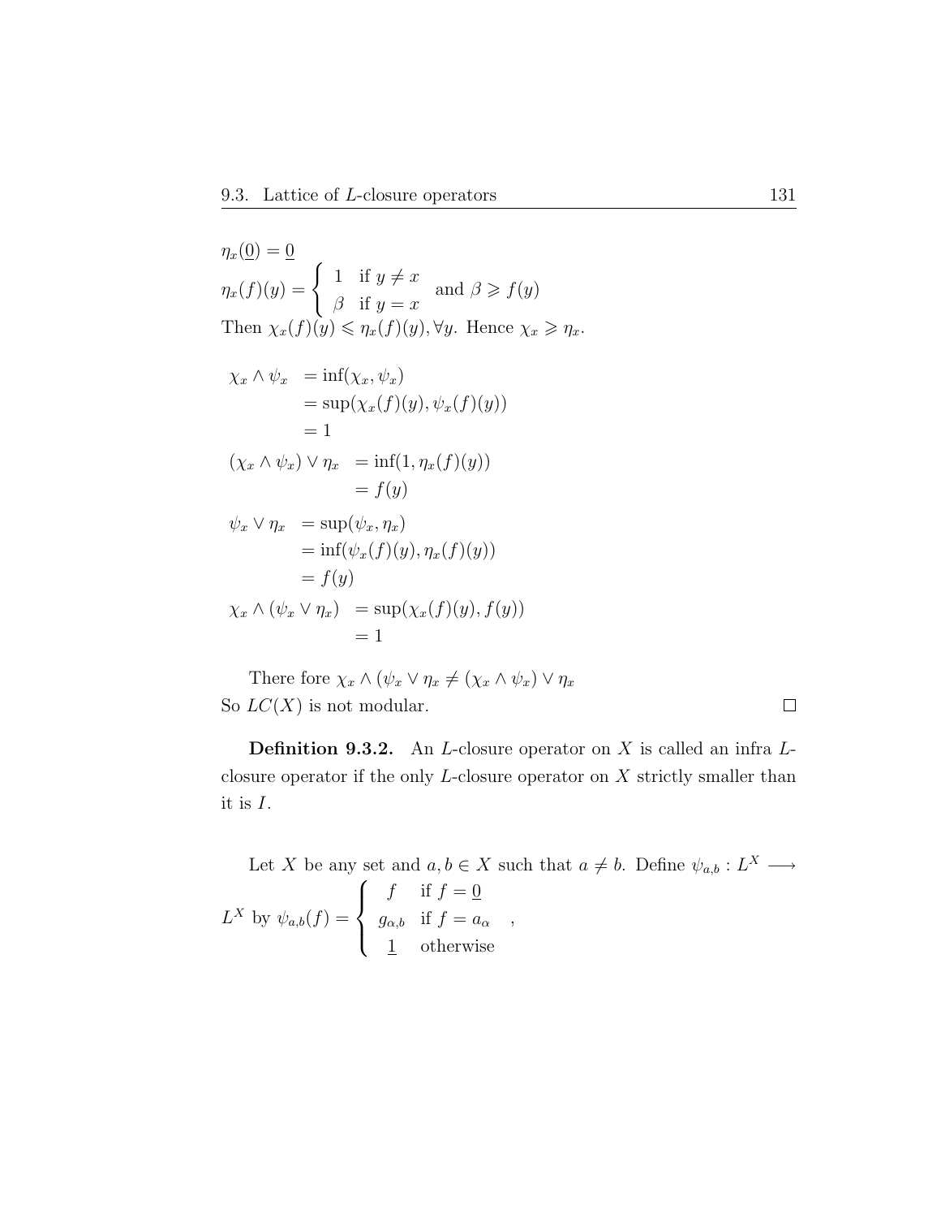$\eta_x(\underline{0}) = \underline{0}$

$\eta_x(f)(y) = \begin{cases} 1 & \text{if } y \neq x \\ \beta & \text{if } y = x \end{cases}$ and $\beta \geqslant f(y)$

Then $\chi_x(f)(y) \leqslant \eta_x(f)(y), \forall y$. Hence $\chi_x \geqslant \eta_x$.

$$
\begin{aligned}
\chi_x \wedge \psi_x &= \inf(\chi_x, \psi_x) \\
&= \sup(\chi_x(f)(y), \psi_x(f)(y)) \\
&= 1 \\
(\chi_x \wedge \psi_x) \vee \eta_x &= \inf(1, \eta_x(f)(y)) \\
&= f(y) \\
\psi_x \vee \eta_x &= \sup(\psi_x, \eta_x) \\
&= \inf(\psi_x(f)(y), \eta_x(f)(y)) \\
&= f(y) \\
\chi_x \wedge (\psi_x \vee \eta_x) &= \sup(\chi_x(f)(y), f(y)) \\
&= 1
\end{aligned}
$$

There fore $\chi_x \wedge (\psi_x \vee \eta_x \neq (\chi_x \wedge \psi_x) \vee \eta_x$

So $LC(X)$ is not modular. □

**Definition 9.3.2.** An $L$-closure operator on $X$ is called an infra $L$-closure operator if the only $L$-closure operator on $X$ strictly smaller than it is $I$.

Let $X$ be any set and $a, b \in X$ such that $a \neq b$. Define $\psi_{a,b} : L^X \longrightarrow L^X$ by $\psi_{a,b}(f) = \begin{cases} f & \text{if } f = \underline{0} \\ g_{\alpha,b} & \text{if } f = a_\alpha \\ \underline{1} & \text{otherwise} \end{cases}$ ,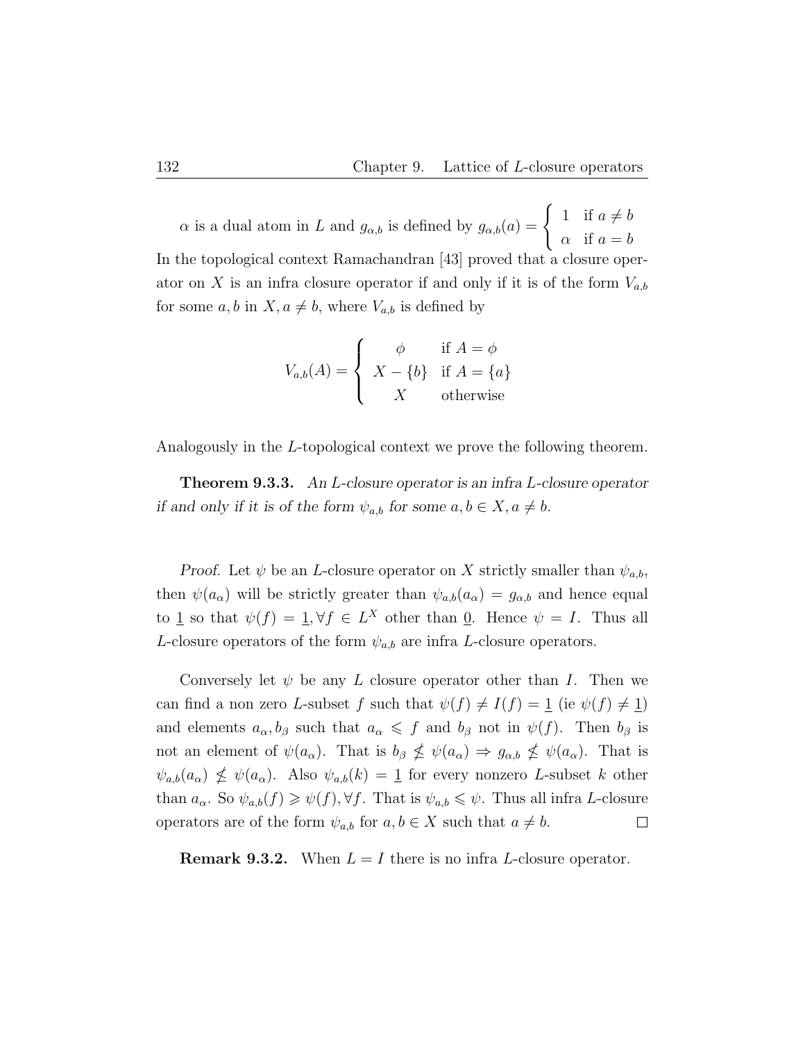$\alpha$ is a dual atom in $L$ and $g_{\alpha,b}$ is defined by $g_{\alpha,b}(a) = \begin{cases} 1 & \text{if } a \neq b \\ \alpha & \text{if } a = b \end{cases}$

In the topological context Ramachandran [43] proved that a closure operator on $X$ is an infra closure operator if and only if it is of the form $V_{a,b}$ for some $a, b$ in $X, a \neq b$, where $V_{a,b}$ is defined by

$$V_{a,b}(A) = \begin{cases} \phi & \text{if } A = \phi \\ X - \{b\} & \text{if } A = \{a\} \\ X & \text{otherwise} \end{cases}$$

Analogously in the $L$-topological context we prove the following theorem.

**Theorem 9.3.3.** *An $L$-closure operator is an infra $L$-closure operator if and only if it is of the form $\psi_{a,b}$ for some $a, b \in X, a \neq b$.*

*Proof.* Let $\psi$ be an $L$-closure operator on $X$ strictly smaller than $\psi_{a,b}$, then $\psi(a_\alpha)$ will be strictly greater than $\psi_{a,b}(a_\alpha) = g_{\alpha,b}$ and hence equal to $\underline{1}$ so that $\psi(f) = \underline{1}, \forall f \in L^X$ other than $\underline{0}$. Hence $\psi = I$. Thus all $L$-closure operators of the form $\psi_{a,b}$ are infra $L$-closure operators.

Conversely let $\psi$ be any $L$ closure operator other than $I$. Then we can find a non zero $L$-subset $f$ such that $\psi(f) \neq I(f) = \underline{1}$ (ie $\psi(f) \neq \underline{1}$) and elements $a_\alpha, b_\beta$ such that $a_\alpha \leqslant f$ and $b_\beta$ not in $\psi(f)$. Then $b_\beta$ is not an element of $\psi(a_\alpha)$. That is $b_\beta \nleq \psi(a_\alpha) \Rightarrow g_{\alpha,b} \nleq \psi(a_\alpha)$. That is $\psi_{a,b}(a_\alpha) \nleq \psi(a_\alpha)$. Also $\psi_{a,b}(k) = \underline{1}$ for every nonzero $L$-subset $k$ other than $a_\alpha$. So $\psi_{a,b}(f) \geqslant \psi(f), \forall f$. That is $\psi_{a,b} \leqslant \psi$. Thus all infra $L$-closure operators are of the form $\psi_{a,b}$ for $a, b \in X$ such that $a \neq b$. $\square$

**Remark 9.3.2.** When $L = I$ there is no infra $L$-closure operator.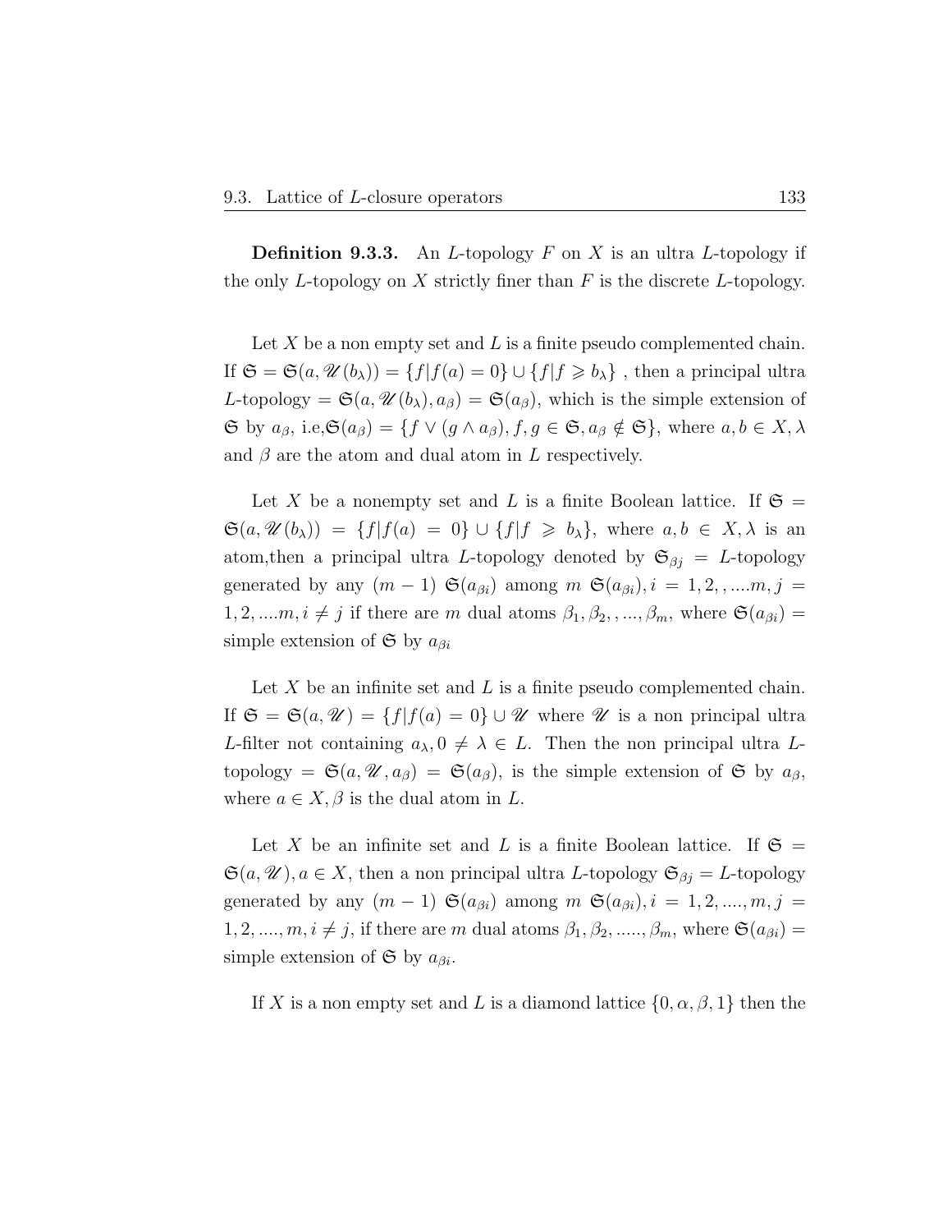**Definition 9.3.3.** An $L$-topology $F$ on $X$ is an ultra $L$-topology if the only $L$-topology on $X$ strictly finer than $F$ is the discrete $L$-topology.

Let $X$ be a non empty set and $L$ is a finite pseudo complemented chain. If $\mathfrak{S} = \mathfrak{S}(a, \mathscr{U}(b_\lambda)) = \{f|f(a) = 0\} \cup \{f|f \geqslant b_\lambda\}$ , then a principal ultra $L$-topology $= \mathfrak{S}(a, \mathscr{U}(b_\lambda), a_\beta) = \mathfrak{S}(a_\beta)$, which is the simple extension of $\mathfrak{S}$ by $a_\beta$, i.e,$\mathfrak{S}(a_\beta) = \{f \vee (g \wedge a_\beta), f, g \in \mathfrak{S}, a_\beta \notin \mathfrak{S}\}$, where $a, b \in X, \lambda$ and $\beta$ are the atom and dual atom in $L$ respectively.

Let $X$ be a nonempty set and $L$ is a finite Boolean lattice. If $\mathfrak{S} = \mathfrak{S}(a, \mathscr{U}(b_\lambda)) = \{f|f(a) = 0\} \cup \{f|f \geqslant b_\lambda\}$, where $a, b \in X, \lambda$ is an atom,then a principal ultra $L$-topology denoted by $\mathfrak{S}_{\beta j} = L$-topology generated by any $(m-1)$ $\mathfrak{S}(a_{\beta i})$ among $m$ $\mathfrak{S}(a_{\beta i}), i = 1, 2, ....m, j = 1, 2, ....m, i \neq j$ if there are $m$ dual atoms $\beta_1, \beta_2, , ..., \beta_m$, where $\mathfrak{S}(a_{\beta i}) =$ simple extension of $\mathfrak{S}$ by $a_{\beta i}$

Let $X$ be an infinite set and $L$ is a finite pseudo complemented chain. If $\mathfrak{S} = \mathfrak{S}(a, \mathscr{U}) = \{f|f(a) = 0\} \cup \mathscr{U}$ where $\mathscr{U}$ is a non principal ultra $L$-filter not containing $a_\lambda, 0 \neq \lambda \in L$. Then the non principal ultra $L$-topology $= \mathfrak{S}(a, \mathscr{U}, a_\beta) = \mathfrak{S}(a_\beta)$, is the simple extension of $\mathfrak{S}$ by $a_\beta$, where $a \in X, \beta$ is the dual atom in $L$.

Let $X$ be an infinite set and $L$ is a finite Boolean lattice. If $\mathfrak{S} = \mathfrak{S}(a, \mathscr{U}), a \in X$, then a non principal ultra $L$-topology $\mathfrak{S}_{\beta j} = L$-topology generated by any $(m-1)$ $\mathfrak{S}(a_{\beta i})$ among $m$ $\mathfrak{S}(a_{\beta i}), i = 1, 2, ...., m, j = 1, 2, ...., m, i \neq j$, if there are $m$ dual atoms $\beta_1, \beta_2, ....., \beta_m$, where $\mathfrak{S}(a_{\beta i}) =$ simple extension of $\mathfrak{S}$ by $a_{\beta i}$.

If $X$ is a non empty set and $L$ is a diamond lattice $\{0, \alpha, \beta, 1\}$ then the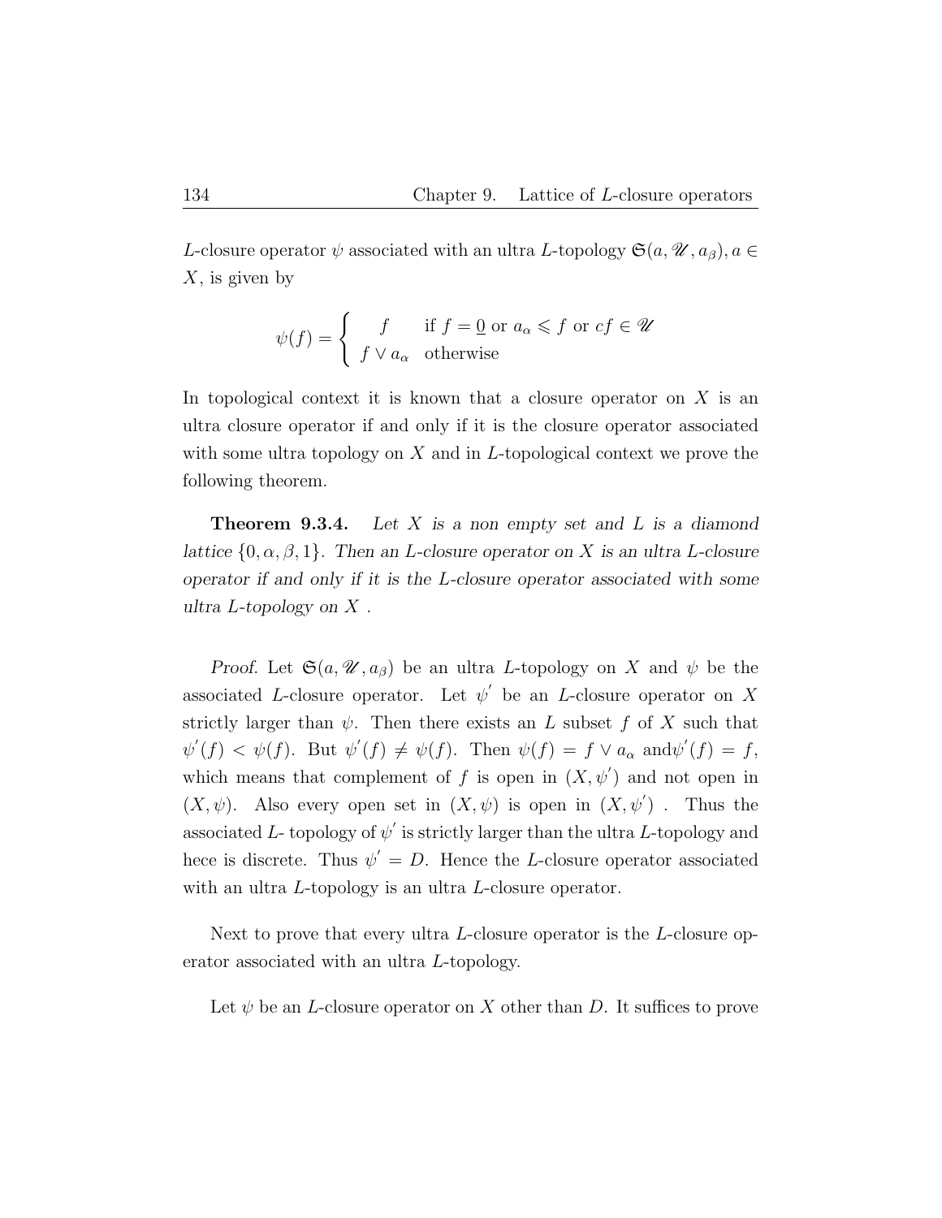$L$-closure operator $\psi$ associated with an ultra $L$-topology $\mathfrak{S}(a, \mathscr{U}, a_\beta), a \in X$, is given by

$$\psi(f) = \begin{cases} f & \text{if } f = \underline{0} \text{ or } a_\alpha \leqslant f \text{ or } cf \in \mathscr{U} \\ f \vee a_\alpha & \text{otherwise} \end{cases}$$

In topological context it is known that a closure operator on $X$ is an ultra closure operator if and only if it is the closure operator associated with some ultra topology on $X$ and in $L$-topological context we prove the following theorem.

**Theorem 9.3.4.** *Let $X$ is a non empty set and $L$ is a diamond lattice $\{0, \alpha, \beta, 1\}$. Then an $L$-closure operator on $X$ is an ultra $L$-closure operator if and only if it is the $L$-closure operator associated with some ultra $L$-topology on $X$ .*

*Proof.* Let $\mathfrak{S}(a, \mathscr{U}, a_\beta)$ be an ultra $L$-topology on $X$ and $\psi$ be the associated $L$-closure operator. Let $\psi'$ be an $L$-closure operator on $X$ strictly larger than $\psi$. Then there exists an $L$ subset $f$ of $X$ such that $\psi'(f) < \psi(f)$. But $\psi'(f) \neq \psi(f)$. Then $\psi(f) = f \vee a_\alpha$ and$\psi'(f) = f$, which means that complement of $f$ is open in $(X, \psi')$ and not open in $(X, \psi)$. Also every open set in $(X, \psi)$ is open in $(X, \psi')$ . Thus the associated $L$- topology of $\psi'$ is strictly larger than the ultra $L$-topology and hece is discrete. Thus $\psi' = D$. Hence the $L$-closure operator associated with an ultra $L$-topology is an ultra $L$-closure operator.

Next to prove that every ultra $L$-closure operator is the $L$-closure operator associated with an ultra $L$-topology.

Let $\psi$ be an $L$-closure operator on $X$ other than $D$. It suffices to prove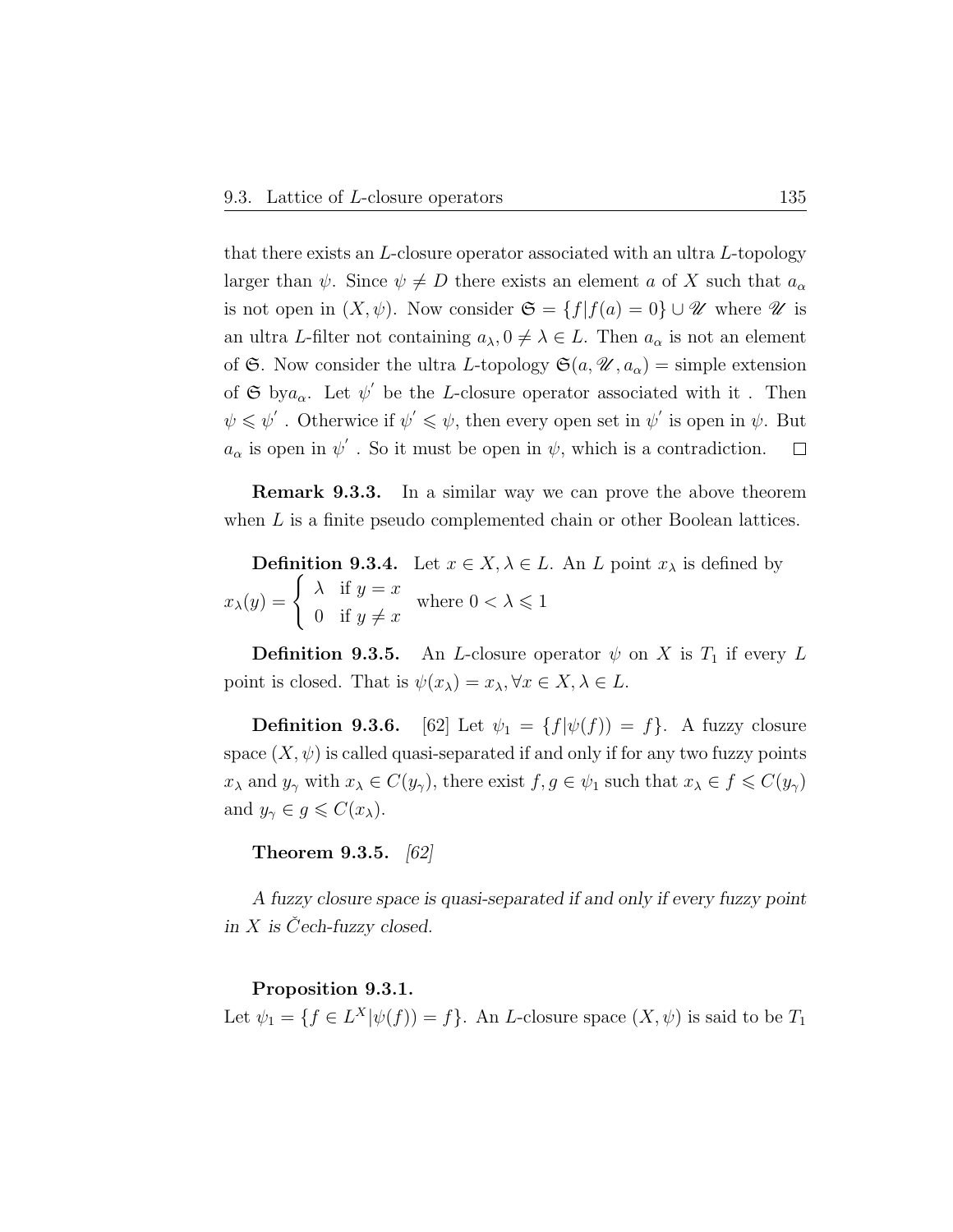that there exists an $L$-closure operator associated with an ultra $L$-topology larger than $\psi$. Since $\psi \neq D$ there exists an element $a$ of $X$ such that $a_\alpha$ is not open in $(X, \psi)$. Now consider $\mathfrak{S} = \{f | f(a) = 0\} \cup \mathscr{U}$ where $\mathscr{U}$ is an ultra $L$-filter not containing $a_\lambda, 0 \neq \lambda \in L$. Then $a_\alpha$ is not an element of $\mathfrak{S}$. Now consider the ultra $L$-topology $\mathfrak{S}(a, \mathscr{U}, a_\alpha)$ = simple extension of $\mathfrak{S}$ by$a_\alpha$. Let $\psi'$ be the $L$-closure operator associated with it . Then $\psi \leqslant \psi'$ . Otherwice if $\psi' \leqslant \psi$, then every open set in $\psi'$ is open in $\psi$. But $a_\alpha$ is open in $\psi'$ . So it must be open in $\psi$, which is a contradiction. $\square$

**Remark 9.3.3.** In a similar way we can prove the above theorem when $L$ is a finite pseudo complemented chain or other Boolean lattices.

**Definition 9.3.4.** Let $x \in X, \lambda \in L$. An $L$ point $x_\lambda$ is defined by
$$x_\lambda(y) = \begin{cases} \lambda & \text{if } y = x \\ 0 & \text{if } y \neq x \end{cases} \quad \text{where } 0 < \lambda \leqslant 1$$

**Definition 9.3.5.** An $L$-closure operator $\psi$ on $X$ is $T_1$ if every $L$ point is closed. That is $\psi(x_\lambda) = x_\lambda, \forall x \in X, \lambda \in L$.

**Definition 9.3.6.** [62] Let $\psi_1 = \{f | \psi(f)) = f\}$. A fuzzy closure space $(X, \psi)$ is called quasi-separated if and only if for any two fuzzy points $x_\lambda$ and $y_\gamma$ with $x_\lambda \in C(y_\gamma)$, there exist $f, g \in \psi_1$ such that $x_\lambda \in f \leqslant C(y_\gamma)$ and $y_\gamma \in g \leqslant C(x_\lambda)$.

**Theorem 9.3.5.** *[62]*

*A fuzzy closure space is quasi-separated if and only if every fuzzy point in $X$ is Čech-fuzzy closed.*

**Proposition 9.3.1.**
Let $\psi_1 = \{f \in L^X | \psi(f)) = f\}$. An $L$-closure space $(X, \psi)$ is said to be $T_1$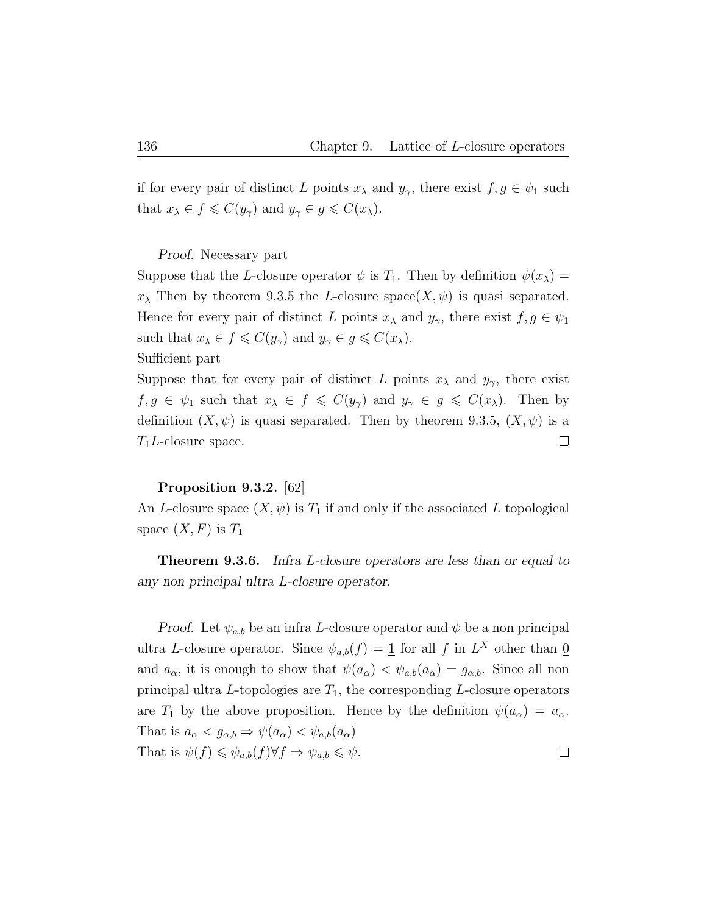if for every pair of distinct $L$ points $x_\lambda$ and $y_\gamma$, there exist $f, g \in \psi_1$ such that $x_\lambda \in f \leqslant C(y_\gamma)$ and $y_\gamma \in g \leqslant C(x_\lambda)$.

*Proof.* Necessary part

Suppose that the $L$-closure operator $\psi$ is $T_1$. Then by definition $\psi(x_\lambda) = x_\lambda$ Then by theorem 9.3.5 the $L$-closure space$(X, \psi)$ is quasi separated. Hence for every pair of distinct $L$ points $x_\lambda$ and $y_\gamma$, there exist $f, g \in \psi_1$ such that $x_\lambda \in f \leqslant C(y_\gamma)$ and $y_\gamma \in g \leqslant C(x_\lambda)$.

Sufficient part

Suppose that for every pair of distinct $L$ points $x_\lambda$ and $y_\gamma$, there exist $f, g \in \psi_1$ such that $x_\lambda \in f \leqslant C(y_\gamma)$ and $y_\gamma \in g \leqslant C(x_\lambda)$. Then by definition $(X, \psi)$ is quasi separated. Then by theorem 9.3.5, $(X, \psi)$ is a $T_1 L$-closure space. □

**Proposition 9.3.2.** [62]
An $L$-closure space $(X, \psi)$ is $T_1$ if and only if the associated $L$ topological space $(X, F)$ is $T_1$

**Theorem 9.3.6.** *Infra $L$-closure operators are less than or equal to any non principal ultra $L$-closure operator.*

*Proof.* Let $\psi_{a,b}$ be an infra $L$-closure operator and $\psi$ be a non principal ultra $L$-closure operator. Since $\psi_{a,b}(f) = \underline{1}$ for all $f$ in $L^X$ other than $\underline{0}$ and $a_\alpha$, it is enough to show that $\psi(a_\alpha) < \psi_{a,b}(a_\alpha) = g_{\alpha,b}$. Since all non principal ultra $L$-topologies are $T_1$, the corresponding $L$-closure operators are $T_1$ by the above proposition. Hence by the definition $\psi(a_\alpha) = a_\alpha$. That is $a_\alpha < g_{\alpha,b} \Rightarrow \psi(a_\alpha) < \psi_{a,b}(a_\alpha)$
That is $\psi(f) \leqslant \psi_{a,b}(f) \forall f \Rightarrow \psi_{a,b} \leqslant \psi$. □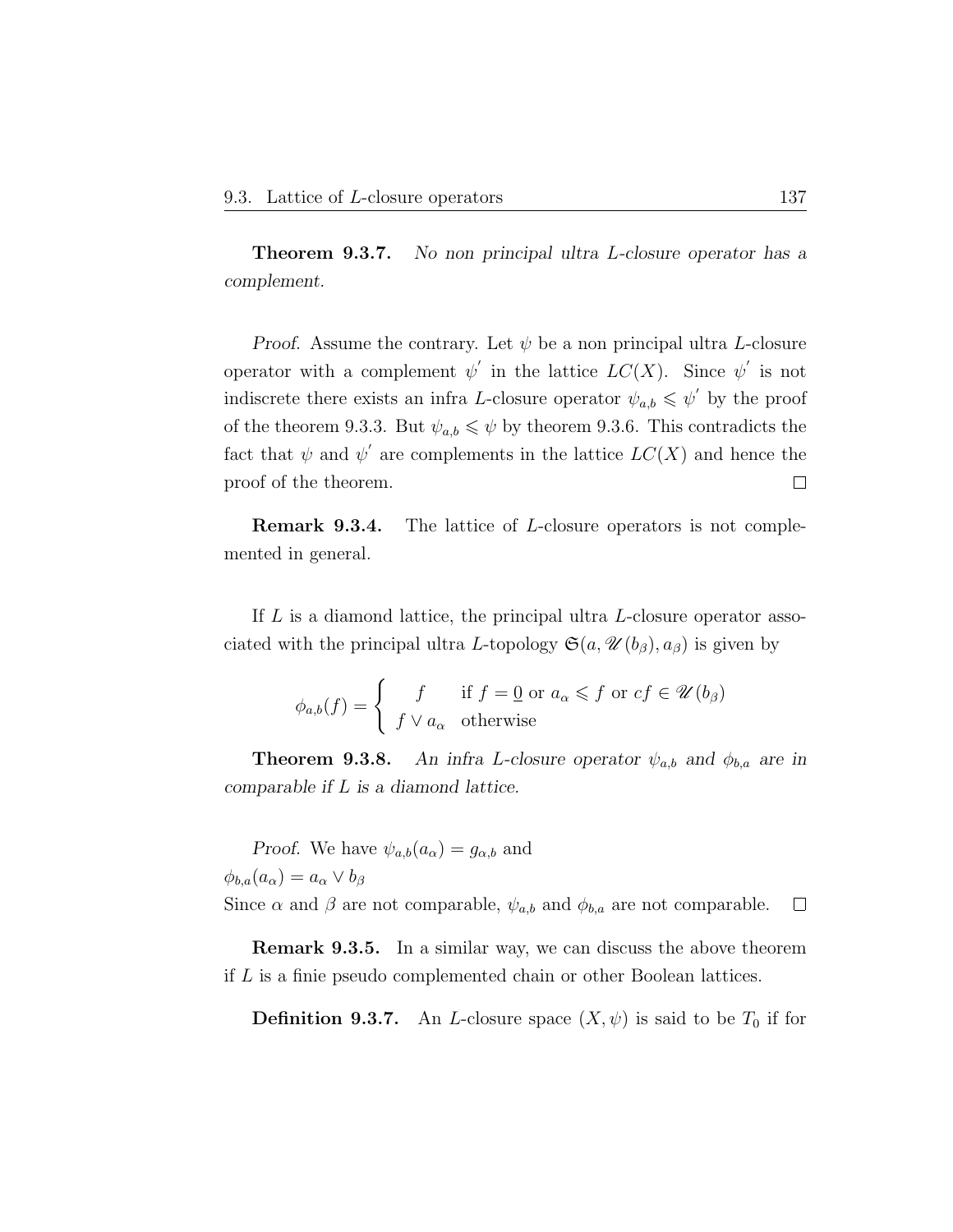**Theorem 9.3.7.** *No non principal ultra L-closure operator has a complement.*

*Proof.* Assume the contrary. Let $\psi$ be a non principal ultra $L$-closure operator with a complement $\psi^{'}$ in the lattice $LC(X)$. Since $\psi^{'}$ is not indiscrete there exists an infra $L$-closure operator $\psi_{a,b} \leqslant \psi^{'}$ by the proof of the theorem 9.3.3. But $\psi_{a,b} \leqslant \psi$ by theorem 9.3.6. This contradicts the fact that $\psi$ and $\psi^{'}$ are complements in the lattice $LC(X)$ and hence the proof of the theorem. $\square$

**Remark 9.3.4.** The lattice of $L$-closure operators is not complemented in general.

If $L$ is a diamond lattice, the principal ultra $L$-closure operator associated with the principal ultra $L$-topology $\mathfrak{S}(a, \mathscr{U}(b_\beta), a_\beta)$ is given by

$$\phi_{a,b}(f) = \begin{cases} f & \text{if } f = \underline{0} \text{ or } a_\alpha \leqslant f \text{ or } cf \in \mathscr{U}(b_\beta) \\ f \vee a_\alpha & \text{otherwise} \end{cases}$$

**Theorem 9.3.8.** *An infra L-closure operator $\psi_{a,b}$ and $\phi_{b,a}$ are in comparable if L is a diamond lattice.*

*Proof.* We have $\psi_{a,b}(a_\alpha) = g_{\alpha,b}$ and
$\phi_{b,a}(a_\alpha) = a_\alpha \vee b_\beta$
Since $\alpha$ and $\beta$ are not comparable, $\psi_{a,b}$ and $\phi_{b,a}$ are not comparable. $\square$

**Remark 9.3.5.** In a similar way, we can discuss the above theorem if $L$ is a finie pseudo complemented chain or other Boolean lattices.

**Definition 9.3.7.** An $L$-closure space $(X, \psi)$ is said to be $T_0$ if for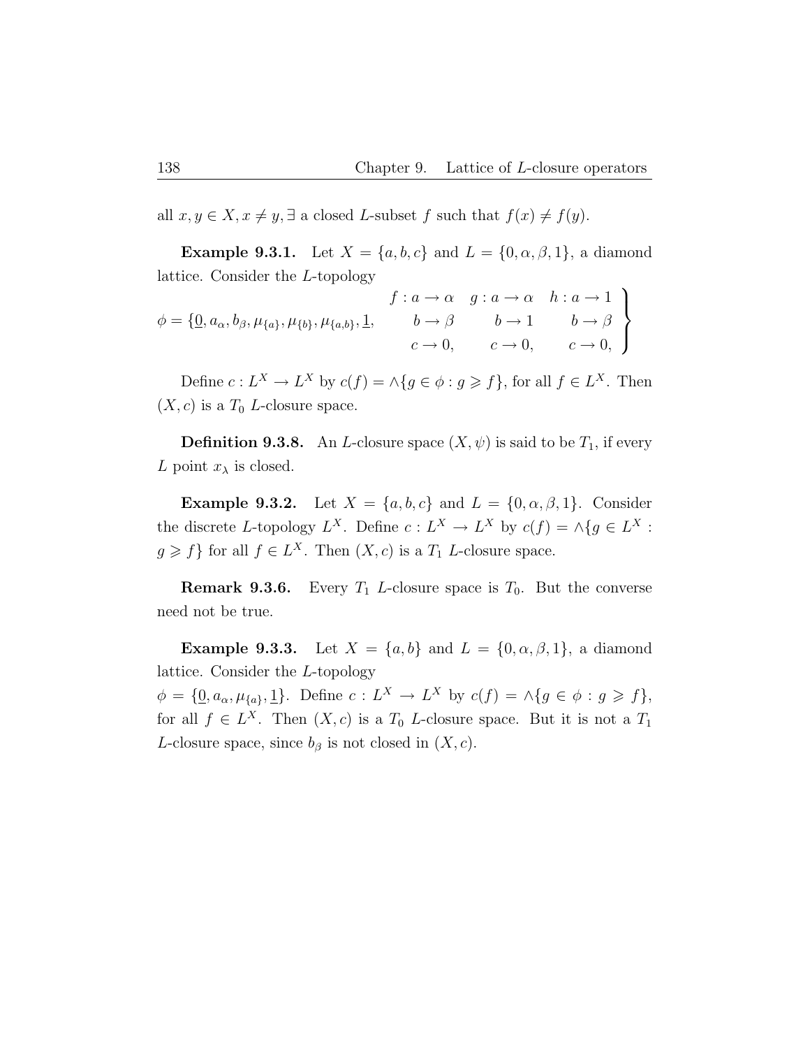all $x, y \in X, x \neq y, \exists$ a closed $L$-subset $f$ such that $f(x) \neq f(y)$.

**Example 9.3.1.** Let $X = \{a, b, c\}$ and $L = \{0, \alpha, \beta, 1\}$, a diamond lattice. Consider the $L$-topology

$$\phi = \left\{\underline{0}, a_\alpha, b_\beta, \mu_{\{a\}}, \mu_{\{b\}}, \mu_{\{a,b\}}, \underline{1}, \quad \begin{array}{ccc} f : a \to \alpha & g : a \to \alpha & h : a \to 1 \\ b \to \beta & b \to 1 & b \to \beta \\ c \to 0, & c \to 0, & c \to 0, \end{array} \right\}$$

Define $c : L^X \to L^X$ by $c(f) = \wedge\{g \in \phi : g \geqslant f\}$, for all $f \in L^X$. Then $(X, c)$ is a $T_0$ $L$-closure space.

**Definition 9.3.8.** An $L$-closure space $(X, \psi)$ is said to be $T_1$, if every $L$ point $x_\lambda$ is closed.

**Example 9.3.2.** Let $X = \{a, b, c\}$ and $L = \{0, \alpha, \beta, 1\}$. Consider the discrete $L$-topology $L^X$. Define $c : L^X \to L^X$ by $c(f) = \wedge\{g \in L^X : g \geqslant f\}$ for all $f \in L^X$. Then $(X, c)$ is a $T_1$ $L$-closure space.

**Remark 9.3.6.** Every $T_1$ $L$-closure space is $T_0$. But the converse need not be true.

**Example 9.3.3.** Let $X = \{a, b\}$ and $L = \{0, \alpha, \beta, 1\}$, a diamond lattice. Consider the $L$-topology

$\phi = \{\underline{0}, a_\alpha, \mu_{\{a\}}, \underline{1}\}$. Define $c : L^X \to L^X$ by $c(f) = \wedge\{g \in \phi : g \geqslant f\}$, for all $f \in L^X$. Then $(X, c)$ is a $T_0$ $L$-closure space. But it is not a $T_1$ $L$-closure space, since $b_\beta$ is not closed in $(X, c)$.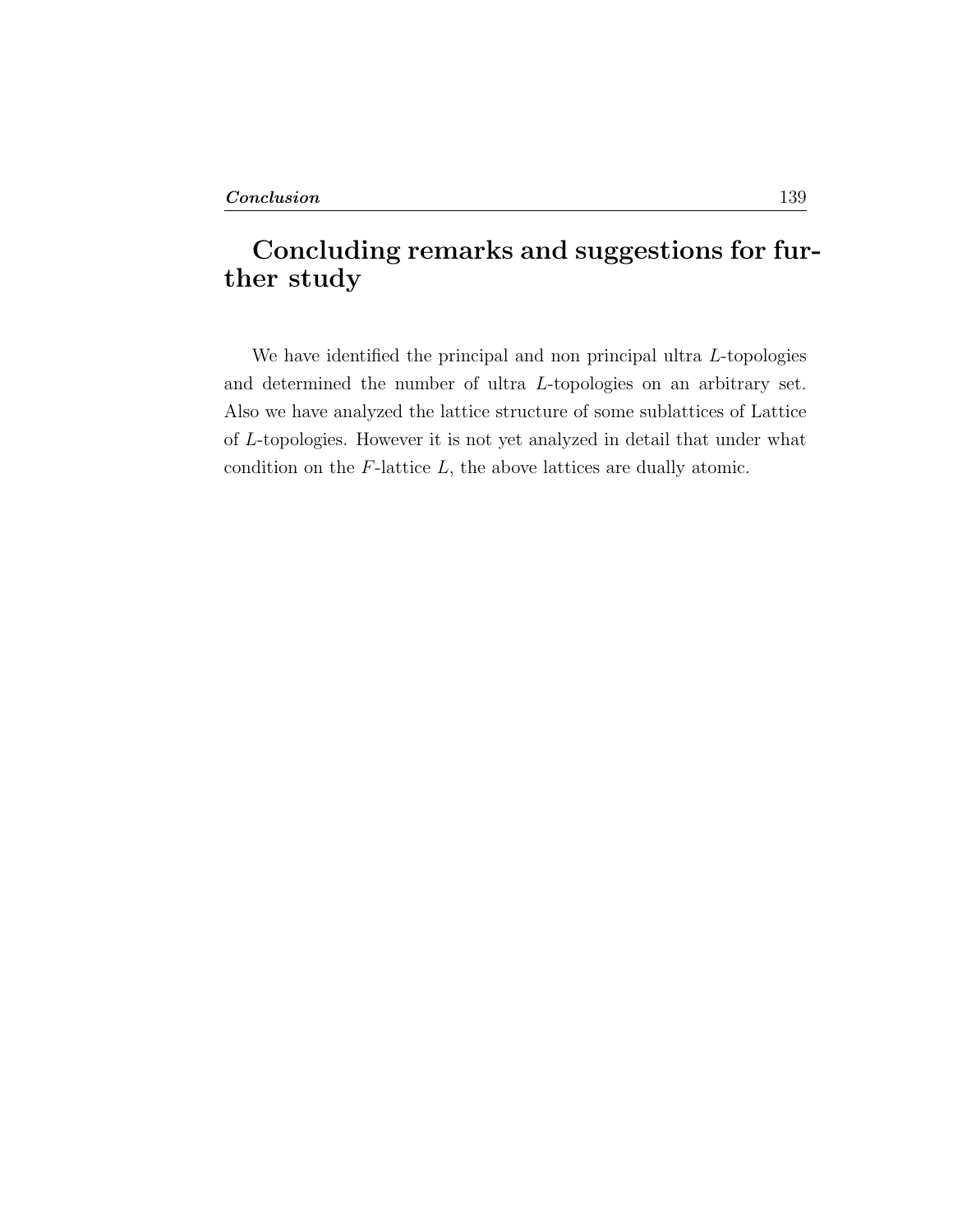# Concluding remarks and suggestions for further study

We have identified the principal and non principal ultra $L$-topologies and determined the number of ultra $L$-topologies on an arbitrary set. Also we have analyzed the lattice structure of some sublattices of Lattice of $L$-topologies. However it is not yet analyzed in detail that under what condition on the $F$-lattice $L$, the above lattices are dually atomic.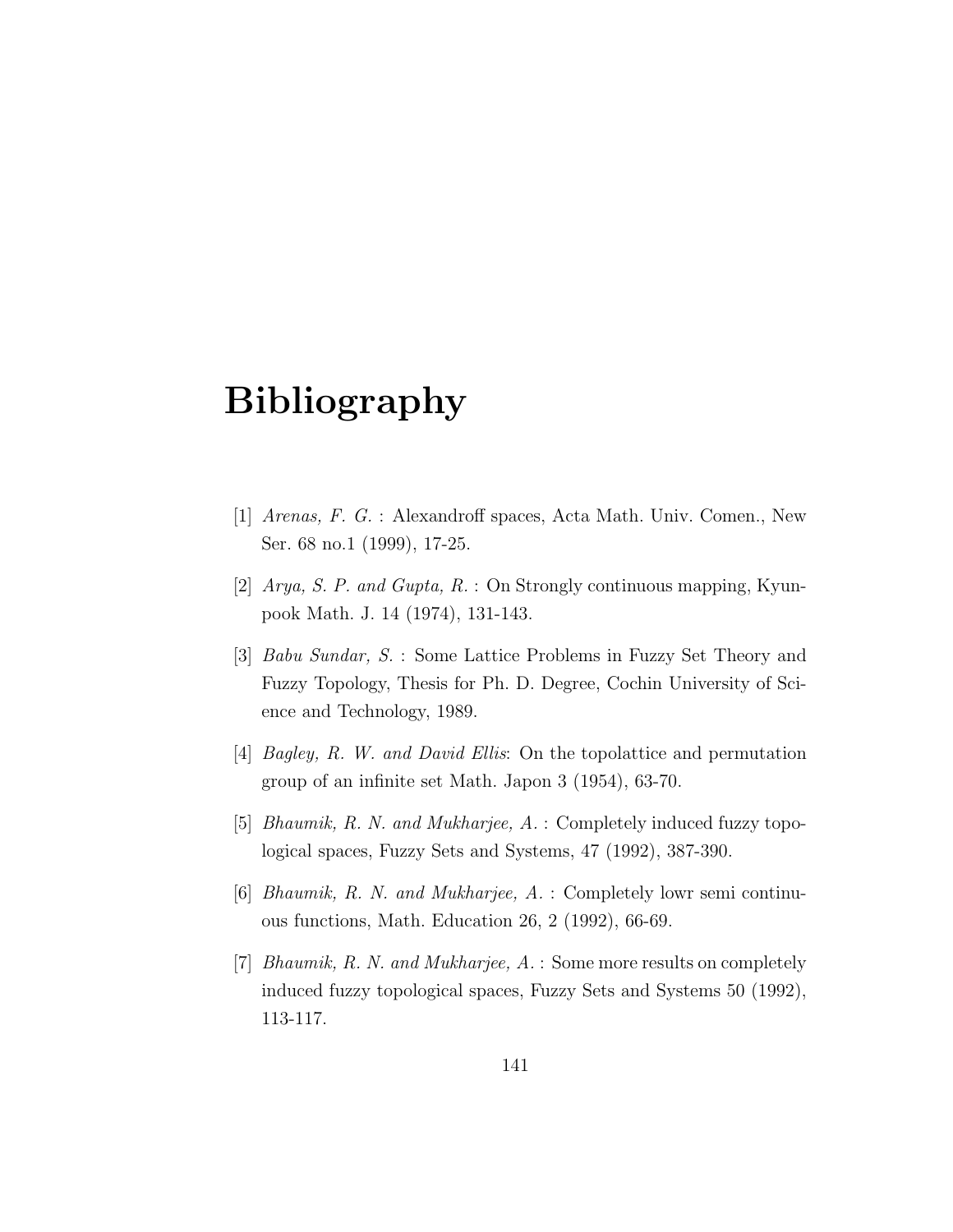# Bibliography

[1] *Arenas, F. G.* : Alexandroff spaces, Acta Math. Univ. Comen., New Ser. 68 no.1 (1999), 17-25.

[2] *Arya, S. P. and Gupta, R.* : On Strongly continuous mapping, Kyungpook Math. J. 14 (1974), 131-143.

[3] *Babu Sundar, S.* : Some Lattice Problems in Fuzzy Set Theory and Fuzzy Topology, Thesis for Ph. D. Degree, Cochin University of Science and Technology, 1989.

[4] *Bagley, R. W. and David Ellis*: On the topolattice and permutation group of an infinite set Math. Japon 3 (1954), 63-70.

[5] *Bhaumik, R. N. and Mukharjee, A.* : Completely induced fuzzy topological spaces, Fuzzy Sets and Systems, 47 (1992), 387-390.

[6] *Bhaumik, R. N. and Mukharjee, A.* : Completely lowr semi continuous functions, Math. Education 26, 2 (1992), 66-69.

[7] *Bhaumik, R. N. and Mukharjee, A.* : Some more results on completely induced fuzzy topological spaces, Fuzzy Sets and Systems 50 (1992), 113-117.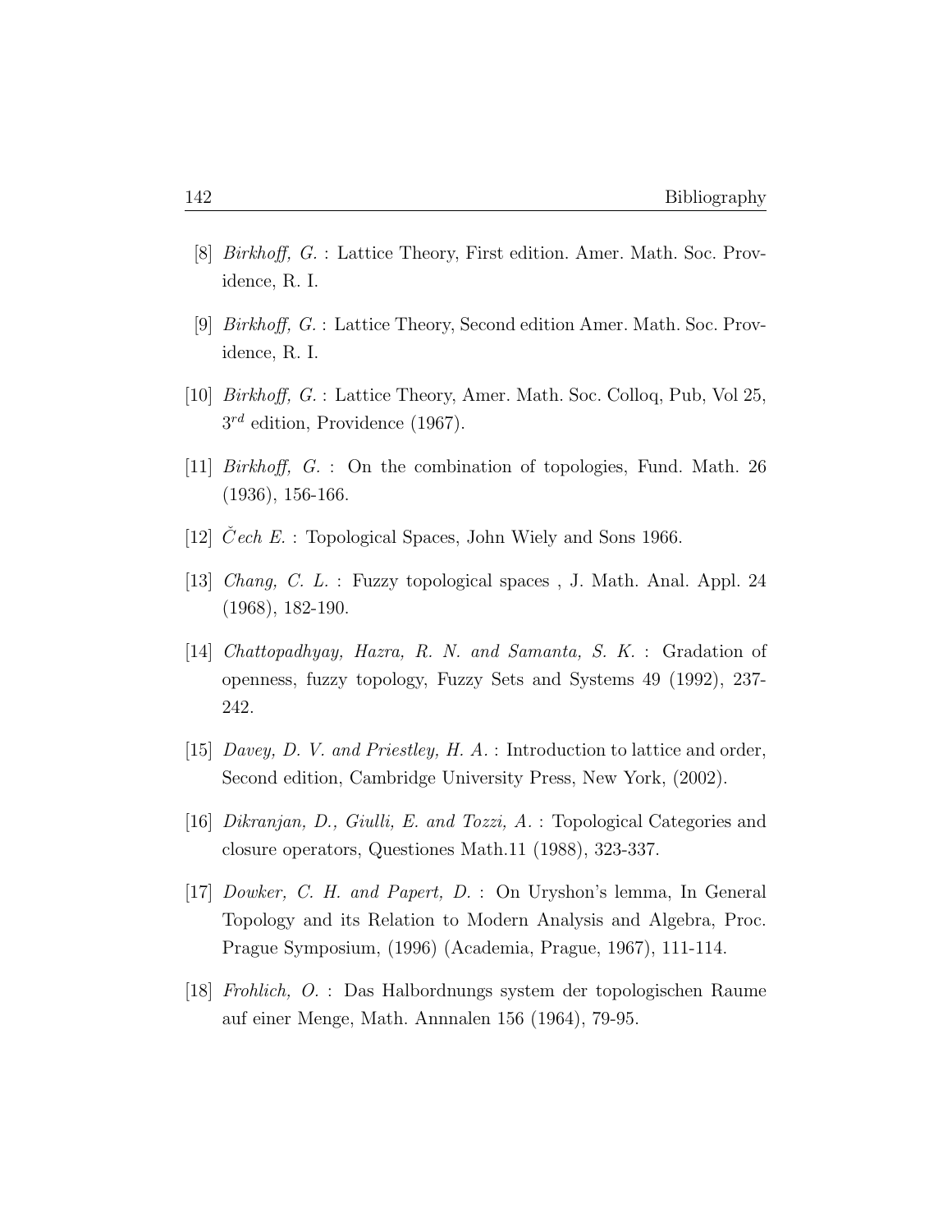[8] *Birkhoff, G.* : Lattice Theory, First edition. Amer. Math. Soc. Providence, R. I.

[9] *Birkhoff, G.* : Lattice Theory, Second edition Amer. Math. Soc. Providence, R. I.

[10] *Birkhoff, G.* : Lattice Theory, Amer. Math. Soc. Colloq, Pub, Vol 25, $3^{rd}$ edition, Providence (1967).

[11] *Birkhoff, G.* : On the combination of topologies, Fund. Math. 26 (1936), 156-166.

[12] *Čech E.* : Topological Spaces, John Wiely and Sons 1966.

[13] *Chang, C. L.* : Fuzzy topological spaces , J. Math. Anal. Appl. 24 (1968), 182-190.

[14] *Chattopadhyay, Hazra, R. N. and Samanta, S. K.* : Gradation of openness, fuzzy topology, Fuzzy Sets and Systems 49 (1992), 237-242.

[15] *Davey, D. V. and Priestley, H. A.* : Introduction to lattice and order, Second edition, Cambridge University Press, New York, (2002).

[16] *Dikranjan, D., Giulli, E. and Tozzi, A.* : Topological Categories and closure operators, Questiones Math.11 (1988), 323-337.

[17] *Dowker, C. H. and Papert, D.* : On Uryshon's lemma, In General Topology and its Relation to Modern Analysis and Algebra, Proc. Prague Symposium, (1996) (Academia, Prague, 1967), 111-114.

[18] *Frohlich, O.* : Das Halbordnungs system der topologischen Raume auf einer Menge, Math. Annnalen 156 (1964), 79-95.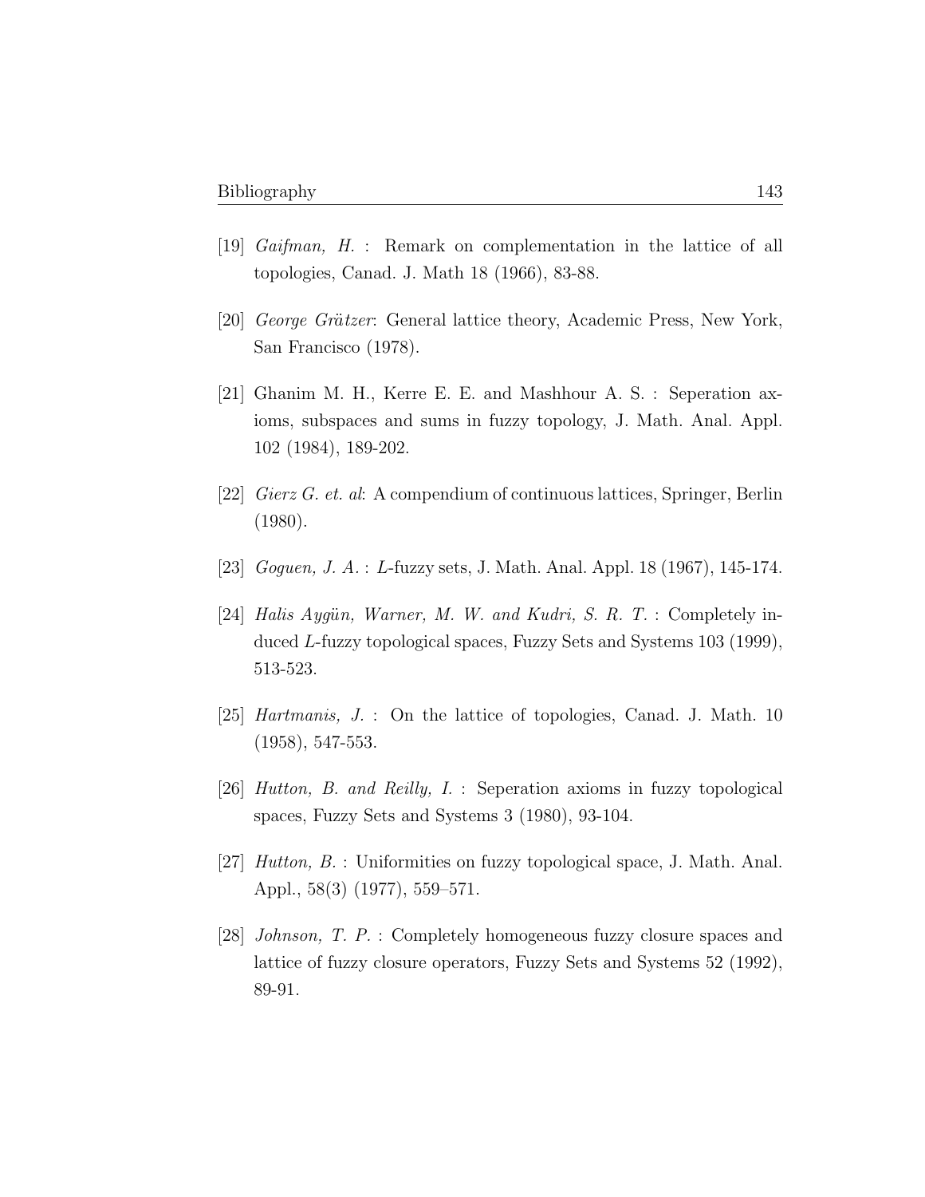[19] *Gaifman, H.* : Remark on complementation in the lattice of all topologies, Canad. J. Math 18 (1966), 83-88.

[20] *George Grätzer*: General lattice theory, Academic Press, New York, San Francisco (1978).

[21] Ghanim M. H., Kerre E. E. and Mashhour A. S. : Seperation axioms, subspaces and sums in fuzzy topology, J. Math. Anal. Appl. 102 (1984), 189-202.

[22] *Gierz G. et. al*: A compendium of continuous lattices, Springer, Berlin (1980).

[23] *Goguen, J. A.* : $L$-fuzzy sets, J. Math. Anal. Appl. 18 (1967), 145-174.

[24] *Halis Aygün, Warner, M. W. and Kudri, S. R. T.* : Completely induced $L$-fuzzy topological spaces, Fuzzy Sets and Systems 103 (1999), 513-523.

[25] *Hartmanis, J.* : On the lattice of topologies, Canad. J. Math. 10 (1958), 547-553.

[26] *Hutton, B. and Reilly, I.* : Seperation axioms in fuzzy topological spaces, Fuzzy Sets and Systems 3 (1980), 93-104.

[27] *Hutton, B.* : Uniformities on fuzzy topological space, J. Math. Anal. Appl., 58(3) (1977), 559–571.

[28] *Johnson, T. P.* : Completely homogeneous fuzzy closure spaces and lattice of fuzzy closure operators, Fuzzy Sets and Systems 52 (1992), 89-91.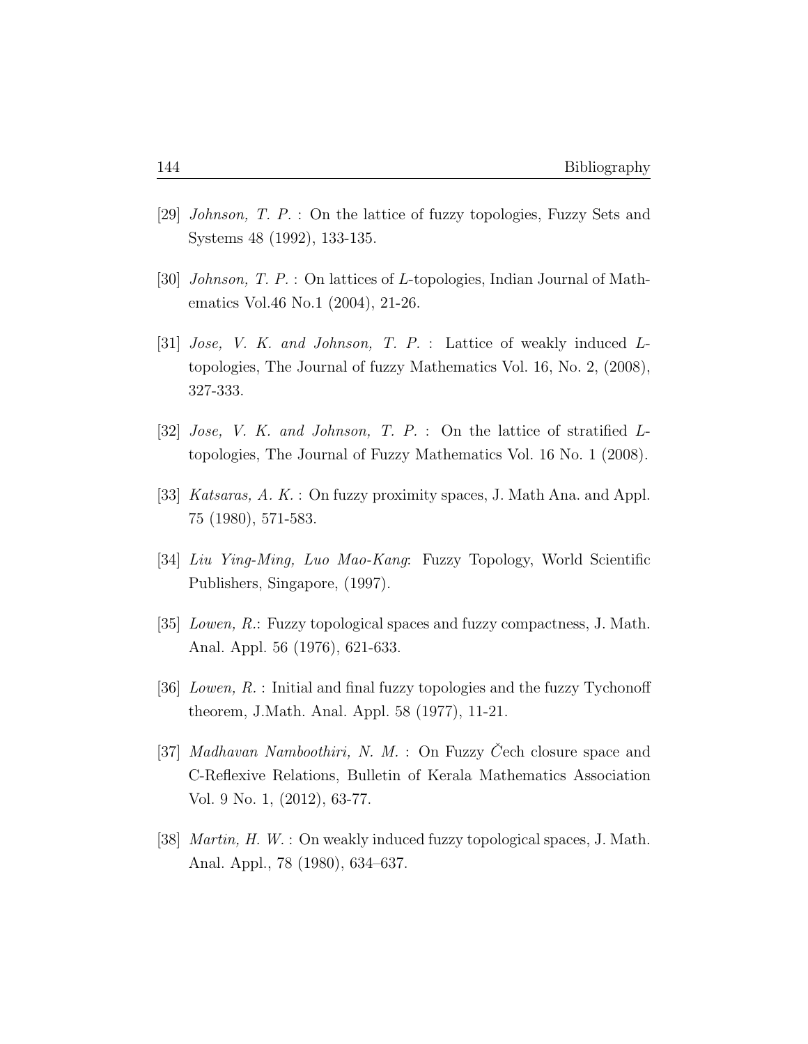[29] *Johnson, T. P.* : On the lattice of fuzzy topologies, Fuzzy Sets and Systems 48 (1992), 133-135.

[30] *Johnson, T. P.* : On lattices of $L$-topologies, Indian Journal of Mathematics Vol.46 No.1 (2004), 21-26.

[31] *Jose, V. K. and Johnson, T. P.* : Lattice of weakly induced $L$-topologies, The Journal of fuzzy Mathematics Vol. 16, No. 2, (2008), 327-333.

[32] *Jose, V. K. and Johnson, T. P.* : On the lattice of stratified $L$-topologies, The Journal of Fuzzy Mathematics Vol. 16 No. 1 (2008).

[33] *Katsaras, A. K.* : On fuzzy proximity spaces, J. Math Ana. and Appl. 75 (1980), 571-583.

[34] *Liu Ying-Ming, Luo Mao-Kang*: Fuzzy Topology, World Scientific Publishers, Singapore, (1997).

[35] *Lowen, R.*: Fuzzy topological spaces and fuzzy compactness, J. Math. Anal. Appl. 56 (1976), 621-633.

[36] *Lowen, R.* : Initial and final fuzzy topologies and the fuzzy Tychonoff theorem, J.Math. Anal. Appl. 58 (1977), 11-21.

[37] *Madhavan Namboothiri, N. M.* : On Fuzzy Čech closure space and C-Reflexive Relations, Bulletin of Kerala Mathematics Association Vol. 9 No. 1, (2012), 63-77.

[38] *Martin, H. W.* : On weakly induced fuzzy topological spaces, J. Math. Anal. Appl., 78 (1980), 634–637.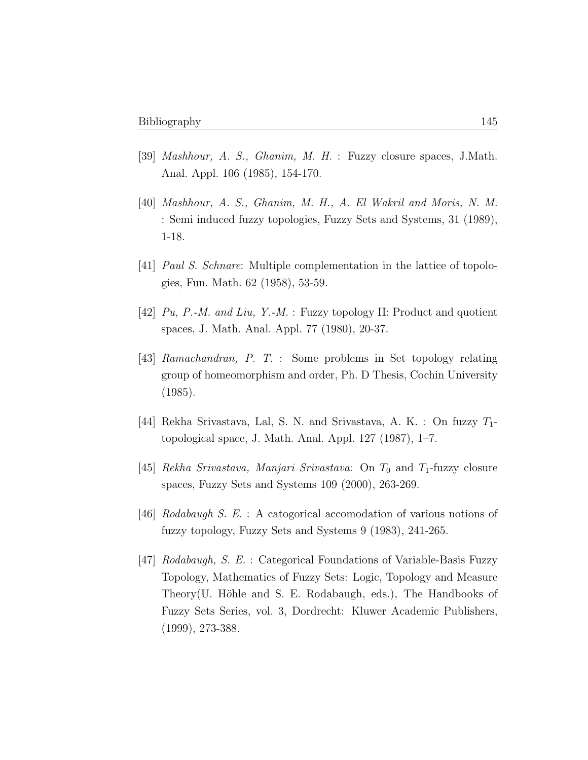[39] *Mashhour, A. S., Ghanim, M. H.* : Fuzzy closure spaces, J.Math. Anal. Appl. 106 (1985), 154-170.

[40] *Mashhour, A. S., Ghanim, M. H., A. El Wakril and Moris, N. M.* : Semi induced fuzzy topologies, Fuzzy Sets and Systems, 31 (1989), 1-18.

[41] *Paul S. Schnare*: Multiple complementation in the lattice of topologies, Fun. Math. 62 (1958), 53-59.

[42] *Pu, P.-M. and Liu, Y.-M.* : Fuzzy topology II: Product and quotient spaces, J. Math. Anal. Appl. 77 (1980), 20-37.

[43] *Ramachandran, P. T.* : Some problems in Set topology relating group of homeomorphism and order, Ph. D Thesis, Cochin University (1985).

[44] Rekha Srivastava, Lal, S. N. and Srivastava, A. K. : On fuzzy $T_1$-topological space, J. Math. Anal. Appl. 127 (1987), 1–7.

[45] *Rekha Srivastava, Manjari Srivastava*: On $T_0$ and $T_1$-fuzzy closure spaces, Fuzzy Sets and Systems 109 (2000), 263-269.

[46] *Rodabaugh S. E.* : A catogorical accomodation of various notions of fuzzy topology, Fuzzy Sets and Systems 9 (1983), 241-265.

[47] *Rodabaugh, S. E.* : Categorical Foundations of Variable-Basis Fuzzy Topology, Mathematics of Fuzzy Sets: Logic, Topology and Measure Theory(U. Höhle and S. E. Rodabaugh, eds.), The Handbooks of Fuzzy Sets Series, vol. 3, Dordrecht: Kluwer Academic Publishers, (1999), 273-388.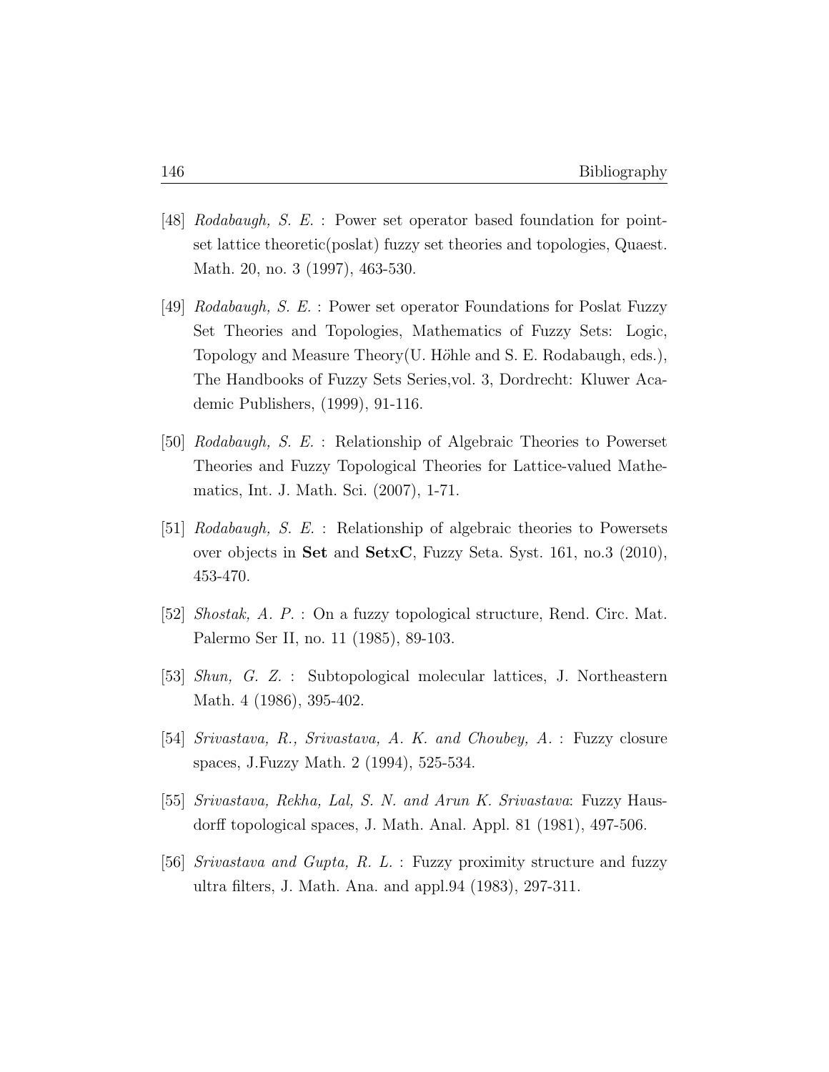[48] *Rodabaugh, S. E.* : Power set operator based foundation for point-set lattice theoretic(poslat) fuzzy set theories and topologies, Quaest. Math. 20, no. 3 (1997), 463-530.

[49] *Rodabaugh, S. E.* : Power set operator Foundations for Poslat Fuzzy Set Theories and Topologies, Mathematics of Fuzzy Sets: Logic, Topology and Measure Theory(U. Höhle and S. E. Rodabaugh, eds.), The Handbooks of Fuzzy Sets Series,vol. 3, Dordrecht: Kluwer Academic Publishers, (1999), 91-116.

[50] *Rodabaugh, S. E.* : Relationship of Algebraic Theories to Powerset Theories and Fuzzy Topological Theories for Lattice-valued Mathematics, Int. J. Math. Sci. (2007), 1-71.

[51] *Rodabaugh, S. E.* : Relationship of algebraic theories to Powersets over objects in **Set** and **Set**x**C**, Fuzzy Seta. Syst. 161, no.3 (2010), 453-470.

[52] *Shostak, A. P.* : On a fuzzy topological structure, Rend. Circ. Mat. Palermo Ser II, no. 11 (1985), 89-103.

[53] *Shun, G. Z.* : Subtopological molecular lattices, J. Northeastern Math. 4 (1986), 395-402.

[54] *Srivastava, R., Srivastava, A. K. and Choubey, A.* : Fuzzy closure spaces, J.Fuzzy Math. 2 (1994), 525-534.

[55] *Srivastava, Rekha, Lal, S. N. and Arun K. Srivastava*: Fuzzy Hausdorff topological spaces, J. Math. Anal. Appl. 81 (1981), 497-506.

[56] *Srivastava and Gupta, R. L.* : Fuzzy proximity structure and fuzzy ultra filters, J. Math. Ana. and appl.94 (1983), 297-311.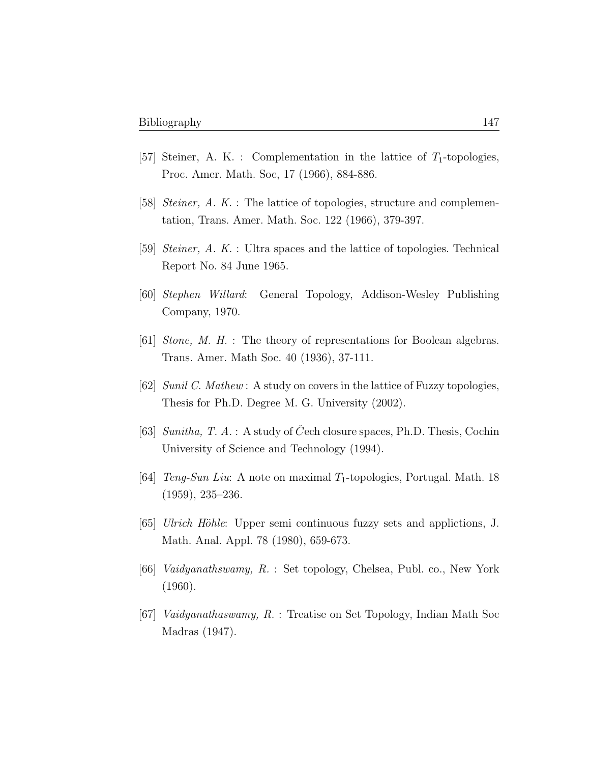[57] Steiner, A. K. : Complementation in the lattice of $T_1$-topologies, Proc. Amer. Math. Soc, 17 (1966), 884-886.

[58] *Steiner, A. K.* : The lattice of topologies, structure and complementation, Trans. Amer. Math. Soc. 122 (1966), 379-397.

[59] *Steiner, A. K.* : Ultra spaces and the lattice of topologies. Technical Report No. 84 June 1965.

[60] *Stephen Willard*: General Topology, Addison-Wesley Publishing Company, 1970.

[61] *Stone, M. H.* : The theory of representations for Boolean algebras. Trans. Amer. Math Soc. 40 (1936), 37-111.

[62] *Sunil C. Mathew* : A study on covers in the lattice of Fuzzy topologies, Thesis for Ph.D. Degree M. G. University (2002).

[63] *Sunitha, T. A.* : A study of Čech closure spaces, Ph.D. Thesis, Cochin University of Science and Technology (1994).

[64] *Teng-Sun Liu*: A note on maximal $T_1$-topologies, Portugal. Math. 18 (1959), 235–236.

[65] *Ulrich Höhle*: Upper semi continuous fuzzy sets and applictions, J. Math. Anal. Appl. 78 (1980), 659-673.

[66] *Vaidyanathswamy, R.* : Set topology, Chelsea, Publ. co., New York (1960).

[67] *Vaidyanathaswamy, R.* : Treatise on Set Topology, Indian Math Soc Madras (1947).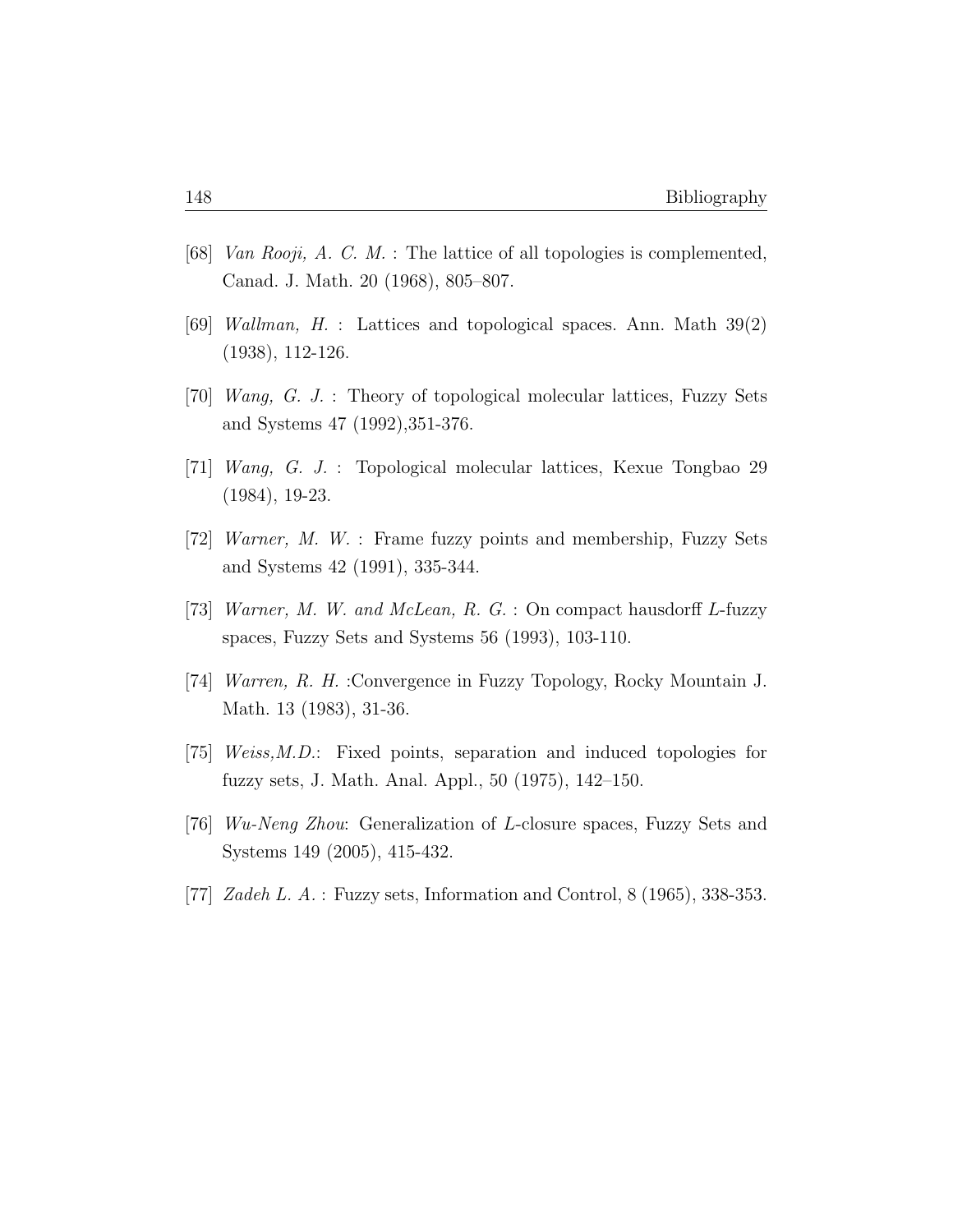[68] *Van Rooji, A. C. M.* : The lattice of all topologies is complemented, Canad. J. Math. 20 (1968), 805–807.

[69] *Wallman, H.* : Lattices and topological spaces. Ann. Math 39(2) (1938), 112-126.

[70] *Wang, G. J.* : Theory of topological molecular lattices, Fuzzy Sets and Systems 47 (1992),351-376.

[71] *Wang, G. J.* : Topological molecular lattices, Kexue Tongbao 29 (1984), 19-23.

[72] *Warner, M. W.* : Frame fuzzy points and membership, Fuzzy Sets and Systems 42 (1991), 335-344.

[73] *Warner, M. W. and McLean, R. G.* : On compact hausdorff $L$-fuzzy spaces, Fuzzy Sets and Systems 56 (1993), 103-110.

[74] *Warren, R. H.* :Convergence in Fuzzy Topology, Rocky Mountain J. Math. 13 (1983), 31-36.

[75] *Weiss,M.D.*: Fixed points, separation and induced topologies for fuzzy sets, J. Math. Anal. Appl., 50 (1975), 142–150.

[76] *Wu-Neng Zhou*: Generalization of $L$-closure spaces, Fuzzy Sets and Systems 149 (2005), 415-432.

[77] *Zadeh L. A.* : Fuzzy sets, Information and Control, 8 (1965), 338-353.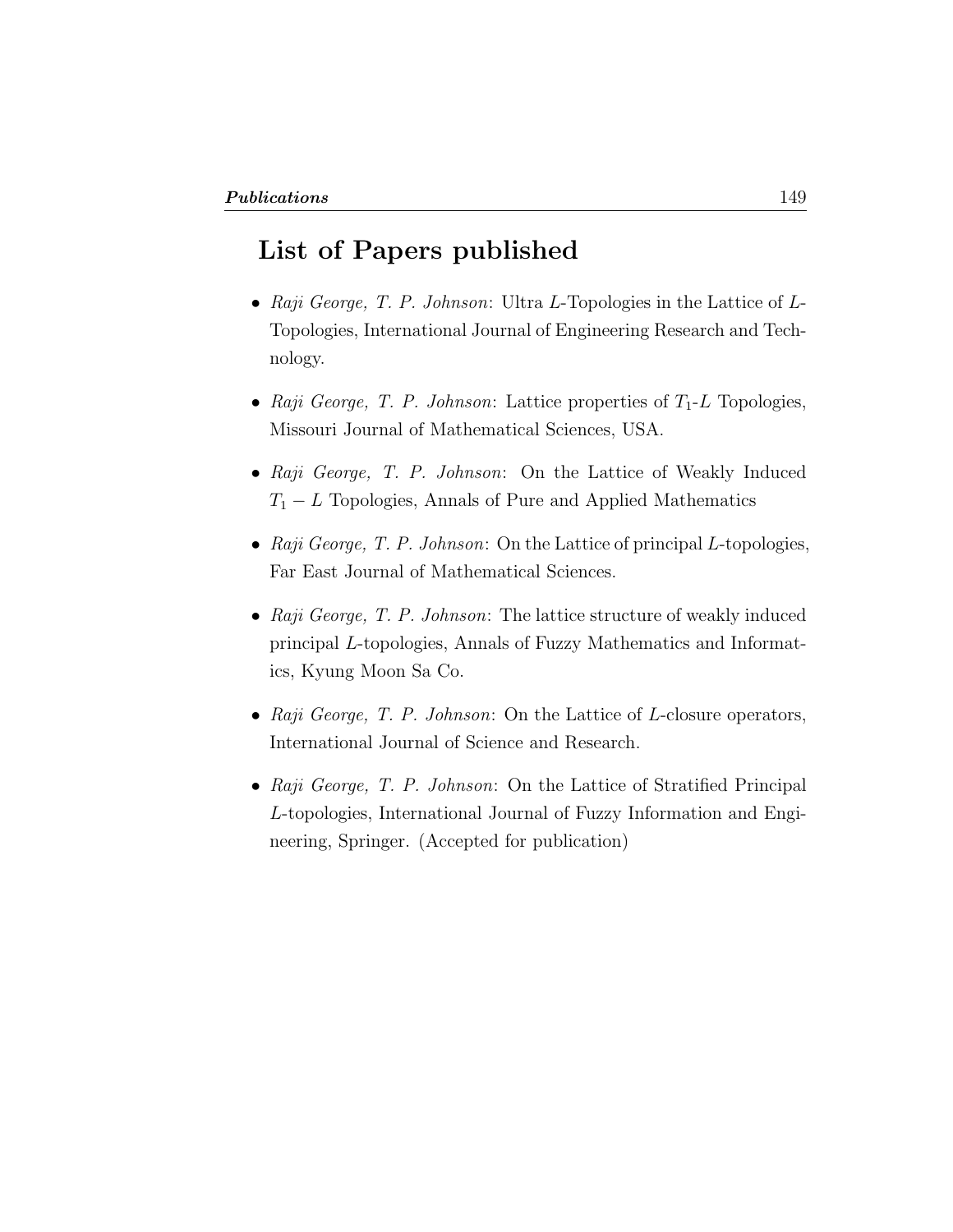# List of Papers published

- *Raji George, T. P. Johnson*: Ultra $L$-Topologies in the Lattice of $L$-Topologies, International Journal of Engineering Research and Technology.

- *Raji George, T. P. Johnson*: Lattice properties of $T_1$-$L$ Topologies, Missouri Journal of Mathematical Sciences, USA.

- *Raji George, T. P. Johnson*: On the Lattice of Weakly Induced $T_1 - L$ Topologies, Annals of Pure and Applied Mathematics

- *Raji George, T. P. Johnson*: On the Lattice of principal $L$-topologies, Far East Journal of Mathematical Sciences.

- *Raji George, T. P. Johnson*: The lattice structure of weakly induced principal $L$-topologies, Annals of Fuzzy Mathematics and Informatics, Kyung Moon Sa Co.

- *Raji George, T. P. Johnson*: On the Lattice of $L$-closure operators, International Journal of Science and Research.

- *Raji George, T. P. Johnson*: On the Lattice of Stratified Principal $L$-topologies, International Journal of Fuzzy Information and Engineering, Springer. (Accepted for publication)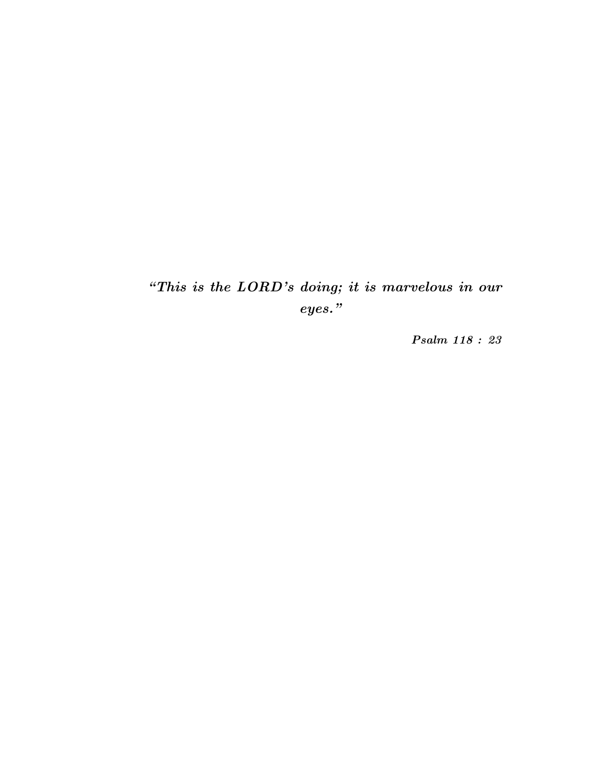*"This is the LORD's doing; it is marvelous in our eyes."*

***Psalm 118 : 23***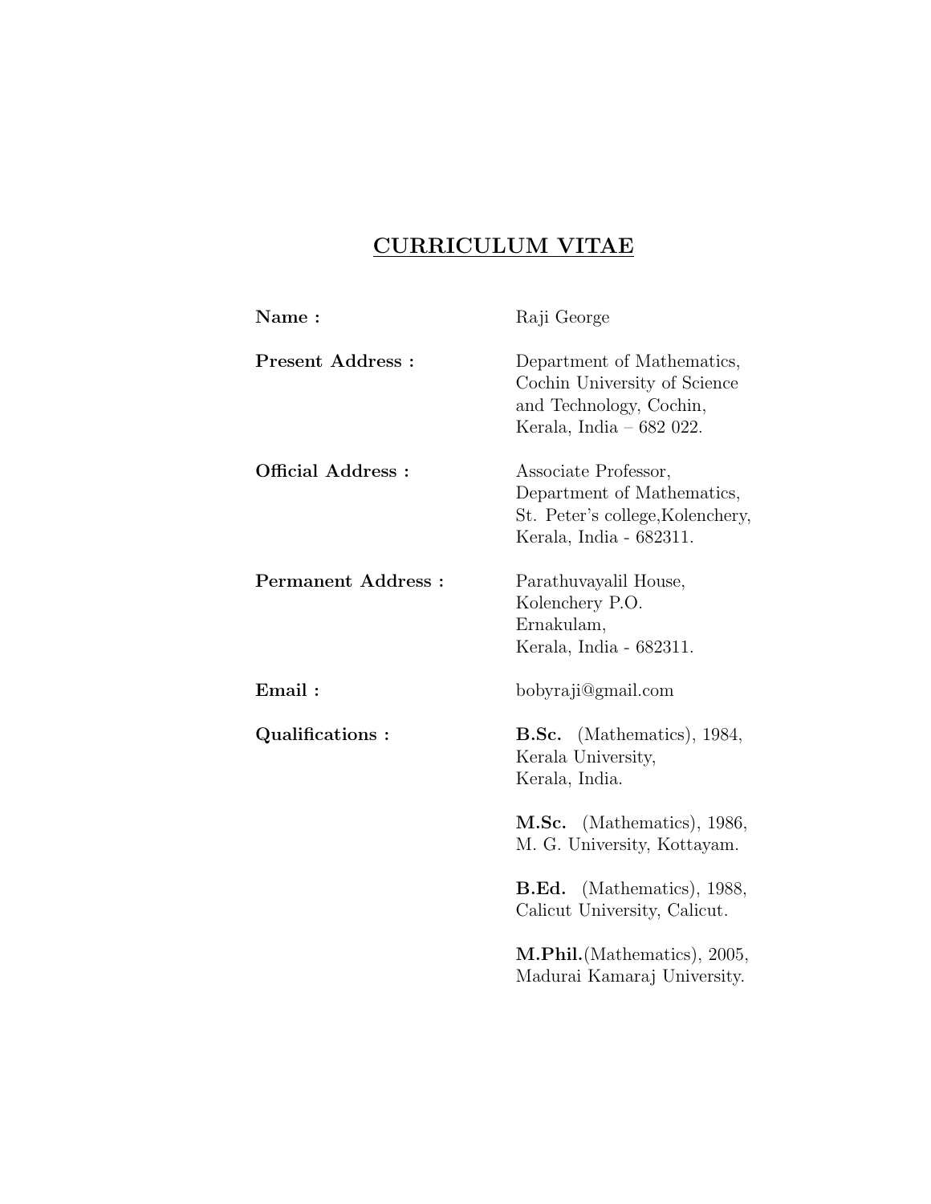# CURRICULUM VITAE

**Name :** Raji George

**Present Address :** Department of Mathematics,
Cochin University of Science
and Technology, Cochin,
Kerala, India – 682 022.

**Official Address :** Associate Professor,
Department of Mathematics,
St. Peter's college,Kolenchery,
Kerala, India - 682311.

**Permanent Address :** Parathuvayalil House,
Kolenchery P.O.
Ernakulam,
Kerala, India - 682311.

**Email :** bobyraji@gmail.com

**Qualifications :**

**B.Sc.** (Mathematics), 1984,
Kerala University,
Kerala, India.

**M.Sc.** (Mathematics), 1986,
M. G. University, Kottayam.

**B.Ed.** (Mathematics), 1988,
Calicut University, Calicut.

**M.Phil.**(Mathematics), 2005,
Madurai Kamaraj University.